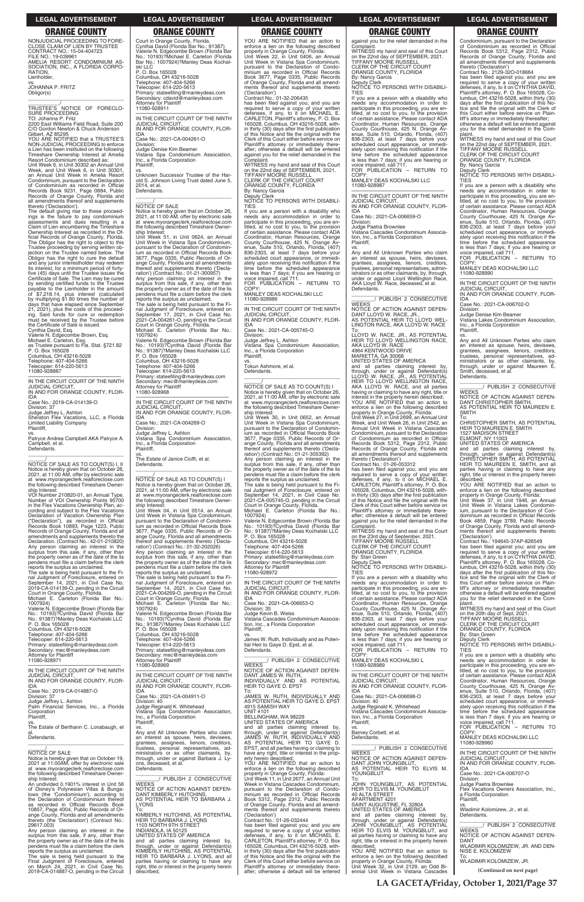## ORANGE COUNTY

NONJUDICIAL PROCEEDING TO FORECLOSE CLAIM OF LIEN BY TRUSTEE
CONTRACT NO.: 15-04-404723
FILE NO.: 19-039961
AMELIA RESORT CONDOMINIUM ASSOCIATION, INC., A FLORIDA CORPORATION,
Lienholder,
vs.
JOHANNA P. FRITZ
Obligor(s)
_______________________________/

TRUSTEE'S NOTICE OF FORECLOSURE PROCEEDING
TO: Johanna P. Fritz
2200 East Williams Field Road, Suite 200
C/O Gordon Newton & Chuck Anderson
Gilbert, AZ 85295
YOU ARE NOTIFIED that a TRUSTEE'S NON-JUDICIAL PROCEEDING to enforce a Lien has been instituted on the following Timeshare Ownership Interest at Amelia Resort Condominium described as:
Unit Week 6, in Unit 30302 an Annual Unit Week, and Unit Week 6, in Unit 30301, an Annual Unit Week in Amelia Resort Condominium, pursuant to the Declaration of Condominium as recorded in Official Records Book 9231, Page 0884, Public Records of Orange County, Florida and all amendments thereof and supplements thereto ('Declaration').
The default giving rise to these proceedings is the failure to pay condominium assessments and dues resulting in a Claim of Lien encumbering the Timeshare Ownership Interest as recorded in the Official Records of Orange County, Florida. The Obligor has the right to object to this Trustee proceeding by serving written objection on the Trustee named below. The Obligor has the right to cure the default and any junior interestholder may redeem its interest, for a minimum period of forty-five (45) days until the Trustee issues the Certificate of Sale. The Lien may be cured by sending certified funds to the Trustee payable to the Lienholder in the amount of $7,218.14, plus interest (calculated by multiplying $1.80 times the number of days that have elapsed since September 21, 2021), plus the costs of this proceeding. Said funds for cure or redemption must be received by the Trustee before the Certificate of Sale is issued.
Cynthia David, Esq.
Valerie N. Edgecombe Brown, Esq.
Michael E. Carleton, Esq.
as Trustee pursuant to Fla. Stat. §721.82
P. O. Box 165028
Columbus, OH 43216-5028
Telephone: 407-404-5266
Telecopier: 614-220-5613
11080-928887

---

IN THE CIRCUIT COURT OF THE NINTH JUDICIAL CIRCUIT,
IN AND FOR ORANGE COUNTY, FLORIDA
Case No.: 2019-CA-014139-O
Division: 37
Judge Jeffrey L. Ashton
Sheraton Flex Vacations, LLC, a Florida Limited Liability Company
Plaintiff,
vs.
Patryce Andrea Campbell AKA Patryce A. Campbell, et al.
Defendants.
_______________/

NOTICE OF SALE AS TO COUNT(S) I, II
Notice is hereby given that on October 26, 2021, at 11:00 AM, offer by electronic sale at www.myorangeclerk.realforeclose.com the following described Timeshare Ownership Interest:
VOI Number 210820-01, an Annual Type, Number of VOI Ownership Points 95700 in the Flex Vacations Ownership Plan, according and subject to the Flex Vacations Declaration of Vacation Ownership Plan ("Declaration"), as recorded in Official Records Book 10893, Page 1223, Public Records of Orange County, Florida and all amendments and supplements thereto the Declaration. (Contract No.: 42-01-210820)
Any person claiming an interest in the surplus from this sale, if any, other than the property owner as of the date of the lis pendens must file a claim before the clerk reports the surplus as unclaimed.
The sale is being held pursuant to the Final Judgment of Foreclosure, entered on September 14, 2021, in Civil Case No. 2019-CA-014139-O, pending in the Circuit Court in Orange County, Florida.
Michael E. Carleton (Florida Bar No. 1007924)
Valerie N. Edgecombe Brown (Florida Bar No.: 10193)?Cynthia David (Florida Bar No.: 91387)?Manley Deas Kochalski LLC
P. O. Box 165028
Columbus, OH 43216-5028
Telephone: 407-404-5266
Telecopier: 614-220-5613
Primary: stateefiling@manleydeas.com
Secondary: mec@manleydeas.com
Attorney for Plaintiff
11080-928971

---

IN THE CIRCUIT COURT OF THE NINTH JUDICIAL CIRCUIT,
IN AND FOR ORANGE COUNTY, FLORIDA
Case No.: 2019-CA-014887-O
Division: 37
Judge Jeffrey L. Ashton
Palm Financial Services, Inc., a Florida Corporation
Plaintiff,
vs.
The Estate of Berthann C. Lonabaugh, et al.
Defendants.
_______________/

NOTICE OF SALE
Notice is hereby given that on October 19, 2021 at 11:00AM, offer by electronic sale at www.myorangeclerk.realforeclose.com the following described Timeshare Ownership Interest:
An undivided 0.1901% interest in Unit 56 of Disney's Polynesian Villas & Bungalows (the 'Condominium'), according to the Declaration of Condominium thereof as recorded in Official Records Book 10857, Page 4004, Public Records of Orange County, Florida and all amendments thereto (the 'Declaration') (Contract No.: 29617.003)
Any person claiming an interest in the surplus from this sale, if any, other than the property owner as of the date of the lis pendens must file a claim before the clerk reports the surplus as unclaimed.
The sale is being held pursuant to the Final Judgment of Foreclosure, entered on March 24, 2021, in Civil Case No. 2019-CA-014887-O, pending in the Circuit Court in Orange County, Florida.
Cynthia David (Florida Bar No.: 91387)
Valerie N. Edgecombe Brown (Florida Bar No.: 10193)?Michael E. Carleton (Florida Bar No.: 1007924)?Manley Deas Kochalski LLC
P. O. Box 165028
Columbus, OH 43216-5028
Telephone: 407-404-5266
Telecopier: 614-220-5613
Primary: stateefiling@manleydeas.com
Secondary: cdavid@manleydeas.com
Attorney for Plaintiff
11080-928911

---

IN THE CIRCUIT COURT OF THE NINTH JUDICIAL CIRCUIT,
IN AND FOR ORANGE COUNTY, FLORIDA
Case No.: 2021-CA-004261-O
Division:
Judge Denise Kim Beamer
Vistana Spa Condominium Association, Inc., a Florida Corporation
Plaintiff,
vs.
Unknown Successor Trustee of the Harold S. Johnson Living Trust dated June 5, 2014, et al.
Defendants.
_______________/

NOTICE OF SALE
Notice is hereby given that on October 26, 2021, at 11:00 AM, offer by electronic sale at www.myorangeclerk.realforeclose.com the following described Timeshare Ownership Interest:
Unit Week 51, in Unit 0624, an Annual Unit Week in Vistana Spa Condominium, pursuant to the Declaration of Condominium as recorded in Official Records Book 3677, Page 0335, Public Records of Orange County, Florida and all amendments thereof and supplements thereto ('Declaration') (Contract No.: 01-21-300957)
Any person claiming an interest in the surplus from this sale, if any, other than the property owner as of the date of the lis pendens must file a claim before the clerk reports the surplus as unclaimed.
The sale is being held pursuant to the Final Judgment of Foreclosure, entered on September 17, 2021, in Civil Case No. 2021-CA-004261-O, pending in the Circuit Court in Orange County, Florida.
Michael E. Carleton (Florida Bar No. 1007924)
Valerie N. Edgecombe Brown (Florida Bar No.: 10193)?Cynthia David (Florida Bar No.: 91387)?Manley Deas Kochalski LLC
P. O. Box 165028
Columbus, OH 43216-5028
Telephone: 407-404-5266
Telecopier: 614-220-5613
Primary: stateefiling@manleydeas.com
Secondary: mec@manleydeas.com
Attorney for Plaintiff
11080-928968

---

IN THE CIRCUIT COURT OF THE NINTH JUDICIAL CIRCUIT,
IN AND FOR ORANGE COUNTY, FLORIDA
Case No.: 2021-CA-004269-O
Division:
Judge Jeffrey L. Ashton
Vistana Spa Condominium Association, Inc., a Florida Corporation
Plaintiff,
vs.
The Estate of Janice Cioffi, et al.
Defendants.
_______________/

NOTICE OF SALE AS TO COUNT(S) I
Notice is hereby given that on October 26, 2021, at 11:00 AM, offer by electronic sale at www.myorangeclerk.realforeclose.com the following described Timeshare Ownership Interest:
Unit Week 04, in Unit 0514, an Annual Unit Week in Vistana Spa Condominium, pursuant to the Declaration of Condominium as recorded in Official Records Book 3677, Page 0335, Public Records of Orange County, Florida and all amendments thereof and supplements thereto ('Declaration') (Contract No.: 01-32-202026)
Any person claiming an interest in the surplus from this sale, if any, other than the property owner as of the date of the lis pendens must file a claim before the clerk reports the surplus as unclaimed.
The sale is being held pursuant to the Final Judgment of Foreclosure, entered on September 14, 2021, in Civil Case No. 2021-CA-004269-O, pending in the Circuit Court in Orange County, Florida.
Michael E. Carleton (Florida Bar No. 1007924)
Valerie N. Edgecombe Brown (Florida Bar No.: 10193)?Cynthia David (Florida Bar No.: 91387)?Manley Deas Kochalski LLC
P. O. Box 165028
Columbus, OH 43216-5028
Telephone: 407-404-5266
Telecopier: 614-220-5613
Primary: stateefiling@manleydeas.com
Secondary: mec@manleydeas.com
Attorney for Plaintiff
11080-928969

---

IN THE CIRCUIT COURT OF THE NINTH JUDICIAL CIRCUIT,
IN AND FOR ORANGE COUNTY, FLORIDA
Case No.: 2021-CA-004911-O
Division: 40
Judge Reginald K. Whitehead
Vistana Spa Condominium Association, Inc., a Florida Corporation
Plaintiff,
vs.
Any and All Unknown Parties who claim an interest as spouse, heirs, devisees, grantees, assignees, lienors, creditors, trustees, personal representatives, administrators or as other claimants, by, through, under or against Barbara J. Lyons, deceased, et al.
Defendants.
_______________/ PUBLISH 2 CONSECUTIVE WEEKS

NOTICE OF ACTION AGAINST DEFENDANT KIMBERLY HUTCHINS, AS POTENTIAL HEIR TO BARBARA J. LYONS
To:
KIMBERLY HUTCHINS, AS POTENTIAL HEIR TO BARBARA J. LYONS
1103 NORTH 9TH STREET
INDIANOLA, IA 50125
UNITED STATES OF AMERICA
and all parties claiming interest by, through, under or against Defendant(s) KIMBERLY HUTCHINS, AS POTENTIAL HEIR TO BARBARA J. LYONS, and all parties having or claiming to have any right, title or interest in the property herein described;
YOU ARE NOTIFIED that an action to enforce a lien on the following described property in Orange County, Florida:
Unit Week 22, in Unit 0406, an Annual Unit Week in Vistana Spa Condominium, pursuant to the Declaration of Condominium as recorded in Official Records Book 3677, Page 0335, Public Records of Orange County, Florida and all amendments thereof and supplements thereto ('Declaration')
Contract No.: 01-32-206435
has been filed against you; and you are required to serve a copy of your written defenses, if any, to it on MICHAEL E. CARLETON, Plaintiff's attorney, P. O. Box 165028, Columbus, OH 43216-5028, within thirty (30) days after the first publication of this Notice and file the original with the Clerk of this Court either before service on Plaintiff's attorney or immediately thereafter; otherwise a default will be entered against you for the relief demanded in the Complaint.
WITNESS my hand and seal of this Court on the 22nd day of SEPTEMBER, 2021.
TIFFANY MOORE RUSSELL
CLERK OF THE CIRCUIT COURT
ORANGE COUNTY, FLORIDA
By: Nancy Garcia
Deputy Clerk
NOTICE TO PERSONS WITH DISABILITIES
If you are a person with a disability who needs any accommodation in order to participate in this proceeding, you are entitled, at no cost to you, to the provision of certain assistance. Please contact ADA Coordinator, Human Resources, Orange County Courthouse, 425 N. Orange Avenue, Suite 510, Orlando, Florida, (407) 836-2303, at least 7 days before your scheduled court appearance, or immediately upon receiving this notification if the time before the scheduled appearance is less than 7 days; if you are hearing or voice impaired, call 711.
FOR PUBLICATION – RETURN TO COPY:
MANLEY DEAS KOCHALSKI LLC
11080-928986

---

IN THE CIRCUIT COURT OF THE NINTH JUDICIAL CIRCUIT,
IN AND FOR ORANGE COUNTY, FLORIDA
Case No.: 2021-CA-005745-O
Division:
Judge Jeffrey L. Ashton
Vistana Spa Condominium Association, Inc., a Florida Corporation
Plaintiff,
vs.
Tokun Ashmore, et al.
Defendants.
_______________/

NOTICE OF SALE AS TO COUNT(S) I
Notice is hereby given that on October 26, 2021, at 11:00 AM, offer by electronic sale at www.myorangeclerk.realforeclose.com the following described Timeshare Ownership Interest:
Unit Week 30, in Unit 0652, an Annual Unit Week in Vistana Spa Condominium, pursuant to the Declaration of Condominium as recorded in Official Records Book 3677, Page 0335, Public Records of Orange County, Florida and all amendments thereof and supplements thereto ('Declaration') (Contract No.: 01-21-305392)
Any person claiming an interest in the surplus from this sale, if any, other than the property owner as of the date of the lis pendens must file a claim before the clerk reports the surplus as unclaimed.
The sale is being held pursuant to the Final Judgment of Foreclosure, entered on September 14, 2021, in Civil Case No. 2021-CA-005745-O, pending in the Circuit Court in Orange County, Florida.
Michael E. Carleton (Florida Bar No. 1007924)
Valerie N. Edgecombe Brown (Florida Bar No.: 10193)?Cynthia David (Florida Bar No.: 91387)?Manley Deas Kochalski LLC
P. O. Box 165028
Columbus, OH 43216-5028
Telephone: 407-404-5266
Telecopier: 614-220-5613
Primary: stateefiling@manleydeas.com
Secondary: mec@manleydeas.com
Attorney for Plaintiff
11080-928972

---

IN THE CIRCUIT COURT OF THE NINTH JUDICIAL CIRCUIT,
IN AND FOR ORANGE COUNTY, FLORIDA
Case No.: 2021-CA-006653-O
Division: 35
Judge Kevin B. Weiss
Vistana Cascades Condominium Association, Inc., a Florida Corporation
Plaintiff,
vs.
James W. Ruth, Individually and as Potential Heir to Gaye D. Epst, et al.
Defendants.
_______________/ PUBLISH 2 CONSECUTIVE WEEKS

NOTICE OF ACTION AGAINST DEFENDANT JAMES W. RUTH, INDIVIDUALLY AND AS POTENTIAL HEIR TO GAYE D. EPST
To:
JAMES W. RUTH, INDIVIDUALLY AND AS POTENTIAL HEIR TO GAYE D. EPST
4915 SAMISH WAY
UNIT #101
BELLINGHAM, WA 98229
UNITED STATES OF AMERICA
and all parties claiming interest by, through, under or against Defendant(s) JAMES W. RUTH, INDIVIDUALLY AND AS POTENTIAL HEIR TO GAYE D. EPST, and all parties having or claiming to have any right, title or interest in the property herein described;
YOU ARE NOTIFIED that an action to enforce a lien on the following described property in Orange County, Florida:
Unit Week 11, in Unit 2677, an Annual Unit Week in Vistana Cascades Condominium, pursuant to the Declaration of Condominium as recorded in Official Records Book 5312, Page 2312, Public Records of Orange County, Florida and all amendments thereof and supplements thereto ('Declaration')
Contract No.: 01-26-032444
has been filed against you; and you are required to serve a copy of your written defenses, if any, to it on MICHAEL E. CARLETON, Plaintiff's attorney, P. O. Box 165028, Columbus, OH 43216-5028, within thirty (30) days after the first publication of this Notice and file the original with the Clerk of this Court either before service on Plaintiff's attorney or immediately thereafter; otherwise a default will be entered against you for the relief demanded in the Complaint.
WITNESS my hand and seal of this Court on the 22nd day of SEPTEMBER, 2021.
TIFFANY MOORE RUSSELL
CLERK OF THE CIRCUIT COURT
ORANGE COUNTY, FLORIDA
By: Nancy Garcia
Deputy Clerk
NOTICE TO PERSONS WITH DISABILITIES
If you are a person with a disability who needs any accommodation in order to participate in this proceeding, you are entitled, at no cost to you, to the provision of certain assistance. Please contact ADA Coordinator, Human Resources, Orange County Courthouse, 425 N. Orange Avenue, Suite 510, Orlando, Florida, (407) 836-2303, at least 7 days before your scheduled court appearance, or immediately upon receiving this notification if the time before the scheduled appearance is less than 7 days; if you are hearing or voice impaired, call 711.
FOR PUBLICATION – RETURN TO COPY:
MANLEY DEAS KOCHALSKI LLC
11080-928987

---

IN THE CIRCUIT COURT OF THE NINTH JUDICIAL CIRCUIT,
IN AND FOR ORANGE COUNTY, FLORIDA
Case No.: 2021-CA-006659-O
Division:
Judge Paetra Brownlee
Vistana Cascades Condominium Association, Inc., a Florida Corporation
Plaintiff,
vs.
Any and All Unknown Parties who claim an interest as spouse, heirs, devisees, grantees, assignees, lienors, creditors, trustees, personal representatives, administrators or as other claimants, by, through, under or against Lloyd Wellington Race, AKA Lloyd W. Race, deceased, et al.
Defendants.
_______________/ PUBLISH 2 CONSECUTIVE WEEKS

NOTICE OF ACTION AGAINST DEFENDANT LLOYD W. RACE, JR., AS POTENTIAL HEIR TO LLOYD WELLINGTON RACE, AKA LLOYD W. RACE
To:
LLOYD W. RACE, JR., AS POTENTIAL HEIR TO LLOYD WELLINGTON RACE, AKA LLOYD W. RACE
4964 KENTWOOD DRIVE
MARIETTA, GA 30068
UNITED STATES OF AMERICA
and all parties claiming interest by, through, under or against Defendant(s) LLOYD W. RACE, JR., AS POTENTIAL HEIR TO LLOYD WELLINGTON RACE, AKA LLOYD W. RACE, and all parties having or claiming to have any right, title or interest in the property herein described;
YOU ARE NOTIFIED that an action to enforce a lien on the following described property in Orange County, Florida:
Unit Week 27, in Unit 2699, an Annual Unit Week, and Unit Week 26, in Unit 2542, an Annual Unit Week in Vistana Cascades Condominium, pursuant to the Declaration of Condominium as recorded in Official Records Book 5312, Page 2312, Public Records of Orange County, Florida and all amendments thereof and supplements thereto ('Declaration')
Contract No.: 01-26-053312
has been filed against you; and you are required to serve a copy of your written defenses, if any, to it on MICHAEL E. CARLETON, Plaintiff's attorney, P. O. Box 165028, Columbus, OH 43216-5028, within thirty (30) days after the first publication of this Notice and file the original with the Clerk of this Court either before service on Plaintiff's attorney or immediately thereafter; otherwise a default will be entered against you for the relief demanded in the Complaint.
WITNESS my hand and seal of this Court on the 23rd day of September, 2021.
TIFFANY MOORE RUSSELL
CLERK OF THE CIRCUIT COURT
ORANGE COUNTY, FLORIDA
By: Stan Green
Deputy Clerk
NOTICE TO PERSONS WITH DISABILITIES
If you are a person with a disability who needs any accommodation in order to participate in this proceeding, you are entitled, at no cost to you, to the provision of certain assistance. Please contact ADA Coordinator, Human Resources, Orange County Courthouse, 425 N. Orange Avenue, Suite 510, Orlando, Florida, (407) 836-2303, at least 7 days before your scheduled court appearance, or immediately upon receiving this notification if the time before the scheduled appearance is less than 7 days; if you are hearing or voice impaired, call 711.
FOR PUBLICATION – RETURN TO COPY:
MANLEY DEAS KOCHALSKI L
11080-928989

---

IN THE CIRCUIT COURT OF THE NINTH JUDICIAL CIRCUIT,
IN AND FOR ORANGE COUNTY, FLORIDA
Case No.: 2021-CA-006698-O
Division: 40
Judge Reginald K. Whitehead
Vistana Cascades Condominium Association, Inc., a Florida Corporation
Plaintiff,
vs.
Barney Corbett, et al.
Defendants.
_______________/ PUBLISH 2 CONSECUTIVE WEEKS

NOTICE OF ACTION AGAINST DEFENDANT JOHN YOUNGBLUT, AS POTENTIAL HEIR TO ELVIS M. YOUNGBLUT
To:
JOHN YOUNGBLUT, AS POTENTIAL HEIR TO ELVIS M. YOUNGBLUT
40 ALTA STREET
APARTMENT 4201
SAINT AUGUSTINE, FL 32804
UNITED STATES OF AMERICA
and all parties claiming interest by, through, under or against Defendant(s) JOHN YOUNGBLUT, AS POTENTIAL HEIR TO ELVIS M. YOUNGBLUT, and all parties having or claiming to have any right, title or interest in the property herein described;
YOU ARE NOTIFIED that an action to enforce a lien on the following described property in Orange County, Florida:
Unit Week 32, in Unit 2129, an Odd Biennial Unit Week in Vistana Cascades Condominium, pursuant to the Declaration of Condominium as recorded in Official Records Book 5312, Page 2312, Public Records of Orange County, Florida and all amendments thereof and supplements thereto ('Declaration')
Contract No.: 2129-32O-018664
has been filed against you; and you are required to serve a copy of your written defenses, if any, to it on CYNTHIA DAVID, Plaintiff's attorney, P. O. Box 165028, Columbus, OH 43216-5028, within thirty (30) days after the first publication of this Notice and file the original with the Clerk of this Court either before service on Plaintiff's attorney or immediately thereafter; otherwise a default will be entered against you for the relief demanded in the Complaint.
WITNESS my hand and seal of this Court on the 22nd day of SEPTEMBER, 2021.
TIFFANY MOORE RUSSELL
CLERK OF THE CIRCUIT COURT
ORANGE COUNTY, FLORIDA
By: Nancy Garcia
Deputy Clerk
NOTICE TO PERSONS WITH DISABILITIES
If you are a person with a disability who needs any accommodation in order to participate in this proceeding, you are entitled, at no cost to you, to the provision of certain assistance. Please contact ADA Coordinator, Human Resources, Orange County Courthouse, 425 N. Orange Avenue, Suite 510, Orlando, Florida, (407) 836-2303, at least 7 days before your scheduled court appearance, or immediately upon receiving this notification if the time before the scheduled appearance is less than 7 days; if you are hearing or voice impaired, call 711.
FOR PUBLICATION – RETURN TO COPY:
MANLEY DEAS KOCHALSKI LLC
11080-928990

---

IN THE CIRCUIT COURT OF THE NINTH JUDICIAL CIRCUIT,
IN AND FOR ORANGE COUNTY, FLORIDA
Case No.: 2021-CA-006702-O
Division:
Judge Denise Kim Beamer
Vistana Lakes Condominium Association, Inc., a Florida Corporation
Plaintiff,
vs.
Any and All Unknown Parties who claim an interest as spouse, heirs, devisees, grantees, assignees, lienors, creditors, trustees, personal representatives, administrators or as other claimants, by, through, under or against Maureen E. Smith, deceased, et al.
Defendants.
_______________/ PUBLISH 2 CONSECUTIVE WEEKS

NOTICE OF ACTION AGAINST DEFENDANT CHRISTOPHER SMITH, AS POTENTIAL HEIR TO MAUREEN E. SMITH
To:
CHRISTOPHER SMITH, AS POTENTIAL HEIR TO MAUREEN E. SMITH
1527 MADISON STREET
ELMONT, NY 11003
UNITED STATES OF AMERICA
and all parties claiming interest by, through, under or against Defendant(s) CHRISTOPHER SMITH, AS POTENTIAL HEIR TO MAUREEN E. SMITH, and all parties having or claiming to have any right, title or interest in the property herein described;
YOU ARE NOTIFIED that an action to enforce a lien on the following described property in Orange County, Florida:
Unit Week 37, in Unit 1946, an Annual Unit Week in Vistana Lakes Condominium, pursuant to the Declaration of Condominium as recorded in Official Records Book 4859, Page 3789, Public Records of Orange County, Florida and all amendments thereof and supplements thereto ('Declaration')
Contract No.: 194645-37AP-826549
has been filed against you; and you are required to serve a copy of your written defenses, if any, to it on CYNTHIA DAVID, Plaintiff's attorney, P. O. Box 165028, Columbus, OH 43216-5028, within thirty (30) days after the first publication of this Notice and file the original with the Clerk of this Court either before service on Plaintiff's attorney or immediately thereafter; otherwise a default will be entered against you for the relief demanded in the Complaint.
WITNESS my hand and seal of this Court on the 20th day of Sept, 2021.
TIFFANY MOORE RUSSELL
CLERK OF THE CIRCUIT COURT
ORANGE COUNTY, FLORIDA
By: Stan Green
Deputy Clerk
NOTICE TO PERSONS WITH DISABILITIES
If you are a person with a disability who needs any accommodation in order to participate in this proceeding, you are entitled, at no cost to you, to the provision of certain assistance. Please contact ADA Coordinator, Human Resources, Orange County Courthouse, 425 N. Orange Avenue, Suite 510, Orlando, Florida, (407) 836-2303, at least 7 days before your scheduled court appearance, or immediately upon receiving this notification if the time before the scheduled appearance is less than 7 days; if you are hearing or voice impaired, call 711.
FOR PUBLICATION – RETURN TO COPY:
MANLEY DEAS KOCHALSKI LLC
11080-928960

---

IN THE CIRCUIT COURT OF THE NINTH JUDICIAL CIRCUIT,
IN AND FOR ORANGE COUNTY, FLORIDA
Case No.: 2021-CA-006707-O
Division:
Judge Paetra Brownlee
Flex Vacations Owners Association, Inc., a Florida Corporation
Plaintiff,
vs.
Wladimir Kolomizew, Jr., et al.
Defendants.
_______________/ PUBLISH 2 CONSECUTIVE WEEKS

NOTICE OF ACTION AGAINST DEFENDANT WLADIMIR KOLOMIZEW, JR. AND DENISE E. KOLOMIZEW
To:
WLADIMIR KOLOMIZEW, JR.

**(Continued on next page)**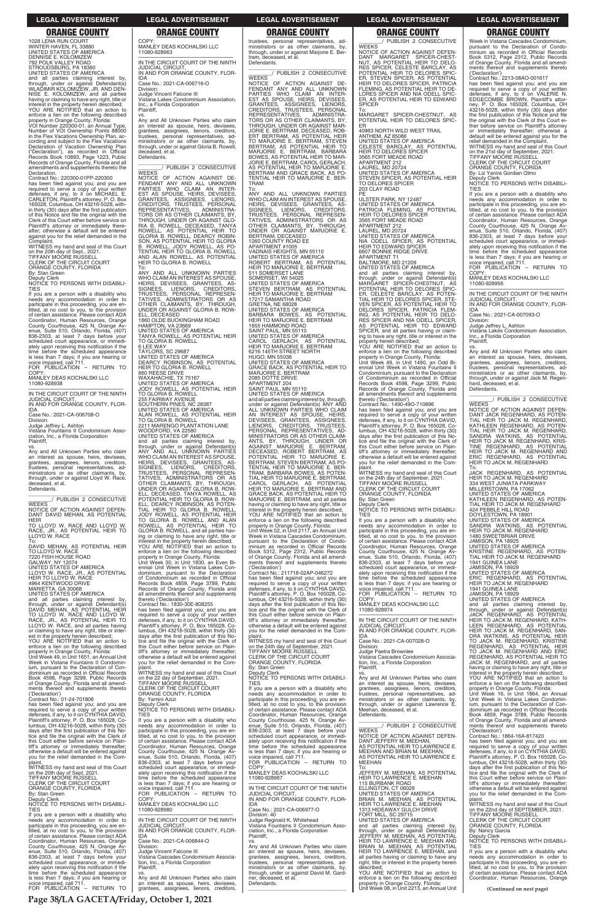1028 LENA RUN COURT
WINTER HAVEN, FL 33880
UNITED STATES OF AMERICA
DENNISE E. KOLOMIZEW
792 POLK VALLEY ROAD
STROUDSBURG, PA 18360
UNITED STATES OF AMERICA
and all parties claiming interest by, through, under or against Defendant(s) WLADIMIR KOLOMIZEW, JR. AND DENNISE E. KOLOMIZEW, and all parties having or claiming to have any right, title or interest in the property herein described;
YOU ARE NOTIFIED that an action to enforce a lien on the following described property in Orange County, Florida:
VOI Number 220300-01, an Annual Type, Number of VOI Ownership Points 88000 in the Flex Vacations Ownership Plan, according and subject to the Flex Vacations Declaration of Vacation Ownership Plan ("Declaration"), as recorded in Official Records Book 10893, Page 1223, Public Records of Orange County, Florida and all amendments and supplements thereto the Declaration.
Contract No.: 220300-01PP-220300
has been filed against you; and you are required to serve a copy of your written defenses, if any, to it on MICHAEL E. CARLETON, Plaintiff's attorney, P. O. Box 165028, Columbus, OH 43216-5028, within thirty (30) days after the first publication of this Notice and file the original with the Clerk of this Court either before service on Plaintiff's attorney or immediately thereafter; otherwise a default will be entered against you for the relief demanded in the Complaint.
WITNESS my hand and seal of this Court on the 20th day of Sept., 2021.
TIFFANY MOORE RUSSELL
CLERK OF THE CIRCUIT COURT
ORANGE COUNTY, FLORIDA
By: Stan Green
Deputy Clerk
NOTICE TO PERSONS WITH DISABILITIES
If you are a person with a disability who needs any accommodation in order to participate in this proceeding, you are entitled, at no cost to you, to the provision of certain assistance. Please contact ADA Coordinator, Human Resources, Orange County Courthouse, 425 N. Orange Avenue, Suite 510, Orlando, Florida, (407) 836-2303, at least 7 days before your scheduled court appearance, or immediately upon receiving this notification if the time before the scheduled appearance is less than 7 days; if you are hearing or voice impaired, call 711.
FOR PUBLICATION – RETURN TO COPY:
MANLEY DEAS KOCHALSKI LLC
11080-928938

---

IN THE CIRCUIT COURT OF THE NINTH JUDICIAL CIRCUIT,
IN AND FOR ORANGE COUNTY, FLORIDA
Case No.: 2021-CA-006708-O
Division:
Judge Jeffrey L. Ashton
Vistana Fountains II Condominium Association, Inc., a Florida Corporation
Plaintiff,
vs.
Any and All Unknown Parties who claim an interest as spouse, heirs, devisees, grantees, assignees, lienors, creditors, trustees, personal representatives, administrators or as other claimants, by, through, under or against Lloyd W. Race, deceased, et al.
Defendants.
_______________/ PUBLISH 2 CONSECUTIVE WEEKS
NOTICE OF ACTION AGAINST DEFENDANT DAVID MEHAN, AS POTENTIAL HEIR TO LLOYD W. RACE AND LLOYD W. RACE, JR., AS POTENTIAL HEIR TO LLOYD W. RACE
To:
DAVID MEHAN, AS POTENTIAL HEIR TO LLOYD W. RACE
7220 FISH HOUSE ROAD
GALWAY, NY 12074
UNITED STATES OF AMERICA
LLOYD W. RACE, JR., AS POTENTIAL HEIR TO LLOYD W. RACE
4964 KENTWOOD DRIVE
MARIETTA, GA 30068
UNITED STATES OF AMERICA
and all parties claiming interest by, through, under or against Defendant(s) DAVID MEHAN, AS POTENTIAL HEIR TO LLOYD W. RACE AND LLOYD W. RACE, JR., AS POTENTIAL HEIR TO LLOYD W. RACE, and all parties having or claiming to have any right, title or interest in the property herein described;
YOU ARE NOTIFIED that an action to enforce a lien on the following described property in Orange County, Florida:
Unit Week 49, in Unit 1651, an Annual Unit Week in Vistana Fountains II Condominium, pursuant to the Declaration of Condominium as recorded in Official Records Book 4598, Page 3299, Public Records of Orange County, Florida and all amendments thereof and supplements thereto ('Declaration')
Contract No.: 01-24-701806
has been filed against you; and you are required to serve a copy of your written defenses, if any, to it on CYNTHIA DAVID, Plaintiff's attorney, P. O. Box 165028, Columbus, OH 43216-5028, within thirty (30) days after the first publication of this Notice and file the original with the Clerk of this Court either before service on Plaintiff's attorney or immediately thereafter; otherwise a default will be entered against you for the relief demanded in the Complaint.
WITNESS my hand and seal of this Court on the 20th day of Sept, 2021.
TIFFANY MOORE RUSSELL
CLERK OF THE CIRCUIT COURT
ORANGE COUNTY, FLORIDA
By: Stan Green
Deputy Clerk
NOTICE TO PERSONS WITH DISABILITIES
If you are a person with a disability who needs any accommodation in order to participate in this proceeding, you are entitled, at no cost to you, to the provision of certain assistance. Please contact ADA Coordinator, Human Resources, Orange County Courthouse, 425 N. Orange Avenue, Suite 510, Orlando, Florida, (407) 836-2303, at least 7 days before your scheduled court appearance, or immediately upon receiving this notification if the time before the scheduled appearance is less than 7 days; if you are hearing or voice impaired, call 711.
FOR PUBLICATION – RETURN TO COPY:
MANLEY DEAS KOCHALSKI LLC
11080-928963

---

IN THE CIRCUIT COURT OF THE NINTH JUDICIAL CIRCUIT,
IN AND FOR ORANGE COUNTY, FLORIDA
Case No.: 2021-CA-006716-O
Division:
Judge Vincent Falcone III
Vistana Lakes Condominium Association, Inc., a Florida Corporation
Plaintiff,
vs.
Any and All Unknown Parties who claim an interest as spouse, heirs, devisees, grantees, assignees, lienors, creditors, trustees, personal representatives, administrators or as other claimants, by, through, under or against Gloria B. Rowell, deceased, et al.
Defendants.
_______________/ PUBLISH 2 CONSECUTIVE WEEKS
NOTICE OF ACTION AGAINST DEFENDANT ANY AND ALL UNKNOWN PARTIES WHO CLAIM AN INTEREST AS SPOUSE, HEIRS, DEVISEES, GRANTEES, ASSIGNEES, LIENORS, CREDITORS, TRUSTEES, PERSONAL REPRESENTATIVES, ADMINISTRATORS OR AS OTHER CLAIMANTS, BY, THROUGH, UNDER OR AGAINST GLORIA B. ROWELL, DECEASED, TANYA ROWELL, AS POTENTIAL HEIR TO GLORIA B. ROWELL, DEARCY ROBINSON, AS POTENTIAL HEIR TO GLORIA B. ROWELL, JODY ROWELL, AS POTENTIAL HEIR TO GLORIA B. ROWELL AND ALAN ROWELL, AS POTENTIAL HEIR TO GLORIA B. ROWELL
To:
ANY AND ALL UNKNOWN PARTIES WHO CLAIM AN INTEREST AS SPOUSE, HEIRS, DEVISEES, GRANTEES, ASSIGNEES, LIENORS, CREDITORS, TRUSTEES, PERSONAL REPRESENTATIVES, ADMINISTRATORS OR AS OTHER CLAIMANTS, BY, THROUGH, UNDER OR AGAINST GLORIA B. ROWELL, DECEASED
1860 OLDE BUCKINGHAM ROAD
HAMPTON, VA 23669
UNITED STATES OF AMERICA
TANYA ROWELL, AS POTENTIAL HEIR TO GLORIA B. ROWELL
6 LEE WAY
TAYLORS, SC 29687
UNITED STATES OF AMERICA
DEARCY ROBINSON, AS POTENTIAL HEIR TO GLORIA B. ROWELL
860 REESE DRIVE
WAXAHACHIE, TX 75167
UNITED STATES OF AMERICA
JODY ROWELL, AS POTENTIAL HEIR TO GLORIA B. ROWELL
255 FAIRWAY AVENUE
SOUTHERN PINES, NC 28387
UNITED STATES OF AMERICA
ALAN ROWELL, AS POTENTIAL HEIR TO GLORIA B. ROWELL
2211 MARENGO PLANTATION LANE
WOODFORD, VA 22580
UNITED STATES OF AMERICA
and all parties claiming interest by, through, under or against Defendant(s) ANY AND ALL UNKNOWN PARTIES WHO CLAIM AN INTEREST AS SPOUSE, HEIRS, DEVISEES, GRANTEES, ASSIGNEES, LIENORS, CREDITORS, TRUSTEES, PERSONAL REPRESENTATIVES, ADMINISTRATORS OR AS OTHER CLAIMANTS, BY, THROUGH, UNDER OR AGAINST GLORIA B. ROWELL, DECEASED, TANYA ROWELL, AS POTENTIAL HEIR TO GLORIA B. ROWELL, DEARCY ROBINSON, AS POTENTIAL HEIR TO GLORIA B. ROWELL, JODY ROWELL, AS POTENTIAL HEIR TO GLORIA B. ROWELL AND ALAN ROWELL, AS POTENTIAL HEIR TO GLORIA B. ROWELL, and all parties having or claiming to have any right, title or interest in the property herein described;
YOU ARE NOTIFIED that an action to enforce a lien on the following described property in Orange County, Florida:
Unit Week 30, in Unit 1830, an Even Biennial Unit Week in Vistana Lakes Condominium, pursuant to the Declaration of Condominium as recorded in Official Records Book 4859, Page 3789, Public Records of Orange County, Florida and all amendments thereof and supplements thereto ('Declaration')
Contract No.: 1830-30E-808255
has been filed against you; and you are required to serve a copy of your written defenses, if any, to it on CYNTHIA DAVID, Plaintiff's attorney, P. O. Box 165028, Columbus, OH 43216-5028, within thirty (30) days after the first publication of this Notice and file the original with the Clerk of this Court either before service on Plaintiff's attorney or immediately thereafter; otherwise a default will be entered against you for the relief demanded in the Complaint.
WITNESS my hand and seal of this Court on the 22 day of September, 2021.
TIFFANY MOORE RUSSELL
CLERK OF THE CIRCUIT COURT
ORANGE COUNTY, FLORIDA
By: Yamini Azizi
Deputy Clerk
NOTICE TO PERSONS WITH DISABILITIES
If you are a person with a disability who needs any accommodation in order to participate in this proceeding, you are entitled, at no cost to you, to the provision of certain assistance. Please contact ADA Coordinator, Human Resources, Orange County Courthouse, 425 N. Orange Avenue, Suite 510, Orlando, Florida, (407) 836-2303, at least 7 days before your scheduled court appearance, or immediately upon receiving this notification if the time before the scheduled appearance is less than 7 days; if you are hearing or voice impaired, call 711.
FOR PUBLICATION – RETURN TO COPY:
MANLEY DEAS KOCHALSKI LLC
11080-928980

---

IN THE CIRCUIT COURT OF THE NINTH JUDICIAL CIRCUIT,
IN AND FOR ORANGE COUNTY, FLORIDA
Case No.: 2021-CA-006844-O
Division:
Judge Vincent Falcone III
Vistana Cascades Condominium Association, Inc., a Florida Corporation
Plaintiff,
vs.
Any and All Unknown Parties who claim an interest as spouse, heirs, devisees, grantees, assignees, lienors, creditors, trustees, personal representatives, administrators or as other claimants, by, through, under or against Marjorie E. Bertram, deceased, et al.
Defendants.
_______________/ PUBLISH 2 CONSECUTIVE WEEKS
NOTICE OF ACTION AGAINST DEFENDANT ANY AND ALL UNKNOWN PARTIES WHO CLAIM AN INTEREST AS SPOUSE, HEIRS, DEVISEES, GRANTEES, ASSIGNEES, LIENORS, CREDITORS, TRUSTEES, PERSONAL REPRESENTATIVES, ADMINISTRATORS OR AS OTHER CLAIMANTS, BY, THROUGH, UNDER OR AGAINST MARJORIE E. BERTRAM, DECEASED, ROBERT BERTRAM, AS POTENTIAL HEIR TO MARJORIE E. BERTRAM, STEVEN BERTRAM, AS POTENTIAL HEIR TO MARJORIE E. BERTRAM, BARBARA BOWES, AS POTENTIAL HEIR TO MARJORIE E. BERTRAM, CAROL GERLACH, AS POTENTIAL HEIR TO MARJORIE E. BERTRAM AND GRACE BACK, AS POTENTIAL HEIR TO MARJORIE E. BERTRAM
To:
ANY AND ALL UNKNOWN PARTIES WHO CLAIM AN INTEREST AS SPOUSE, HEIRS, DEVISEES, GRANTEES, ASSIGNEES, LIENORS, CREDITORS, TRUSTEES, PERSONAL REPRESENTATIVES, ADMINISTRATORS OR AS OTHER CLAIMANTS, BY, THROUGH, UNDER OR AGAINST MARJORIE E. BERTRAM, DECEASED
1260 COUNTY ROAD EE
APARTMENT #1005
VADNAIS HEIGHTS, MN 55110
UNITED STATES OF AMERICA
ROBERT BERTRAM, AS POTENTIAL HEIR TO MARJORIE E. BERTRAM
511 SOMERSET LANE
SOMERSET, WI 54025
UNITED STATES OF AMERICA
STEVEN BERTRAM, AS POTENTIAL HEIR TO MARJORIE E. BERTRAM
17217 SAMANTHA ROAD
GRETNA, NE 68028
UNITED STATES OF AMERICA
BARBARA BOWES, AS POTENTIAL HEIR TO MARJORIE E. BERTRAM
1655 HAMMOND ROAD
SAINT PAUL, MN 55110
UNITED STATES OF AMERICA
CAROL GERLACH, AS POTENTIAL HEIR TO MARJORIE E. BERTRAM
6216 145TH STREET NORTH
HUGO, MN 55038
UNITED STATES OF AMERICA
GRACE BACK, AS POTENTIAL HEIR TO MARJORIE E. BERTRAM
2085 DOTTE DRIVE
APARTMENT 204
SAINT PAUL, MN 55110
UNITED STATES OF AMERICA
and all parties claiming interest by, through, under or against Defendant(s) ANY AND ALL UNKNOWN PARTIES WHO CLAIM AN INTEREST AS SPOUSE, HEIRS, DEVISEES, GRANTEES, ASSIGNEES, LIENORS, CREDITORS, TRUSTEES, PERSONAL REPRESENTATIVES, ADMINISTRATORS OR AS OTHER CLAIMANTS, BY, THROUGH, UNDER OR AGAINST MARJORIE E. BERTRAM, DECEASED, ROBERT BERTRAM, AS POTENTIAL HEIR TO MARJORIE E. BERTRAM, STEVEN BERTRAM, AS POTENTIAL HEIR TO MARJORIE E. BERTRAM, BARBARA BOWES, AS POTENTIAL HEIR TO MARJORIE E. BERTRAM, CAROL GERLACH, AS POTENTIAL HEIR TO MARJORIE E. BERTRAM AND GRACE BACK, AS POTENTIAL HEIR TO MARJORIE E. BERTRAM, and all parties having or claiming to have any right, title or interest in the property herein described;
YOU ARE NOTIFIED that an action to enforce a lien on the following described property in Orange County, Florida:
Unit Week 02, in Unit 2117, an Annual Unit Week in Vistana Cascades Condominium, pursuant to the Declaration of Condominium as recorded in Official Records Book 5312, Page 2312, Public Records of Orange County, Florida and all amendments thereof and supplements thereto ('Declaration')
Contract No.: 211718-02AP-046272
has been filed against you; and you are required to serve a copy of your written defenses, if any, to it on CYNTHIA DAVID, Plaintiff's attorney, P. O. Box 165028, Columbus, OH 43216-5028, within thirty (30) days after the first publication of this Notice and file the original with the Clerk of this Court either before service on Plaintiff's attorney or immediately thereafter; otherwise a default will be entered against you for the relief demanded in the Complaint.
WITNESS my hand and seal of this Court on the 24th day of September, 2021.
TIFFANY MOORE RUSSELL
CLERK OF THE CIRCUIT COURT
ORANGE COUNTY, FLORIDA
By: Stan Green
Deputy Clerk
NOTICE TO PERSONS WITH DISABILITIES
If you are a person with a disability who needs any accommodation in order to participate in this proceeding, you are entitled, at no cost to you, to the provision of certain assistance. Please contact ADA Coordinator, Human Resources, Orange County Courthouse, 425 N. Orange Avenue, Suite 510, Orlando, Florida, (407) 836-2303, at least 7 days before your scheduled court appearance, or immediately upon receiving this notification if the time before the scheduled appearance is less than 7 days; if you are hearing or voice impaired, call 711.
FOR PUBLICATION – RETURN TO COPY:
MANLEY DEAS KOCHALSKI LLC
11080-928967

---

IN THE CIRCUIT COURT OF THE NINTH JUDICIAL CIRCUIT,
IN AND FOR ORANGE COUNTY, FLORIDA
Case No.: 2021-CA-006977-O
Division: 40
Judge Reginald K. Whitehead
Vistana Fountains II Condominium Association, Inc., a Florida Corporation
Plaintiff,
vs.
Any and All Unknown Parties who claim an interest as spouse, heirs, devisees, grantees, assignees, lienors, creditors, trustees, personal representatives, administrators or as other claimants, by, through, under or against David M. Gardner, deceased, et al.
Defendants.
_______________/ PUBLISH 2 CONSECUTIVE WEEKS
NOTICE OF ACTION AGAINST DEFENDANT MARGARET SPICER-CHESTNUT, AS POTENTIAL HEIR TO DELORES SPICER, CELESTE BARCLAY, AS POTENTIAL HEIR TO DELORES SPICER, STEVEN SPICER, AS POTENTIAL HEIR TO DELORES SPICER, PATRICIA FLEMING, AS POTENTIAL HEIR TO DELORES SPICER AND NIA ODELL SPICER, AS POTENTIAL HEIR TO EDWARD SPICER
To:
MARGARET SPICER-CHESTNUT, AS POTENTIAL HEIR TO DELORES SPICER
40963 NORTH WILD WEST TRAIL
ANTHEM, AZ 85086
UNITED STATES OF AMERICA
CELESTE BARCLAY, AS POTENTIAL HEIR TO DELORES SPICER
3565 FORT MEADE ROAD
APARTMENT 212
LAUREL, MD 20724
UNITED STATES OF AMERICA
STEVEN SPICER, AS POTENTIAL HEIR TO DELORES SPICER
203 CLAY ROAD
PE
ULSTER PARK, NY 12487
UNITED STATES OF AMERICA
PATRICIA FLEMING, AS POTENTIAL HEIR TO DELORES SPICER
3565 FORT MEADE ROAD
APARTMENT 212
LAUREL, MD 20724
UNITED STATES OF AMERICA
NIA ODELL SPICER, AS POTENTIAL HEIR TO EDWARD SPICER
6607 BONNIE RIDGE DRIVE
APARTMENT T1
BALTIMORE, MD 21209
UNITED STATES OF AMERICA
and all parties claiming interest by, through, under or against Defendant(s) MARGARET SPICER-CHESTNUT, AS POTENTIAL HEIR TO DELORES SPICER, CELESTE BARCLAY, AS POTENTIAL HEIR TO DELORES SPICER, STEVEN SPICER, AS POTENTIAL HEIR TO DELORES SPICER, PATRICIA FLEMING, AS POTENTIAL HEIR TO DELORES SPICER AND NIA ODELL SPICER, AS POTENTIAL HEIR TO EDWARD SPICER, and all parties having or claiming to have any right, title or interest in the property herein described;
YOU ARE NOTIFIED that an action to enforce a lien on the following described property in Orange County, Florida:
Unit Week 49, in Unit 1490, an Odd Biennial Unit Week in Vistana Fountains II Condominium, pursuant to the Declaration of Condominium as recorded in Official Records Book 4598, Page 3299, Public Records of Orange County, Florida and all amendments thereof and supplements thereto ('Declaration')
Contract No.: 1490-49O-710896
has been filed against you; and you are required to serve a copy of your written defenses, if any, to it on CYNTHIA DAVID, Plaintiff's attorney, P. O. Box 165028, Columbus, OH 43216-5028, within thirty (30) days after the first publication of this Notice and file the original with the Clerk of this Court either before service on Plaintiff's attorney or immediately thereafter; otherwise a default will be entered against you for the relief demanded in the Complaint.
WITNESS my hand and seal of this Court on the 24th day of September, 2021.
TIFFANY MOORE RUSSELL
CLERK OF THE CIRCUIT COURT
ORANGE COUNTY, FLORIDA
By: Stan Green
Deputy Clerk
NOTICE TO PERSONS WITH DISABILITIES
If you are a person with a disability who needs any accommodation in order to participate in this proceeding, you are entitled, at no cost to you, to the provision of certain assistance. Please contact ADA Coordinator, Human Resources, Orange County Courthouse, 425 N. Orange Avenue, Suite 510, Orlando, Florida, (407) 836-2303, at least 7 days before your scheduled court appearance, or immediately upon receiving this notification if the time before the scheduled appearance is less than 7 days; if you are hearing or voice impaired, call 711.
FOR PUBLICATION – RETURN TO COPY:
MANLEY DEAS KOCHALSKI LLC
11080-928974

---

IN THE CIRCUIT COURT OF THE NINTH JUDICIAL CIRCUIT,
IN AND FOR ORANGE COUNTY, FLORIDA
Case No.: 2021-CA-007028-O
Division:
Judge Paetra Brownlee
Vistana Cascades Condominium Association, Inc., a Florida Corporation
Plaintiff,
vs.
Any and All Unknown Parties who claim an interest as spouse, heirs, devisees, grantees, assignees, lienors, creditors, trustees, personal representatives, administrators or as other claimants, by, through, under or against Lawrence E. Meehan, deceased, et al.
Defendants.
_______________/ PUBLISH 2 CONSECUTIVE WEEKS
NOTICE OF ACTION AGAINST DEFENDANT JEFFERY M. MEEHAN, AS POTENTIAL HEIR TO LAWRENCE E. MEEHAN AND BRIAN M. MEEHAN, AS POTENTIAL HEIR TO LAWRENCE E. MEEHAN
To:
JEFFERY M. MEEHAN, AS POTENTIAL HEIR TO LAWRENCE E. MEEHAN
115 BURBANK ROAD
ELLINGTON, CT 06029
UNITED STATES OF AMERICA
BRIAN M. MEEHAN, AS POTENTIAL HEIR TO LAWRENCE E. MEEHAN
1313 HIDEAWAY GULCH DRIVE
FORT MILL, SC 29715
UNITED STATES OF AMERICA
and all parties claiming interest by, through, under or against Defendant(s) JEFFERY M. MEEHAN, AS POTENTIAL HEIR TO LAWRENCE E. MEEHAN AND BRIAN M. MEEHAN, AS POTENTIAL HEIR TO LAWRENCE E. MEEHAN, and all parties having or claiming to have any right, title or interest in the property herein described;
YOU ARE NOTIFIED that an action to enforce a lien on the following described property in Orange County, Florida:
Unit Week 08, in Unit 2213, an Annual Unit Week in Vistana Cascades Condominium, pursuant to the Declaration of Condominium as recorded in Official Records Book 5312, Page 2312, Public Records of Orange County, Florida and all amendments thereof and supplements thereto ('Declaration')
Contract No.: 2213-08AO-001617
has been filed against you; and you are required to serve a copy of your written defenses, if any, to it on VALERIE N. EDGECOMBE BROWN, Plaintiff's attorney, P. O. Box 165028, Columbus, OH 43216-5028, within thirty (30) days after the first publication of this Notice and file the original with the Clerk of this Court either before service on Plaintiff's attorney or immediately thereafter; otherwise a default will be entered against you for the relief demanded in the Complaint.
WITNESS my hand and seal of this Court on the 21st day of September, 2021.
TIFFANY MOORE RUSSELL
CLERK OF THE CIRCUIT COURT
ORANGE COUNTY, FLORIDA
By: Liz Yanira Gordian Olmo
Deputy Clerk
NOTICE TO PERSONS WITH DISABILITIES
If you are a person with a disability who needs any accommodation in order to participate in this proceeding, you are entitled, at no cost to you, to the provision of certain assistance. Please contact ADA Coordinator, Human Resources, Orange County Courthouse, 425 N. Orange Avenue, Suite 510, Orlando, Florida, (407) 836-2303, at least 7 days before your scheduled court appearance, or immediately upon receiving this notification if the time before the scheduled appearance is less than 7 days; if you are hearing or voice impaired, call 711.
FOR PUBLICATION – RETURN TO COPY:
MANLEY DEAS KOCHALSKI LLC
11080-928956

---

IN THE CIRCUIT COURT OF THE NINTH JUDICIAL CIRCUIT,
IN AND FOR ORANGE COUNTY, FLORIDA
Case No.: 2021-CA-007093-O
Division:
Judge Jeffrey L. Ashton
Vistana Lakes Condominium Association, Inc., a Florida Corporation
Plaintiff,
vs.
Any and All Unknown Parties who claim an interest as spouse, heirs, devisees, grantees, assignees, lienors, creditors, trustees, personal representatives, administrators or as other claimants, by, through, under or against Jack M. Regenhard, deceased, et al.
Defendants.
_______________/ PUBLISH 2 CONSECUTIVE WEEKS
NOTICE OF ACTION AGAINST DEFENDANT JACK REGENHARD, AS POTENTIAL HEIR TO JACK M. REGENHARD, KATHLEEN REGENHARD, AS POTENTIAL HEIR TO JACK M. REGENHARD, SANDRA WATKINS, AS POTENTIAL HEIR TO JACK M. REGENHARD, KRISTINE REGENHARD, AS POTENTIAL HEIR TO JACK M. REGENHARD AND ERIC REGENHARD, AS POTENTIAL HEIR TO JACK M. REGENHARD
To:
JACK REGENHARD, AS POTENTIAL HEIR TO JACK M. REGENHARD
334 WEST JUNIATA PARKWAY
MILLERSTOWN, PA 17062
UNITED STATES OF AMERICA
KATHLEEN REGENHARD, AS POTENTIAL HEIR TO JACK M. REGENHARD
424 PEBBLE HILL ROAD
DOYLESTOWN, PA 18901
UNITED STATES OF AMERICA
SANDRA WATKINS, AS POTENTIAL HEIR TO JACK M. REGENHARD
1480 SWEETBRIAR DRIVE
JAMISON, PA 18929
UNITED STATES OF AMERICA
KRISTINE REGENHARD, AS POTENTIAL HEIR TO JACK M. REGENHARD
1941 GUINEA LANE
JAMISON, PA 18929
UNITED STATES OF AMERICA
ERIC REGENHARD, AS POTENTIAL HEIR TO JACK M. REGENHARD
1941 GUINEA LANE
JAMISON, PA 18929
UNITED STATES OF AMERICA
and all parties claiming interest by, through, under or against Defendant(s) JACK REGENHARD, AS POTENTIAL HEIR TO JACK M. REGENHARD, KATHLEEN REGENHARD, AS POTENTIAL HEIR TO JACK M. REGENHARD, SANDRA WATKINS, AS POTENTIAL HEIR TO JACK M. REGENHARD, KRISTINE REGENHARD, AS POTENTIAL HEIR TO JACK M. REGENHARD AND ERIC REGENHARD, AS POTENTIAL HEIR TO JACK M. REGENHARD, and all parties having or claiming to have any right, title or interest in the property herein described;
YOU ARE NOTIFIED that an action to enforce a lien on the following described property in Orange County, Florida:
Unit Week 16, in Unit 1864, an Annual Unit Week in Vistana Lakes Condominium, pursuant to the Declaration of Condominium as recorded in Official Records Book 4859, Page 3789, Public Records of Orange County, Florida and all amendments thereof and supplements thereto ('Declaration')
Contract No.: 1864-16A-817420
has been filed against you; and you are required to serve a copy of your written defenses, if any, to it on CYNTHIA DAVID, Plaintiff's attorney, P. O. Box 165028, Columbus, OH 43216-5028, within thirty (30) days after the first publication of this Notice and file the original with the Clerk of this Court either before service on Plaintiff's attorney or immediately thereafter; otherwise a default will be entered against you for the relief demanded in the Complaint.
WITNESS my hand and seal of this Court on the 22nd day of SEPTEMBER, 2021.
TIFFANY MOORE RUSSELL
CLERK OF THE CIRCUIT COURT
ORANGE COUNTY, FLORIDA
By: Nancy Garcia
Deputy Clerk
NOTICE TO PERSONS WITH DISABILITIES
If you are a person with a disability who needs any accommodation in order to participate in this proceeding, you are entitled, at no cost to you, to the provision of certain assistance. Please contact ADA Coordinator, Human Resources, Orange

**(Continued on next page)**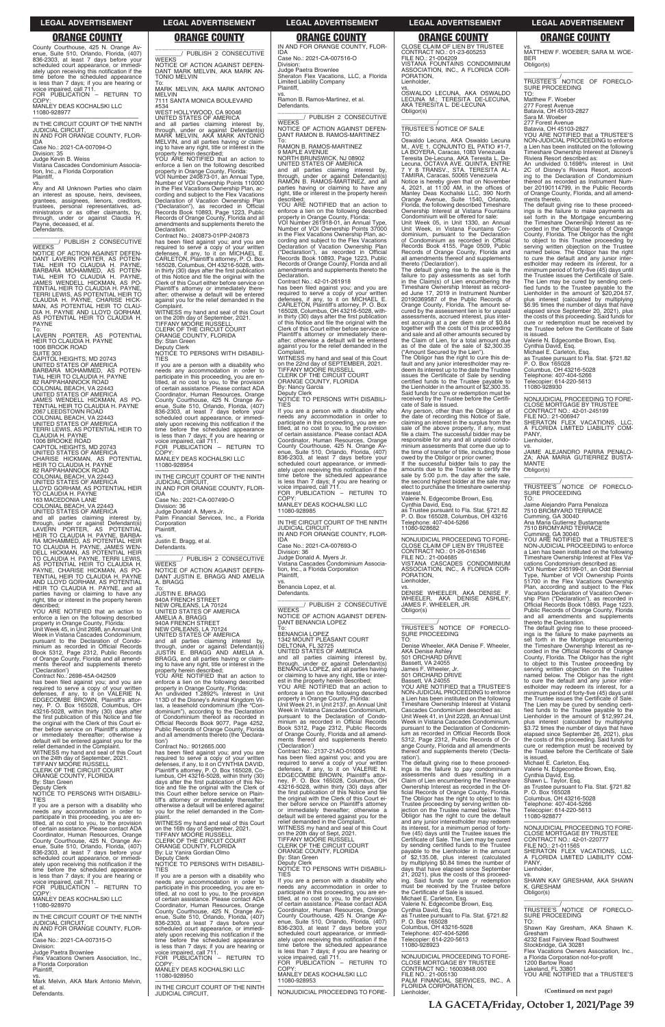## ORANGE COUNTY

County Courthouse, 425 N. Orange Avenue, Suite 510, Orlando, Florida, (407) 836-2303, at least 7 days before your scheduled court appearance, or immediately upon receiving this notification if the time before the scheduled appearance is less than 7 days; if you are hearing or voice impaired, call 711.
FOR PUBLICATION – RETURN TO COPY:
MANLEY DEAS KOCHALSKI LLC
11080-928977

IN THE CIRCUIT COURT OF THE NINTH JUDICIAL CIRCUIT,
IN AND FOR ORANGE COUNTY, FLORIDA
Case No.: 2021-CA-007094-O
Division: 35
Judge Kevin B. Weiss
Vistana Cascades Condominium Association, Inc., a Florida Corporation
Plaintiff,
vs.
Any and All Unknown Parties who claim an interest as spouse, heirs, devisees, grantees, assignees, lienors, creditors, trustees, personal representatives, administrators or as other claimants, by, through, under or against Claudia H. Payne, deceased, et al.
Defendants.

_______________/ PUBLISH 2 CONSECUTIVE WEEKS
NOTICE OF ACTION AGAINST DEFENDANT LAVERN PORTER, AS POTENTIAL HEIR TO CLAUDIA H. PAYNE, BARBARA MOHAMMED, AS POTENTIAL HEIR TO CLAUDIA H. PAYNE, JAMES WENDELL HICKMAN, AS POTENTIAL HEIR TO CLAUDIA H. PAYNE, TERRI LEWIS, AS POTENTIAL HEIR TO CLAUDIA H. PAYNE, CHARISE HICKMAN, AS POTENTIAL HEIR TO CLAUDIA H. PAYNE AND LLOYD GORHAM, AS POTENTIAL HEIR TO CLAUDIA H. PAYNE
To:
LAVERN PORTER, AS POTENTIAL HEIR TO CLAUDIA H. PAYNE
1006 BROOK ROAD
SUITE 303
CAPITOL HEIGHTS, MD 20743
UNITED STATES OF AMERICA
BARBARA MOHAMMED, AS POTENTIAL HEIR TO CLAUDIA H. PAYNE
82 RAPPAHANNOCK ROAD
COLONIAL BEACH, VA 22443
UNITED STATES OF AMERICA
JAMES WENDELL HICKMAN, AS POTENTIAL HEIR TO CLAUDIA H. PAYNE
2067 LEEDSTOWN ROAD
COLONIAL BEACH, VA 22443
UNITED STATES OF AMERICA
TERRI LEWIS, AS POTENTIAL HEIR TO CLAUDIA H. PAYNE
1006 BROOKE ROAD
CAPITOL HEIGHTS, MD 20743
UNITED STATES OF AMERICA
CHARISE HICKMAN, AS POTENTIAL HEIR TO CLAUDIA H. PAYNE
82 RAPPAHANNOCK ROAD
COLONIAL BEACH, VA 22443
UNITED STATES OF AMERICA
LLOYD GORHAM, AS POTENTIAL HEIR TO CLAUDIA H. PAYNE
163 MACEDONIA LANE
COLONIAL BEACH, VA 22443
UNITED STATES OF AMERICA
and all parties claiming interest by, through, under or against Defendant(s) LAVERN PORTER, AS POTENTIAL HEIR TO CLAUDIA H. PAYNE, BARBARA MOHAMMED, AS POTENTIAL HEIR TO CLAUDIA H. PAYNE, JAMES WENDELL HICKMAN, AS POTENTIAL HEIR TO CLAUDIA H. PAYNE, TERRI LEWIS, AS POTENTIAL HEIR TO CLAUDIA H. PAYNE, CHARISE HICKMAN, AS POTENTIAL HEIR TO CLAUDIA H. PAYNE AND LLOYD GORHAM, AS POTENTIAL HEIR TO CLAUDIA H. PAYNE, and all parties having or claiming to have any right, title or interest in the property herein described:
YOU ARE NOTIFIED that an action to enforce a lien on the following described property in Orange County, Florida:
Unit Week 45, in Unit 2698, an Annual Unit Week in Vistana Cascades Condominium, pursuant to the Declaration of Condominium as recorded in Official Records Book 5312, Page 2312, Public Records of Orange County, Florida and all amendments thereof and supplements thereto ('Declaration')
Contract No.: 2698-45A-042509
has been filed against you; and you are required to serve a copy of your written defenses, if any, to it on VALERIE N. EDGECOMBE BROWN, Plaintiff's attorney, P. O. Box 165028, Columbus, OH 43216-5028, within thirty (30) days after the first publication of this Notice and file the original with the Clerk of this Court either before service on Plaintiff's attorney or immediately thereafter; otherwise a default will be entered against you for the relief demanded in the Complaint.
WITNESS my hand and seal of this Court on the 24th day of September, 2021.
TIFFANY MOORE RUSSELL
CLERK OF THE CIRCUIT COURT
ORANGE COUNTY, FLORIDA
By: Stan Green
Deputy Clerk
NOTICE TO PERSONS WITH DISABILITIES
If you are a person with a disability who needs any accommodation in order to participate in this proceeding, you are entitled, at no cost to you, to the provision of certain assistance. Please contact ADA Coordinator, Human Resources, Orange County Courthouse, 425 N. Orange Avenue, Suite 510, Orlando, Florida, (407) 836-2303, at least 7 days before your scheduled court appearance, or immediately upon receiving this notification if the time before the scheduled appearance is less than 7 days; if you are hearing or voice impaired, call 711.
FOR PUBLICATION – RETURN TO COPY:
MANLEY DEAS KOCHALSKI LLC
11080-928970

IN THE CIRCUIT COURT OF THE NINTH JUDICIAL CIRCUIT,
IN AND FOR ORANGE COUNTY, FLORIDA
Case No.: 2021-CA-007315-O
Division:
Judge Paetra Brownlee
Flex Vacations Owners Association, Inc., a Florida Corporation
Plaintiff,
vs.
Mark Melvin, AKA Mark Antonio Melvin, et al.
Defendants.

_______________/ PUBLISH 2 CONSECUTIVE WEEKS
NOTICE OF ACTION AGAINST DEFENDANT MARK MELVIN, AKA MARK ANTONIO MELVIN
To:
MARK MELVIN, AKA MARK ANTONIO MELVIN
7111 SANTA MONICA BOULEVARD
#534
WEST HOLLYWOOD, CA 90046
UNITED STATES OF AMERICA
and all parties claiming interest by, through, under or against Defendant(s) MARK MELVIN, AKA MARK ANTONIO MELVIN, and all parties having or claiming to have any right, title or interest in the property herein described;
YOU ARE NOTIFIED that an action to enforce a lien on the following described property in Orange County, Florida:
VOI Number 240873-01, an Annual Type, Number of VOI Ownership Points 110000 in the Flex Vacations Ownership Plan, according and subject to the Flex Vacations Declaration of Vacation Ownership Plan ("Declaration"), as recorded in Official Records Book 10893, Page 1223, Public Records of Orange County, Florida and all amendments and supplements thereto the Declaration.
Contract No.: 240873-01PP-240873
has been filed against you; and you are required to serve a copy of your written defenses, if any, to it on MICHAEL E. CARLETON, Plaintiff's attorney, P. O. Box 165028, Columbus, OH 43216-5028, within thirty (30) days after the first publication of this Notice and file the original with the Clerk of this Court either before service on Plaintiff's attorney or immediately thereafter; otherwise a default will be entered against you for the relief demanded in the Complaint.
WITNESS my hand and seal of this Court on the 20th day of September, 2021.
TIFFANY MOORE RUSSELL
CLERK OF THE CIRCUIT COURT
ORANGE COUNTY, FLORIDA
By: Stan Green
Deputy Clerk
NOTICE TO PERSONS WITH DISABILITIES
If you are a person with a disability who needs any accommodation in order to participate in this proceeding, you are entitled, at no cost to you, to the provision of certain assistance. Please contact ADA Coordinator, Human Resources, Orange County Courthouse, 425 N. Orange Avenue, Suite 510, Orlando, Florida, (407) 836-2303, at least 7 days before your scheduled court appearance, or immediately upon receiving this notification if the time before the scheduled appearance is less than 7 days; if you are hearing or voice impaired, call 711.
FOR PUBLICATION – RETURN TO COPY:
MANLEY DEAS KOCHALSKI LLC
11080-928954

IN THE CIRCUIT COURT OF THE NINTH JUDICIAL CIRCUIT,
IN AND FOR ORANGE COUNTY, FLORIDA
Case No.: 2021-CA-007490-O
Division: 36
Judge Donald A. Myers Jr.
Palm Financial Services, Inc., a Florida Corporation
Plaintiff,
vs.
Justin E. Bragg, et al.
Defendants.

_______________/ PUBLISH 2 CONSECUTIVE WEEKS
NOTICE OF ACTION AGAINST DEFENDANT JUSTIN E. BRAGG AND AMELIA A. BRAGG
To:
JUSTIN E. BRAGG
940A FRENCH STREET
NEW ORLEANS, LA 70124
UNITED STATES OF AMERICA
AMELIA A. BRAGG
940A FRENCH STREET
NEW ORLEANS, LA 70124
UNITED STATES OF AMERICA
and all parties claiming interest by, through, under or against Defendant(s) JUSTIN E. BRAGG AND AMELIA A. BRAGG, and all parties having or claiming to have any right, title or interest in the property herein described;
YOU ARE NOTIFIED that an action to enforce a lien on the following described property in Orange County, Florida:
An undivided 1.2892% interest in Unit 113D of the Disney's Animal Kingdom Villas, a leasehold condominium (the "Condominium"), according to the Declaration of Condominium thereof as recorded in Official Records Book 9077, Page 4252, Public Records of Orange County, Florida and all amendments thereto (the 'Declaration')
Contract No.: 9012665.000
has been filed against you; and you are required to serve a copy of your written defenses, if any, to it on CYNTHIA DAVID, Plaintiff's attorney, P. O. Box 165028, Columbus, OH 43216-5028, within thirty (30) days after the first publication of this Notice and file the original with the Clerk of this Court either before service on Plaintiff's attorney or immediately thereafter; otherwise a default will be entered against you for the relief demanded in the Complaint.
WITNESS my hand and seal of this Court on the 16th day of September, 2021.
TIFFANY MOORE RUSSELL
CLERK OF THE CIRCUIT COURT
ORANGE COUNTY, FLORIDA
By: Liz Yanira Gordian Olmo
Deputy Clerk
NOTICE TO PERSONS WITH DISABILITIES
If you are a person with a disability who needs any accommodation in order to participate in this proceeding, you are entitled, at no cost to you, to the provision of certain assistance. Please contact ADA Coordinator, Human Resources, Orange County Courthouse, 425 N. Orange Avenue, Suite 510, Orlando, Florida, (407) 836-2303, at least 7 days before your scheduled court appearance, or immediately upon receiving this notification if the time before the scheduled appearance is less than 7 days; if you are hearing or voice impaired, call 711.
FOR PUBLICATION – RETURN TO COPY:
MANLEY DEAS KOCHALSKI LLC
11080-928950

IN THE CIRCUIT COURT OF THE NINTH JUDICIAL CIRCUIT,
IN AND FOR ORANGE COUNTY, FLORIDA
Case No.: 2021-CA-007516-O
Division:
Judge Paetra Brownlee
Sheraton Flex Vacations, LLC, a Florida Limited Liability Company
Plaintiff,
vs.
Ramon B. Ramos-Martinez, et al.
Defendants.

_______________/ PUBLISH 2 CONSECUTIVE WEEKS
NOTICE OF ACTION AGAINST DEFENDANT RAMON B. RAMOS-MARTINEZ
To:
RAMON B. RAMOS-MARTINEZ
9 MAPLE AVENUE
NORTH BRUNSWICK, NJ 08902
UNITED STATES OF AMERICA
and all parties claiming interest by, through, under or against Defendant(s) RAMON B. RAMOS-MARTINEZ, and all parties having or claiming to have any right, title or interest in the property herein described;
YOU ARE NOTIFIED that an action to enforce a lien on the following described property in Orange County, Florida:
VOI Number 261918-01, an Annual Type, Number of VOI Ownership Points 37000 in the Flex Vacations Ownership Plan, according and subject to the Flex Vacations Declaration of Vacation Ownership Plan ("Declaration"), as recorded in Official Records Book 10893, Page 1223, Public Records of Orange County, Florida and all amendments and supplements thereto the Declaration.
Contract No.: 42-01-261918
has been filed against you; and you are required to serve a copy of your written defenses, if any, to it on MICHAEL E. CARLETON, Plaintiff's attorney, P. O. Box 165028, Columbus, OH 43216-5028, within thirty (30) days after the first publication of this Notice and file the original with the Clerk of this Court either before service on Plaintiff's attorney or immediately thereafter; otherwise a default will be entered against you for the relief demanded in the Complaint.
WITNESS my hand and seal of this Court on the 22nd day of SEPTEMBER, 2021.
TIFFANY MOORE RUSSELL
CLERK OF THE CIRCUIT COURT
ORANGE COUNTY, FLORIDA
By: Nancy Garcia
Deputy Clerk
NOTICE TO PERSONS WITH DISABILITIES
If you are a person with a disability who needs any accommodation in order to participate in this proceeding, you are entitled, at no cost to you, to the provision of certain assistance. Please contact ADA Coordinator, Human Resources, Orange County Courthouse, 425 N. Orange Avenue, Suite 510, Orlando, Florida, (407) 836-2303, at least 7 days before your scheduled court appearance, or immediately upon receiving this notification if the time before the scheduled appearance is less than 7 days; if you are hearing or voice impaired, call 711.
FOR PUBLICATION – RETURN TO COPY:
MANLEY DEAS KOCHALSKI LLC
11080-928985

IN THE CIRCUIT COURT OF THE NINTH JUDICIAL CIRCUIT,
IN AND FOR ORANGE COUNTY, FLORIDA
Case No.: 2021-CA-007693-O
Division: 36
Judge Donald A. Myers Jr.
Vistana Cascades Condominium Association, Inc., a Florida Corporation
Plaintiff,
vs.
Benancia Lopez, et al.
Defendants.

_______________/ PUBLISH 2 CONSECUTIVE WEEKS
NOTICE OF ACTION AGAINST DEFENDANT BENANCIA LOPEZ
To:
BENANCIA LOPEZ
1342 MOUNT PLEASANT COURT
DELTONA, FL 32725
UNITED STATES OF AMERICA
and all parties claiming interest by, through, under or against Defendant(s) BENANCIA LOPEZ, and all parties having or claiming to have any right, title or interest in the property herein described;
YOU ARE NOTIFIED that an action to enforce a lien on the following described property in Orange County, Florida:
Unit Week 21, in Unit 2137, an Annual Unit Week in Vistana Cascades Condominium, pursuant to the Declaration of Condominium as recorded in Official Records Book 5312, Page 2312, Public Records of Orange County, Florida and all amendments thereof and supplements thereto ('Declaration')
Contract No.: 2137-21AO-010095
has been filed against you; and you are required to serve a copy of your written defenses, if any, to it on VALERIE N. EDGECOMBE BROWN, Plaintiff's attorney, P. O. Box 165028, Columbus, OH 43216-5028, within thirty (30) days after the first publication of this Notice and file the original with the Clerk of this Court either before service on Plaintiff's attorney or immediately thereafter; otherwise a default will be entered against you for the relief demanded in the Complaint.
WITNESS my hand and seal of this Court on the 20th day of Sept, 2021.
TIFFANY MOORE RUSSELL
CLERK OF THE CIRCUIT COURT
ORANGE COUNTY, FLORIDA
By: Stan Green
Deputy Clerk
NOTICE TO PERSONS WITH DISABILITIES
If you are a person with a disability who needs any accommodation in order to participate in this proceeding, you are entitled, at no cost to you, to the provision of certain assistance. Please contact ADA Coordinator, Human Resources, Orange County Courthouse, 425 N. Orange Avenue, Suite 510, Orlando, Florida, (407) 836-2303, at least 7 days before your scheduled court appearance, or immediately upon receiving this notification if the time before the scheduled appearance is less than 7 days; if you are hearing or voice impaired, call 711.
FOR PUBLICATION – RETURN TO COPY:
MANLEY DEAS KOCHALSKI LLC
11080-928953

NONJUDICIAL PROCEEDING TO FORECLOSE CLAIM OF LIEN BY TRUSTEE
CONTRACT NO.: 01-23-605253
FILE NO.: 21-004209
VISTANA FOUNTAINS CONDOMINIUM ASSOCIATION, INC., A FLORIDA CORPORATION,
Lienholder,
vs.
OSWALDO LECUNA, AKA OSWALDO LECUNA M.; TERESITA DE-LECUNA, AKA TERESITA L. DE-LECUNA
Obligor(s)

_______________/
TRUSTEE'S NOTICE OF SALE
TO:
Oswaldo Lecuna, AKA Oswaldo Lecuna M., AVE. 1, CONJUNTO EL PATIO #1-7, LA BOYERA, Caracas, 1083 Venezuela
Teresita De-Lecuna, AKA Teresita L. De-Lecuna, OCTAVA AVE. QUINTA, ENTRE 7 Y 8 TRANSV., STA. TERESITA ALTAMIRA, Caracas, 50065 Venezuela
Notice is hereby given that on November 4, 2021, at 11:00 AM, in the offices of Manley Deas Kochalski LLC, 390 North Orange Avenue, Suite 1540, Orlando, Florida, the following described Timeshare Ownership Interest at Vistana Fountains Condominium will be offered for sale:
Unit Week 05, in Unit 1330, an Annual Unit Week in Vistana Fountains Condominium, pursuant to the Declaration of Condominium as recorded in Official Records Book 4155, Page 0509, Public Records of Orange County, Florida and all amendments thereof and supplements thereto ('Declaration').
The default giving rise to the sale is the failure to pay assessments as set forth in the Claim(s) of Lien encumbering the Timeshare Ownership Interest as recorded June 17, 2019 in Instrument Number 20190369587 of the Public Records of Orange County, Florida. The amount secured by the assessment lien is for unpaid assessments, accrued interest, plus interest accruing at a per diem rate of $0.84 together with the costs of this proceeding and sale and all other amounts secured by the Claim of Lien, for a total amount due as of the date of the sale of $2,300.35 ("Amount Secured by the Lien").
The Obligor has the right to cure this default and any junior interestholder may redeem its interest up to the date the Trustee issues the Certificate of Sale by sending certified funds to the Trustee payable to the Lienholder in the amount of $2,300.35. Said funds for cure or redemption must be received by the Trustee before the Certificate of Sale is issued.
Any person, other than the Obligor as of the date of recording this Notice of Sale, claiming an interest in the surplus from the sale of the above property, if any, must file a claim. The successful bidder may be responsible for any and all unpaid condominium assessments that come due up to the time of transfer of title, including those owed by the Obligor or prior owner.
If the successful bidder fails to pay the amounts due to the Trustee to certify the sale by 5:00 p.m. the day after the sale, the second highest bidder at the sale may elect to purchase the timeshare ownership interest.
Valerie N. Edgecombe Brown, Esq.
Cynthia David, Esq.
as Trustee pursuant to Fla. Stat. §721.82
P. O. Box 165028, Columbus, OH 43216
Telephone: 407-404-5266
11080-928682

NONJUDICIAL PROCEEDING TO FORECLOSE CLAIM OF LIEN BY TRUSTEE
CONTRACT NO.: 01-26-016346
FILE NO.: 21-004685
VISTANA CASCADES CONDOMINIUM ASSOCIATION, INC., A FLORIDA CORPORATION,
Lienholder,
vs.
DENISE WHEELER, AKA DENISE F. WHEELER, AKA DENISE ASHLEY; JAMES F. WHEELER, JR.
Obligor(s)

_______________/
TRUSTEE'S NOTICE OF FORECLOSURE PROCEEDING
TO:
Denise Wheeler, AKA Denise F. Wheeler, AKA Denise Ashley
501 ORCHARD DRIVE
Bassett, VA 24055
James F. Wheeler, Jr.
501 ORCHARD DRIVE
Bassett, VA 24055
YOU ARE NOTIFIED that a TRUSTEE'S NON-JUDICIAL PROCEEDING to enforce a Lien has been instituted on the following Timeshare Ownership Interest at Vistana Cascades Condominium described as:
Unit Week 41, in Unit 2228, an Annual Unit Week in Vistana Cascades Condominium, pursuant to the Declaration of Condominium as recorded in Official Records Book 5312, Page 2312, Public Records of Orange County, Florida and all amendments thereof and supplements thereto ('Declaration').
The default giving rise to these proceedings is the failure to pay condominium assessments and dues resulting in a Claim of Lien encumbering the Timeshare Ownership Interest as recorded in the Official Records of Orange County, Florida. The Obligor has the right to object to this Trustee proceeding by serving written objection on the Trustee named below. The Obligor has the right to cure the default and any junior interestholder may redeem its interest, for a minimum period of forty-five (45) days until the Trustee issues the Certificate of Sale. The Lien may be cured by sending certified funds to the Trustee payable to the Lienholder in the amount of $2,135.08, plus interest (calculated by multiplying $0.84 times the number of days that have elapsed since September 21, 2021), plus the costs of this proceeding. Said funds for cure or redemption must be received by the Trustee before the Certificate of Sale is issued.
Michael E. Carleton, Esq.
Valerie N. Edgecombe Brown, Esq.
Cynthia David, Esq.
as Trustee pursuant to Fla. Stat. §721.82
P. O. Box 165028
Columbus, OH 43216-5028
Telephone: 407-404-5266
Telecopier: 614-220-5613
11080-928929

NONJUDICIAL PROCEEDING TO FORECLOSE MORTGAGE BY TRUSTEE
CONTRACT NO.: 16003848.000
FILE NO.: 21-005130
PALM FINANCIAL SERVICES, INC., A FLORIDA CORPORATION,
Lienholder,
vs.
MATTHEW F. WOEBER; SARA M. WOEBER
Obligor(s)

_______________/
TRUSTEE'S NOTICE OF FORECLOSURE PROCEEDING
TO:
Matthew F. Woeber
277 Forest Avenue
Batavia, OH 45103-2827
Sara M. Woeber
277 Forest Avenue
Batavia, OH 45103-2827
YOU ARE NOTIFIED that a TRUSTEE'S NON-JUDICIAL PROCEEDING to enforce a Lien has been instituted on the following Timeshare Ownership Interest at Disney's Riviera Resort described as:
An undivided 0.1698% interest in Unit 2C of Disney's Riviera Resort, according to the Declaration of Condominium thereof as recorded as Instrument Number 20190114799, in the Public Records of Orange County, Florida, and all amendments thereto.
The default giving rise to these proceedings is the failure to make payments as set forth in the Mortgage encumbering the Timeshare Ownership Interest as recorded in the Official Records of Orange County, Florida. The Obligor has the right to object to this Trustee proceeding by serving written objection on the Trustee named below. The Obligor has the right to cure the default and any junior interestholder may redeem its interest, for a minimum period of forty-five (45) days until the Trustee issues the Certificate of Sale. The Lien may be cured by sending certified funds to the Trustee payable to the Lienholder in the amount of $20,204.57, plus interest (calculated by multiplying $6.95 times the number of days that have elapsed since September 20, 2021), plus the costs of this proceeding. Said funds for cure or redemption must be received by the Trustee before the Certificate of Sale is issued.
Valerie N. Edgecombe Brown, Esq.
Cynthia David, Esq.
Michael E. Carleton, Esq.
as Trustee pursuant to Fla. Stat. §721.82
P. O. Box 165028
Columbus, OH 43216-5028
Telephone: 407-404-5266
Telecopier: 614-220-5613
11080-928930

NONJUDICIAL PROCEEDING TO FORECLOSE MORTGAGE BY TRUSTEE
CONTRACT NO.: 42-01-245199
FILE NO.: 21-006947
SHERATON FLEX VACATIONS, LLC, A FLORIDA LIMITED LIABILITY COMPANY,
Lienholder,
vs.
JAIME ALEJANDRO PARRA PENALOZA; ANA MARIA GUTIERREZ BUSTAMANTE
Obligor(s)

_______________/
TRUSTEE'S NOTICE OF FORECLOSURE PROCEEDING
TO:
Jaime Alejandro Parra Penaloza
7510 BROMYARD TERRACE
Cumming, GA 30040
Ana Maria Gutierrez Bustamante
7510 BROMYARD TERRACE
Cumming, GA 30040
YOU ARE NOTIFIED that a TRUSTEE'S NON-JUDICIAL PROCEEDING to enforce a Lien has been instituted on the following Timeshare Ownership Interest at Flex Vacations Condominium described as:
VOI Number 245199-01, an Odd Biennial Type, Number of VOI Ownership Points 51700 in the Flex Vacations Ownership Plan, according and subject to the Flex Vacations Declaration of Vacation Ownership Plan ("Declaration"), as recorded in Official Records Book 10893, Page 1223, Public Records of Orange County, Florida and all amendments and supplements thereto the Declaration.
The default giving rise to these proceedings is the failure to make payments as set forth in the Mortgage encumbering the Timeshare Ownership Interest as recorded in the Official Records of Orange County, Florida. The Obligor has the right to object to this Trustee proceeding by serving written objection on the Trustee named below. The Obligor has the right to cure the default and any junior interestholder may redeem its interest, for a minimum period of forty-five (45) days until the Trustee issues the Certificate of Sale. The Lien may be cured by sending certified funds to the Trustee payable to the Lienholder in the amount of $12,997.24, plus interest (calculated by multiplying $3.72 times the number of days that have elapsed since September 26, 2021), plus the costs of this proceeding. Said funds for cure or redemption must be received by the Trustee before the Certificate of Sale is issued.
Michael E. Carleton, Esq.
Valerie N. Edgecombe Brown, Esq.
Cynthia David, Esq.
Shawn L. Taylor, Esq.
as Trustee pursuant to Fla. Stat. §721.82
P. O. Box 165028
Columbus, OH 43216-5028
Telephone: 407-404-5266
Telecopier: 614-220-5613
11080-928877

NONJUDICIAL PROCEEDING TO FORECLOSE MORTGAGE BY TRUSTEE
CONTRACT NO.: 42-01-220777
FILE NO.: 21-011565
SHERATON FLEX VACATIONS, LLC, A FLORIDA LIMITED LIABILITY COMPANY,
Lienholder,
vs.
SHAWN KAY GRESHAM, AKA SHAWN K. GRESHAM
Obligor(s)

_______________/
TRUSTEE'S NOTICE OF FORECLOSURE PROCEEDING
TO:
Shawn Kay Gresham, AKA Shawn K. Gresham
4232 East Fairview Road Southwest
Stockbridge, GA 30281
Flex Vacations Owners Association, Inc., a Florida Corporation not-for-profit
1200 Bartow Road
Lakeland, FL 33801
YOU ARE NOTIFIED that a TRUSTEE'S

(Continued on next page)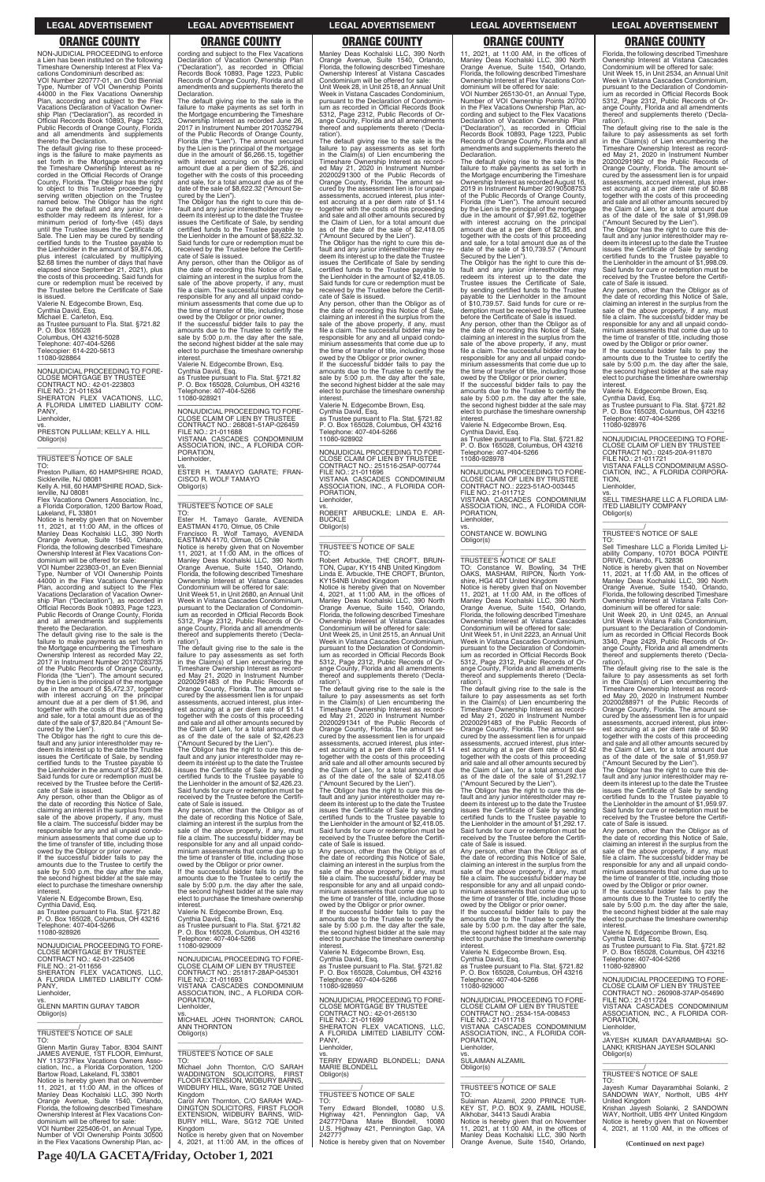NON-JUDICIAL PROCEEDING to enforce a Lien has been instituted on the following Timeshare Ownership Interest at Flex Vacations Condominium described as:

VOI Number 220777-01, an Odd Biennial Type, Number of VOI Ownership Points 44000 in the Flex Vacations Ownership Plan, according and subject to the Flex Vacations Declaration of Vacation Ownership Plan ("Declaration"), as recorded in Official Records Book 10893, Page 1223, Public Records of Orange County, Florida and all amendments and supplements thereto the Declaration.

The default giving rise to these proceedings is the failure to make payments as set forth in the Mortgage encumbering the Timeshare Ownership Interest as recorded in the Official Records of Orange County, Florida. The Obligor has the right to object to this Trustee proceeding by serving written objection on the Trustee named below. The Obligor has the right to cure the default and any junior interestholder may redeem its interest, for a minimum period of forty-five (45) days until the Trustee issues the Certificate of Sale. The Lien may be cured by sending certified funds to the Trustee payable to the Lienholder in the amount of $9,874.06, plus interest (calculated by multiplying $2.68 times the number of days that have elapsed since September 21, 2021), plus the costs of this proceeding. Said funds for cure or redemption must be received by the Trustee before the Certificate of Sale is issued.

Valerie N. Edgecombe Brown, Esq.
Cynthia David, Esq.
Michael E. Carleton, Esq.
as Trustee pursuant to Fla. Stat. §721.82
P. O. Box 165028
Columbus, OH 43216-5028
Telephone: 407-404-5266
Telecopier: 614-220-5613
11080-928864

---

NONJUDICIAL PROCEEDING TO FORECLOSE MORTGAGE BY TRUSTEE
CONTRACT NO.: 42-01-223803
FILE NO.: 21-011634
SHERATON FLEX VACATIONS, LLC, A FLORIDA LIMITED LIABILITY COMPANY,
Lienholder,
vs.
PRESTON PULLIAM; KELLY A. HILL
Obligor(s)
_______________________________/

TRUSTEE'S NOTICE OF SALE

TO:
Preston Pulliam, 60 HAMPSHIRE ROAD, Sicklerville, NJ 08081
Kelly A. Hill, 60 HAMPSHIRE ROAD, Sicklerville, NJ 08081
Flex Vacations Owners Association, Inc., a Florida Corporation, 1200 Bartow Road, Lakeland, FL 33801

Notice is hereby given that on November 11, 2021, at 11:00 AM, in the offices of Manley Deas Kochalski LLC, 390 North Orange Avenue, Suite 1540, Orlando, Florida, the following described Timeshare Ownership Interest at Flex Vacations Condominium will be offered for sale:

VOI Number 223803-01, an Even Biennial Type, Number of VOI Ownership Points 44000 in the Flex Vacations Ownership Plan, according and subject to the Flex Vacations Declaration of Vacation Ownership Plan ("Declaration"), as recorded in Official Records Book 10893, Page 1223, Public Records of Orange County, Florida and all amendments and supplements thereto the Declaration.

The default giving rise to the sale is the failure to make payments as set forth in the Mortgage encumbering the Timeshare Ownership Interest as recorded May 22, 2017 in Instrument Number 20170283735 of the Public Records of Orange County, Florida (the "Lien"). The amount secured by the Lien is the principal of the mortgage due in the amount of $5,472.37, together with interest accruing on the principal amount due at a per diem of $1.96, and together with the costs of this proceeding and sale, for a total amount due as of the date of the sale of $7,820.84 ("Amount Secured by the Lien").

The Obligor has the right to cure this default and any junior interestholder may redeem its interest up to the date the Trustee issues the Certificate of Sale, by sending certified funds to the Trustee payable to the Lienholder in the amount of $7,820.84. Said funds for cure or redemption must be received by the Trustee before the Certificate of Sale is issued.

Any person, other than the Obligor as of the date of recording this Notice of Sale, claiming an interest in the surplus from the sale of the above property, if any, must file a claim. The successful bidder may be responsible for any and all unpaid condominium assessments that come due up to the time of transfer of title, including those owed by the Obligor or prior owner.

If the successful bidder fails to pay the amounts due to the Trustee to certify the sale by 5:00 p.m. the day after the sale, the second highest bidder at the sale may elect to purchase the timeshare ownership interest.

Valerie N. Edgecombe Brown, Esq.
Cynthia David, Esq.
as Trustee pursuant to Fla. Stat. §721.82
P. O. Box 165028, Columbus, OH 43216
Telephone: 407-404-5266
11080-928926

---

NONJUDICIAL PROCEEDING TO FORECLOSE MORTGAGE BY TRUSTEE
CONTRACT NO.: 42-01-225406
FILE NO.: 21-011656
SHERATON FLEX VACATIONS, LLC, A FLORIDA LIMITED LIABILITY COMPANY,
Lienholder,
vs.
GLENN MARTIN GURAY TABOR
Obligor(s)
_______________________________/

TRUSTEE'S NOTICE OF SALE

TO:
Glenn Martin Guray Tabor, 8304 SAINT JAMES AVENUE, 1ST FLOOR, Elmhurst, NY 11373?Flex Vacations Owners Association, Inc., a Florida Corporation, 1200 Bartow Road, Lakeland, FL 33801

Notice is hereby given that on November 11, 2021, at 11:00 AM, in the offices of Manley Deas Kochalski LLC, 390 North Orange Avenue, Suite 1540, Orlando, Florida, the following described Timeshare Ownership Interest at Flex Vacations Condominium will be offered for sale:

VOI Number 225406-01, an Annual Type, Number of VOI Ownership Points 30500 in the Flex Vacations Ownership Plan, according and subject to the Flex Vacations Declaration of Vacation Ownership Plan ("Declaration"), as recorded in Official Records Book 10893, Page 1223, Public Records of Orange County, Florida and all amendments and supplements thereto the Declaration.

The default giving rise to the sale is the failure to make payments as set forth in the Mortgage encumbering the Timeshare Ownership Interest as recorded June 26, 2017 in Instrument Number 20170352794 of the Public Records of Orange County, Florida (the "Lien"). The amount secured by the Lien is the principal of the mortgage due in the amount of $6,266.15, together with interest accruing on the principal amount due at a per diem of $2.26, and together with the costs of this proceeding and sale, for a total amount due as of the date of the sale of $8,622.32 ("Amount Secured by the Lien").

The Obligor has the right to cure this default and any junior interestholder may redeem its interest up to the date the Trustee issues the Certificate of Sale, by sending certified funds to the Trustee payable to the Lienholder in the amount of $8,622.32. Said funds for cure or redemption must be received by the Trustee before the Certificate of Sale is issued.

Any person, other than the Obligor as of the date of recording this Notice of Sale, claiming an interest in the surplus from the sale of the above property, if any, must file a claim. The successful bidder may be responsible for any and all unpaid condominium assessments that come due up to the time of transfer of title, including those owed by the Obligor or prior owner.

If the successful bidder fails to pay the amounts due to the Trustee to certify the sale by 5:00 p.m. the day after the sale, the second highest bidder at the sale may elect to purchase the timeshare ownership interest.

Valerie N. Edgecombe Brown, Esq.
Cynthia David, Esq.
as Trustee pursuant to Fla. Stat. §721.82
P. O. Box 165028, Columbus, OH 43216
Telephone: 407-404-5266
11080-928921

---

NONJUDICIAL PROCEEDING TO FORECLOSE CLAIM OF LIEN BY TRUSTEE
CONTRACT NO.: 268081-51AP-026459
FILE NO.: 21-011688
VISTANA CASCADES CONDOMINIUM ASSOCIATION, INC., A FLORIDA CORPORATION,
Lienholder,
vs.
ESTER H. TAMAYO GARATE; FRANCISCO R. WOLF TAMAYO
Obligor(s)
_______________________________/

TRUSTEE'S NOTICE OF SALE

TO:
Ester H. Tamayo Garate, AVENIDA EASTMAN 4170, Olmue, 05 Chile
Francisco R. Wolf Tamayo, AVENIDA EASTMAN 4170, Olmue, 05 Chile

Notice is hereby given that on November 11, 2021, at 11:00 AM, in the offices of Manley Deas Kochalski LLC, 390 North Orange Avenue, Suite 1540, Orlando, Florida, the following described Timeshare Ownership Interest at Vistana Cascades Condominium will be offered for sale:

Unit Week 51, in Unit 2680, an Annual Unit Week in Vistana Cascades Condominium, pursuant to the Declaration of Condominium as recorded in Official Records Book 5312, Page 2312, Public Records of Orange County, Florida and all amendments thereof and supplements thereto ('Declaration').

The default giving rise to the sale is the failure to pay assessments as set forth in the Claim(s) of Lien encumbering the Timeshare Ownership Interest as recorded May 21, 2020 in Instrument Number 20200291483 of the Public Records of Orange County, Florida. The amount secured by the assessment lien is for unpaid assessments, accrued interest, plus interest accruing at a per diem rate of $1.14 together with the costs of this proceeding and sale and all other amounts secured by the Claim of Lien, for a total amount due as of the date of the sale of $2,426.23 ("Amount Secured by the Lien").

The Obligor has the right to cure this default and any junior interestholder may redeem its interest up to the date the Trustee issues the Certificate of Sale by sending certified funds to the Trustee payable to the Lienholder in the amount of $2,426.23. Said funds for cure or redemption must be received by the Trustee before the Certificate of Sale is issued.

Any person, other than the Obligor as of the date of recording this Notice of Sale, claiming an interest in the surplus from the sale of the above property, if any, must file a claim. The successful bidder may be responsible for any and all unpaid condominium assessments that come due up to the time of transfer of title, including those owed by the Obligor or prior owner.

If the successful bidder fails to pay the amounts due to the Trustee to certify the sale by 5:00 p.m. the day after the sale, the second highest bidder at the sale may elect to purchase the timeshare ownership interest.

Valerie N. Edgecombe Brown, Esq.
Cynthia David, Esq.
as Trustee pursuant to Fla. Stat. §721.82
P. O. Box 165028, Columbus, OH 43216
Telephone: 407-404-5266
11080-929009

---

NONJUDICIAL PROCEEDING TO FORECLOSE CLAIM OF LIEN BY TRUSTEE
CONTRACT NO.: 251817-28AP-045301
FILE NO.: 21-011693
VISTANA CASCADES CONDOMINIUM ASSOCIATION, INC., A FLORIDA CORPORATION,
Lienholder,
vs.
MICHAEL JOHN THORNTON; CAROL ANN THORNTON
Obligor(s)
_______________________________/

TRUSTEE'S NOTICE OF SALE

TO:
Michael John Thornton, C/O SARAH WADDINGTON SOLICITORS, FIRST FLOOR EXTENSION, WIDBURY BARNS, WIDBURY HILL, Ware, SG12 7QE United Kingdom
Carol Ann Thornton, C/O SARAH WADDINGTON SOLICITORS, FIRST FLOOR EXTENSION, WIDBURY BARNS, WIDBURY HILL, Ware, SG12 7QE United Kingdom

Notice is hereby given that on November 4, 2021, at 11:00 AM, in the offices of Manley Deas Kochalski LLC, 390 North Orange Avenue, Suite 1540, Orlando, Florida, the following described Timeshare Ownership Interest at Vistana Cascades Condominium will be offered for sale:

Unit Week 28, in Unit 2518, an Annual Unit Week in Vistana Cascades Condominium, pursuant to the Declaration of Condominium as recorded in Official Records Book 5312, Page 2312, Public Records of Orange County, Florida and all amendments thereof and supplements thereto ('Declaration').

The default giving rise to the sale is the failure to pay assessments as set forth in the Claim(s) of Lien encumbering the Timeshare Ownership Interest as recorded May 21, 2020 in Instrument Number 20200291300 of the Public Records of Orange County, Florida. The amount secured by the assessment lien is for unpaid assessments, accrued interest, plus interest accruing at a per diem rate of $1.14 together with the costs of this proceeding and sale and all other amounts secured by the Claim of Lien, for a total amount due as of the date of the sale of $2,418.05 ("Amount Secured by the Lien").

The Obligor has the right to cure this default and any junior interestholder may redeem its interest up to the date the Trustee issues the Certificate of Sale by sending certified funds to the Trustee payable to the Lienholder in the amount of $2,418.05. Said funds for cure or redemption must be received by the Trustee before the Certificate of Sale is issued.

Any person, other than the Obligor as of the date of recording this Notice of Sale, claiming an interest in the surplus from the sale of the above property, if any, must file a claim. The successful bidder may be responsible for any and all unpaid condominium assessments that come due up to the time of transfer of title, including those owed by the Obligor or prior owner.

If the successful bidder fails to pay the amounts due to the Trustee to certify the sale by 5:00 p.m. the day after the sale, the second highest bidder at the sale may elect to purchase the timeshare ownership interest.

Valerie N. Edgecombe Brown, Esq.
Cynthia David, Esq.
as Trustee pursuant to Fla. Stat. §721.82
P. O. Box 165028, Columbus, OH 43216
Telephone: 407-404-5266
11080-928902

---

NONJUDICIAL PROCEEDING TO FORECLOSE CLAIM OF LIEN BY TRUSTEE
CONTRACT NO.: 251516-25AP-007744
FILE NO.: 21-011696
VISTANA CASCADES CONDOMINIUM ASSOCIATION, INC., A FLORIDA CORPORATION,
Lienholder,
vs.
ROBERT ARBUCKLE; LINDA E. ARBUCKLE
Obligor(s)
_______________________________/

TRUSTEE'S NOTICE OF SALE

TO:
Robert Arbuckle, THE CROFT, BRUNTON, Cupar, KY15 4NB United Kingdom
Linda E. Arbuckle, THE CROFT, Brunton, KY154NB United Kingdom

Notice is hereby given that on November 4, 2021, at 11:00 AM, in the offices of Manley Deas Kochalski LLC, 390 North Orange Avenue, Suite 1540, Orlando, Florida, the following described Timeshare Ownership Interest at Vistana Cascades Condominium will be offered for sale:

Unit Week 25, in Unit 2515, an Annual Unit Week in Vistana Cascades Condominium, pursuant to the Declaration of Condominium as recorded in Official Records Book 5312, Page 2312, Public Records of Orange County, Florida and all amendments thereof and supplements thereto ('Declaration').

The default giving rise to the sale is the failure to pay assessments as set forth in the Claim(s) of Lien encumbering the Timeshare Ownership Interest as recorded May 21, 2020 in Instrument Number 20200291341 of the Public Records of Orange County, Florida. The amount secured by the assessment lien is for unpaid assessments, accrued interest, plus interest accruing at a per diem rate of $1.14 together with the costs of this proceeding and sale and all other amounts secured by the Claim of Lien, for a total amount due as of the date of the sale of $2,418.05 ("Amount Secured by the Lien").

The Obligor has the right to cure this default and any junior interestholder may redeem its interest up to the date the Trustee issues the Certificate of Sale by sending certified funds to the Trustee payable to the Lienholder in the amount of $2,418.05. Said funds for cure or redemption must be received by the Trustee before the Certificate of Sale is issued.

Any person, other than the Obligor as of the date of recording this Notice of Sale, claiming an interest in the surplus from the sale of the above property, if any, must file a claim. The successful bidder may be responsible for any and all unpaid condominium assessments that come due up to the time of transfer of title, including those owed by the Obligor or prior owner.

If the successful bidder fails to pay the amounts due to the Trustee to certify the sale by 5:00 p.m. the day after the sale, the second highest bidder at the sale may elect to purchase the timeshare ownership interest.

Valerie N. Edgecombe Brown, Esq.
Cynthia David, Esq.
as Trustee pursuant to Fla. Stat. §721.82
P. O. Box 165028, Columbus, OH 43216
Telephone: 407-404-5266
11080-928959

---

NONJUDICIAL PROCEEDING TO FORECLOSE MORTGAGE BY TRUSTEE
CONTRACT NO.: 42-01-265130
FILE NO.: 21-011699
SHERATON FLEX VACATIONS, LLC, A FLORIDA LIMITED LIABILITY COMPANY,
Lienholder,
vs.
TERRY EDWARD BLONDELL; DANA MARIE BLONDELL
Obligor(s)
_______________________________/

TRUSTEE'S NOTICE OF SALE

TO:
Terry Edward Blondell, 10080 U.S. Highway 421, Pennington Gap, VA 24277?Dana Marie Blondell, 10080 U.S. Highway 421, Pennington Gap, VA 24277?

Notice is hereby given that on November 11, 2021, at 11:00 AM, in the offices of Manley Deas Kochalski LLC, 390 North Orange Avenue, Suite 1540, Orlando, Florida, the following described Timeshare Ownership Interest at Flex Vacations Condominium will be offered for sale:

VOI Number 265130-01, an Annual Type, Number of VOI Ownership Points 20700 in the Flex Vacations Ownership Plan, according and subject to the Flex Vacations Declaration of Vacation Ownership Plan ("Declaration"), as recorded in Official Records Book 10893, Page 1223, Public Records of Orange County, Florida and all amendments and supplements thereto the Declaration.

The default giving rise to the sale is the failure to make payments as set forth in the Mortgage encumbering the Timeshare Ownership Interest as recorded August 16, 2019 in Instrument Number 20190508753 of the Public Records of Orange County, Florida (the "Lien"). The amount secured by the Lien is the principal of the mortgage due in the amount of $7,991.62, together with interest accruing on the principal amount due at a per diem of $2.85, and together with the costs of this proceeding and sale, for a total amount due as of the date of the sale of $10,739.57 ("Amount Secured by the Lien").

The Obligor has the right to cure this default and any junior interestholder may redeem its interest up to the date the Trustee issues the Certificate of Sale, by sending certified funds to the Trustee payable to the Lienholder in the amount of $10,739.57. Said funds for cure or redemption must be received by the Trustee before the Certificate of Sale is issued.

Any person, other than the Obligor as of the date of recording this Notice of Sale, claiming an interest in the surplus from the sale of the above property, if any, must file a claim. The successful bidder may be responsible for any and all unpaid condominium assessments that come due up to the time of transfer of title, including those owed by the Obligor or prior owner.

If the successful bidder fails to pay the amounts due to the Trustee to certify the sale by 5:00 p.m. the day after the sale, the second highest bidder at the sale may elect to purchase the timeshare ownership interest.

Valerie N. Edgecombe Brown, Esq.
Cynthia David, Esq.
as Trustee pursuant to Fla. Stat. §721.82
P. O. Box 165028, Columbus, OH 43216
Telephone: 407-404-5266
11080-928978

---

NONJUDICIAL PROCEEDING TO FORECLOSE CLAIM OF LIEN BY TRUSTEE
CONTRACT NO.: 2223-51AO-003445
FILE NO.: 21-011712
VISTANA CASCADES CONDOMINIUM ASSOCIATION, INC., A FLORIDA CORPORATION,
Lienholder,
vs.
CONSTANCE W. BOWLING
Obligor(s)
_______________________________/

TRUSTEE'S NOTICE OF SALE

TO: Constance W. Bowling, 34 THE OAKS, MASHAM, RIPON, North Yorkshire, HG4 4DT United Kingdom

Notice is hereby given that on November 11, 2021, at 11:00 AM, in the offices of Manley Deas Kochalski LLC, 390 North Orange Avenue, Suite 1540, Orlando, Florida, the following described Timeshare Ownership Interest at Vistana Cascades Condominium will be offered for sale:

Unit Week 51, in Unit 2223, an Annual Unit Week in Vistana Cascades Condominium, pursuant to the Declaration of Condominium as recorded in Official Records Book 5312, Page 2312, Public Records of Orange County, Florida and all amendments thereof and supplements thereto ('Declaration').

The default giving rise to the sale is the failure to pay assessments as set forth in the Claim(s) of Lien encumbering the Timeshare Ownership Interest as recorded May 21, 2020 in Instrument Number 20200291483 of the Public Records of Orange County, Florida. The amount secured by the assessment lien is for unpaid assessments, accrued interest, plus interest accruing at a per diem rate of $0.42 together with the costs of this proceeding and sale and all other amounts secured by the Claim of Lien, for a total amount due as of the date of the sale of $1,292.17 ("Amount Secured by the Lien").

The Obligor has the right to cure this default and any junior interestholder may redeem its interest up to the date the Trustee issues the Certificate of Sale by sending certified funds to the Trustee payable to the Lienholder in the amount of $1,292.17. Said funds for cure or redemption must be received by the Trustee before the Certificate of Sale is issued.

Any person, other than the Obligor as of the date of recording this Notice of Sale, claiming an interest in the surplus from the sale of the above property, if any, must file a claim. The successful bidder may be responsible for any and all unpaid condominium assessments that come due up to the time of transfer of title, including those owed by the Obligor or prior owner.

If the successful bidder fails to pay the amounts due to the Trustee to certify the sale by 5:00 p.m. the day after the sale, the second highest bidder at the sale may elect to purchase the timeshare ownership interest.

Valerie N. Edgecombe Brown, Esq.
Cynthia David, Esq.
as Trustee pursuant to Fla. Stat. §721.82
P. O. Box 165028, Columbus, OH 43216
Telephone: 407-404-5266
11080-929000

---

NONJUDICIAL PROCEEDING TO FORECLOSE CLAIM OF LIEN BY TRUSTEE
CONTRACT NO.: 2534-15A-008453
FILE NO.: 21-011718
VISTANA CASCADES CONDOMINIUM ASSOCIATION, INC., A FLORIDA CORPORATION,
Lienholder,
vs.
SULAIMAN ALZAMIL
Obligor(s)
_______________________________/

TRUSTEE'S NOTICE OF SALE

TO:
Sulaiman Alzamil, 2200 PRINCE TURKEY ST, P.O. BOX 9, ZAMIL HOUSE, Alkhobar, 34413 Saudi Arabia

Notice is hereby given that on November 11, 2021, at 11:00 AM, in the offices of Manley Deas Kochalski LLC, 390 North Orange Avenue, Suite 1540, Orlando, Florida, the following described Timeshare Ownership Interest at Vistana Cascades Condominium will be offered for sale:

Unit Week 15, in Unit 2534, an Annual Unit Week in Vistana Cascades Condominium, pursuant to the Declaration of Condominium as recorded in Official Records Book 5312, Page 2312, Public Records of Orange County, Florida and all amendments thereof and supplements thereto ('Declaration').

The default giving rise to the sale is the failure to pay assessments as set forth in the Claim(s) of Lien encumbering the Timeshare Ownership Interest as recorded May 21, 2020 in Instrument Number 20200291962 of the Public Records of Orange County, Florida. The amount secured by the assessment lien is for unpaid assessments, accrued interest, plus interest accruing at a per diem rate of $0.88 together with the costs of this proceeding and sale and all other amounts secured by the Claim of Lien, for a total amount due as of the date of the sale of $1,998.09 ("Amount Secured by the Lien").

The Obligor has the right to cure this default and any junior interestholder may redeem its interest up to the date the Trustee issues the Certificate of Sale by sending certified funds to the Trustee payable to the Lienholder in the amount of $1,998.09. Said funds for cure or redemption must be received by the Trustee before the Certificate of Sale is issued.

Any person, other than the Obligor as of the date of recording this Notice of Sale, claiming an interest in the surplus from the sale of the above property, if any, must file a claim. The successful bidder may be responsible for any and all unpaid condominium assessments that come due up to the time of transfer of title, including those owed by the Obligor or prior owner.

If the successful bidder fails to pay the amounts due to the Trustee to certify the sale by 5:00 p.m. the day after the sale, the second highest bidder at the sale may elect to purchase the timeshare ownership interest.

Valerie N. Edgecombe Brown, Esq.
Cynthia David, Esq.
as Trustee pursuant to Fla. Stat. §721.82
P. O. Box 165028, Columbus, OH 43216
Telephone: 407-404-5266
11080-928976

---

NONJUDICIAL PROCEEDING TO FORECLOSE CLAIM OF LIEN BY TRUSTEE
CONTRACT NO.: 0245-20A-911870
FILE NO.: 21-011721
VISTANA FALLS CONDOMINIUM ASSOCIATION, INC., A FLORIDA CORPORATION,
Lienholder,
vs.
SELL TIMESHARE LLC A FLORIDA LIMITED LIABILITY COMPANY
Obligor(s)
_______________________________/

TRUSTEE'S NOTICE OF SALE

TO:
Sell Timeshare LLC a Florida Limited Liability Company, 10701 BOCA POINTE DRIVE, Orlando, FL 32836

Notice is hereby given that on November 11, 2021, at 11:00 AM, in the offices of Manley Deas Kochalski LLC, 390 North Orange Avenue, Suite 1540, Orlando, Florida, the following described Timeshare Ownership Interest at Vistana Falls Condominium will be offered for sale:

Unit Week 20, in Unit 0245, an Annual Unit Week in Vistana Falls Condominium, pursuant to the Declaration of Condominium as recorded in Official Records Book 3340, Page 2429, Public Records of Orange County, Florida and all amendments thereof and supplements thereto ('Declaration').

The default giving rise to the sale is the failure to pay assessments as set forth in the Claim(s) of Lien encumbering the Timeshare Ownership Interest as recorded May 20, 2020 in Instrument Number 20200288971 of the Public Records of Orange County, Florida. The amount secured by the assessment lien is for unpaid assessments, accrued interest, plus interest accruing at a per diem rate of $0.90 together with the costs of this proceeding and sale and all other amounts secured by the Claim of Lien, for a total amount due as of the date of the sale of $1,959.97 ("Amount Secured by the Lien").

The Obligor has the right to cure this default and any junior interestholder may redeem its interest up to the date the Trustee issues the Certificate of Sale by sending certified funds to the Trustee payable to the Lienholder in the amount of $1,959.97. Said funds for cure or redemption must be received by the Trustee before the Certificate of Sale is issued.

Any person, other than the Obligor as of the date of recording this Notice of Sale, claiming an interest in the surplus from the sale of the above property, if any, must file a claim. The successful bidder may be responsible for any and all unpaid condominium assessments that come due up to the time of transfer of title, including those owed by the Obligor or prior owner.

If the successful bidder fails to pay the amounts due to the Trustee to certify the sale by 5:00 p.m. the day after the sale, the second highest bidder at the sale may elect to purchase the timeshare ownership interest.

Valerie N. Edgecombe Brown, Esq.
Cynthia David, Esq.
as Trustee pursuant to Fla. Stat. §721.82
P. O. Box 165028, Columbus, OH 43216
Telephone: 407-404-5266
11080-928900

---

NONJUDICIAL PROCEEDING TO FORECLOSE CLAIM OF LIEN BY TRUSTEE
CONTRACT NO.: 260908-37AP-054690
FILE NO.: 21-011724
VISTANA CASCADES CONDOMINIUM ASSOCIATION, INC., A FLORIDA CORPORATION,
Lienholder,
vs.
JAYESH KUMAR DAYARAMBHAI SOLANKI; KRISHAN JAYESH SOLANKI
Obligor(s)
_______________________________/

TRUSTEE'S NOTICE OF SALE

TO:
Jayesh Kumar Dayarambhai Solanki, 2 SANDOWN WAY, Northolt, UB5 4HY United Kingdom
Krishan Jayesh Solanki, 2 SANDOWN WAY, Northolt, UB5 4HY United Kingdom

Notice is hereby given that on November 4, 2021, at 11:00 AM, in the offices of

**(Continued on next page)**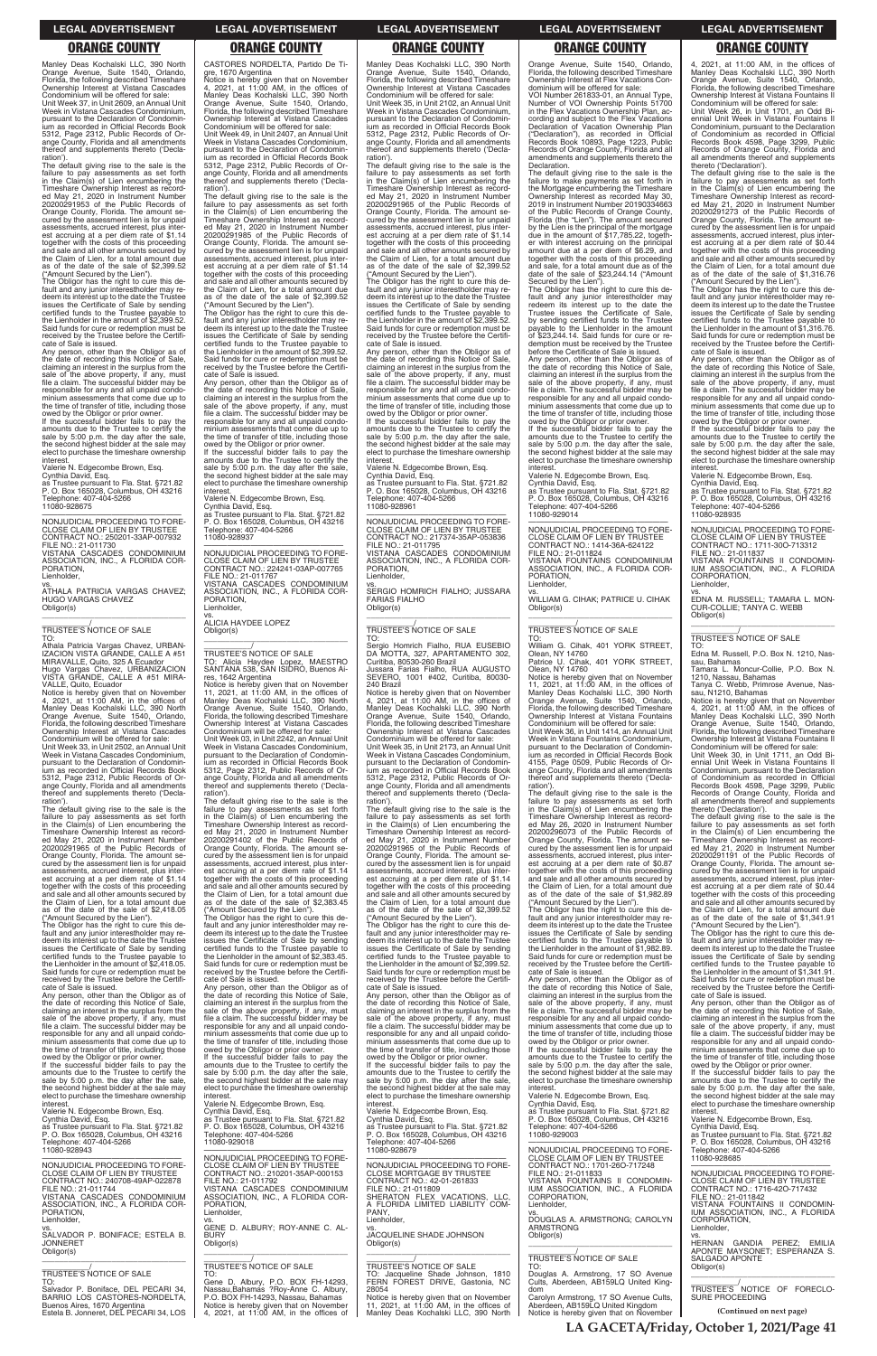Manley Deas Kochalski LLC, 390 North Orange Avenue, Suite 1540, Orlando, Florida, the following described Timeshare Ownership Interest at Vistana Cascades Condominium will be offered for sale:

Unit Week 37, in Unit 2609, an Annual Unit Week in Vistana Cascades Condominium, pursuant to the Declaration of Condominium as recorded in Official Records Book 5312, Page 2312, Public Records of Orange County, Florida and all amendments thereof and supplements thereto ('Declaration').

The default giving rise to the sale is the failure to pay assessments as set forth in the Claim(s) of Lien encumbering the Timeshare Ownership Interest as recorded May 21, 2020 in Instrument Number 20200291953 of the Public Records of Orange County, Florida. The amount secured by the assessment lien is for unpaid assessments, accrued interest, plus interest accruing at a per diem rate of $1.14 together with the costs of this proceeding and sale and all other amounts secured by the Claim of Lien, for a total amount due as of the date of the sale of $2,399.52 ("Amount Secured by the Lien").

The Obligor has the right to cure this default and any junior interestholder may redeem its interest up to the date the Trustee issues the Certificate of Sale by sending certified funds to the Trustee payable to the Lienholder in the amount of $2,399.52. Said funds for cure or redemption must be received by the Trustee before the Certificate of Sale is issued.

Any person, other than the Obligor as of the date of recording this Notice of Sale, claiming an interest in the surplus from the sale of the above property, if any, must file a claim. The successful bidder may be responsible for any and all unpaid condominium assessments that come due up to the time of transfer of title, including those owed by the Obligor or prior owner.

If the successful bidder fails to pay the amounts due to the Trustee to certify the sale by 5:00 p.m. the day after the sale, the second highest bidder at the sale may elect to purchase the timeshare ownership interest.

Valerie N. Edgecombe Brown, Esq.
Cynthia David, Esq.
as Trustee pursuant to Fla. Stat. §721.82
P. O. Box 165028, Columbus, OH 43216
Telephone: 407-404-5266
11080-928675

---

NONJUDICIAL PROCEEDING TO FORECLOSE CLAIM OF LIEN BY TRUSTEE
CONTRACT NO.: 250201-33AP-007932
FILE NO.: 21-011730
VISTANA CASCADES CONDOMINIUM ASSOCIATION, INC., A FLORIDA CORPORATION,
Lienholder,
vs.
ATHALA PATRICIA VARGAS CHAVEZ; HUGO VARGAS CHAVEZ
Obligor(s)

TRUSTEE'S NOTICE OF SALE

TO:
Athala Patricia Vargas Chavez, URBANIZACION VISTA GRANDE, CALLE A #51 MIRAVALLE, Quito, 325 A Ecuador
Hugo Vargas Chavez, URBANIZACION VISTA GRANDE, CALLE A #51 MIRAVALLE, Quito, Ecuador

Notice is hereby given that on November 4, 2021, at 11:00 AM, in the offices of Manley Deas Kochalski LLC, 390 North Orange Avenue, Suite 1540, Orlando, Florida, the following described Timeshare Ownership Interest at Vistana Cascades Condominium will be offered for sale:

Unit Week 33, in Unit 2502, an Annual Unit Week in Vistana Cascades Condominium, pursuant to the Declaration of Condominium as recorded in Official Records Book 5312, Page 2312, Public Records of Orange County, Florida and all amendments thereof and supplements thereto ('Declaration').

The default giving rise to the sale is the failure to pay assessments as set forth in the Claim(s) of Lien encumbering the Timeshare Ownership Interest as recorded May 21, 2020 in Instrument Number 20200291965 of the Public Records of Orange County, Florida. The amount secured by the assessment lien is for unpaid assessments, accrued interest, plus interest accruing at a per diem rate of $1.14 together with the costs of this proceeding and sale and all other amounts secured by the Claim of Lien, for a total amount due as of the date of the sale of $2,418.05 ("Amount Secured by the Lien").

The Obligor has the right to cure this default and any junior interestholder may redeem its interest up to the date the Trustee issues the Certificate of Sale by sending certified funds to the Trustee payable to the Lienholder in the amount of $2,418.05. Said funds for cure or redemption must be received by the Trustee before the Certificate of Sale is issued.

Any person, other than the Obligor as of the date of recording this Notice of Sale, claiming an interest in the surplus from the sale of the above property, if any, must file a claim. The successful bidder may be responsible for any and all unpaid condominium assessments that come due up to the time of transfer of title, including those owed by the Obligor or prior owner.

If the successful bidder fails to pay the amounts due to the Trustee to certify the sale by 5:00 p.m. the day after the sale, the second highest bidder at the sale may elect to purchase the timeshare ownership interest.

Valerie N. Edgecombe Brown, Esq.
Cynthia David, Esq.
as Trustee pursuant to Fla. Stat. §721.82
P. O. Box 165028, Columbus, OH 43216
Telephone: 407-404-5266
11080-928943

---

NONJUDICIAL PROCEEDING TO FORECLOSE CLAIM OF LIEN BY TRUSTEE
CONTRACT NO.: 240708-49AP-022878
FILE NO.: 21-011744
VISTANA CASCADES CONDOMINIUM ASSOCIATION, INC., A FLORIDA CORPORATION,
Lienholder,
vs.
SALVADOR P. BONIFACE; ESTELA B. JONNERET
Obligor(s)

TRUSTEE'S NOTICE OF SALE

TO:
Salvador P. Boniface, DEL PECARI 34, BARRIO LOS CASTORES-NORDELTA, Buenos Aires, 1670 Argentina
Estela B. Jonneret, DEL PECARI 34, LOS CASTORES NORDELTA, Partido De Tigre, 1670 Argentina

Notice is hereby given that on November 4, 2021, at 11:00 AM, in the offices of Manley Deas Kochalski LLC, 390 North Orange Avenue, Suite 1540, Orlando, Florida, the following described Timeshare Ownership Interest at Vistana Cascades Condominium will be offered for sale:

Unit Week 49, in Unit 2407, an Annual Unit Week in Vistana Cascades Condominium, pursuant to the Declaration of Condominium as recorded in Official Records Book 5312, Page 2312, Public Records of Orange County, Florida and all amendments thereof and supplements thereto ('Declaration').

The default giving rise to the sale is the failure to pay assessments as set forth in the Claim(s) of Lien encumbering the Timeshare Ownership Interest as recorded May 21, 2020 in Instrument Number 20200291985 of the Public Records of Orange County, Florida. The amount secured by the assessment lien is for unpaid assessments, accrued interest, plus interest accruing at a per diem rate of $1.14 together with the costs of this proceeding and sale and all other amounts secured by the Claim of Lien, for a total amount due as of the date of the sale of $2,399.52 ("Amount Secured by the Lien").

The Obligor has the right to cure this default and any junior interestholder may redeem its interest up to the date the Trustee issues the Certificate of Sale by sending certified funds to the Trustee payable to the Lienholder in the amount of $2,399.52. Said funds for cure or redemption must be received by the Trustee before the Certificate of Sale is issued.

Any person, other than the Obligor as of the date of recording this Notice of Sale, claiming an interest in the surplus from the sale of the above property, if any, must file a claim. The successful bidder may be responsible for any and all unpaid condominium assessments that come due up to the time of transfer of title, including those owed by the Obligor or prior owner.

If the successful bidder fails to pay the amounts due to the Trustee to certify the sale by 5:00 p.m. the day after the sale, the second highest bidder at the sale may elect to purchase the timeshare ownership interest.

Valerie N. Edgecombe Brown, Esq.
Cynthia David, Esq.
as Trustee pursuant to Fla. Stat. §721.82
P. O. Box 165028, Columbus, OH 43216
Telephone: 407-404-5266
11080-928937

---

NONJUDICIAL PROCEEDING TO FORECLOSE CLAIM OF LIEN BY TRUSTEE
CONTRACT NO.: 224241-03AP-007765
FILE NO.: 21-011767
VISTANA CASCADES CONDOMINIUM ASSOCIATION, INC., A FLORIDA CORPORATION,
Lienholder,
vs.
ALICIA HAYDEE LOPEZ
Obligor(s)

TRUSTEE'S NOTICE OF SALE

TO: Alicia Haydee Lopez, MAESTRO SANTANA 538, SAN ISIDRO, Buenos Aires, 1642 Argentina

Notice is hereby given that on November 11, 2021, at 11:00 AM, in the offices of Manley Deas Kochalski LLC, 390 North Orange Avenue, Suite 1540, Orlando, Florida, the following described Timeshare Ownership Interest at Vistana Cascades Condominium will be offered for sale:

Unit Week 03, in Unit 2242, an Annual Unit Week in Vistana Cascades Condominium, pursuant to the Declaration of Condominium as recorded in Official Records Book 5312, Page 2312, Public Records of Orange County, Florida and all amendments thereof and supplements thereto ('Declaration').

The default giving rise to the sale is the failure to pay assessments as set forth in the Claim(s) of Lien encumbering the Timeshare Ownership Interest as recorded May 21, 2020 in Instrument Number 20200291402 of the Public Records of Orange County, Florida. The amount secured by the assessment lien is for unpaid assessments, accrued interest, plus interest accruing at a per diem rate of $1.14 together with the costs of this proceeding and sale and all other amounts secured by the Claim of Lien, for a total amount due as of the date of the sale of $2,383.45 ("Amount Secured by the Lien").

The Obligor has the right to cure this default and any junior interestholder may redeem its interest up to the date the Trustee issues the Certificate of Sale by sending certified funds to the Trustee payable to the Lienholder in the amount of $2,383.45. Said funds for cure or redemption must be received by the Trustee before the Certificate of Sale is issued.

Any person, other than the Obligor as of the date of recording this Notice of Sale, claiming an interest in the surplus from the sale of the above property, if any, must file a claim. The successful bidder may be responsible for any and all unpaid condominium assessments that come due up to the time of transfer of title, including those owed by the Obligor or prior owner.

If the successful bidder fails to pay the amounts due to the Trustee to certify the sale by 5:00 p.m. the day after the sale, the second highest bidder at the sale may elect to purchase the timeshare ownership interest.

Valerie N. Edgecombe Brown, Esq.
Cynthia David, Esq.
as Trustee pursuant to Fla. Stat. §721.82
P. O. Box 165028, Columbus, OH 43216
Telephone: 407-404-5266
11080-929018

---

NONJUDICIAL PROCEEDING TO FORECLOSE CLAIM OF LIEN BY TRUSTEE
CONTRACT NO.: 210201-35AP-000153
FILE NO.: 21-011792
VISTANA CASCADES CONDOMINIUM ASSOCIATION, INC., A FLORIDA CORPORATION,
Lienholder,
vs.
GENE D. ALBURY; ROY-ANNE C. ALBURY
Obligor(s)

TRUSTEE'S NOTICE OF SALE

TO:
Gene D. Albury, P.O. BOX FH-14293, Nassau,Bahamas ?Roy-Anne C. Albury, P.O. BOX FH-14293, Nassau, Bahamas

Notice is hereby given that on November 4, 2021, at 11:00 AM, in the offices of Manley Deas Kochalski LLC, 390 North Orange Avenue, Suite 1540, Orlando, Florida, the following described Timeshare Ownership Interest at Vistana Cascades Condominium will be offered for sale:

Unit Week 35, in Unit 2102, an Annual Unit Week in Vistana Cascades Condominium, pursuant to the Declaration of Condominium as recorded in Official Records Book 5312, Page 2312, Public Records of Orange County, Florida and all amendments thereof and supplements thereto ('Declaration').

The default giving rise to the sale is the failure to pay assessments as set forth in the Claim(s) of Lien encumbering the Timeshare Ownership Interest as recorded May 21, 2020 in Instrument Number 20200291965 of the Public Records of Orange County, Florida. The amount secured by the assessment lien is for unpaid assessments, accrued interest, plus interest accruing at a per diem rate of $1.14 together with the costs of this proceeding and sale and all other amounts secured by the Claim of Lien, for a total amount due as of the date of the sale of $2,399.52 ("Amount Secured by the Lien").

The Obligor has the right to cure this default and any junior interestholder may redeem its interest up to the date the Trustee issues the Certificate of Sale by sending certified funds to the Trustee payable to the Lienholder in the amount of $2,399.52. Said funds for cure or redemption must be received by the Trustee before the Certificate of Sale is issued.

Any person, other than the Obligor as of the date of recording this Notice of Sale, claiming an interest in the surplus from the sale of the above property, if any, must file a claim. The successful bidder may be responsible for any and all unpaid condominium assessments that come due up to the time of transfer of title, including those owed by the Obligor or prior owner.

If the successful bidder fails to pay the amounts due to the Trustee to certify the sale by 5:00 p.m. the day after the sale, the second highest bidder at the sale may elect to purchase the timeshare ownership interest.

Valerie N. Edgecombe Brown, Esq.
Cynthia David, Esq.
as Trustee pursuant to Fla. Stat. §721.82
P. O. Box 165028, Columbus, OH 43216
Telephone: 407-404-5266
11080-928961

---

NONJUDICIAL PROCEEDING TO FORECLOSE CLAIM OF LIEN BY TRUSTEE
CONTRACT NO.: 217374-35AP-053836
FILE NO.: 21-011795
VISTANA CASCADES CONDOMINIUM ASSOCIATION, INC., A FLORIDA CORPORATION,
Lienholder,
vs.
SERGIO HOMRICH FIALHO; JUSSARA FARIAS FIALHO
Obligor(s)

TRUSTEE'S NOTICE OF SALE

TO:
Sergio Homrich Fialho, RUA EUSEBIO DA MOTTA, 327, APARTAMENTO 302, Curitiba, 80530-260 Brazil
Jussara Farias Fialho, RUA AUGUSTO SEVERO, 1001 #402, Curitiba, 80030-240 Brazil

Notice is hereby given that on November 4, 2021, at 11:00 AM, in the offices of Manley Deas Kochalski LLC, 390 North Orange Avenue, Suite 1540, Orlando, Florida, the following described Timeshare Ownership Interest at Vistana Cascades Condominium will be offered for sale:

Unit Week 35, in Unit 2173, an Annual Unit Week in Vistana Cascades Condominium, pursuant to the Declaration of Condominium as recorded in Official Records Book 5312, Page 2312, Public Records of Orange County, Florida and all amendments thereof and supplements thereto ('Declaration').

The default giving rise to the sale is the failure to pay assessments as set forth in the Claim(s) of Lien encumbering the Timeshare Ownership Interest as recorded May 21, 2020 in Instrument Number 20200291965 of the Public Records of Orange County, Florida. The amount secured by the assessment lien is for unpaid assessments, accrued interest, plus interest accruing at a per diem rate of $1.14 together with the costs of this proceeding and sale and all other amounts secured by the Claim of Lien, for a total amount due as of the date of the sale of $2,399.52 ("Amount Secured by the Lien").

The Obligor has the right to cure this default and any junior interestholder may redeem its interest up to the date the Trustee issues the Certificate of Sale by sending certified funds to the Trustee payable to the Lienholder in the amount of $2,399.52. Said funds for cure or redemption must be received by the Trustee before the Certificate of Sale is issued.

Any person, other than the Obligor as of the date of recording this Notice of Sale, claiming an interest in the surplus from the sale of the above property, if any, must file a claim. The successful bidder may be responsible for any and all unpaid condominium assessments that come due up to the time of transfer of title, including those owed by the Obligor or prior owner.

If the successful bidder fails to pay the amounts due to the Trustee to certify the sale by 5:00 p.m. the day after the sale, the second highest bidder at the sale may elect to purchase the timeshare ownership interest.

Valerie N. Edgecombe Brown, Esq.
Cynthia David, Esq.
as Trustee pursuant to Fla. Stat. §721.82
P. O. Box 165028, Columbus, OH 43216
Telephone: 407-404-5266
11080-928679

---

NONJUDICIAL PROCEEDING TO FORECLOSE MORTGAGE BY TRUSTEE
CONTRACT NO.: 42-01-261833
FILE NO.: 21-011809
SHERATON FLEX VACATIONS, LLC, A FLORIDA LIMITED LIABILITY COMPANY,
Lienholder,
vs.
JACQUELINE SHADE JOHNSON
Obligor(s)

TRUSTEE'S NOTICE OF SALE

TO: Jacqueline Shade Johnson, 1810 FERN FOREST DRIVE, Gastonia, NC 28054

Notice is hereby given that on November 11, 2021, at 11:00 AM, in the offices of Manley Deas Kochalski LLC, 390 North Orange Avenue, Suite 1540, Orlando, Florida, the following described Timeshare Ownership Interest at Flex Vacations Condominium will be offered for sale:

VOI Number 261833-01, an Annual Type, Number of VOI Ownership Points 51700 in the Flex Vacations Ownership Plan, according and subject to the Flex Vacations Declaration of Vacation Ownership Plan ("Declaration"), as recorded in Official Records Book 10893, Page 1223, Public Records of Orange County, Florida and all amendments and supplements thereto the Declaration.

The default giving rise to the sale is the failure to make payments as set forth in the Mortgage encumbering the Timeshare Ownership Interest as recorded May 30, 2019 in Instrument Number 20190334663 of the Public Records of Orange County, Florida (the "Lien"). The amount secured by the Lien is the principal of the mortgage due in the amount of $17,785.22, together with interest accruing on the principal amount due at a per diem of $6.29, and together with the costs of this proceeding and sale, for a total amount due as of the date of the sale of $23,244.14 ("Amount Secured by the Lien").

The Obligor has the right to cure this default and any junior interestholder may redeem its interest up to the date the Trustee issues the Certificate of Sale, by sending certified funds to the Trustee payable to the Lienholder in the amount of $23,244.14. Said funds for cure or redemption must be received by the Trustee before the Certificate of Sale is issued.

Any person, other than the Obligor as of the date of recording this Notice of Sale, claiming an interest in the surplus from the sale of the above property, if any, must file a claim. The successful bidder may be responsible for any and all unpaid condominium assessments that come due up to the time of transfer of title, including those owed by the Obligor or prior owner.

If the successful bidder fails to pay the amounts due to the Trustee to certify the sale by 5:00 p.m. the day after the sale, the second highest bidder at the sale may elect to purchase the timeshare ownership interest.

Valerie N. Edgecombe Brown, Esq.
Cynthia David, Esq.
as Trustee pursuant to Fla. Stat. §721.82
P. O. Box 165028, Columbus, OH 43216
Telephone: 407-404-5266
11080-928914

---

NONJUDICIAL PROCEEDING TO FORECLOSE CLAIM OF LIEN BY TRUSTEE
CONTRACT NO.: 1414-36A-624122
FILE NO.: 21-011824
VISTANA FOUNTAINS CONDOMINIUM ASSOCIATION, INC., A FLORIDA CORPORATION,
Lienholder,
vs.
WILLIAM G. CIHAK; PATRICE U. CIHAK
Obligor(s)

TRUSTEE'S NOTICE OF SALE

TO:
William G. Cihak, 401 YORK STREET, Olean, NY 14760
Patrice U. Cihak, 401 YORK STREET, Olean, NY 14760

Notice is hereby given that on November 11, 2021, at 11:00 AM, in the offices of Manley Deas Kochalski LLC, 390 North Orange Avenue, Suite 1540, Orlando, Florida, the following described Timeshare Ownership Interest at Vistana Fountains Condominium will be offered for sale:

Unit Week 36, in Unit 1414, an Annual Unit Week in Vistana Fountains Condominium, pursuant to the Declaration of Condominium as recorded in Official Records Book 4155, Page 0509, Public Records of Orange County, Florida and all amendments thereof and supplements thereto ('Declaration').

The default giving rise to the sale is the failure to pay assessments as set forth in the Claim(s) of Lien encumbering the Timeshare Ownership Interest as recorded May 26, 2020 in Instrument Number 20200298073 of the Public Records of Orange County, Florida. The amount secured by the assessment lien is for unpaid assessments, accrued interest, plus interest accruing at a per diem rate of $0.87 together with the costs of this proceeding and sale and all other amounts secured by the Claim of Lien, for a total amount due as of the date of the sale of $1,982.89 ("Amount Secured by the Lien").

The Obligor has the right to cure this default and any junior interestholder may redeem its interest up to the date the Trustee issues the Certificate of Sale by sending certified funds to the Trustee payable to the Lienholder in the amount of $1,982.89. Said funds for cure or redemption must be received by the Trustee before the Certificate of Sale is issued.

Any person, other than the Obligor as of the date of recording this Notice of Sale, claiming an interest in the surplus from the sale of the above property, if any, must file a claim. The successful bidder may be responsible for any and all unpaid condominium assessments that come due up to the time of transfer of title, including those owed by the Obligor or prior owner.

If the successful bidder fails to pay the amounts due to the Trustee to certify the sale by 5:00 p.m. the day after the sale, the second highest bidder at the sale may elect to purchase the timeshare ownership interest.

Valerie N. Edgecombe Brown, Esq.
Cynthia David, Esq.
as Trustee pursuant to Fla. Stat. §721.82
P. O. Box 165028, Columbus, OH 43216
Telephone: 407-404-5266
11080-929003

---

NONJUDICIAL PROCEEDING TO FORECLOSE CLAIM OF LIEN BY TRUSTEE
CONTRACT NO.: 1701-26O-717248
FILE NO.: 21-011833
VISTANA FOUNTAINS II CONDOMINIUM ASSOCIATION, INC., A FLORIDA CORPORATION,
Lienholder,
vs.
DOUGLAS A. ARMSTRONG; CAROLYN ARMSTRONG
Obligor(s)

TRUSTEE'S NOTICE OF SALE

TO:
Douglas A. Armstrong, 17 SO Avenue Cults, Aberdeen, AB159LQ United Kingdom
Carolyn Armstrong, 17 SO Avenue Cults, Aberdeen, AB159LQ United Kingdom

Notice is hereby given that on November 4, 2021, at 11:00 AM, in the offices of Manley Deas Kochalski LLC, 390 North Orange Avenue, Suite 1540, Orlando, Florida, the following described Timeshare Ownership Interest at Vistana Fountains II Condominium will be offered for sale:

Unit Week 26, in Unit 1701, an Odd Biennial Unit Week in Vistana Fountains II Condominium, pursuant to the Declaration of Condominium as recorded in Official Records Book 4598, Page 3299, Public Records of Orange County, Florida and all amendments thereof and supplements thereto ('Declaration').

The default giving rise to the sale is the failure to pay assessments as set forth in the Claim(s) of Lien encumbering the Timeshare Ownership Interest as recorded May 21, 2020 in Instrument Number 20200291273 of the Public Records of Orange County, Florida. The amount secured by the assessment lien is for unpaid assessments, accrued interest, plus interest accruing at a per diem rate of $0.44 together with the costs of this proceeding and sale and all other amounts secured by the Claim of Lien, for a total amount due as of the date of the sale of $1,316.76 ("Amount Secured by the Lien").

The Obligor has the right to cure this default and any junior interestholder may redeem its interest up to the date the Trustee issues the Certificate of Sale by sending certified funds to the Trustee payable to the Lienholder in the amount of $1,316.76. Said funds for cure or redemption must be received by the Trustee before the Certificate of Sale is issued.

Any person, other than the Obligor as of the date of recording this Notice of Sale, claiming an interest in the surplus from the sale of the above property, if any, must file a claim. The successful bidder may be responsible for any and all unpaid condominium assessments that come due up to the time of transfer of title, including those owed by the Obligor or prior owner.

If the successful bidder fails to pay the amounts due to the Trustee to certify the sale by 5:00 p.m. the day after the sale, the second highest bidder at the sale may elect to purchase the timeshare ownership interest.

Valerie N. Edgecombe Brown, Esq.
Cynthia David, Esq.
as Trustee pursuant to Fla. Stat. §721.82
P. O. Box 165028, Columbus, OH 43216
Telephone: 407-404-5266
11080-928935

---

NONJUDICIAL PROCEEDING TO FORECLOSE CLAIM OF LIEN BY TRUSTEE
CONTRACT NO.: 1711-30O-713312
FILE NO.: 21-011837
VISTANA FOUNTAINS II CONDOMINIUM ASSOCIATION, INC., A FLORIDA CORPORATION,
Lienholder,
vs.
EDNA M. RUSSELL; TAMARA L. MONCUR-COLLIE; TANYA C. WEBB
Obligor(s)

TRUSTEE'S NOTICE OF SALE

TO:
Edna M. Russell, P.O. Box N. 1210, Nassau, Bahamas
Tamara L. Moncur-Collie, P.O. Box N. 1210, Nassau, Bahamas
Tanya C. Webb, Primrose Avenue, Nassau, N1210, Bahamas

Notice is hereby given that on November 4, 2021, at 11:00 AM, in the offices of Manley Deas Kochalski LLC, 390 North Orange Avenue, Suite 1540, Orlando, Florida, the following described Timeshare Ownership Interest at Vistana Fountains II Condominium will be offered for sale:

Unit Week 30, in Unit 1711, an Odd Biennial Unit Week in Vistana Fountains II Condominium, pursuant to the Declaration of Condominium as recorded in Official Records Book 4598, Page 3299, Public Records of Orange County, Florida and all amendments thereof and supplements thereto ('Declaration').

The default giving rise to the sale is the failure to pay assessments as set forth in the Claim(s) of Lien encumbering the Timeshare Ownership Interest as recorded May 21, 2020 in Instrument Number 20200291191 of the Public Records of Orange County, Florida. The amount secured by the assessment lien is for unpaid assessments, accrued interest, plus interest accruing at a per diem rate of $0.44 together with the costs of this proceeding and sale and all other amounts secured by the Claim of Lien, for a total amount due as of the date of the sale of $1,341.91 ("Amount Secured by the Lien").

The Obligor has the right to cure this default and any junior interestholder may redeem its interest up to the date the Trustee issues the Certificate of Sale by sending certified funds to the Trustee payable to the Lienholder in the amount of $1,341.91. Said funds for cure or redemption must be received by the Trustee before the Certificate of Sale is issued.

Any person, other than the Obligor as of the date of recording this Notice of Sale, claiming an interest in the surplus from the sale of the above property, if any, must file a claim. The successful bidder may be responsible for any and all unpaid condominium assessments that come due up to the time of transfer of title, including those owed by the Obligor or prior owner.

If the successful bidder fails to pay the amounts due to the Trustee to certify the sale by 5:00 p.m. the day after the sale, the second highest bidder at the sale may elect to purchase the timeshare ownership interest.

Valerie N. Edgecombe Brown, Esq.
Cynthia David, Esq.
as Trustee pursuant to Fla. Stat. §721.82
P. O. Box 165028, Columbus, OH 43216
Telephone: 407-404-5266
11080-928685

---

NONJUDICIAL PROCEEDING TO FORECLOSE CLAIM OF LIEN BY TRUSTEE
CONTRACT NO.: 1716-42O-717432
FILE NO.: 21-011842
VISTANA FOUNTAINS II CONDOMINIUM ASSOCIATION, INC., A FLORIDA CORPORATION,
Lienholder,
vs.
HERNAN GANDIA PEREZ; EMILIA APONTE MAYSONET; ESPERANZA S. SALGADO APONTE
Obligor(s)

TRUSTEE'S NOTICE OF FORECLOSURE PROCEEDING

**(Continued on next page)**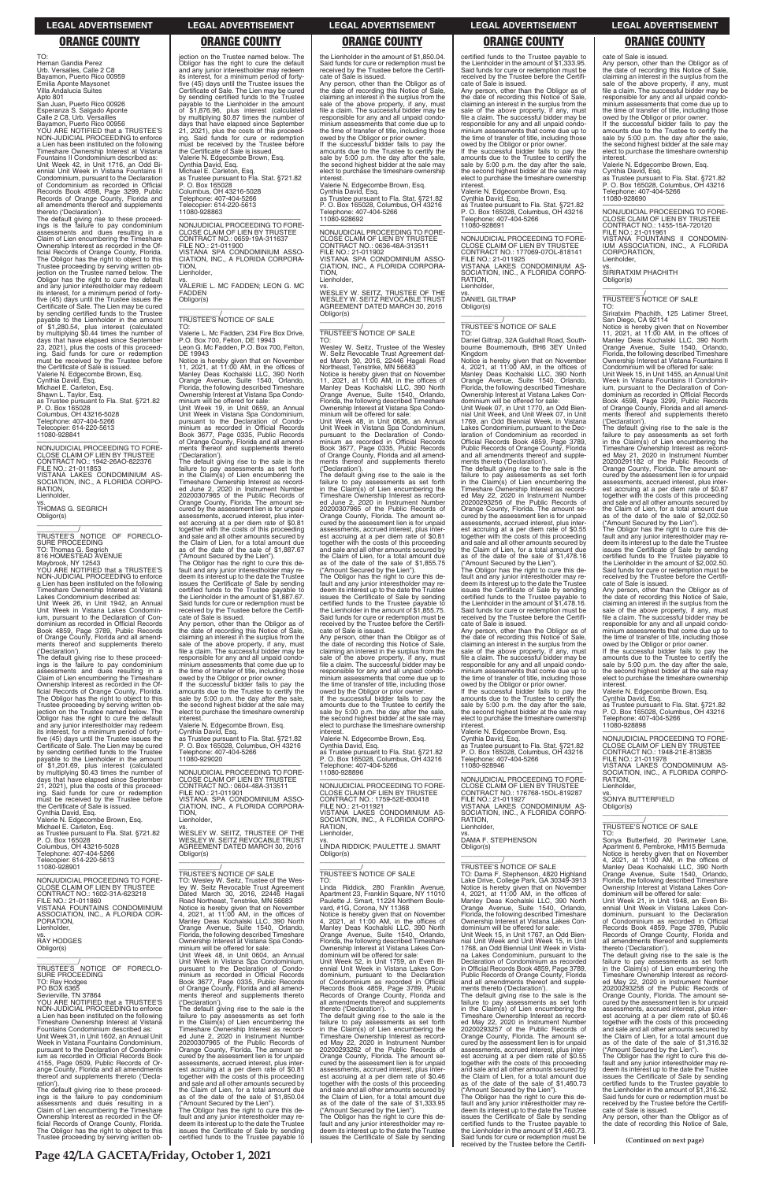TO:
Hernan Gandia Perez
Urb. Versalles, Calle 2 C8
Bayamon, Puerto Rico 00959
Emilia Aponte Maysonet
Villa Andalucia Suites
Apto 801
San Juan, Puerto Rico 00926
Esperanza S. Salgado Aponte
Calle 2 C8, Urb. Versalles
Bayamon, Puerto Rico 00956

YOU ARE NOTIFIED that a TRUSTEE'S NON-JUDICIAL PROCEEDING to enforce a Lien has been instituted on the following Timeshare Ownership Interest at Vistana Fountains II Condominium described as:

Unit Week 42, in Unit 1716, an Odd Biennial Unit Week in Vistana Fountains II Condominium, pursuant to the Declaration of Condominium as recorded in Official Records Book 4598, Page 3299, Public Records of Orange County, Florida and all amendments thereof and supplements thereto ('Declaration').

The default giving rise to these proceedings is the failure to pay condominium assessments and dues resulting in a Claim of Lien encumbering the Timeshare Ownership Interest as recorded in the Official Records of Orange County, Florida. The Obligor has the right to object to this Trustee proceeding by serving written objection on the Trustee named below. The Obligor has the right to cure the default and any junior interestholder may redeem its interest, for a minimum period of forty-five (45) days until the Trustee issues the Certificate of Sale. The Lien may be cured by sending certified funds to the Trustee payable to the Lienholder in the amount of $1,280.54, plus interest (calculated by multiplying $0.44 times the number of days that have elapsed since September 23, 2021), plus the costs of this proceeding. Said funds for cure or redemption must be received by the Trustee before the Certificate of Sale is issued.

Valerie N. Edgecombe Brown, Esq.
Cynthia David, Esq.
Michael E. Carleton, Esq.
Shawn L. Taylor, Esq.
as Trustee pursuant to Fla. Stat. §721.82
P. O. Box 165028
Columbus, OH 43216-5028
Telephone: 407-404-5266
Telecopier: 614-220-5613
11080-928841

---

NONJUDICIAL PROCEEDING TO FORECLOSE CLAIM OF LIEN BY TRUSTEE
CONTRACT NO.: 1942-26AO-822376
FILE NO.: 21-011853
VISTANA LAKES CONDOMINIUM ASSOCIATION, INC., A FLORIDA CORPORATION,
Lienholder,
vs.
THOMAS G. SEGRICH
Obligor(s)

TRUSTEE'S NOTICE OF FORECLOSURE PROCEEDING
TO: Thomas G. Segrich
816 HOMESTEAD AVENUE
Maybrook, NY 12543

YOU ARE NOTIFIED that a TRUSTEE'S NON-JUDICIAL PROCEEDING to enforce a Lien has been instituted on the following Timeshare Ownership Interest at Vistana Lakes Condominium described as:

Unit Week 26, in Unit 1942, an Annual Unit Week in Vistana Lakes Condominium, pursuant to the Declaration of Condominium as recorded in Official Records Book 4859, Page 3789, Public Records of Orange County, Florida and all amendments thereof and supplements thereto ('Declaration').

The default giving rise to these proceedings is the failure to pay condominium assessments and dues resulting in a Claim of Lien encumbering the Timeshare Ownership Interest as recorded in the Official Records of Orange County, Florida. The Obligor has the right to object to this Trustee proceeding by serving written objection on the Trustee named below. The Obligor has the right to cure the default and any junior interestholder may redeem its interest, for a minimum period of forty-five (45) days until the Trustee issues the Certificate of Sale. The Lien may be cured by sending certified funds to the Trustee payable to the Lienholder in the amount of $1,201.69, plus interest (calculated by multiplying $0.43 times the number of days that have elapsed since September 21, 2021), plus the costs of this proceeding. Said funds for cure or redemption must be received by the Trustee before the Certificate of Sale is issued.

Cynthia David, Esq.
Valerie N. Edgecombe Brown, Esq.
Michael E. Carleton, Esq.
as Trustee pursuant to Fla. Stat. §721.82
P. O. Box 165028
Columbus, OH 43216-5028
Telephone: 407-404-5266
Telecopier: 614-220-5613
11080-928901

---

NONJUDICIAL PROCEEDING TO FORECLOSE CLAIM OF LIEN BY TRUSTEE
CONTRACT NO.: 1602-31A-623218
FILE NO.: 21-011860
VISTANA FOUNTAINS CONDOMINIUM ASSOCIATION, INC., A FLORIDA CORPORATION,
Lienholder,
vs.
RAY HODGES
Obligor(s)

TRUSTEE'S NOTICE OF FORECLOSURE PROCEEDING
TO: Ray Hodges
PO BOX 6365
Sevierville, TN 37864

YOU ARE NOTIFIED that a TRUSTEE'S NON-JUDICIAL PROCEEDING to enforce a Lien has been instituted on the following Timeshare Ownership Interest at Vistana Fountains Condominium described as:

Unit Week 31, in Unit 1602, an Annual Unit Week in Vistana Fountains Condominium, pursuant to the Declaration of Condominium as recorded in Official Records Book 4155, Page 0509, Public Records of Orange County, Florida and all amendments thereof and supplements thereto ('Declaration').

The default giving rise to these proceedings is the failure to pay condominium assessments and dues resulting in a Claim of Lien encumbering the Timeshare Ownership Interest as recorded in the Official Records of Orange County, Florida. The Obligor has the right to object to this Trustee proceeding by serving written objection on the Trustee named below. The Obligor has the right to cure the default and any junior interestholder may redeem its interest, for a minimum period of forty-five (45) days until the Trustee issues the Certificate of Sale. The Lien may be cured by sending certified funds to the Trustee payable to the Lienholder in the amount of $1,876.96, plus interest (calculated by multiplying $0.87 times the number of days that have elapsed since September 21, 2021), plus the costs of this proceeding. Said funds for cure or redemption must be received by the Trustee before the Certificate of Sale is issued.

Valerie N. Edgecombe Brown, Esq.
Cynthia David, Esq.
Michael E. Carleton, Esq.
as Trustee pursuant to Fla. Stat. §721.82
P. O. Box 165028
Columbus, OH 43216-5028
Telephone: 407-404-5266
Telecopier: 614-220-5613
11080-928863

---

NONJUDICIAL PROCEEDING TO FORECLOSE CLAIM OF LIEN BY TRUSTEE
CONTRACT NO.: 0659-19A-311637
FILE NO.: 21-011900
VISTANA SPA CONDOMINIUM ASSOCIATION, INC., A FLORIDA CORPORATION,
Lienholder,
vs.
VALERIE L. MC FADDEN; LEON G. MC FADDEN
Obligor(s)

TRUSTEE'S NOTICE OF SALE
TO:
Valerie L. Mc Fadden, 234 Fire Box Drive, P.O. Box 700, Felton, DE 19943
Leon G. Mc Fadden, P.O. Box 700, Felton, DE 19943

Notice is hereby given that on November 11, 2021, at 11:00 AM, in the offices of Manley Deas Kochalski LLC, 390 North Orange Avenue, Suite 1540, Orlando, Florida, the following described Timeshare Ownership Interest at Vistana Spa Condominium will be offered for sale:

Unit Week 19, in Unit 0659, an Annual Unit Week in Vistana Spa Condominium, pursuant to the Declaration of Condominium as recorded in Official Records Book 3677, Page 0335, Public Records of Orange County, Florida and all amendments thereof and supplements thereto ('Declaration').

The default giving rise to the sale is the failure to pay assessments as set forth in the Claim(s) of Lien encumbering the Timeshare Ownership Interest as recorded June 2, 2020 in Instrument Number 20200307965 of the Public Records of Orange County, Florida. The amount secured by the assessment lien is for unpaid assessments, accrued interest, plus interest accruing at a per diem rate of $0.81 together with the costs of this proceeding and sale and all other amounts secured by the Claim of Lien, for a total amount due as of the date of the sale of $1,887.67 ("Amount Secured by the Lien").

The Obligor has the right to cure this default and any junior interestholder may redeem its interest up to the date the Trustee issues the Certificate of Sale by sending certified funds to the Trustee payable to the Lienholder in the amount of $1,887.67. Said funds for cure or redemption must be received by the Trustee before the Certificate of Sale is issued.

Any person, other than the Obligor as of the date of recording this Notice of Sale, claiming an interest in the surplus from the sale of the above property, if any, must file a claim. The successful bidder may be responsible for any and all unpaid condominium assessments that come due up to the time of transfer of title, including those owed by the Obligor or prior owner.

If the successful bidder fails to pay the amounts due to the Trustee to certify the sale by 5:00 p.m. the day after the sale, the second highest bidder at the sale may elect to purchase the timeshare ownership interest.

Valerie N. Edgecombe Brown, Esq.
Cynthia David, Esq.
as Trustee pursuant to Fla. Stat. §721.82
P. O. Box 165028, Columbus, OH 43216
Telephone: 407-404-5266
11080-929020

---

NONJUDICIAL PROCEEDING TO FORECLOSE CLAIM OF LIEN BY TRUSTEE
CONTRACT NO.: 0604-48A-313511
FILE NO.: 21-011901
VISTANA SPA CONDOMINIUM ASSOCIATION, INC., A FLORIDA CORPORATION,
Lienholder,
vs.
WESLEY W. SEITZ, TRUSTEE OF THE WESLEY W. SEITZ REVOCABLE TRUST AGREEMENT DATED MARCH 30, 2016
Obligor(s)

TRUSTEE'S NOTICE OF SALE
TO: Wesley W. Seitz, Trustee of the Wesley W. Seitz Revocable Trust Agreement Dated March 30, 2016, 22446 Hagali Road Northeast, Tenstrike, MN 56683

Notice is hereby given that on November 4, 2021, at 11:00 AM, in the offices of Manley Deas Kochalski LLC, 390 North Orange Avenue, Suite 1540, Orlando, Florida, the following described Timeshare Ownership Interest at Vistana Spa Condominium will be offered for sale:

Unit Week 48, in Unit 0604, an Annual Unit Week in Vistana Spa Condominium, pursuant to the Declaration of Condominium as recorded in Official Records Book 3677, Page 0335, Public Records of Orange County, Florida and all amendments thereof and supplements thereto ('Declaration').

The default giving rise to the sale is the failure to pay assessments as set forth in the Claim(s) of Lien encumbering the Timeshare Ownership Interest as recorded June 2, 2020 in Instrument Number 20200307965 of the Public Records of Orange County, Florida. The amount secured by the assessment lien is for unpaid assessments, accrued interest, plus interest accruing at a per diem rate of $0.81 together with the costs of this proceeding and sale and all other amounts secured by the Claim of Lien, for a total amount due as of the date of the sale of $1,850.04 ("Amount Secured by the Lien").

The Obligor has the right to cure this default and any junior interestholder may redeem its interest up to the date the Trustee issues the Certificate of Sale by sending certified funds to the Trustee payable to the Lienholder in the amount of $1,850.04. Said funds for cure or redemption must be received by the Trustee before the Certificate of Sale is issued.

Any person, other than the Obligor as of the date of recording this Notice of Sale, claiming an interest in the surplus from the sale of the above property, if any, must file a claim. The successful bidder may be responsible for any and all unpaid condominium assessments that come due up to the time of transfer of title, including those owed by the Obligor or prior owner.

If the successful bidder fails to pay the amounts due to the Trustee to certify the sale by 5:00 p.m. the day after the sale, the second highest bidder at the sale may elect to purchase the timeshare ownership interest.

Valerie N. Edgecombe Brown, Esq.
Cynthia David, Esq.
as Trustee pursuant to Fla. Stat. §721.82
P. O. Box 165028, Columbus, OH 43216
Telephone: 407-404-5266
11080-928692

---

NONJUDICIAL PROCEEDING TO FORECLOSE CLAIM OF LIEN BY TRUSTEE
CONTRACT NO.: 0636-48A-313511
FILE NO.: 21-011902
VISTANA SPA CONDOMINIUM ASSOCIATION, INC., A FLORIDA CORPORATION,
Lienholder,
vs.
WESLEY W. SEITZ, TRUSTEE OF THE WESLEY W. SEITZ REVOCABLE TRUST AGREEMENT DATED MARCH 30, 2016
Obligor(s)

TRUSTEE'S NOTICE OF SALE
TO:
Wesley W. Seitz, Trustee of the Wesley W. Seitz Revocable Trust Agreement dated March 30, 2016, 22446 Hagali Road Northeast, Tenstrike, MN 56683

Notice is hereby given that on November 11, 2021, at 11:00 AM, in the offices of Manley Deas Kochalski LLC, 390 North Orange Avenue, Suite 1540, Orlando, Florida, the following described Timeshare Ownership Interest at Vistana Spa Condominium will be offered for sale:

Unit Week 48, in Unit 0636, an Annual Unit Week in Vistana Spa Condominium, pursuant to the Declaration of Condominium as recorded in Official Records Book 3677, Page 0335, Public Records of Orange County, Florida and all amendments thereof and supplements thereto ('Declaration').

The default giving rise to the sale is the failure to pay assessments as set forth in the Claim(s) of Lien encumbering the Timeshare Ownership Interest as recorded June 2, 2020 in Instrument Number 20200307965 of the Public Records of Orange County, Florida. The amount secured by the assessment lien is for unpaid assessments, accrued interest, plus interest accruing at a per diem rate of $0.81 together with the costs of this proceeding and sale and all other amounts secured by the Claim of Lien, for a total amount due as of the date of the sale of $1,855.75 ("Amount Secured by the Lien").

The Obligor has the right to cure this default and any junior interestholder may redeem its interest up to the date the Trustee issues the Certificate of Sale by sending certified funds to the Trustee payable to the Lienholder in the amount of $1,855.75. Said funds for cure or redemption must be received by the Trustee before the Certificate of Sale is issued.

Any person, other than the Obligor as of the date of recording this Notice of Sale, claiming an interest in the surplus from the sale of the above property, if any, must file a claim. The successful bidder may be responsible for any and all unpaid condominium assessments that come due up to the time of transfer of title, including those owed by the Obligor or prior owner.

If the successful bidder fails to pay the amounts due to the Trustee to certify the sale by 5:00 p.m. the day after the sale, the second highest bidder at the sale may elect to purchase the timeshare ownership interest.

Valerie N. Edgecombe Brown, Esq.
Cynthia David, Esq.
as Trustee pursuant to Fla. Stat. §721.82
P. O. Box 165028, Columbus, OH 43216
Telephone: 407-404-5266
11080-928896

---

NONJUDICIAL PROCEEDING TO FORECLOSE CLAIM OF LIEN BY TRUSTEE
CONTRACT NO.: 1759-52E-800418
FILE NO.: 21-011921
VISTANA LAKES CONDOMINIUM ASSOCIATION, INC., A FLORIDA CORPORATION,
Lienholder,
vs.
LINDA RIDDICK; PAULETTE J. SMART
Obligor(s)

TRUSTEE'S NOTICE OF SALE
TO:
Linda Riddick, 280 Franklin Avenue, Apartment 23, Franklin Square, NY 11010
Paulette J. Smart, 11224 Northern Boulevard, #1G, Corona, NY 11368

Notice is hereby given that on November 4, 2021, at 11:00 AM, in the offices of Manley Deas Kochalski LLC, 390 North Orange Avenue, Suite 1540, Orlando, Florida, the following described Timeshare Ownership Interest at Vistana Lakes Condominium will be offered for sale:

Unit Week 52, in Unit 1759, an Even Biennial Unit Week in Vistana Lakes Condominium, pursuant to the Declaration of Condominium as recorded in Official Records Book 4859, Page 3789, Public Records of Orange County, Florida and all amendments thereof and supplements thereto ('Declaration').

The default giving rise to the sale is the failure to pay assessments as set forth in the Claim(s) of Lien encumbering the Timeshare Ownership Interest as recorded May 22, 2020 in Instrument Number 20200293262 of the Public Records of Orange County, Florida. The amount secured by the assessment lien is for unpaid assessments, accrued interest, plus interest accruing at a per diem rate of $0.46 together with the costs of this proceeding and sale and all other amounts secured by the Claim of Lien, for a total amount due as of the date of the sale of $1,333.95 ("Amount Secured by the Lien").

The Obligor has the right to cure this default and any junior interestholder may redeem its interest up to the date the Trustee issues the Certificate of Sale by sending certified funds to the Trustee payable to the Lienholder in the amount of $1,333.95. Said funds for cure or redemption must be received by the Trustee before the Certificate of Sale is issued.

Any person, other than the Obligor as of the date of recording this Notice of Sale, claiming an interest in the surplus from the sale of the above property, if any, must file a claim. The successful bidder may be responsible for any and all unpaid condominium assessments that come due up to the time of transfer of title, including those owed by the Obligor or prior owner.

If the successful bidder fails to pay the amounts due to the Trustee to certify the sale by 5:00 p.m. the day after the sale, the second highest bidder at the sale may elect to purchase the timeshare ownership interest.

Valerie N. Edgecombe Brown, Esq.
Cynthia David, Esq.
as Trustee pursuant to Fla. Stat. §721.82
P. O. Box 165028, Columbus, OH 43216
Telephone: 407-404-5266
11080-928691

---

NONJUDICIAL PROCEEDING TO FORECLOSE CLAIM OF LIEN BY TRUSTEE
CONTRACT NO.: 177069-07OL-818141
FILE NO.: 21-011925
VISTANA LAKES CONDOMINIUM ASSOCIATION, INC., A FLORIDA CORPORATION,
Lienholder,
vs.
DANIEL GILTRAP
Obligor(s)

TRUSTEE'S NOTICE OF SALE
TO:
Daniel Giltrap, 32A Guildhall Road, Southbourne Bournemouth, BH6 3EY United Kingdom

Notice is hereby given that on November 4, 2021, at 11:00 AM, in the offices of Manley Deas Kochalski LLC, 390 North Orange Avenue, Suite 1540, Orlando, Florida, the following described Timeshare Ownership Interest at Vistana Lakes Condominium will be offered for sale:

Unit Week 07, in Unit 1770, an Odd Biennial Unit Week and Unit Week 07, in Unit 1769, an Odd Biennial Week, in Vistana Lakes Condominium, pursuant to the Declaration of Condominium as recorded in Official Records Book 4859, Page 3789, Public Records of Orange County, Florida and all amendments thereof and supplements thereto ('Declaration').

The default giving rise to the sale is the failure to pay assessments as set forth in the Claim(s) of Lien encumbering the Timeshare Ownership Interest as recorded May 22, 2020 in Instrument Number 20200293256 of the Public Records of Orange County, Florida. The amount secured by the assessment lien is for unpaid assessments, accrued interest, plus interest accruing at a per diem rate of $0.55 together with the costs of this proceeding and sale and all other amounts secured by the Claim of Lien, for a total amount due as of the date of the sale of $1,478.16 ("Amount Secured by the Lien").

The Obligor has the right to cure this default and any junior interestholder may redeem its interest up to the date the Trustee issues the Certificate of Sale by sending certified funds to the Trustee payable to the Lienholder in the amount of $1,478.16. Said funds for cure or redemption must be received by the Trustee before the Certificate of Sale is issued.

Any person, other than the Obligor as of the date of recording this Notice of Sale, claiming an interest in the surplus from the sale of the above property, if any, must file a claim. The successful bidder may be responsible for any and all unpaid condominium assessments that come due up to the time of transfer of title, including those owed by the Obligor or prior owner.

If the successful bidder fails to pay the amounts due to the Trustee to certify the sale by 5:00 p.m. the day after the sale, the second highest bidder at the sale may elect to purchase the timeshare ownership interest.

Valerie N. Edgecombe Brown, Esq.
Cynthia David, Esq.
as Trustee pursuant to Fla. Stat. §721.82
P. O. Box 165028, Columbus, OH 43216
Telephone: 407-404-5266
11080-928946

---

NONJUDICIAL PROCEEDING TO FORECLOSE CLAIM OF LIEN BY TRUSTEE
CONTRACT NO.: 176768-15OL-819287
FILE NO.: 21-011927
VISTANA LAKES CONDOMINIUM ASSOCIATION, INC., A FLORIDA CORPORATION,
Lienholder,
vs.
DAMA F. STEPHENSON
Obligor(s)

TRUSTEE'S NOTICE OF SALE
TO: Dama F. Stephenson, 4820 Highland Lake Drive, College Park, GA 30349-3913

Notice is hereby given that on November 4, 2021, at 11:00 AM, in the offices of Manley Deas Kochalski LLC, 390 North Orange Avenue, Suite 1540, Orlando, Florida, the following described Timeshare Ownership Interest at Vistana Lakes Condominium will be offered for sale:

Unit Week 15, in Unit 1767, an Odd Biennial Unit Week and Unit Week 15, in Unit 1768, an Odd Biennial Unit Week in Vistana Lakes Condominium, pursuant to the Declaration of Condominium as recorded in Official Records Book 4859, Page 3789, Public Records of Orange County, Florida and all amendments thereof and supplements thereto ('Declaration').

The default giving rise to the sale is the failure to pay assessments as set forth in the Claim(s) of Lien encumbering the Timeshare Ownership Interest as recorded May 22, 2020 in Instrument Number 20200293257 of the Public Records of Orange County, Florida. The amount secured by the assessment lien is for unpaid assessments, accrued interest, plus interest accruing at a per diem rate of $0.55 together with the costs of this proceeding and sale and all other amounts secured by the Claim of Lien, for a total amount due as of the date of the sale of $1,460.73 ("Amount Secured by the Lien").

The Obligor has the right to cure this default and any junior interestholder may redeem its interest up to the date the Trustee issues the Certificate of Sale by sending certified funds to the Trustee payable to the Lienholder in the amount of $1,460.73. Said funds for cure or redemption must be received by the Trustee before the Certificate of Sale is issued.

Any person, other than the Obligor as of the date of recording this Notice of Sale, claiming an interest in the surplus from the sale of the above property, if any, must file a claim. The successful bidder may be responsible for any and all unpaid condominium assessments that come due up to the time of transfer of title, including those owed by the Obligor or prior owner.

If the successful bidder fails to pay the amounts due to the Trustee to certify the sale by 5:00 p.m. the day after the sale, the second highest bidder at the sale may elect to purchase the timeshare ownership interest.

Valerie N. Edgecombe Brown, Esq.
Cynthia David, Esq.
as Trustee pursuant to Fla. Stat. §721.82
P. O. Box 165028, Columbus, OH 43216
Telephone: 407-404-5266
11080-928690

---

NONJUDICIAL PROCEEDING TO FORECLOSE CLAIM OF LIEN BY TRUSTEE
CONTRACT NO.: 1455-15A-720120
FILE NO.: 21-011961
VISTANA FOUNTAINS II CONDOMINIUM ASSOCIATION, INC., A FLORIDA CORPORATION,
Lienholder,
vs.
SIRIRATXIM PHACHITH
Obligor(s)

TRUSTEE'S NOTICE OF SALE
TO:
Siriratxim Phachith, 125 Latimer Street, San Diego, CA 92114

Notice is hereby given that on November 11, 2021, at 11:00 AM, in the offices of Manley Deas Kochalski LLC, 390 North Orange Avenue, Suite 1540, Orlando, Florida, the following described Timeshare Ownership Interest at Vistana Fountains II Condominium will be offered for sale:

Unit Week 15, in Unit 1455, an Annual Unit Week in Vistana Fountains II Condominium, pursuant to the Declaration of Condominium as recorded in Official Records Book 4598, Page 3299, Public Records of Orange County, Florida and all amendments thereof and supplements thereto ('Declaration').

The default giving rise to the sale is the failure to pay assessments as set forth in the Claim(s) of Lien encumbering the Timeshare Ownership Interest as recorded May 21, 2020 in Instrument Number 20200291182 of the Public Records of Orange County, Florida. The amount secured by the assessment lien is for unpaid assessments, accrued interest, plus interest accruing at a per diem rate of $0.87 together with the costs of this proceeding and sale and all other amounts secured by the Claim of Lien, for a total amount due as of the date of the sale of $2,002.50 ("Amount Secured by the Lien").

The Obligor has the right to cure this default and any junior interestholder may redeem its interest up to the date the Trustee issues the Certificate of Sale by sending certified funds to the Trustee payable to the Lienholder in the amount of $2,002.50. Said funds for cure or redemption must be received by the Trustee before the Certificate of Sale is issued.

Any person, other than the Obligor as of the date of recording this Notice of Sale, claiming an interest in the surplus from the sale of the above property, if any, must file a claim. The successful bidder may be responsible for any and all unpaid condominium assessments that come due up to the time of transfer of title, including those owed by the Obligor or prior owner.

If the successful bidder fails to pay the amounts due to the Trustee to certify the sale by 5:00 p.m. the day after the sale, the second highest bidder at the sale may elect to purchase the timeshare ownership interest.

Valerie N. Edgecombe Brown, Esq.
Cynthia David, Esq.
as Trustee pursuant to Fla. Stat. §721.82
P. O. Box 165028, Columbus, OH 43216
Telephone: 407-404-5266
11080-928898

---

NONJUDICIAL PROCEEDING TO FORECLOSE CLAIM OF LIEN BY TRUSTEE
CONTRACT NO.: 1948-21E-813835
FILE NO.: 21-011978
VISTANA LAKES CONDOMINIUM ASSOCIATION, INC., A FLORIDA CORPORATION,
Lienholder,
vs.
SONYA BUTTERFIELD
Obligor(s)

TRUSTEE'S NOTICE OF SALE
TO:
Sonya Butterfield, 20 Perimeter Lane, Apartment 6, Pembroke, HM15 Bermuda

Notice is hereby given that on November 4, 2021, at 11:00 AM, in the offices of Manley Deas Kochalski LLC, 390 North Orange Avenue, Suite 1540, Orlando, Florida, the following described Timeshare Ownership Interest at Vistana Lakes Condominium will be offered for sale:

Unit Week 21, in Unit 1948, an Even Biennial Unit Week in Vistana Lakes Condominium, pursuant to the Declaration of Condominium as recorded in Official Records Book 4859, Page 3789, Public Records of Orange County, Florida and all amendments thereof and supplements thereto ('Declaration').

The default giving rise to the sale is the failure to pay assessments as set forth in the Claim(s) of Lien encumbering the Timeshare Ownership Interest as recorded May 22, 2020 in Instrument Number 20200293258 of the Public Records of Orange County, Florida. The amount secured by the assessment lien is for unpaid assessments, accrued interest, plus interest accruing at a per diem rate of $0.46 together with the costs of this proceeding and sale and all other amounts secured by the Claim of Lien, for a total amount due as of the date of the sale of $1,316.32 ("Amount Secured by the Lien").

The Obligor has the right to cure this default and any junior interestholder may redeem its interest up to the date the Trustee issues the Certificate of Sale by sending certified funds to the Trustee payable to the Lienholder in the amount of $1,316.32. Said funds for cure or redemption must be received by the Trustee before the Certificate of Sale is issued.

Any person, other than the Obligor as of the date of recording this Notice of Sale,

**(Continued on next page)**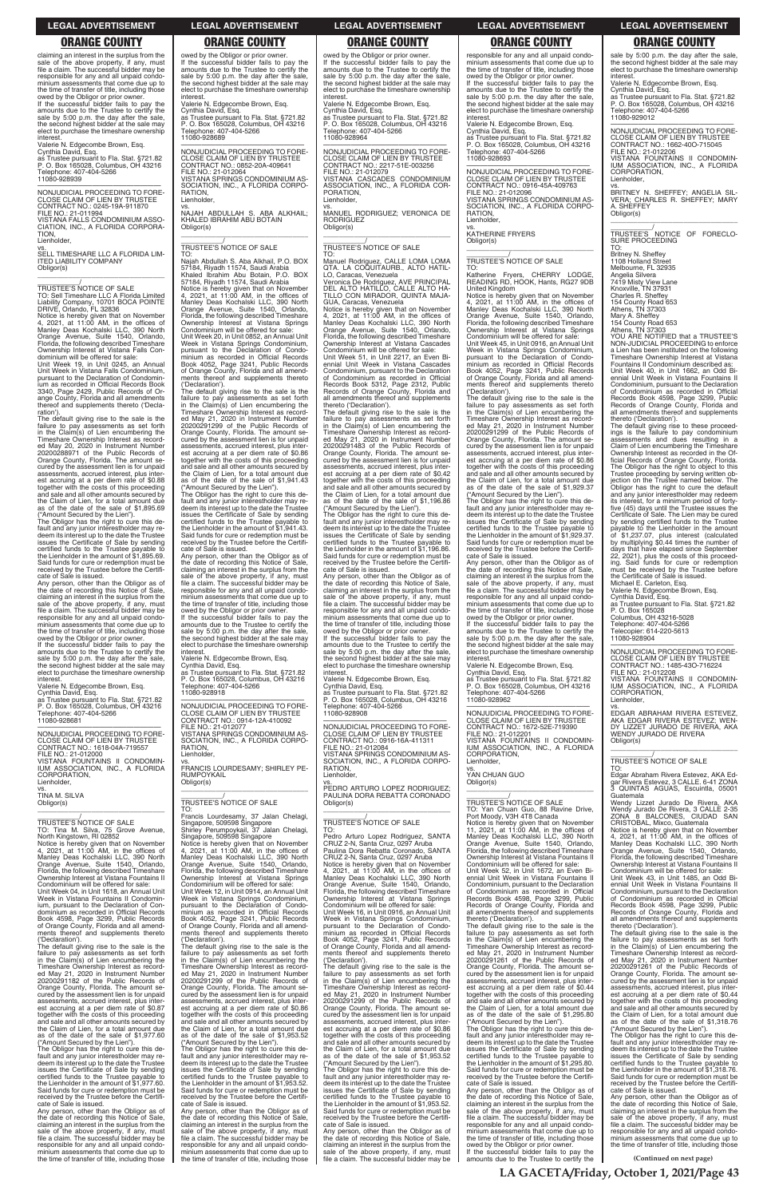claiming an interest in the surplus from the sale of the above property, if any, must file a claim. The successful bidder may be responsible for any and all unpaid condominium assessments that come due up to the time of transfer of title, including those owed by the Obligor or prior owner.
If the successful bidder fails to pay the amounts due to the Trustee to certify the sale by 5:00 p.m. the day after the sale, the second highest bidder at the sale may elect to purchase the timeshare ownership interest.
Valerie N. Edgecombe Brown, Esq.
Cynthia David, Esq.
as Trustee pursuant to Fla. Stat. §721.82
P. O. Box 165028, Columbus, OH 43216
Telephone: 407-404-5266
11080-928939

---

NONJUDICIAL PROCEEDING TO FORECLOSE CLAIM OF LIEN BY TRUSTEE
CONTRACT NO.: 0245-19A-911870
FILE NO.: 21-011994
VISTANA FALLS CONDOMINIUM ASSOCIATION, INC., A FLORIDA CORPORATION,
Lienholder,
vs.
SELL TIMESHARE LLC A FLORIDA LIMITED LIABILITY COMPANY
Obligor(s)

TRUSTEE'S NOTICE OF SALE
TO: Sell Timeshare LLC A Florida Limited Liability Company, 10701 BOCA POINTE DRIVE, Orlando, FL 32836
Notice is hereby given that on November 4, 2021, at 11:00 AM, in the offices of Manley Deas Kochalski LLC, 390 North Orange Avenue, Suite 1540, Orlando, Florida, the following described Timeshare Ownership Interest at Vistana Falls Condominium will be offered for sale:
Unit Week 19, in Unit 0245, an Annual Unit Week in Vistana Falls Condominium, pursuant to the Declaration of Condominium as recorded in Official Records Book 3340, Page 2429, Public Records of Orange County, Florida and all amendments thereof and supplements thereto ('Declaration').
The default giving rise to the sale is the failure to pay assessments as set forth in the Claim(s) of Lien encumbering the Timeshare Ownership Interest as recorded May 20, 2020 in Instrument Number 20200288971 of the Public Records of Orange County, Florida. The amount secured by the assessment lien is for unpaid assessments, accrued interest, plus interest accruing at a per diem rate of $0.88 together with the costs of this proceeding and sale and all other amounts secured by the Claim of Lien, for a total amount due as of the date of the sale of $1,895.69 ("Amount Secured by the Lien").
The Obligor has the right to cure this default and any junior interestholder may redeem its interest up to the date the Trustee issues the Certificate of Sale by sending certified funds to the Trustee payable to the Lienholder in the amount of $1,895.69. Said funds for cure or redemption must be received by the Trustee before the Certificate of Sale is issued.
Any person, other than the Obligor as of the date of recording this Notice of Sale, claiming an interest in the surplus from the sale of the above property, if any, must file a claim. The successful bidder may be responsible for any and all unpaid condominium assessments that come due up to the time of transfer of title, including those owed by the Obligor or prior owner.
If the successful bidder fails to pay the amounts due to the Trustee to certify the sale by 5:00 p.m. the day after the sale, the second highest bidder at the sale may elect to purchase the timeshare ownership interest.
Valerie N. Edgecombe Brown, Esq.
Cynthia David, Esq.
as Trustee pursuant to Fla. Stat. §721.82
P. O. Box 165028, Columbus, OH 43216
Telephone: 407-404-5266
11080-928681

---

NONJUDICIAL PROCEEDING TO FORECLOSE CLAIM OF LIEN BY TRUSTEE
CONTRACT NO.: 1618-04A-719557
FILE NO.: 21-012000
VISTANA FOUNTAINS II CONDOMINIUM ASSOCIATION, INC., A FLORIDA CORPORATION,
Lienholder,
vs.
TINA M. SILVA
Obligor(s)

TRUSTEE'S NOTICE OF SALE
TO: Tina M. Silva, 75 Grove Avenue, North Kingstown, RI 02852
Notice is hereby given that on November 4, 2021, at 11:00 AM, in the offices of Manley Deas Kochalski LLC, 390 North Orange Avenue, Suite 1540, Orlando, Florida, the following described Timeshare Ownership Interest at Vistana Fountains II Condominium will be offered for sale:
Unit Week 04, in Unit 1618, an Annual Unit Week in Vistana Fountains II Condominium, pursuant to the Declaration of Condominium as recorded in Official Records Book 4598, Page 3299, Public Records of Orange County, Florida and all amendments thereof and supplements thereto ('Declaration').
The default giving rise to the sale is the failure to pay assessments as set forth in the Claim(s) of Lien encumbering the Timeshare Ownership Interest as recorded May 21, 2020 in Instrument Number 20200291182 of the Public Records of Orange County, Florida. The amount secured by the assessment lien is for unpaid assessments, accrued interest, plus interest accruing at a per diem rate of $0.87 together with the costs of this proceeding and sale and all other amounts secured by the Claim of Lien, for a total amount due as of the date of the sale of $1,977.60 ("Amount Secured by the Lien").
The Obligor has the right to cure this default and any junior interestholder may redeem its interest up to the date the Trustee issues the Certificate of Sale by sending certified funds to the Trustee payable to the Lienholder in the amount of $1,977.60. Said funds for cure or redemption must be received by the Trustee before the Certificate of Sale is issued.
Any person, other than the Obligor as of the date of recording this Notice of Sale, claiming an interest in the surplus from the sale of the above property, if any, must file a claim. The successful bidder may be responsible for any and all unpaid condominium assessments that come due up to the time of transfer of title, including those owed by the Obligor or prior owner.
If the successful bidder fails to pay the amounts due to the Trustee to certify the sale by 5:00 p.m. the day after the sale, the second highest bidder at the sale may elect to purchase the timeshare ownership interest.
Valerie N. Edgecombe Brown, Esq.
Cynthia David, Esq.
as Trustee pursuant to Fla. Stat. §721.82
P. O. Box 165028, Columbus, OH 43216
Telephone: 407-404-5266
11080-928689

---

NONJUDICIAL PROCEEDING TO FORECLOSE CLAIM OF LIEN BY TRUSTEE
CONTRACT NO.: 0852-20A-409641
FILE NO.: 21-012064
VISTANA SPRINGS CONDOMINIUM ASSOCIATION, INC., A FLORIDA CORPORATION,
Lienholder,
vs.
NAJAH ABDULLAH S. ABA ALKHAIL; KHALED IBRAHIM ABU BOTAIN
Obligor(s)

TRUSTEE'S NOTICE OF SALE
TO:
Najah Abdullah S. Aba Alkhail, P.O. BOX 57184, Riyadh 11574, Saudi Arabia
Khaled Ibrahim Abu Botain, P.O. BOX 57184, Riyadh 11574, Saudi Arabia
Notice is hereby given that on November 4, 2021, at 11:00 AM, in the offices of Manley Deas Kochalski LLC, 390 North Orange Avenue, Suite 1540, Orlando, Florida, the following described Timeshare Ownership Interest at Vistana Springs Condominium will be offered for sale:
Unit Week 20, in Unit 0852, an Annual Unit Week in Vistana Springs Condominium, pursuant to the Declaration of Condominium as recorded in Official Records Book 4052, Page 3241, Public Records of Orange County, Florida and all amendments thereof and supplements thereto ('Declaration').
The default giving rise to the sale is the failure to pay assessments as set forth in the Claim(s) of Lien encumbering the Timeshare Ownership Interest as recorded May 21, 2020 in Instrument Number 20200291299 of the Public Records of Orange County, Florida. The amount secured by the assessment lien is for unpaid assessments, accrued interest, plus interest accruing at a per diem rate of $0.86 together with the costs of this proceeding and sale and all other amounts secured by the Claim of Lien, for a total amount due as of the date of the sale of $1,941.43 ("Amount Secured by the Lien").
The Obligor has the right to cure this default and any junior interestholder may redeem its interest up to the date the Trustee issues the Certificate of Sale by sending certified funds to the Trustee payable to the Lienholder in the amount of $1,941.43. Said funds for cure or redemption must be received by the Trustee before the Certificate of Sale is issued.
Any person, other than the Obligor as of the date of recording this Notice of Sale, claiming an interest in the surplus from the sale of the above property, if any, must file a claim. The successful bidder may be responsible for any and all unpaid condominium assessments that come due up to the time of transfer of title, including those owed by the Obligor or prior owner.
If the successful bidder fails to pay the amounts due to the Trustee to certify the sale by 5:00 p.m. the day after the sale, the second highest bidder at the sale may elect to purchase the timeshare ownership interest.
Valerie N. Edgecombe Brown, Esq.
Cynthia David, Esq.
as Trustee pursuant to Fla. Stat. §721.82
P. O. Box 165028, Columbus, OH 43216
Telephone: 407-404-5266
11080-928918

---

NONJUDICIAL PROCEEDING TO FORECLOSE CLAIM OF LIEN BY TRUSTEE
CONTRACT NO.: 0914-12A-410092
FILE NO.: 21-012077
VISTANA SPRINGS CONDOMINIUM ASSOCIATION, INC., A FLORIDA CORPORATION,
Lienholder,
vs.
FRANCIS LOURDESAMY; SHIRLEY PERUMPOYKAIL
Obligor(s)

TRUSTEE'S NOTICE OF SALE
TO:
Francis Lourdesamy, 37 Jalan Chelagi, Singapore, 509598 Singapore
Shirley Perumpoykail, 37 Jalan Chelagi, Singapore, 509598 Singapore
Notice is hereby given that on November 4, 2021, at 11:00 AM, in the offices of Manley Deas Kochalski LLC, 390 North Orange Avenue, Suite 1540, Orlando, Florida, the following described Timeshare Ownership Interest at Vistana Springs Condominium will be offered for sale:
Unit Week 12, in Unit 0914, an Annual Unit Week in Vistana Springs Condominium, pursuant to the Declaration of Condominium as recorded in Official Records Book 4052, Page 3241, Public Records of Orange County, Florida and all amendments thereof and supplements thereto ('Declaration').
The default giving rise to the sale is the failure to pay assessments as set forth in the Claim(s) of Lien encumbering the Timeshare Ownership Interest as recorded May 21, 2020 in Instrument Number 20200291299 of the Public Records of Orange County, Florida. The amount secured by the assessment lien is for unpaid assessments, accrued interest, plus interest accruing at a per diem rate of $0.86 together with the costs of this proceeding and sale and all other amounts secured by the Claim of Lien, for a total amount due as of the date of the sale of $1,953.52 ("Amount Secured by the Lien").
The Obligor has the right to cure this default and any junior interestholder may redeem its interest up to the date the Trustee issues the Certificate of Sale by sending certified funds to the Trustee payable to the Lienholder in the amount of $1,953.52. Said funds for cure or redemption must be received by the Trustee before the Certificate of Sale is issued.
Any person, other than the Obligor as of the date of recording this Notice of Sale, claiming an interest in the surplus from the sale of the above property, if any, must file a claim. The successful bidder may be responsible for any and all unpaid condominium assessments that come due up to the time of transfer of title, including those owed by the Obligor or prior owner.
If the successful bidder fails to pay the amounts due to the Trustee to certify the sale by 5:00 p.m. the day after the sale, the second highest bidder at the sale may elect to purchase the timeshare ownership interest.
Valerie N. Edgecombe Brown, Esq.
Cynthia David, Esq.
as Trustee pursuant to Fla. Stat. §721.82
P. O. Box 165028, Columbus, OH 43216
Telephone: 407-404-5266
11080-928964

---

NONJUDICIAL PROCEEDING TO FORECLOSE CLAIM OF LIEN BY TRUSTEE
CONTRACT NO.: 2217-51E-003256
FILE NO.: 21-012079
VISTANA CASCADES CONDOMINIUM ASSOCIATION, INC., A FLORIDA CORPORATION,
Lienholder,
vs.
MANUEL RODRIGUEZ; VERONICA DE RODRIGUEZ
Obligor(s)

TRUSTEE'S NOTICE OF SALE
TO:
Manuel Rodriguez, CALLE LOMA LOMA QTA. LA COQUITAURE, ALTO HATILLO, Caracas, Venezuela
Veronica De Rodriguez, AVE PRINCIPAL DEL ALTO HATILLO, CALLE ALTO HATILLO CON MIRADOR, QUINTA MAJAGUA, Caracas, Venezuela
Notice is hereby given that on November 4, 2021, at 11:00 AM, in the offices of Manley Deas Kochalski LLC, 390 North Orange Avenue, Suite 1540, Orlando, Florida, the following described Timeshare Ownership Interest at Vistana Cascades Condominium will be offered for sale:
Unit Week 51, in Unit 2217, an Even Biennial Unit Week in Vistana Cascades Condominium, pursuant to the Declaration of Condominium as recorded in Official Records Book 5312, Page 2312, Public Records of Orange County, Florida and all amendments thereof and supplements thereto ('Declaration').
The default giving rise to the sale is the failure to pay assessments as set forth in the Claim(s) of Lien encumbering the Timeshare Ownership Interest as recorded May 21, 2020 in Instrument Number 20200291483 of the Public Records of Orange County, Florida. The amount secured by the assessment lien is for unpaid assessments, accrued interest, plus interest accruing at a per diem rate of $0.42 together with the costs of this proceeding and sale and all other amounts secured by the Claim of Lien, for a total amount due as of the date of the sale of $1,196.86 ("Amount Secured by the Lien").
The Obligor has the right to cure this default and any junior interestholder may redeem its interest up to the date the Trustee issues the Certificate of Sale by sending certified funds to the Trustee payable to the Lienholder in the amount of $1,196.86. Said funds for cure or redemption must be received by the Trustee before the Certificate of Sale is issued.
Any person, other than the Obligor as of the date of recording this Notice of Sale, claiming an interest in the surplus from the sale of the above property, if any, must file a claim. The successful bidder may be responsible for any and all unpaid condominium assessments that come due up to the time of transfer of title, including those owed by the Obligor or prior owner.
If the successful bidder fails to pay the amounts due to the Trustee to certify the sale by 5:00 p.m. the day after the sale, the second highest bidder at the sale may elect to purchase the timeshare ownership interest.
Valerie N. Edgecombe Brown, Esq.
Cynthia David, Esq.
as Trustee pursuant to Fla. Stat. §721.82
P. O. Box 165028, Columbus, OH 43216
Telephone: 407-404-5266
11080-928908

---

NONJUDICIAL PROCEEDING TO FORECLOSE CLAIM OF LIEN BY TRUSTEE
CONTRACT NO.: 0916-16A-411311
FILE NO.: 21-012084
VISTANA SPRINGS CONDOMINIUM ASSOCIATION, INC., A FLORIDA CORPORATION,
Lienholder,
vs.
PEDRO ARTURO LOPEZ RODRIGUEZ; PAULINA DORA REBATTA CORONADO
Obligor(s)

TRUSTEE'S NOTICE OF SALE
TO:
Pedro Arturo Lopez Rodriguez, SANTA CRUZ 2-N, Santa Cruz, 0297 Aruba
Paulina Dora Rebatta Coronado, SANTA CRUZ 2-N, Santa Cruz, 0297 Aruba
Notice is hereby given that on November 4, 2021, at 11:00 AM, in the offices of Manley Deas Kochalski LLC, 390 North Orange Avenue, Suite 1540, Orlando, Florida, the following described Timeshare Ownership Interest at Vistana Springs Condominium will be offered for sale:
Unit Week 16, in Unit 0916, an Annual Unit Week in Vistana Springs Condominium, pursuant to the Declaration of Condominium as recorded in Official Records Book 4052, Page 3241, Public Records of Orange County, Florida and all amendments thereof and supplements thereto ('Declaration').
The default giving rise to the sale is the failure to pay assessments as set forth in the Claim(s) of Lien encumbering the Timeshare Ownership Interest as recorded May 21, 2020 in Instrument Number 20200291299 of the Public Records of Orange County, Florida. The amount secured by the assessment lien is for unpaid assessments, accrued interest, plus interest accruing at a per diem rate of $0.86 together with the costs of this proceeding and sale and all other amounts secured by the Claim of Lien, for a total amount due as of the date of the sale of $1,953.52 ("Amount Secured by the Lien").
The Obligor has the right to cure this default and any junior interestholder may redeem its interest up to the date the Trustee issues the Certificate of Sale by sending certified funds to the Trustee payable to the Lienholder in the amount of $1,953.52. Said funds for cure or redemption must be received by the Trustee before the Certificate of Sale is issued.
Any person, other than the Obligor as of the date of recording this Notice of Sale, claiming an interest in the surplus from the sale of the above property, if any, must file a claim. The successful bidder may be responsible for any and all unpaid condominium assessments that come due up to the time of transfer of title, including those owed by the Obligor or prior owner.
If the successful bidder fails to pay the amounts due to the Trustee to certify the sale by 5:00 p.m. the day after the sale, the second highest bidder at the sale may elect to purchase the timeshare ownership interest.
Valerie N. Edgecombe Brown, Esq.
Cynthia David, Esq.
as Trustee pursuant to Fla. Stat. §721.82
P. O. Box 165028, Columbus, OH 43216
Telephone: 407-404-5266
11080-928693

---

NONJUDICIAL PROCEEDING TO FORECLOSE CLAIM OF LIEN BY TRUSTEE
CONTRACT NO.: 0916-45A-409763
FILE NO.: 21-012096
VISTANA SPRINGS CONDOMINIUM ASSOCIATION, INC., A FLORIDA CORPORATION,
Lienholder,
vs.
KATHERINE FRYERS
Obligor(s)

TRUSTEE'S NOTICE OF SALE
TO: Katherine Fryers, CHERRY LODGE, READING RD, HOOK, Hants, RG27 9DB United Kingdom
Notice is hereby given that on November 4, 2021, at 11:00 AM, in the offices of Manley Deas Kochalski LLC, 390 North Orange Avenue, Suite 1540, Orlando, Florida, the following described Timeshare Ownership Interest at Vistana Springs Condominium will be offered for sale:
Unit Week 45, in Unit 0916, an Annual Unit Week in Vistana Springs Condominium, pursuant to the Declaration of Condominium as recorded in Official Records Book 4052, Page 3241, Public Records of Orange County, Florida and all amendments thereof and supplements thereto ('Declaration').
The default giving rise to the sale is the failure to pay assessments as set forth in the Claim(s) of Lien encumbering the Timeshare Ownership Interest as recorded May 21, 2020 in Instrument Number 20200291299 of the Public Records of Orange County, Florida. The amount secured by the assessment lien is for unpaid assessments, accrued interest, plus interest accruing at a per diem rate of $0.86 together with the costs of this proceeding and sale and all other amounts secured by the Claim of Lien, for a total amount due as of the date of the sale of $1,929.37 ("Amount Secured by the Lien").
The Obligor has the right to cure this default and any junior interestholder may redeem its interest up to the date the Trustee issues the Certificate of Sale by sending certified funds to the Trustee payable to the Lienholder in the amount of $1,929.37. Said funds for cure or redemption must be received by the Trustee before the Certificate of Sale is issued.
Any person, other than the Obligor as of the date of recording this Notice of Sale, claiming an interest in the surplus from the sale of the above property, if any, must file a claim. The successful bidder may be responsible for any and all unpaid condominium assessments that come due up to the time of transfer of title, including those owed by the Obligor or prior owner.
If the successful bidder fails to pay the amounts due to the Trustee to certify the sale by 5:00 p.m. the day after the sale, the second highest bidder at the sale may elect to purchase the timeshare ownership interest.
Valerie N. Edgecombe Brown, Esq.
Cynthia David, Esq.
as Trustee pursuant to Fla. Stat. §721.82
P. O. Box 165028, Columbus, OH 43216
Telephone: 407-404-5266
11080-928962

---

NONJUDICIAL PROCEEDING TO FORECLOSE CLAIM OF LIEN BY TRUSTEE
CONTRACT NO.: 1672-52E-719390
FILE NO.: 21-012201
VISTANA FOUNTAINS II CONDOMINIUM ASSOCIATION, INC., A FLORIDA CORPORATION,
Lienholder,
vs.
YAN CHUAN GUO
Obligor(s)

TRUSTEE'S NOTICE OF SALE
TO: Yan Chuan Guo, 88 Ravine Drive, Port Moody, V3H 4T8 Canada
Notice is hereby given that on November 11, 2021, at 11:00 AM, in the offices of Manley Deas Kochalski LLC, 390 North Orange Avenue, Suite 1540, Orlando, Florida, the following described Timeshare Ownership Interest at Vistana Fountains II Condominium will be offered for sale:
Unit Week 52, in Unit 1672, an Even Biennial Unit Week in Vistana Fountains II Condominium, pursuant to the Declaration of Condominium as recorded in Official Records Book 4598, Page 3299, Public Records of Orange County, Florida and all amendments thereof and supplements thereto ('Declaration').
The default giving rise to the sale is the failure to pay assessments as set forth in the Claim(s) of Lien encumbering the Timeshare Ownership Interest as recorded May 21, 2020 in Instrument Number 20200291261 of the Public Records of Orange County, Florida. The amount secured by the assessment lien is for unpaid assessments, accrued interest, plus interest accruing at a per diem rate of $0.44 together with the costs of this proceeding and sale and all other amounts secured by the Claim of Lien, for a total amount due as of the date of the sale of $1,295.80 ("Amount Secured by the Lien").
The Obligor has the right to cure this default and any junior interestholder may redeem its interest up to the date the Trustee issues the Certificate of Sale by sending certified funds to the Trustee payable to the Lienholder in the amount of $1,295.80. Said funds for cure or redemption must be received by the Trustee before the Certificate of Sale is issued.
Any person, other than the Obligor as of the date of recording this Notice of Sale, claiming an interest in the surplus from the sale of the above property, if any, must file a claim. The successful bidder may be responsible for any and all unpaid condominium assessments that come due up to the time of transfer of title, including those owed by the Obligor or prior owner.
If the successful bidder fails to pay the amounts due to the Trustee to certify the sale by 5:00 p.m. the day after the sale, the second highest bidder at the sale may elect to purchase the timeshare ownership interest.
Valerie N. Edgecombe Brown, Esq.
Cynthia David, Esq.
as Trustee pursuant to Fla. Stat. §721.82
P. O. Box 165028, Columbus, OH 43216
Telephone: 407-404-5266
11080-929012

---

NONJUDICIAL PROCEEDING TO FORECLOSE CLAIM OF LIEN BY TRUSTEE
FILE NO.: 21-012206
CONTRACT NO.: 1662-40O-715045
VISTANA FOUNTAINS II CONDOMINIUM ASSOCIATION, INC., A FLORIDA CORPORATION,
Lienholder,
vs.
BRITNEY N. SHEFFEY; ANGELIA SILVERA; CHARLES R. SHEFFEY; MARY A. SHEFFEY
Obligor(s)

TRUSTEE'S NOTICE OF FORECLOSURE PROCEEDING
TO:
Britney N. Sheffey
1108 Holland Street
Melbourne, FL 32935
Angelia Silvera
7419 Misty View Lane
Knoxville, TN 37931
Charles R. Sheffey
154 County Road 653
Athens, TN 37303
Mary A. Sheffey
154 County Road 653
Athens, TN 37303
YOU ARE NOTIFIED that a TRUSTEE'S NON-JUDICIAL PROCEEDING to enforce a Lien has been instituted on the following Timeshare Ownership Interest at Vistana Fountains II Condominium described as:
Unit Week 40, in Unit 1662, an Odd Biennial Unit Week in Vistana Fountains II Condominium, pursuant to the Declaration of Condominium as recorded in Official Records Book 4598, Page 3299, Public Records of Orange County, Florida and all amendments thereof and supplements thereto ('Declaration').
The default giving rise to these proceedings is the failure to pay condominium assessments and dues resulting in a Claim of Lien encumbering the Timeshare Ownership Interest as recorded in the Official Records of Orange County, Florida. The Obligor has the right to object to this Trustee proceeding by serving written objection on the Trustee named below. The Obligor has the right to cure the default and any junior interestholder may redeem its interest, for a minimum period of forty-five (45) days until the Trustee issues the Certificate of Sale. The Lien may be cured by sending certified funds to the Trustee payable to the Lienholder in the amount of $1,237.07, plus interest (calculated by multiplying $0.44 times the number of days that have elapsed since September 22, 2021), plus the costs of this proceeding. Said funds for cure or redemption must be received by the Trustee before the Certificate of Sale is issued.
Michael E. Carleton, Esq.
Valerie N. Edgecombe Brown, Esq.
Cynthia David, Esq.
as Trustee pursuant to Fla. Stat. §721.82
P. O. Box 165028
Columbus, OH 43216-5028
Telephone: 407-404-5266
Telecopier: 614-220-5613
11080-928904

---

NONJUDICIAL PROCEEDING TO FORECLOSE CLAIM OF LIEN BY TRUSTEE
CONTRACT NO.: 1485-43O-716224
FILE NO.: 21-012208
VISTANA FOUNTAINS II CONDOMINIUM ASSOCIATION, INC., A FLORIDA CORPORATION,
Lienholder,
vs.
EDGAR ABRAHAM RIVERA ESTEVEZ, AKA EDGAR RIVERA ESTEVEZ; WENDY LIZZET JURADO DE RIVERA, AKA WENDY JURADO DE RIVERA
Obligor(s)

TRUSTEE'S NOTICE OF SALE
TO:
Edgar Abraham Rivera Estevez, AKA Edgar Rivera Estevez, 3 CALLE 6-41 ZONA 3 QUINTAS AGUAS, Escuintla, 05001 Guatemala
Wendy Lizzet Jurado De Rivera, AKA Wendy Jurado De Rivera, 3 CALLE 2-35 ZONA 6 BALCONES, CIUDAD SAN CRISTOBAL, Mixco, Guatemala
Notice is hereby given that on November 4, 2021, at 11:00 AM, in the offices of Manley Deas Kochalski LLC, 390 North Orange Avenue, Suite 1540, Orlando, Florida, the following described Timeshare Ownership Interest at Vistana Fountains II Condominium will be offered for sale:
Unit Week 43, in Unit 1485, an Odd Biennial Unit Week in Vistana Fountains II Condominium, pursuant to the Declaration of Condominium as recorded in Official Records Book 4598, Page 3299, Public Records of Orange County, Florida and all amendments thereof and supplements thereto ('Declaration').
The default giving rise to the sale is the failure to pay assessments as set forth in the Claim(s) of Lien encumbering the Timeshare Ownership Interest as recorded May 21, 2020 in Instrument Number 20200291261 of the Public Records of Orange County, Florida. The amount secured by the assessment lien is for unpaid assessments, accrued interest, plus interest accruing at a per diem rate of $0.44 together with the costs of this proceeding and sale and all other amounts secured by the Claim of Lien, for a total amount due as of the date of the sale of $1,318.76 ("Amount Secured by the Lien").
The Obligor has the right to cure this default and any junior interestholder may redeem its interest up to the date the Trustee issues the Certificate of Sale by sending certified funds to the Trustee payable to the Lienholder in the amount of $1,318.76. Said funds for cure or redemption must be received by the Trustee before the Certificate of Sale is issued.
Any person, other than the Obligor as of the date of recording this Notice of Sale, claiming an interest in the surplus from the sale of the above property, if any, must file a claim. The successful bidder may be responsible for any and all unpaid condominium assessments that come due up to the time of transfer of title, including those

**(Continued on next page)**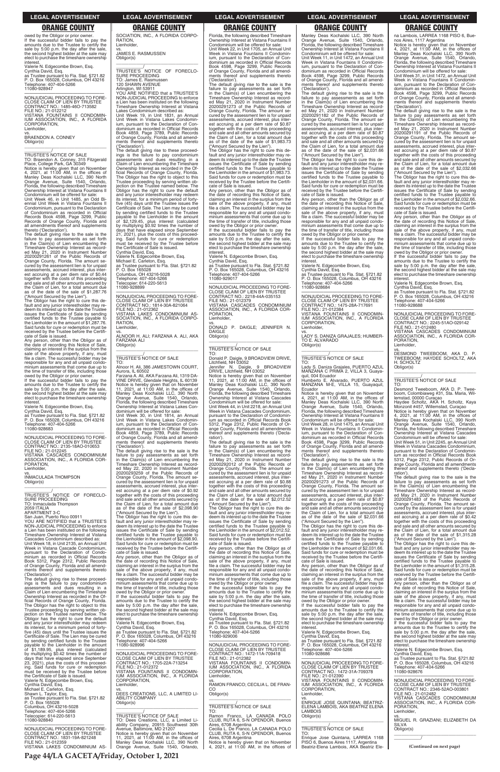## ORANGE COUNTY

owed by the Obligor or prior owner.
If the successful bidder fails to pay the amounts due to the Trustee to certify the sale by 5:00 p.m. the day after the sale, the second highest bidder at the sale may elect to purchase the timeshare ownership interest.
Valerie N. Edgecombe Brown, Esq.
Cynthia David, Esq.
as Trustee pursuant to Fla. Stat. §721.82
P. O. Box 165028, Columbus, OH 43216
Telephone: 407-404-5266
11080-928947

---

NONJUDICIAL PROCEEDING TO FORECLOSE CLAIM OF LIEN BY TRUSTEE
CONTRACT NO.: 1485-46O-713582
FILE NO.: 21-012212
VISTANA FOUNTAINS II CONDOMINIUM ASSOCIATION, INC., A FLORIDA CORPORATION,
Lienholder,
vs.
BRAENDON A. CONNEY
Obligor(s)

TRUSTEE'S NOTICE OF SALE
TO: Braendon A. Conney, 315 Fitzgerald Place, College Park, GA 30349
Notice is hereby given that on November 4, 2021, at 11:00 AM, in the offices of Manley Deas Kochalski LLC, 390 North Orange Avenue, Suite 1540, Orlando, Florida, the following described Timeshare Ownership Interest at Vistana Fountains II Condominium will be offered for sale:
Unit Week 46, in Unit 1485, an Odd Biennial Unit Week in Vistana Fountains II Condominium, pursuant to the Declaration of Condominium as recorded in Official Records Book 4598, Page 3299, Public Records of Orange County, Florida and all amendments thereof and supplements thereto ('Declaration').
The default giving rise to the sale is the failure to pay assessments as set forth in the Claim(s) of Lien encumbering the Timeshare Ownership Interest as recorded May 21, 2020 in Instrument Number 20200291261 of the Public Records of Orange County, Florida. The amount secured by the assessment lien is for unpaid assessments, accrued interest, plus interest accruing at a per diem rate of $0.44 together with the costs of this proceeding and sale and all other amounts secured by the Claim of Lien, for a total amount due as of the date of the sale of $1,287.76 ("Amount Secured by the Lien").
The Obligor has the right to cure this default and any junior interestholder may redeem its interest up to the date the Trustee issues the Certificate of Sale by sending certified funds to the Trustee payable to the Lienholder in the amount of $1,287.76. Said funds for cure or redemption must be received by the Trustee before the Certificate of Sale is issued.
Any person, other than the Obligor as of the date of recording this Notice of Sale, claiming an interest in the surplus from the sale of the above property, if any, must file a claim. The successful bidder may be responsible for any and all unpaid condominium assessments that come due up to the time of transfer of title, including those owed by the Obligor or prior owner.
If the successful bidder fails to pay the amounts due to the Trustee to certify the sale by 5:00 p.m. the day after the sale, the second highest bidder at the sale may elect to purchase the timeshare ownership interest.
Valerie N. Edgecombe Brown, Esq.
Cynthia David, Esq.
as Trustee pursuant to Fla. Stat. §721.82
P. O. Box 165028, Columbus, OH 43216
Telephone: 407-404-5266
11080-928683

---

NONJUDICIAL PROCEEDING TO FORECLOSE CLAIM OF LIEN BY TRUSTEE
CONTRACT NO.: 2135-18AO-010653
FILE NO.: 21-012245
VISTANA CASCADES CONDOMINIUM ASSOCIATION, INC., A FLORIDA CORPORATION,
Lienholder,
vs.
INMACULADA THOMPSON
Obligor(s)

TRUSTEE'S NOTICE OF FORECLOSURE PROCEEDING
TO: Inmaculada Thompson
2059 ITALIA
APARTMENT 3-C
San Juan, Puerto Rico 00911
YOU ARE NOTIFIED that a TRUSTEE'S NON-JUDICIAL PROCEEDING to enforce a Lien has been instituted on the following Timeshare Ownership Interest at Vistana Cascades Condominium described as:
Unit Week 18, in Unit 2135, an Annual Unit Week in Vistana Cascades Condominium, pursuant to the Declaration of Condominium as recorded in Official Records Book 5312, Page 2312, Public Records of Orange County, Florida and all amendments thereof and supplements thereto ('Declaration').
The default giving rise to these proceedings is the failure to pay condominium assessments and dues resulting in a Claim of Lien encumbering the Timeshare Ownership Interest as recorded in the Official Records of Orange County, Florida. The Obligor has the right to object to this Trustee proceeding by serving written objection on the Trustee named below. The Obligor has the right to cure the default and any junior interestholder may redeem its interest, for a minimum period of forty-five (45) days until the Trustee issues the Certificate of Sale. The Lien may be cured by sending certified funds to the Trustee payable to the Lienholder in the amount of $1,189.95, plus interest (calculated by multiplying $0.42 times the number of days that have elapsed since September 23, 2021), plus the costs of this proceeding. Said funds for cure or redemption must be received by the Trustee before the Certificate of Sale is issued.
Valerie N. Edgecombe Brown, Esq.
Cynthia David, Esq.
Michael E. Carleton, Esq.
Shawn L. Taylor, Esq.
as Trustee pursuant to Fla. Stat. §721.82
P. O. Box 165028
Columbus, OH 43216-5028
Telephone: 407-404-5266
Telecopier: 614-220-5613
11080-928840

---

NONJUDICIAL PROCEEDING TO FORECLOSE CLAIM OF LIEN BY TRUSTEE
CONTRACT NO.: 1831-19A-821248
FILE NO.: 21-012359
VISTANA LAKES CONDOMINIUM ASSOCIATION, INC., A FLORIDA CORPORATION,
Lienholder,
vs.
JAMES E. RASMUSSEN
Obligor(s)

TRUSTEE'S NOTICE OF FORECLOSURE PROCEEDING
TO: James E. Rasmussen
120 SHAWN AVENUE
Arlington, WI 53911
YOU ARE NOTIFIED that a TRUSTEE'S NON-JUDICIAL PROCEEDING to enforce a Lien has been instituted on the following Timeshare Ownership Interest at Vistana Lakes Condominium described as:
Unit Week 19, in Unit 1831, an Annual Unit Week in Vistana Lakes Condominium, pursuant to the Declaration of Condominium as recorded in Official Records Book 4859, Page 3789, Public Records of Orange County, Florida and all amendments thereof and supplements thereto ('Declaration').
The default giving rise to these proceedings is the failure to pay condominium assessments and dues resulting in a Claim of Lien encumbering the Timeshare Ownership Interest as recorded in the Official Records of Orange County, Florida. The Obligor has the right to object to this Trustee proceeding by serving written objection on the Trustee named below. The Obligor has the right to cure the default and any junior interestholder may redeem its interest, for a minimum period of forty-five (45) days until the Trustee issues the Certificate of Sale. The Lien may be cured by sending certified funds to the Trustee payable to the Lienholder in the amount of $2,129.45, plus interest (calculated by multiplying $0.92 times the number of days that have elapsed since September 21, 2021), plus the costs of this proceeding. Said funds for cure or redemption must be received by the Trustee before the Certificate of Sale is issued.
Cynthia David, Esq.
Valerie N. Edgecombe Brown, Esq.
Michael E. Carleton, Esq.
as Trustee pursuant to Fla. Stat. §721.82
P. O. Box 165028
Columbus, OH 43216-5028
Telephone: 407-404-5266
Telecopier: 614-220-5613
11080-928899

---

NONJUDICIAL PROCEEDING TO FORECLOSE CLAIM OF LIEN BY TRUSTEE
CONTRACT NO.: 1814-30A-821064
FILE NO.: 21-012362
VISTANA LAKES CONDOMINIUM ASSOCIATION, INC., A FLORIDA CORPORATION,
Lienholder,
vs.
ALNOOR H. ALI; FARZANA A. ALI, AKA FARZANA ALI
Obligor(s)

TRUSTEE'S NOTICE OF SALE
TO:
Alnoor H. Ali, 386 JAMESTOWN COURT, Aurora, IL 60502
Farzana A. Ali, AKA Farzana Ali, 1319 DAVINE DRIVE, Glendale Heights, IL 60139
Notice is hereby given that on November 11, 2021, at 11:00 AM, in the offices of Manley Deas Kochalski LLC, 390 North Orange Avenue, Suite 1540, Orlando, Florida, the following described Timeshare Ownership Interest at Vistana Lakes Condominium will be offered for sale:
Unit Week 30, in Unit 1814, an Annual Unit Week in Vistana Lakes Condominium, pursuant to the Declaration of Condominium as recorded in Official Records Book 4859, Page 3789, Public Records of Orange County, Florida and all amendments thereof and supplements thereto ('Declaration').
The default giving rise to the sale is the failure to pay assessments as set forth in the Claim(s) of Lien encumbering the Timeshare Ownership Interest as recorded May 22, 2020 in Instrument Number 20200293259 of the Public Records of Orange County, Florida. The amount secured by the assessment lien is for unpaid assessments, accrued interest, plus interest accruing at a per diem rate of $0.92 together with the costs of this proceeding and sale and all other amounts secured by the Claim of Lien, for a total amount due as of the date of the sale of $2,098.90 ("Amount Secured by the Lien").
The Obligor has the right to cure this default and any junior interestholder may redeem its interest up to the date the Trustee issues the Certificate of Sale by sending certified funds to the Trustee payable to the Lienholder in the amount of $2,098.90. Said funds for cure or redemption must be received by the Trustee before the Certificate of Sale is issued.
Any person, other than the Obligor as of the date of recording this Notice of Sale, claiming an interest in the surplus from the sale of the above property, if any, must file a claim. The successful bidder may be responsible for any and all unpaid condominium assessments that come due up to the time of transfer of title, including those owed by the Obligor or prior owner.
If the successful bidder fails to pay the amounts due to the Trustee to certify the sale by 5:00 p.m. the day after the sale, the second highest bidder at the sale may elect to purchase the timeshare ownership interest.
Valerie N. Edgecombe Brown, Esq.
Cynthia David, Esq.
as Trustee pursuant to Fla. Stat. §721.82
P. O. Box 165028, Columbus, OH 43216
Telephone: 407-404-5266
11080-928996

---

NONJUDICIAL PROCEEDING TO FORECLOSE CLAIM OF LIEN BY TRUSTEE
CONTRACT NO.: 1705-22A-713254
FILE NO.: 21-012372
VISTANA FOUNTAINS II CONDOMINIUM ASSOCIATION, INC., A FLORIDA CORPORATION,
Lienholder,
vs.
DEES CREATIONS, LLC, A LIMITED LIABILITY COMPANY
Obligor(s)

TRUSTEE'S NOTICE OF SALE
TO: Dees Creations, LLC, a Limited Liability Company, 20915 Southwest 30th Avenue, Baltimore, MD 21207
Notice is hereby given that on November 11, 2021, at 11:00 AM, in the offices of Manley Deas Kochalski LLC, 390 North Orange Avenue, Suite 1540, Orlando, Florida, the following described Timeshare Ownership Interest at Vistana Fountains II Condominium will be offered for sale:
Unit Week 22, in Unit 1705, an Annual Unit Week in Vistana Fountains II Condominium, pursuant to the Declaration of Condominium as recorded in Official Records Book 4598, Page 3299, Public Records of Orange County, Florida and all amendments thereof and supplements thereto ('Declaration').
The default giving rise to the sale is the failure to pay assessments as set forth in the Claim(s) of Lien encumbering the Timeshare Ownership Interest as recorded May 21, 2020 in Instrument Number 20200291273 of the Public Records of Orange County, Florida. The amount secured by the assessment lien is for unpaid assessments, accrued interest, plus interest accruing at a per diem rate of $0.87 together with the costs of this proceeding and sale and all other amounts secured by the Claim of Lien, for a total amount due as of the date of the sale of $1,983.73 ("Amount Secured by the Lien").
The Obligor has the right to cure this default and any junior interestholder may redeem its interest up to the date the Trustee issues the Certificate of Sale by sending certified funds to the Trustee payable to the Lienholder in the amount of $1,983.73. Said funds for cure or redemption must be received by the Trustee before the Certificate of Sale is issued.
Any person, other than the Obligor as of the date of recording this Notice of Sale, claiming an interest in the surplus from the sale of the above property, if any, must file a claim. The successful bidder may be responsible for any and all unpaid condominium assessments that come due up to the time of transfer of title, including those owed by the Obligor or prior owner.
If the successful bidder fails to pay the amounts due to the Trustee to certify the sale by 5:00 p.m. the day after the sale, the second highest bidder at the sale may elect to purchase the timeshare ownership interest.
Valerie N. Edgecombe Brown, Esq.
Cynthia David, Esq.
as Trustee pursuant to Fla. Stat. §721.82
P. O. Box 165028, Columbus, OH 43216
Telephone: 407-404-5266
11080-929017

---

NONJUDICIAL PROCEEDING TO FORECLOSE CLAIM OF LIEN BY TRUSTEE
CONTRACT NO.: 2218-44A-035153
FILE NO.: 21-012379
VISTANA CASCADES CONDOMINIUM ASSOCIATION, INC., A FLORIDA CORPORATION,
Lienholder,
vs.
DONALD P. DAIGLE; JENNIFER N. DAIGLE
Obligor(s)

TRUSTEE'S NOTICE OF SALE
TO:
Donald P. Daigle, 9 BROADVIEW DRIVE, Litchfield, NH 03052
Jennifer N. Daigle, 9 BROADVIEW DRIVE, Litchfield, NH 03052
Notice is hereby given that on November 11, 2021, at 11:00 AM, in the offices of Manley Deas Kochalski LLC, 390 North Orange Avenue, Suite 1540, Orlando, Florida, the following described Timeshare Ownership Interest at Vistana Cascades Condominium will be offered for sale:
Unit Week 44, in Unit 2218, an Annual Unit Week in Vistana Cascades Condominium, pursuant to the Declaration of Condominium as recorded in Official Records Book 5312, Page 2312, Public Records of Orange County, Florida and all amendments thereof and supplements thereto ('Declaration').
The default giving rise to the sale is the failure to pay assessments as set forth in the Claim(s) of Lien encumbering the Timeshare Ownership Interest as recorded May 21, 2020 in Instrument Number 20200292012 of the Public Records of Orange County, Florida. The amount secured by the assessment lien is for unpaid assessments, accrued interest, plus interest accruing at a per diem rate of $0.88 together with the costs of this proceeding and sale and all other amounts secured by the Claim of Lien, for a total amount due as of the date of the sale of $2,012.52 ("Amount Secured by the Lien").
The Obligor has the right to cure this default and any junior interestholder may redeem its interest up to the date the Trustee issues the Certificate of Sale by sending certified funds to the Trustee payable to the Lienholder in the amount of $2,012.52. Said funds for cure or redemption must be received by the Trustee before the Certificate of Sale is issued.
Any person, other than the Obligor as of the date of recording this Notice of Sale, claiming an interest in the surplus from the sale of the above property, if any, must file a claim. The successful bidder may be responsible for any and all unpaid condominium assessments that come due up to the time of transfer of title, including those owed by the Obligor or prior owner.
If the successful bidder fails to pay the amounts due to the Trustee to certify the sale by 5:00 p.m. the day after the sale, the second highest bidder at the sale may elect to purchase the timeshare ownership interest.
Valerie N. Edgecombe Brown, Esq.
Cynthia David, Esq.
as Trustee pursuant to Fla. Stat. §721.82
P. O. Box 165028, Columbus, OH 43216
Telephone: 407-404-5266
11080-929006

---

NONJUDICIAL PROCEEDING TO FORECLOSE CLAIM OF LIEN BY TRUSTEE
CONTRACT NO.: 1472-11A-709418
FILE NO.: 21-012382
VISTANA FOUNTAINS II CONDOMINIUM ASSOCIATION, INC., A FLORIDA CORPORATION,
Lienholder,
vs.
RAMON FRANCO; CECILIA L. DE FRANCO
Obligor(s)

TRUSTEE'S NOTICE OF SALE
TO:
Ramon Franco, LA CANADA POLO CLUB, RUTA 6, S-N OPENDOR, Buenos Aires, 6708 Argentina
Cecilia L. De Franco, LA CANADA POLO CLUB, RUTA 6, S-N OPENDOR, Buenos Aires, 6708 Argentina
Notice is hereby given that on November 4, 2021, at 11:00 AM, in the offices of Manley Deas Kochalski LLC, 390 North Orange Avenue, Suite 1540, Orlando, Florida, the following described Timeshare Ownership Interest at Vistana Fountains II Condominium will be offered for sale:
Unit Week 11, in Unit 1472, an Annual Unit Week in Vistana Fountains II Condominium, pursuant to the Declaration of Condominium as recorded in Official Records Book 4598, Page 3299, Public Records of Orange County, Florida and all amendments thereof and supplements thereto ('Declaration').
The default giving rise to the sale is the failure to pay assessments as set forth in the Claim(s) of Lien encumbering the Timeshare Ownership Interest as recorded May 21, 2020 in Instrument Number 20200291182 of the Public Records of Orange County, Florida. The amount secured by the assessment lien is for unpaid assessments, accrued interest, plus interest accruing at a per diem rate of $0.87 together with the costs of this proceeding and sale and all other amounts secured by the Claim of Lien, for a total amount due as of the date of the sale of $2,031.66 ("Amount Secured by the Lien").
The Obligor has the right to cure this default and any junior interestholder may redeem its interest up to the date the Trustee issues the Certificate of Sale by sending certified funds to the Trustee payable to the Lienholder in the amount of $2,031.66. Said funds for cure or redemption must be received by the Trustee before the Certificate of Sale is issued.
Any person, other than the Obligor as of the date of recording this Notice of Sale, claiming an interest in the surplus from the sale of the above property, if any, must file a claim. The successful bidder may be responsible for any and all unpaid condominium assessments that come due up to the time of transfer of title, including those owed by the Obligor or prior owner.
If the successful bidder fails to pay the amounts due to the Trustee to certify the sale by 5:00 p.m. the day after the sale, the second highest bidder at the sale may elect to purchase the timeshare ownership interest.
Valerie N. Edgecombe Brown, Esq.
Cynthia David, Esq.
as Trustee pursuant to Fla. Stat. §721.82
P. O. Box 165028, Columbus, OH 43216
Telephone: 407-404-5266
11080-928684

---

NONJUDICIAL PROCEEDING TO FORECLOSE CLAIM OF LIEN BY TRUSTEE
CONTRACT NO.: 1475-28A-717691
FILE NO.: 21-012384
VISTANA FOUNTAINS II CONDOMINIUM ASSOCIATION, INC., A FLORIDA CORPORATION,
Lienholder,
vs.
LADY S. DANIZA GRAJALES; HUMBERTO E. ALVARADO
Obligor(s)

TRUSTEE'S NOTICE OF SALE
TO:
Lady S. Daniza Grajales, PUERTO AZUL MANZANA C PRIMA 2, VILLA 3, Guayaquil, 004 Ecuador
Humberto E. Alvarado, PUERTO AZUL MANZANA M-E, VILLA 15, Guayaquil, Ecuador
Notice is hereby given that on November 4, 2021, at 11:00 AM, in the offices of Manley Deas Kochalski LLC, 390 North Orange Avenue, Suite 1540, Orlando, Florida, the following described Timeshare Ownership Interest at Vistana Fountains II Condominium will be offered for sale:
Unit Week 28, in Unit 1475, an Annual Unit Week in Vistana Fountains II Condominium, pursuant to the Declaration of Condominium as recorded in Official Records Book 4598, Page 3299, Public Records of Orange County, Florida and all amendments thereof and supplements thereto ('Declaration').
The default giving rise to the sale is the failure to pay assessments as set forth in the Claim(s) of Lien encumbering the Timeshare Ownership Interest as recorded May 21, 2020 in Instrument Number 20200291273 of the Public Records of Orange County, Florida. The amount secured by the assessment lien is for unpaid assessments, accrued interest, plus interest accruing at a per diem rate of $0.87 together with the costs of this proceeding and sale and all other amounts secured by the Claim of Lien, for a total amount due as of the date of the sale of $2,031.66 ("Amount Secured by the Lien").
The Obligor has the right to cure this default and any junior interestholder may redeem its interest up to the date the Trustee issues the Certificate of Sale by sending certified funds to the Trustee payable to the Lienholder in the amount of $2,031.66. Said funds for cure or redemption must be received by the Trustee before the Certificate of Sale is issued.
Any person, other than the Obligor as of the date of recording this Notice of Sale, claiming an interest in the surplus from the sale of the above property, if any, must file a claim. The successful bidder may be responsible for any and all unpaid condominium assessments that come due up to the time of transfer of title, including those owed by the Obligor or prior owner.
If the successful bidder fails to pay the amounts due to the Trustee to certify the sale by 5:00 p.m. the day after the sale, the second highest bidder at the sale may elect to purchase the timeshare ownership interest.
Valerie N. Edgecombe Brown, Esq.
Cynthia David, Esq.
as Trustee pursuant to Fla. Stat. §721.82
P. O. Box 165028, Columbus, OH 43216
Telephone: 407-404-5266
11080-928686

---

NONJUDICIAL PROCEEDING TO FORECLOSE CLAIM OF LIEN BY TRUSTEE
CONTRACT NO.: 1472-31A-709378
FILE NO.: 21-012390
VISTANA FOUNTAINS II CONDOMINIUM ASSOCIATION, INC., A FLORIDA CORPORATION,
Lienholder,
vs.
ENRIQUE JOSE QUINTANA; BEATRIZ-ELENA LAMBOIS, AKA BEATRIZ ELENA LAMBOIS
Obligor(s)

TRUSTEE'S NOTICE OF SALE
TO:
Enrique Jose Quintana, LARREA 1168 PISO 6, Buenos Aires 1117, Argentina
Beatriz-Elena Lambois, AKA Beatriz Elena Lambois, LARREA 1168 PISO 6, Buenos Aires, 1117 Argentina
Notice is hereby given that on November 4, 2021, at 11:00 AM, in the offices of Manley Deas Kochalski LLC, 390 North Orange Avenue, Suite 1540, Orlando, Florida, the following described Timeshare Ownership Interest at Vistana Fountains II Condominium will be offered for sale:
Unit Week 31, in Unit 1472, an Annual Unit Week in Vistana Fountains II Condominium, pursuant to the Declaration of Condominium as recorded in Official Records Book 4598, Page 3299, Public Records of Orange County, Florida and all amendments thereof and supplements thereto ('Declaration').
The default giving rise to the sale is the failure to pay assessments as set forth in the Claim(s) of Lien encumbering the Timeshare Ownership Interest as recorded May 21, 2020 in Instrument Number 20200291191 of the Public Records of Orange County, Florida. The amount secured by the assessment lien is for unpaid assessments, accrued interest, plus interest accruing at a per diem rate of $0.87 together with the costs of this proceeding and sale and all other amounts secured by the Claim of Lien, for a total amount due as of the date of the sale of $2,032.66 ("Amount Secured by the Lien").
The Obligor has the right to cure this default and any junior interestholder may redeem its interest up to the date the Trustee issues the Certificate of Sale by sending certified funds to the Trustee payable to the Lienholder in the amount of $2,032.66. Said funds for cure or redemption must be received by the Trustee before the Certificate of Sale is issued.
Any person, other than the Obligor as of the date of recording this Notice of Sale, claiming an interest in the surplus from the sale of the above property, if any, must file a claim. The successful bidder may be responsible for any and all unpaid condominium assessments that come due up to the time of transfer of title, including those owed by the Obligor or prior owner.
If the successful bidder fails to pay the amounts due to the Trustee to certify the sale by 5:00 p.m. the day after the sale, the second highest bidder at the sale may elect to purchase the timeshare ownership interest.
Valerie N. Edgecombe Brown, Esq.
Cynthia David, Esq.
as Trustee pursuant to Fla. Stat. §721.82
P. O. Box 165028, Columbus, OH 43216
Telephone: 407-404-5266
11080-928688

---

NONJUDICIAL PROCEEDING TO FORECLOSE CLAIM OF LIEN BY TRUSTEE
CONTRACT NO.: 2245-51AO-029142
FILE NO.: 21-012480
VISTANA CASCADES CONDOMINIUM ASSOCIATION, INC., A FLORIDA CORPORATION,
Lienholder,
vs.
DESMOND TWEEBOOM, AKA D. P. TWEEBOOM; HAYDEE SCHOLTZ, AKA H. SCHOLTZ
Obligor(s)

TRUSTEE'S NOTICE OF SALE
TO:
Desmond Tweeboom, AKA D. P. Tweeboom, Colombiaweg #31, Sta. Maria, Willemstad, 00000 Curacao
Haydee Scholtz, AKA H. Scholtz, Kaya Monzonit #457, Willemstad, Curaçao
Notice is hereby given that on November 4, 2021, at 11:00 AM, in the offices of Manley Deas Kochalski LLC, 390 North Orange Avenue, Suite 1540, Orlando, Florida, the following described Timeshare Ownership Interest at Vistana Cascades Condominium will be offered for sale:
Unit Week 51, in Unit 2245, an Annual Unit Week in Vistana Cascades Condominium, pursuant to the Declaration of Condominium as recorded in Official Records Book 5312, Page 2312, Public Records of Orange County, Florida and all amendments thereof and supplements thereto ('Declaration').
The default giving rise to the sale is the failure to pay assessments as set forth in the Claim(s) of Lien encumbering the Timeshare Ownership Interest as recorded May 21, 2020 in Instrument Number 20200291483 of the Public Records of Orange County, Florida. The amount secured by the assessment lien is for unpaid assessments, accrued interest, plus interest accruing at a per diem rate of $0.42 together with the costs of this proceeding and sale and all other amounts secured by the Claim of Lien, for a total amount due as of the date of the sale of $1,315.28 ("Amount Secured by the Lien").
The Obligor has the right to cure this default and any junior interestholder may redeem its interest up to the date the Trustee issues the Certificate of Sale by sending certified funds to the Trustee payable to the Lienholder in the amount of $1,315.28. Said funds for cure or redemption must be received by the Trustee before the Certificate of Sale is issued.
Any person, other than the Obligor as of the date of recording this Notice of Sale, claiming an interest in the surplus from the sale of the above property, if any, must file a claim. The successful bidder may be responsible for any and all unpaid condominium assessments that come due up to the time of transfer of title, including those owed by the Obligor or prior owner.
If the successful bidder fails to pay the amounts due to the Trustee to certify the sale by 5:00 p.m. the day after the sale, the second highest bidder at the sale may elect to purchase the timeshare ownership interest.
Valerie N. Edgecombe Brown, Esq.
Cynthia David, Esq.
as Trustee pursuant to Fla. Stat. §721.82
P. O. Box 165028, Columbus, OH 43216
Telephone: 407-404-5266
11080-928676

---

NONJUDICIAL PROCEEDING TO FORECLOSE CLAIM OF LIEN BY TRUSTEE
CONTRACT NO.: 2346-52AO-003801
FILE NO.: 21-012482
VISTANA CASCADES CONDOMINIUM ASSOCIATION, INC., A FLORIDA CORPORATION,
Lienholder,
vs.
MIGUEL R. GRAZIANI; ELIZABETH DA SILVA
Obligor(s)

**(Continued on next page)**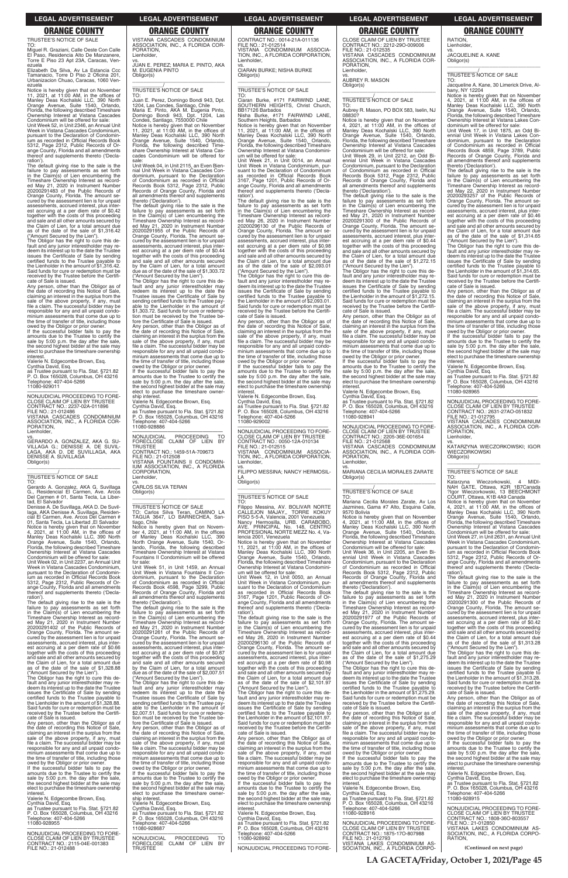ORANGE COUNTY

TRUSTEE'S NOTICE OF SALE

TO:
Miguel R. Graziani, Calle Oeste Con Calle El Paso, Residencia Alto De Manzanere, Torre E Piso 23 Apt 23A, Caracas, Venezuela
Elizabeth Da Silva, Av La Estancia Ccc Tamanacio, Torre D Piso 2 Oficina 201, Urbanizacion Chuao, Caracas, 1060 Venezuela

Notice is hereby given that on November 11, 2021, at 11:00 AM, in the offices of Manley Deas Kochalski LLC, 390 North Orange Avenue, Suite 1540, Orlando, Florida, the following described Timeshare Ownership Interest at Vistana Cascades Condominium will be offered for sale:

Unit Week 52, in Unit 2346, an Annual Unit Week in Vistana Cascades Condominium, pursuant to the Declaration of Condominium as recorded in Official Records Book 5312, Page 2312, Public Records of Orange County, Florida and all amendments thereof and supplements thereto ('Declaration').

The default giving rise to the sale is the failure to pay assessments as set forth in the Claim(s) of Lien encumbering the Timeshare Ownership Interest as recorded May 21, 2020 in Instrument Number 20200291483 of the Public Records of Orange County, Florida. The amount secured by the assessment lien is for unpaid assessments, accrued interest, plus interest accruing at a per diem rate of $0.42 together with the costs of this proceeding and sale and all other amounts secured by the Claim of Lien, for a total amount due as of the date of the sale of $1,316.42 ("Amount Secured by the Lien").

The Obligor has the right to cure this default and any junior interestholder may redeem its interest up to the date the Trustee issues the Certificate of Sale by sending certified funds to the Trustee payable to the Lienholder in the amount of $1,316.42. Said funds for cure or redemption must be received by the Trustee before the Certificate of Sale is issued.

Any person, other than the Obligor as of the date of recording this Notice of Sale, claiming an interest in the surplus from the sale of the above property, if any, must file a claim. The successful bidder may be responsible for any and all unpaid condominium assessments that come due up to the time of transfer of title, including those owed by the Obligor or prior owner.

If the successful bidder fails to pay the amounts due to the Trustee to certify the sale by 5:00 p.m. the day after the sale, the second highest bidder at the sale may elect to purchase the timeshare ownership interest.

Valerie N. Edgecombe Brown, Esq.
Cynthia David, Esq.
as Trustee pursuant to Fla. Stat. §721.82
P. O. Box 165028, Columbus, OH 43216
Telephone: 407-404-5266
11080-929011

---

NONJUDICIAL PROCEEDING TO FORECLOSE CLAIM OF LIEN BY TRUSTEE
CONTRACT NO.: 2237-02A-011896
FILE NO.: 21-012486
VISTANA CASCADES CONDOMINIUM ASSOCIATION, INC., A FLORIDA CORPORATION,
Lienholder,
vs.
GERARDO A. GONZALEZ, AKA G. SUVILLAGA G.; DENISSE A. DE SUVILLAGA, AKA D. DE SUVILLAGA, AKA DENISSE A. SUVILLAGA
Obligor(s)

TRUSTEE'S NOTICE OF SALE

TO:
Gerardo A. Gonzalez, AKA G. Suvillaga G., Residencial El Carmen, Ave. Arcos Del Carmen # 01, Santa Tecla, La Libertad, El Salvador
Denisse A. De Suvillaga, AKA D. De Suvillaga, AKA Denisse A. Suvillaga, Residencial El Carmen, Ave. Arcos Del Carmen # 01, Santa Tecla, La Libertad ,El Salvador

Notice is hereby given that on November 4, 2021, at 11:00 AM, in the offices of Manley Deas Kochalski LLC, 390 North Orange Avenue, Suite 1540, Orlando, Florida, the following described Timeshare Ownership Interest at Vistana Cascades Condominium will be offered for sale:

Unit Week 02, in Unit 2237, an Annual Unit Week in Vistana Cascades Condominium, pursuant to the Declaration of Condominium as recorded in Official Records Book 5312, Page 2312, Public Records of Orange County, Florida and all amendments thereof and supplements thereto ('Declaration').

The default giving rise to the sale is the failure to pay assessments as set forth in the Claim(s) of Lien encumbering the Timeshare Ownership Interest as recorded May 21, 2020 in Instrument Number 20200291402 of the Public Records of Orange County, Florida. The amount secured by the assessment lien is for unpaid assessments, accrued interest, plus interest accruing at a per diem rate of $0.66 together with the costs of this proceeding and sale and all other amounts secured by the Claim of Lien, for a total amount due as of the date of the sale of $1,328.88 ("Amount Secured by the Lien").

The Obligor has the right to cure this default and any junior interestholder may redeem its interest up to the date the Trustee issues the Certificate of Sale by sending certified funds to the Trustee payable to the Lienholder in the amount of $1,328.88. Said funds for cure or redemption must be received by the Trustee before the Certificate of Sale is issued.

Any person, other than the Obligor as of the date of recording this Notice of Sale, claiming an interest in the surplus from the sale of the above property, if any, must file a claim. The successful bidder may be responsible for any and all unpaid condominium assessments that come due up to the time of transfer of title, including those owed by the Obligor or prior owner.

If the successful bidder fails to pay the amounts due to the Trustee to certify the sale by 5:00 p.m. the day after the sale, the second highest bidder at the sale may elect to purchase the timeshare ownership interest.

Valerie N. Edgecombe Brown, Esq.
Cynthia David, Esq.
as Trustee pursuant to Fla. Stat. §721.82
P. O. Box 165028, Columbus, OH 43216
Telephone: 407-404-5266
11080-928955

---

NONJUDICIAL PROCEEDING TO FORECLOSE CLAIM OF LIEN BY TRUSTEE
CONTRACT NO.: 2115-04E-001383
FILE NO.: 21-012488
VISTANA CASCADES CONDOMINIUM ASSOCIATION, INC., A FLORIDA CORPORATION,
Lienholder,
vs.
JUAN E. PEREZ; MARIA E. PINTO, AKA M. EUGENIA PINTO
Obligor(s)

TRUSTEE'S NOTICE OF SALE

TO:
Juan E. Perez, Domingo Bondi 943, Dpt. 1204, Las Condes, Santiago, Chile
Maria E. Pinto, AKA M. Eugenia Pinto, Domingo Bondi 943, Dpt. 1204, Las Condes, Santiago, 7550000 Chile

Notice is hereby given that on November 11, 2021, at 11:00 AM, in the offices of Manley Deas Kochalski LLC, 390 North Orange Avenue, Suite 1540, Orlando, Florida, the following described Timeshare Ownership Interest at Vistana Cascades Condominium will be offered for sale:

Unit Week 04, in Unit 2115, an Even Biennial Unit Week in Vistana Cascades Condominium, pursuant to the Declaration of Condominium as recorded in Official Records Book 5312, Page 2312, Public Records of Orange County, Florida and all amendments thereof and supplements thereto ('Declaration').

The default giving rise to the sale is the failure to pay assessments as set forth in the Claim(s) of Lien encumbering the Timeshare Ownership Interest as recorded May 21, 2020 in Instrument Number 20200291955 of the Public Records of Orange County, Florida. The amount secured by the assessment lien is for unpaid assessments, accrued interest, plus interest accruing at a per diem rate of $0.44 together with the costs of this proceeding and sale and all other amounts secured by the Claim of Lien, for a total amount due as of the date of the sale of $1,303.72 ("Amount Secured by the Lien").

The Obligor has the right to cure this default and any junior interestholder may redeem its interest up to the date the Trustee issues the Certificate of Sale by sending certified funds to the Trustee payable to the Lienholder in the amount of $1,303.72. Said funds for cure or redemption must be received by the Trustee before the Certificate of Sale is issued.

Any person, other than the Obligor as of the date of recording this Notice of Sale, claiming an interest in the surplus from the sale of the above property, if any, must file a claim. The successful bidder may be responsible for any and all unpaid condominium assessments that come due up to the time of transfer of title, including those owed by the Obligor or prior owner.

If the successful bidder fails to pay the amounts due to the Trustee to certify the sale by 5:00 p.m. the day after the sale, the second highest bidder at the sale may elect to purchase the timeshare ownership interest.

Valerie N. Edgecombe Brown, Esq.
Cynthia David, Esq.
as Trustee pursuant to Fla. Stat. §721.82
P. O. Box 165028, Columbus, OH 43216
Telephone: 407-404-5266
11080-928886

---

NONJUDICIAL PROCEEDING TO FORECLOSE CLAIM OF LIEN BY TRUSTEE
CONTRACT NO.: 1459-51A-709673
FILE NO.: 21-012508
VISTANA FOUNTAINS II CONDOMINIUM ASSOCIATION, INC., A FLORIDA CORPORATION,
Lienholder,
vs.
CARLOS SILVA TERAN
Obligor(s)

TRUSTEE'S NOTICE OF SALE

TO: Carlos Silva Teran, CAMINO LA TAGUA 3647, LO BARNECHEA, Santiago, Chile

Notice is hereby given that on November 4, 2021, at 11:00 AM, in the offices of Manley Deas Kochalski LLC, 390 North Orange Avenue, Suite 1540, Orlando, Florida, the following described Timeshare Ownership Interest at Vistana Fountains II Condominium will be offered for sale:

Unit Week 51, in Unit 1459, an Annual Unit Week in Vistana Fountains II Condominium, pursuant to the Declaration of Condominium as recorded in Official Records Book 4598, Page 3299, Public Records of Orange County, Florida and all amendments thereof and supplements thereto ('Declaration').

The default giving rise to the sale is the failure to pay assessments as set forth in the Claim(s) of Lien encumbering the Timeshare Ownership Interest as recorded May 21, 2020 in Instrument Number 20200291261 of the Public Records of Orange County, Florida. The amount secured by the assessment lien is for unpaid assessments, accrued interest, plus interest accruing at a per diem rate of $0.87 together with the costs of this proceeding and sale and all other amounts secured by the Claim of Lien, for a total amount due as of the date of the sale of $2,007.51 ("Amount Secured by the Lien").

The Obligor has the right to cure this default and any junior interestholder may redeem its interest up to the date the Trustee issues the Certificate of Sale by sending certified funds to the Trustee payable to the Lienholder in the amount of $2,007.51. Said funds for cure or redemption must be received by the Trustee before the Certificate of Sale is issued.

Any person, other than the Obligor as of the date of recording this Notice of Sale, claiming an interest in the surplus from the sale of the above property, if any, must file a claim. The successful bidder may be responsible for any and all unpaid condominium assessments that come due up to the time of transfer of title, including those owed by the Obligor or prior owner.

If the successful bidder fails to pay the amounts due to the Trustee to certify the sale by 5:00 p.m. the day after the sale, the second highest bidder at the sale may elect to purchase the timeshare ownership interest.

Valerie N. Edgecombe Brown, Esq.
Cynthia David, Esq.
as Trustee pursuant to Fla. Stat. §721.82
P. O. Box 165028, Columbus, OH 43216
Telephone: 407-404-5266
11080-928687

---

NONJUDICIAL PROCEEDING TO FORECLOSE CLAIM OF LIEN BY TRUSTEE
CONTRACT NO.: 0014-21A-011136
FILE NO.: 21-012514
VISTANA CONDOMINIUM ASSOCIATION, INC., A FLORIDA CORPORATION,
Lienholder,
vs.
CIARAN BURKE; NISHA BURKE
Obligor(s)

TRUSTEE'S NOTICE OF SALE

TO:
Ciaran Burke, #171 FAIRWIND LANE, SOUTHERN HEIGHTS, Christ Church, BB17126 Barbados
Nisha Burke, #171 FAIRWIND LANE, Southern Heights, Barbados

Notice is hereby given that on November 11, 2021, at 11:00 AM, in the offices of Manley Deas Kochalski LLC, 390 North Orange Avenue, Suite 1540, Orlando, Florida, the following described Timeshare Ownership Interest at Vistana Condominium will be offered for sale:

Unit Week 21, in Unit 0014, an Annual Unit Week in Vistana Condominium, pursuant to the Declaration of Condominium as recorded in Official Records Book 3167, Page 1201, Public Records of Orange County, Florida and all amendments thereof and supplements thereto ('Declaration').

The default giving rise to the sale is the failure to pay assessments as set forth in the Claim(s) of Lien encumbering the Timeshare Ownership Interest as recorded May 26, 2020 in Instrument Number 20200296130 of the Public Records of Orange County, Florida. The amount secured by the assessment lien is for unpaid assessments, accrued interest, plus interest accruing at a per diem rate of $0.98 together with the costs of this proceeding and sale and all other amounts secured by the Claim of Lien, for a total amount due as of the date of the sale of $2,093.01 ("Amount Secured by the Lien").

The Obligor has the right to cure this default and any junior interestholder may redeem its interest up to the date the Trustee issues the Certificate of Sale by sending certified funds to the Trustee payable to the Lienholder in the amount of $2,093.01. Said funds for cure or redemption must be received by the Trustee before the Certificate of Sale is issued.

Any person, other than the Obligor as of the date of recording this Notice of Sale, claiming an interest in the surplus from the sale of the above property, if any, must file a claim. The successful bidder may be responsible for any and all unpaid condominium assessments that come due up to the time of transfer of title, including those owed by the Obligor or prior owner.

If the successful bidder fails to pay the amounts due to the Trustee to certify the sale by 5:00 p.m. the day after the sale, the second highest bidder at the sale may elect to purchase the timeshare ownership interest.

Valerie N. Edgecombe Brown, Esq.
Cynthia David, Esq.
as Trustee pursuant to Fla. Stat. §721.82
P. O. Box 165028, Columbus, OH 43216
Telephone: 407-404-5266
11080-929002

---

NONJUDICIAL PROCEEDING TO FORECLOSE CLAIM OF LIEN BY TRUSTEE
CONTRACT NO.: 0050-12A-010134
FILE NO.: 21-012515
VISTANA CONDOMINIUM ASSOCIATION, INC., A FLORIDA CORPORATION,
Lienholder,
vs.
FILIPPO MESSINA; NANCY HERMOSILLA
Obligor(s)

TRUSTEE'S NOTICE OF SALE

TO:
Filippo Messina, AV. BOLIVAR NORTE CALLEJON MAJAY,, TORRE KOKUY PISO 5-5-A, Valencia, 2001 Venezuela
Nancy Hermosilla, URB. CARABOBO, AVE. PRINCIPAL No. 148, CENTRO PROFESIONAL NORTE MEZZ No. 4, Valencia 2001, Venezuela

Notice is hereby given that on November 11, 2021, at 11:00 AM, in the offices of Manley Deas Kochalski LLC, 390 North Orange Avenue, Suite 1540, Orlando, Florida, the following described Timeshare Ownership Interest at Vistana Condominium will be offered for sale:

Unit Week 12, in Unit 0050, an Annual Unit Week in Vistana Condominium, pursuant to the Declaration of Condominium as recorded in Official Records Book 3167, Page 1201, Public Records of Orange County, Florida and all amendments thereof and supplements thereto ('Declaration').

The default giving rise to the sale is the failure to pay assessments as set forth in the Claim(s) of Lien encumbering the Timeshare Ownership Interest as recorded May 26, 2020 in Instrument Number 20200296130 of the Public Records of Orange County, Florida. The amount secured by the assessment lien is for unpaid assessments, accrued interest, plus interest accruing at a per diem rate of $0.98 together with the costs of this proceeding and sale and all other amounts secured by the Claim of Lien, for a total amount due as of the date of the sale of $2,101.97 ("Amount Secured by the Lien").

The Obligor has the right to cure this default and any junior interestholder may redeem its interest up to the date the Trustee issues the Certificate of Sale by sending certified funds to the Trustee payable to the Lienholder in the amount of $2,101.97. Said funds for cure or redemption must be received by the Trustee before the Certificate of Sale is issued.

Any person, other than the Obligor as of the date of recording this Notice of Sale, claiming an interest in the surplus from the sale of the above property, if any, must file a claim. The successful bidder may be responsible for any and all unpaid condominium assessments that come due up to the time of transfer of title, including those owed by the Obligor or prior owner.

If the successful bidder fails to pay the amounts due to the Trustee to certify the sale by 5:00 p.m. the day after the sale, the second highest bidder at the sale may elect to purchase the timeshare ownership interest.

Valerie N. Edgecombe Brown, Esq.
Cynthia David, Esq.
as Trustee pursuant to Fla. Stat. §721.82
P. O. Box 165028, Columbus, OH 43216
Telephone: 407-404-5266
11080-928992

---

NONJUDICIAL PROCEEDING TO FORECLOSE CLAIM OF LIEN BY TRUSTEE
CONTRACT NO.: 2212-29O-009006
FILE NO.: 21-012535
VISTANA CASCADES CONDOMINIUM ASSOCIATION, INC., A FLORIDA CORPORATION,
Lienholder,
vs.
AUBREY R. MASON
Obligor(s)

TRUSTEE'S NOTICE OF SALE

TO:
Aubrey R. Mason, PO BOX 563, Iselin, NJ 08830?

Notice is hereby given that on November 4, 2021, at 11:00 AM, in the offices of Manley Deas Kochalski LLC, 390 North Orange Avenue, Suite 1540, Orlando, Florida, the following described Timeshare Ownership Interest at Vistana Cascades Condominium will be offered for sale:

Unit Week 29, in Unit 2212, an Odd Biennial Unit Week in Vistana Cascades Condominium, pursuant to the Declaration of Condominium as recorded in Official Records Book 5312, Page 2312, Public Records of Orange County, Florida and all amendments thereof and supplements thereto ('Declaration').

The default giving rise to the sale is the failure to pay assessments as set forth in the Claim(s) of Lien encumbering the Timeshare Ownership Interest as recorded May 21, 2020 in Instrument Number 20200291300 of the Public Records of Orange County, Florida. The amount secured by the assessment lien is for unpaid assessments, accrued interest, plus interest accruing at a per diem rate of $0.44 together with the costs of this proceeding and sale and all other amounts secured by the Claim of Lien, for a total amount due as of the date of the sale of $1,272.15 ("Amount Secured by the Lien").

The Obligor has the right to cure this default and any junior interestholder may redeem its interest up to the date the Trustee issues the Certificate of Sale by sending certified funds to the Trustee payable to the Lienholder in the amount of $1,272.15. Said funds for cure or redemption must be received by the Trustee before the Certificate of Sale is issued.

Any person, other than the Obligor as of the date of recording this Notice of Sale, claiming an interest in the surplus from the sale of the above property, if any, must file a claim. The successful bidder may be responsible for any and all unpaid condominium assessments that come due up to the time of transfer of title, including those owed by the Obligor or prior owner.

If the successful bidder fails to pay the amounts due to the Trustee to certify the sale by 5:00 p.m. the day after the sale, the second highest bidder at the sale may elect to purchase the timeshare ownership interest.

Valerie N. Edgecombe Brown, Esq.
Cynthia David, Esq.
as Trustee pursuant to Fla. Stat. §721.82
P. O. Box 165028, Columbus, OH 43216
Telephone: 407-404-5266
11080-928941

---

NONJUDICIAL PROCEEDING TO FORECLOSE CLAIM OF LIEN BY TRUSTEE
CONTRACT NO.: 2205-36E-001654
FILE NO.: 21-012568
VISTANA CASCADES CONDOMINIUM ASSOCIATION, INC., A FLORIDA CORPORATION,
Lienholder,
vs.
MARIANA CECILIA MORALES ZARATE
Obligor(s)

TRUSTEE'S NOTICE OF SALE

TO:
Mariana Cecilia Morales Zarate, Av Los Jazmines, Gama #7 Alto, Esquina Calle, 9570 Bolivia

Notice is hereby given that on November 4, 2021, at 11:00 AM, in the offices of Manley Deas Kochalski LLC, 390 North Orange Avenue, Suite 1540, Orlando, Florida, the following described Timeshare Ownership Interest at Vistana Cascades Condominium will be offered for sale:

Unit Week 36, in Unit 2205, an Even Biennial Unit Week in Vistana Cascades Condominium, pursuant to the Declaration of Condominium as recorded in Official Records Book 5312, Page 2312, Public Records of Orange County, Florida and all amendments thereof and supplements thereto ('Declaration').

The default giving rise to the sale is the failure to pay assessments as set forth in the Claim(s) of Lien encumbering the Timeshare Ownership Interest as recorded May 21, 2020 in Instrument Number 20200291977 of the Public Records of Orange County, Florida. The amount secured by the assessment lien is for unpaid assessments, accrued interest, plus interest accruing at a per diem rate of $0.44 together with the costs of this proceeding and sale and all other amounts secured by the Claim of Lien, for a total amount due as of the date of the sale of $1,275.29 ("Amount Secured by the Lien").

The Obligor has the right to cure this default and any junior interestholder may redeem its interest up to the date the Trustee issues the Certificate of Sale by sending certified funds to the Trustee payable to the Lienholder in the amount of $1,275.29. Said funds for cure or redemption must be received by the Trustee before the Certificate of Sale is issued.

Any person, other than the Obligor as of the date of recording this Notice of Sale, claiming an interest in the surplus from the sale of the above property, if any, must file a claim. The successful bidder may be responsible for any and all unpaid condominium assessments that come due up to the time of transfer of title, including those owed by the Obligor or prior owner.

If the successful bidder fails to pay the amounts due to the Trustee to certify the sale by 5:00 p.m. the day after the sale, the second highest bidder at the sale may elect to purchase the timeshare ownership interest.

Valerie N. Edgecombe Brown, Esq.
Cynthia David, Esq.
as Trustee pursuant to Fla. Stat. §721.82
P. O. Box 165028, Columbus, OH 43216
Telephone: 407-404-5266
11080-928916

---

NONJUDICIAL PROCEEDING TO FORECLOSE CLAIM OF LIEN BY TRUSTEE
CONTRACT NO.: 1875-17O-807988
FILE NO.: 21-012793
VISTANA LAKES CONDOMINIUM ASSOCIATION, INC., A FLORIDA CORPORATION,
Lienholder,
vs.
JACQUELINE A. KANE
Obligor(s)

TRUSTEE'S NOTICE OF SALE

TO:
Jacqueline A. Kane, 30 Limerick Drive, Albany, NY 12204

Notice is hereby given that on November 4, 2021, at 11:00 AM, in the offices of Manley Deas Kochalski LLC, 390 North Orange Avenue, Suite 1540, Orlando, Florida, the following described Timeshare Ownership Interest at Vistana Lakes Condominium will be offered for sale:

Unit Week 17, in Unit 1875, an Odd Biennial Unit Week in Vistana Lakes Condominium, pursuant to the Declaration of Condominium as recorded in Official Records Book 4859, Page 3789, Public Records of Orange County, Florida and all amendments thereof and supplements thereto ('Declaration').

The default giving rise to the sale is the failure to pay assessments as set forth in the Claim(s) of Lien encumbering the Timeshare Ownership Interest as recorded May 22, 2020 in Instrument Number 20200293257 of the Public Records of Orange County, Florida. The amount secured by the assessment lien is for unpaid assessments, accrued interest, plus interest accruing at a per diem rate of $0.46 together with the costs of this proceeding and sale and all other amounts secured by the Claim of Lien, for a total amount due as of the date of the sale of $1,314.65 ("Amount Secured by the Lien").

The Obligor has the right to cure this default and any junior interestholder may redeem its interest up to the date the Trustee issues the Certificate of Sale by sending certified funds to the Trustee payable to the Lienholder in the amount of $1,314.65. Said funds for cure or redemption must be received by the Trustee before the Certificate of Sale is issued.

Any person, other than the Obligor as of the date of recording this Notice of Sale, claiming an interest in the surplus from the sale of the above property, if any, must file a claim. The successful bidder may be responsible for any and all unpaid condominium assessments that come due up to the time of transfer of title, including those owed by the Obligor or prior owner.

If the successful bidder fails to pay the amounts due to the Trustee to certify the sale by 5:00 p.m. the day after the sale, the second highest bidder at the sale may elect to purchase the timeshare ownership interest.

Valerie N. Edgecombe Brown, Esq.
Cynthia David, Esq.
as Trustee pursuant to Fla. Stat. §721.82
P. O. Box 165028, Columbus, OH 43216
Telephone: 407-404-5266
11080-928965

---

NONJUDICIAL PROCEEDING TO FORECLOSE CLAIM OF LIEN BY TRUSTEE
CONTRACT NO.: 2631-27AO-051832
FILE NO.: 21-012795
VISTANA CASCADES CONDOMINIUM ASSOCIATION, INC., A FLORIDA CORPORATION,
Lienholder,
vs.
KATARZYNA WIECZORKOWSKI; IGOR WIECZORKOWSKI
Obligor(s)

TRUSTEE'S NOTICE OF SALE

TO:
Katarzyna Wieczorkowski, 4 MIDINAH GATE, Ottawa, K2R 1B7Canada
?Igor Wieczorkowski, 13 BEECHMONT COURT, Ottawa, K1B 4A8 Canada

Notice is hereby given that on November 4, 2021, at 11:00 AM, in the offices of Manley Deas Kochalski LLC, 390 North Orange Avenue, Suite 1540, Orlando, Florida, the following described Timeshare Ownership Interest at Vistana Cascades Condominium will be offered for sale:

Unit Week 27, in Unit 2631, an Annual Unit Week in Vistana Cascades Condominium, pursuant to the Declaration of Condominium as recorded in Official Records Book 5312, Page 2312, Public Records of Orange County, Florida and all amendments thereof and supplements thereto ('Declaration').

The default giving rise to the sale is the failure to pay assessments as set forth in the Claim(s) of Lien encumbering the Timeshare Ownership Interest as recorded May 21, 2020 in Instrument Number 20200291300 of the Public Records of Orange County, Florida. The amount secured by the assessment lien is for unpaid assessments, accrued interest, plus interest accruing at a per diem rate of $0.42 together with the costs of this proceeding and sale and all other amounts secured by the Claim of Lien, for a total amount due as of the date of the sale of $1,313.28 ("Amount Secured by the Lien").

The Obligor has the right to cure this default and any junior interestholder may redeem its interest up to the date the Trustee issues the Certificate of Sale by sending certified funds to the Trustee payable to the Lienholder in the amount of $1,313.28. Said funds for cure or redemption must be received by the Trustee before the Certificate of Sale is issued.

Any person, other than the Obligor as of the date of recording this Notice of Sale, claiming an interest in the surplus from the sale of the above property, if any, must file a claim. The successful bidder may be responsible for any and all unpaid condominium assessments that come due up to the time of transfer of title, including those owed by the Obligor or prior owner.

If the successful bidder fails to pay the amounts due to the Trustee to certify the sale by 5:00 p.m. the day after the sale, the second highest bidder at the sale may elect to purchase the timeshare ownership interest.

Valerie N. Edgecombe Brown, Esq.
Cynthia David, Esq.
as Trustee pursuant to Fla. Stat. §721.82
P. O. Box 165028, Columbus, OH 43216
Telephone: 407-404-5266
11080-928915

---

NONJUDICIAL PROCEEDING TO FORECLOSE CLAIM OF LIEN BY TRUSTEE
CONTRACT NO.: 1808-36O-803557
FILE NO.: 21-012850
VISTANA LAKES CONDOMINIUM ASSOCIATION, INC., A FLORIDA CORPORATION,

**(Continued on next page)**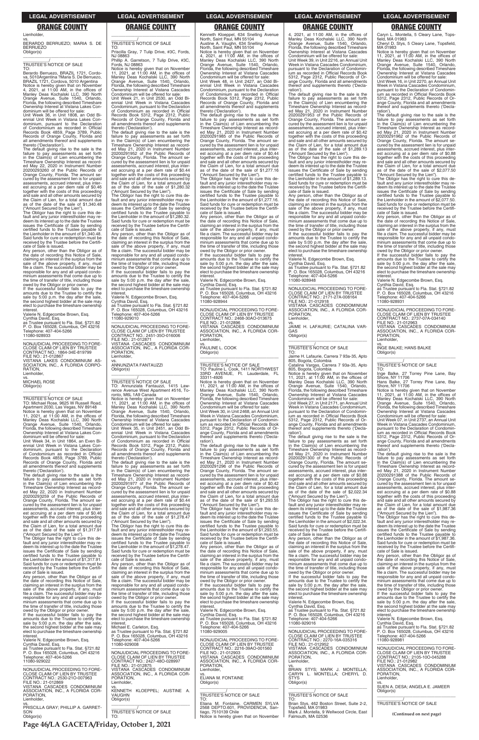# LEGAL ADVERTISEMENT

## ORANGE COUNTY

Lienholder,
vs.
BERARDO BERRUEZO; MARIA S. DE BERRUEZO
Obligor(s)
\_\_\_\_\_\_\_\_\_\_\_\_\_\_\_\_\_\_\_\_\_\_\_\_\_\_\_\_\_\_\_\_\_\_\_/
TRUSTEE'S NOTICE OF SALE
TO:
Berardo Berruezo, BRAZIL 1721, Cordova, 5010Argentina "Maria S. De Berruezo, BRAZIL 1721, Cordova, 5010 Argentina
Notice is hereby given that on November 4, 2021, at 11:00 AM, in the offices of Manley Deas Kochalski LLC, 390 North Orange Avenue, Suite 1540, Orlando, Florida, the following described Timeshare Ownership Interest at Vistana Lakes Condominium will be offered for sale:
Unit Week 36, in Unit 1808, an Odd Biennial Unit Week in Vistana Lakes Condominium, pursuant to the Declaration of Condominium as recorded in Official Records Book 4859, Page 3789, Public Records of Orange County, Florida and all amendments thereof and supplements thereto ('Declaration').
The default giving rise to the sale is the failure to pay assessments as set forth in the Claim(s) of Lien encumbering the Timeshare Ownership Interest as recorded May 22, 2020 in Instrument Number 20200293260 of the Public Records of Orange County, Florida. The amount secured by the assessment lien is for unpaid assessments, accrued interest, plus interest accruing at a per diem rate of $0.46 together with the costs of this proceeding and sale and all other amounts secured by the Claim of Lien, for a total amount due as of the date of the sale of $1,340.48 ("Amount Secured by the Lien").
The Obligor has the right to cure this default and any junior interestholder may redeem its interest up to the date the Trustee issues the Certificate of Sale by sending certified funds to the Trustee payable to the Lienholder in the amount of $1,340.48. Said funds for cure or redemption must be received by the Trustee before the Certificate of Sale is issued.
Any person, other than the Obligor as of the date of recording this Notice of Sale, claiming an interest in the surplus from the sale of the above property, if any, must file a claim. The successful bidder may be responsible for any and all unpaid condominium assessments that come due up to the time of transfer of title, including those owed by the Obligor or prior owner.
If the successful bidder fails to pay the amounts due to the Trustee to certify the sale by 5:00 p.m. the day after the sale, the second highest bidder at the sale may elect to purchase the timeshare ownership interest.
Valerie N. Edgecombe Brown, Esq.
Cynthia David, Esq.
as Trustee pursuant to Fla. Stat. §721.82
P. O. Box 165028, Columbus, OH 43216
Telephone: 407-404-5266
11080-928933

\_\_\_\_\_\_\_\_\_\_\_\_\_\_\_\_\_\_\_\_\_\_\_\_\_\_\_\_\_\_\_\_\_\_\_

NONJUDICIAL PROCEEDING TO FORECLOSE CLAIM OF LIEN BY TRUSTEE
CONTRACT NO.: 1864-34E-819799
FILE NO.: 21-012867
VISTANA LAKES CONDOMINIUM ASSOCIATION, INC., A FLORIDA CORPORATION,
Lienholder,
vs.
MICHAEL ROSE
Obligor(s)
\_\_\_\_\_\_\_\_\_\_\_\_\_\_\_\_\_\_\_\_\_\_\_\_\_\_\_\_\_\_\_\_\_\_\_/
TRUSTEE'S NOTICE OF SALE
TO: Michael Rose, 9625 W Russell Road, Apartment 2030, Las Vegas, NV 89148
Notice is hereby given that on November 11, 2021, at 11:00 AM, in the offices of Manley Deas Kochalski LLC, 390 North Orange Avenue, Suite 1540, Orlando, Florida, the following described Timeshare Ownership Interest at Vistana Lakes Condominium will be offered for sale:
Unit Week 34, in Unit 1864, an Even Biennial Unit Week in Vistana Lakes Condominium, pursuant to the Declaration of Condominium as recorded in Official Records Book 4859, Page 3789, Public Records of Orange County, Florida and all amendments thereof and supplements thereto ('Declaration').
The default giving rise to the sale is the failure to pay assessments as set forth in the Claim(s) of Lien encumbering the Timeshare Ownership Interest as recorded May 22, 2020 in Instrument Number 20200293259 of the Public Records of Orange County, Florida. The amount secured by the assessment lien is for unpaid assessments, accrued interest, plus interest accruing at a per diem rate of $0.46 together with the costs of this proceeding and sale and all other amounts secured by the Claim of Lien, for a total amount due as of the date of the sale of $1,317.91 ("Amount Secured by the Lien").
The Obligor has the right to cure this default and any junior interestholder may redeem its interest up to the date the Trustee issues the Certificate of Sale by sending certified funds to the Trustee payable to the Lienholder in the amount of $1,317.91. Said funds for cure or redemption must be received by the Trustee before the Certificate of Sale is issued.
Any person, other than the Obligor as of the date of recording this Notice of Sale, claiming an interest in the surplus from the sale of the above property, if any, must file a claim. The successful bidder may be responsible for any and all unpaid condominium assessments that come due up to the time of transfer of title, including those owed by the Obligor or prior owner.
If the successful bidder fails to pay the amounts due to the Trustee to certify the sale by 5:00 p.m. the day after the sale, the second highest bidder at the sale may elect to purchase the timeshare ownership interest.
Valerie N. Edgecombe Brown, Esq.
Cynthia David, Esq.
as Trustee pursuant to Fla. Stat. §721.82
P. O. Box 165028, Columbus, OH 43216
Telephone: 407-404-5266
11080-929022

\_\_\_\_\_\_\_\_\_\_\_\_\_\_\_\_\_\_\_\_\_\_\_\_\_\_\_\_\_\_\_\_\_\_\_

NONJUDICIAL PROCEEDING TO FORECLOSE CLAIM OF LIEN BY TRUSTEE
CONTRACT NO.: 2530-21O-007963
FILE NO.: 21-012869
VISTANA CASCADES CONDOMINIUM ASSOCIATION, INC., A FLORIDA CORPORATION,
Lienholder,
vs.
PRISCILLA GRAY; PHILLIP A. GARRETSON
Obligor(s)
\_\_\_\_\_\_\_\_\_\_\_\_\_\_\_\_\_\_\_\_\_\_\_\_\_\_\_\_\_\_\_\_\_\_\_/
TRUSTEE'S NOTICE OF SALE
TO:
Priscilla Gray, 7 Tulip Drive, #3C, Fords, NJ 08863
Phillip A. Garretson, 7 Tulip Drive, #3C, Fords, NJ 08863
Notice is hereby given that on November 11, 2021, at 11:00 AM, in the offices of Manley Deas Kochalski LLC, 390 North Orange Avenue, Suite 1540, Orlando, Florida, the following described Timeshare Ownership Interest at Vistana Cascades Condominium will be offered for sale:
Unit Week 21, in Unit 2530, an Odd Biennial Unit Week in Vistana Cascades Condominium, pursuant to the Declaration of Condominium as recorded in Official Records Book 5312, Page 2312, Public Records of Orange County, Florida and all amendments thereof and supplements thereto ('Declaration').
The default giving rise to the sale is the failure to pay assessments as set forth in the Claim(s) of Lien encumbering the Timeshare Ownership Interest as recorded May 21, 2020 in Instrument Number 20200291952 of the Public Records of Orange County, Florida. The amount secured by the assessment lien is for unpaid assessments, accrued interest, plus interest accruing at a per diem rate of $0.44 together with the costs of this proceeding and sale and all other amounts secured by the Claim of Lien, for a total amount due as of the date of the sale of $1,280.32 ("Amount Secured by the Lien").
The Obligor has the right to cure this default and any junior interestholder may redeem its interest up to the date the Trustee issues the Certificate of Sale by sending certified funds to the Trustee payable to the Lienholder in the amount of $1,280.32. Said funds for cure or redemption must be received by the Trustee before the Certificate of Sale is issued.
Any person, other than the Obligor as of the date of recording this Notice of Sale, claiming an interest in the surplus from the sale of the above property, if any, must file a claim. The successful bidder may be responsible for any and all unpaid condominium assessments that come due up to the time of transfer of title, including those owed by the Obligor or prior owner.
If the successful bidder fails to pay the amounts due to the Trustee to certify the sale by 5:00 p.m. the day after the sale, the second highest bidder at the sale may elect to purchase the timeshare ownership interest.
Valerie N. Edgecombe Brown, Esq.
Cynthia David, Esq.
as Trustee pursuant to Fla. Stat. §721.82
P. O. Box 165028, Columbus, OH 43216
Telephone: 407-404-5266
11080-929010

\_\_\_\_\_\_\_\_\_\_\_\_\_\_\_\_\_\_\_\_\_\_\_\_\_\_\_\_\_\_\_\_\_\_\_

NONJUDICIAL PROCEEDING TO FORECLOSE CLAIM OF LIEN BY TRUSTEE
CONTRACT NO.: 2451-35O-016006
FILE NO.: 21-012871
VISTANA CASCADES CONDOMINIUM ASSOCIATION, INC., A FLORIDA CORPORATION,
Lienholder,
vs.
ANNUNZIATA FANTAUZZI
Obligor(s)
\_\_\_\_\_\_\_\_\_\_\_\_\_\_\_\_\_\_\_\_\_\_\_\_\_\_\_\_\_\_\_\_\_\_\_/
TRUSTEE'S NOTICE OF SALE
TO: Annunziata Fantauzzi, 1415 Lawrence Avenue West Apartment #516, Toronto, M6L 1A9 Canada
Notice is hereby given that on November 11, 2021, at 11:00 AM, in the offices of Manley Deas Kochalski LLC, 390 North Orange Avenue, Suite 1540, Orlando, Florida, the following described Timeshare Ownership Interest at Vistana Cascades Condominium will be offered for sale:
Unit Week 35, in Unit 2451, an Odd Biennial Unit Week in Vistana Cascades Condominium, pursuant to the Declaration of Condominium as recorded in Official Records Book 5312, Page 2312, Public Records of Orange County, Florida and all amendments thereof and supplements thereto ('Declaration').
The default giving rise to the sale is the failure to pay assessments as set forth in the Claim(s) of Lien encumbering the Timeshare Ownership Interest as recorded May 21, 2020 in Instrument Number 20200291977 of the Public Records of Orange County, Florida. The amount secured by the assessment lien is for unpaid assessments, accrued interest, plus interest accruing at a per diem rate of $0.44 together with the costs of this proceeding and sale and all other amounts secured by the Claim of Lien, for a total amount due as of the date of the sale of $1,278.47 ("Amount Secured by the Lien").
The Obligor has the right to cure this default and any junior interestholder may redeem its interest up to the date the Trustee issues the Certificate of Sale by sending certified funds to the Trustee payable to the Lienholder in the amount of $1,278.47. Said funds for cure or redemption must be received by the Trustee before the Certificate of Sale is issued.
Any person, other than the Obligor as of the date of recording this Notice of Sale, claiming an interest in the surplus from the sale of the above property, if any, must file a claim. The successful bidder may be responsible for any and all unpaid condominium assessments that come due up to the time of transfer of title, including those owed by the Obligor or prior owner.
If the successful bidder fails to pay the amounts due to the Trustee to certify the sale by 5:00 p.m. the day after the sale, the second highest bidder at the sale may elect to purchase the timeshare ownership interest.
Michael E. Carleton, Esq.
as Trustee pursuant to Fla. Stat. §721.82
P. O. Box 165028, Columbus, OH 43216
Telephone: 407-404-5266
11080-929008

\_\_\_\_\_\_\_\_\_\_\_\_\_\_\_\_\_\_\_\_\_\_\_\_\_\_\_\_\_\_\_\_\_\_\_

NONJUDICIAL PROCEEDING TO FORECLOSE CLAIM OF LIEN BY TRUSTEE
CONTRACT NO.: 2427-48O-028997
FILE NO.: 21-012875
VISTANA CASCADES CONDOMINIUM ASSOCIATION, INC., A FLORIDA CORPORATION,
Lienholder,
vs.
KENNETH KLOEPPEL; AUSTINE A. VAUGHN
Obligor(s)
\_\_\_\_\_\_\_\_\_\_\_\_\_\_\_\_\_\_\_\_\_\_\_\_\_\_\_\_\_\_\_\_\_\_\_/
TRUSTEE'S NOTICE OF SALE
TO:
Kenneth Kloeppel, 634 Snelling Avenue North, Saint Paul, MN 55104
Austine A. Vaughn, 634 Snelling Avenue North, Saint Paul, MN 55104
Notice is hereby given that on November 4, 2021, at 11:00 AM, in the offices of Manley Deas Kochalski LLC, 390 North Orange Avenue, Suite 1540, Orlando, Florida, the following described Timeshare Ownership Interest at Vistana Cascades Condominium will be offered for sale:
Unit Week 48, in Unit 2427, an Odd Biennial Unit Week in Vistana Cascades Condominium, pursuant to the Declaration of Condominium as recorded in Official Records Book 5312, Page 2312, Public Records of Orange County, Florida and all amendments thereof and supplements thereto ('Declaration').
The default giving rise to the sale is the failure to pay assessments as set forth in the Claim(s) of Lien encumbering the Timeshare Ownership Interest as recorded May 21, 2020 in Instrument Number 20200291985 of the Public Records of Orange County, Florida. The amount secured by the assessment lien is for unpaid assessments, accrued interest, plus interest accruing at a per diem rate of $0.44 together with the costs of this proceeding and sale and all other amounts secured by the Claim of Lien, for a total amount due as of the date of the sale of $1,277.16 ("Amount Secured by the Lien").
The Obligor has the right to cure this default and any junior interestholder may redeem its interest up to the date the Trustee issues the Certificate of Sale by sending certified funds to the Trustee payable to the Lienholder in the amount of $1,277.16. Said funds for cure or redemption must be received by the Trustee before the Certificate of Sale is issued.
Any person, other than the Obligor as of the date of recording this Notice of Sale, claiming an interest in the surplus from the sale of the above property, if any, must file a claim. The successful bidder may be responsible for any and all unpaid condominium assessments that come due up to the time of transfer of title, including those owed by the Obligor or prior owner.
If the successful bidder fails to pay the amounts due to the Trustee to certify the sale by 5:00 p.m. the day after the sale, the second highest bidder at the sale may elect to purchase the timeshare ownership interest.
Valerie N. Edgecombe Brown, Esq.
Cynthia David, Esq.
as Trustee pursuant to Fla. Stat. §721.82
P. O. Box 165028, Columbus, OH 43216
Telephone: 407-404-5266
11080-928944

\_\_\_\_\_\_\_\_\_\_\_\_\_\_\_\_\_\_\_\_\_\_\_\_\_\_\_\_\_\_\_\_\_\_\_

NONJUDICIAL PROCEEDING TO FORECLOSE CLAIM OF LIEN BY TRUSTEE
CONTRACT NO.: 2468-30AO-013675
FILE NO.: 21-012896
VISTANA CASCADES CONDOMINIUM ASSOCIATION, INC., A FLORIDA CORPORATION,
Lienholder,
vs.
PAULINE L. COOK
Obligor(s)
\_\_\_\_\_\_\_\_\_\_\_\_\_\_\_\_\_\_\_\_\_\_\_\_\_\_\_\_\_\_\_\_\_\_\_/
TRUSTEE'S NOTICE OF SALE
TO: Pauline L. Cook, 1411 NORTHWEST 33RD AVENUE, Ft. Lauderdale, FL 33311-4926
Notice is hereby given that on November 11, 2021, at 11:00 AM, in the offices of Manley Deas Kochalski LLC, 390 North Orange Avenue, Suite 1540, Orlando, Florida, the following described Timeshare Ownership Interest at Vistana Cascades Condominium will be offered for sale:
Unit Week 30, in Unit 2468, an Annual Unit Week in Vistana Cascades Condominium, pursuant to the Declaration of Condominium as recorded in Official Records Book 5312, Page 2312, Public Records of Orange County, Florida and all amendments thereof and supplements thereto ('Declaration').
The default giving rise to the sale is the failure to pay assessments as set forth in the Claim(s) of Lien encumbering the Timeshare Ownership Interest as recorded May 21, 2020 in Instrument Number 20200291296 of the Public Records of Orange County, Florida. The amount secured by the assessment lien is for unpaid assessments, accrued interest, plus interest accruing at a per diem rate of $0.42 together with the costs of this proceeding and sale and all other amounts secured by the Claim of Lien, for a total amount due as of the date of the sale of $1,293.55 ("Amount Secured by the Lien").
The Obligor has the right to cure this default and any junior interestholder may redeem its interest up to the date the Trustee issues the Certificate of Sale by sending certified funds to the Trustee payable to the Lienholder in the amount of $1,293.55. Said funds for cure or redemption must be received by the Trustee before the Certificate of Sale is issued.
Any person, other than the Obligor as of the date of recording this Notice of Sale, claiming an interest in the surplus from the sale of the above property, if any, must file a claim. The successful bidder may be responsible for any and all unpaid condominium assessments that come due up to the time of transfer of title, including those owed by the Obligor or prior owner.
If the successful bidder fails to pay the amounts due to the Trustee to certify the sale by 5:00 p.m. the day after the sale, the second highest bidder at the sale may elect to purchase the timeshare ownership interest.
Valerie N. Edgecombe Brown, Esq.
Cynthia David, Esq.
as Trustee pursuant to Fla. Stat. §721.82
P. O. Box 165028, Columbus, OH 43216
Telephone: 407-404-5266
11080-929005

\_\_\_\_\_\_\_\_\_\_\_\_\_\_\_\_\_\_\_\_\_\_\_\_\_\_\_\_\_\_\_\_\_\_\_

NONJUDICIAL PROCEEDING TO FORECLOSE CLAIM OF LIEN BY TRUSTEE
CONTRACT NO.: 2216-39AO-001560
FILE NO.: 21-012903
VISTANA CASCADES CONDOMINIUM ASSOCIATION, INC., A FLORIDA CORPORATION,
Lienholder,
vs.
ELIANA M. FONTAINE
Obligor(s)
\_\_\_\_\_\_\_\_\_\_\_\_\_\_\_\_\_\_\_\_\_\_\_\_\_\_\_\_\_\_\_\_\_\_\_/
TRUSTEE'S NOTICE OF SALE
TO:
Eliana M. Fontaine, CARMEN SYLVA 2568 DEPTO.601, PROVIDENCIA, Santiago, 7510139 Chile
Notice is hereby given that on November 4, 2021, at 11:00 AM, in the offices of Manley Deas Kochalski LLC, 390 North Orange Avenue, Suite 1540, Orlando, Florida, the following described Timeshare Ownership Interest at Vistana Cascades Condominium will be offered for sale:
Unit Week 39, in Unit 2216, an Annual Unit Week in Vistana Cascades Condominium, pursuant to the Declaration of Condominium as recorded in Official Records Book 5312, Page 2312, Public Records of Orange County, Florida and all amendments thereof and supplements thereto ('Declaration').
The default giving rise to the sale is the failure to pay assessments as set forth in the Claim(s) of Lien encumbering the Timeshare Ownership Interest as recorded May 21, 2020 in Instrument Number 20200291963 of the Public Records of Orange County, Florida. The amount secured by the assessment lien is for unpaid assessments, accrued interest, plus interest accruing at a per diem rate of $0.42 together with the costs of this proceeding and sale and all other amounts secured by the Claim of Lien, for a total amount due as of the date of the sale of $1,289.13 ("Amount Secured by the Lien").
The Obligor has the right to cure this default and any junior interestholder may redeem its interest up to the date the Trustee issues the Certificate of Sale by sending certified funds to the Trustee payable to the Lienholder in the amount of $1,289.13. Said funds for cure or redemption must be received by the Trustee before the Certificate of Sale is issued.
Any person, other than the Obligor as of the date of recording this Notice of Sale, claiming an interest in the surplus from the sale of the above property, if any, must file a claim. The successful bidder may be responsible for any and all unpaid condominium assessments that come due up to the time of transfer of title, including those owed by the Obligor or prior owner.
If the successful bidder fails to pay the amounts due to the Trustee to certify the sale by 5:00 p.m. the day after the sale, the second highest bidder at the sale may elect to purchase the timeshare ownership interest.
Valerie N. Edgecombe Brown, Esq.
Cynthia David, Esq.
as Trustee pursuant to Fla. Stat. §721.82
P. O. Box 165028, Columbus, OH 43216
Telephone: 407-404-5266
11080-928948

\_\_\_\_\_\_\_\_\_\_\_\_\_\_\_\_\_\_\_\_\_\_\_\_\_\_\_\_\_\_\_\_\_\_\_

NONJUDICIAL PROCEEDING TO FORECLOSE CLAIM OF LIEN BY TRUSTEE
CONTRACT NO.: 2171-27A-008164
FILE NO.: 21-012918
VISTANA CASCADES CONDOMINIUM ASSOCIATION, INC., A FLORIDA CORPORATION,
Lienholder,
vs.
JAIME H. LAFAURIE; CATALINA VARGAS
Obligor(s)
\_\_\_\_\_\_\_\_\_\_\_\_\_\_\_\_\_\_\_\_\_\_\_\_\_\_\_\_\_\_\_\_\_\_\_/
TRUSTEE'S NOTICE OF SALE
TO:
Jaime H. Lafaurie, Carrera 7 93a-35, Apto 805, Bogota, Colombia
Catalina Vargas, Carrera 7 93a-35, Apto 805, Bogota, Colombia
Notice is hereby given that on November 11, 2021, at 11:00 AM, in the offices of Manley Deas Kochalski LLC, 390 North Orange Avenue, Suite 1540, Orlando, Florida, the following described Timeshare Ownership Interest at Vistana Cascades Condominium will be offered for sale:
Unit Week 27, in Unit 2171, an Annual Unit Week in Vistana Cascades Condominium, pursuant to the Declaration of Condominium as recorded in Official Records Book 5312, Page 2312, Public Records of Orange County, Florida and all amendments thereof and supplements thereto ('Declaration').
The default giving rise to the sale is the failure to pay assessments as set forth in the Claim(s) of Lien encumbering the Timeshare Ownership Interest as recorded May 21, 2020 in Instrument Number 20200291300 of the Public Records of Orange County, Florida. The amount secured by the assessment lien is for unpaid assessments, accrued interest, plus interest accruing at a per diem rate of $0.88 together with the costs of this proceeding and sale and all other amounts secured by the Claim of Lien, for a total amount due as of the date of the sale of $2,022.34 ("Amount Secured by the Lien").
The Obligor has the right to cure this default and any junior interestholder may redeem its interest up to the date the Trustee issues the Certificate of Sale by sending certified funds to the Trustee payable to the Lienholder in the amount of $2,022.34. Said funds for cure or redemption must be received by the Trustee before the Certificate of Sale is issued.
Any person, other than the Obligor as of the date of recording this Notice of Sale, claiming an interest in the surplus from the sale of the above property, if any, must file a claim. The successful bidder may be responsible for any and all unpaid condominium assessments that come due up to the time of transfer of title, including those owed by the Obligor or prior owner.
If the successful bidder fails to pay the amounts due to the Trustee to certify the sale by 5:00 p.m. the day after the sale, the second highest bidder at the sale may elect to purchase the timeshare ownership interest.
Valerie N. Edgecombe Brown, Esq.
Cynthia David, Esq.
as Trustee pursuant to Fla. Stat. §721.82
P. O. Box 165028, Columbus, OH 43216
Telephone: 407-404-5266
11080-929016

\_\_\_\_\_\_\_\_\_\_\_\_\_\_\_\_\_\_\_\_\_\_\_\_\_\_\_\_\_\_\_\_\_\_\_

NONJUDICIAL PROCEEDING TO FORECLOSE CLAIM OF LIEN BY TRUSTEE
CONTRACT NO.: 2270-16A-035316
FILE NO.: 21-012952
VISTANA CASCADES CONDOMINIUM ASSOCIATION, INC., A FLORIDA CORPORATION,
Lienholder,
vs.
BRIAN STYS; MARK J. MONTELLA; CARYN L. MONTELLA; CHERYL D. STYS
Obligor(s)
\_\_\_\_\_\_\_\_\_\_\_\_\_\_\_\_\_\_\_\_\_\_\_\_\_\_\_\_\_\_\_\_\_\_\_/
TRUSTEE'S NOTICE OF SALE
TO:
Brian Stys, 462 Boston Street, Suite 2-2, Topsfield, MA 01983
Mark J. Montella, 9 Wellwood Circle, East Falmouth, MA 02536
Caryn L. Montella, 5 Cleary Lane, Topsfield, MA 01983
Cheryl D. Stys, 5 Cleary Lane, Topsfield, MA 01983
Notice is hereby given that on November 11, 2021, at 11:00 AM, in the offices of Manley Deas Kochalski LLC, 390 North Orange Avenue, Suite 1540, Orlando, Florida, the following described Timeshare Ownership Interest at Vistana Cascades Condominium will be offered for sale:
Unit Week 16, in Unit 2270, an Annual Unit Week in Vistana Cascades Condominium, pursuant to the Declaration of Condominium as recorded in Official Records Book 5312, Page 2312, Public Records of Orange County, Florida and all amendments thereof and supplements thereto ('Declaration').
The default giving rise to the sale is the failure to pay assessments as set forth in the Claim(s) of Lien encumbering the Timeshare Ownership Interest as recorded May 21, 2020 in Instrument Number 20200291962 of the Public Records of Orange County, Florida. The amount secured by the assessment lien is for unpaid assessments, accrued interest, plus interest accruing at a per diem rate of $0.88 together with the costs of this proceeding and sale and all other amounts secured by the Claim of Lien, for a total amount due as of the date of the sale of $2,077.50 ("Amount Secured by the Lien").
The Obligor has the right to cure this default and any junior interestholder may redeem its interest up to the date the Trustee issues the Certificate of Sale by sending certified funds to the Trustee payable to the Lienholder in the amount of $2,077.50. Said funds for cure or redemption must be received by the Trustee before the Certificate of Sale is issued.
Any person, other than the Obligor as of the date of recording this Notice of Sale, claiming an interest in the surplus from the sale of the above property, if any, must file a claim. The successful bidder may be responsible for any and all unpaid condominium assessments that come due up to the time of transfer of title, including those owed by the Obligor or prior owner.
If the successful bidder fails to pay the amounts due to the Trustee to certify the sale by 5:00 p.m. the day after the sale, the second highest bidder at the sale may elect to purchase the timeshare ownership interest.
Valerie N. Edgecombe Brown, Esq.
Cynthia David, Esq.
as Trustee pursuant to Fla. Stat. §721.82
P. O. Box 165028, Columbus, OH 43216
Telephone: 407-404-5266
11080-928931

\_\_\_\_\_\_\_\_\_\_\_\_\_\_\_\_\_\_\_\_\_\_\_\_\_\_\_\_\_\_\_\_\_\_\_

NONJUDICIAL PROCEEDING TO FORECLOSE CLAIM OF LIEN BY TRUSTEE
CONTRACT NO.: 2737-07A-034140
FILE NO.: 21-012963
VISTANA CASCADES CONDOMINIUM ASSOCIATION, INC., A FLORIDA CORPORATION,
Lienholder,
vs.
INGE BALKE; HANS BALKE
Obligor(s)
\_\_\_\_\_\_\_\_\_\_\_\_\_\_\_\_\_\_\_\_\_\_\_\_\_\_\_\_\_\_\_\_\_\_\_/
TRUSTEE'S NOTICE OF SALE
TO:
Inge Balke, 27 Torrey Pine Lane, Bay Shore, NY 11706
Hans Balke, 27 Torrey Pine Lane, Bay Shore, NY 11706
Notice is hereby given that on November 11, 2021, at 11:00 AM, in the offices of Manley Deas Kochalski LLC, 390 North Orange Avenue, Suite 1540, Orlando, Florida, the following described Timeshare Ownership Interest at Vistana Cascades Condominium will be offered for sale:
Unit Week 07, in Unit 2737, an Annual Unit Week in Vistana Cascades Condominium, pursuant to the Declaration of Condominium as recorded in Official Records Book 5312, Page 2312, Public Records of Orange County, Florida and all amendments thereof and supplements thereto ('Declaration').
The default giving rise to the sale is the failure to pay assessments as set forth in the Claim(s) of Lien encumbering the Timeshare Ownership Interest as recorded May 21, 2020 in Instrument Number 20200291388 of the Public Records of Orange County, Florida. The amount secured by the assessment lien is for unpaid assessments, accrued interest, plus interest accruing at a per diem rate of $0.88 together with the costs of this proceeding and sale and all other amounts secured by the Claim of Lien, for a total amount due as of the date of the sale of $1,987.36 ("Amount Secured by the Lien").
The Obligor has the right to cure this default and any junior interestholder may redeem its interest up to the date the Trustee issues the Certificate of Sale by sending certified funds to the Trustee payable to the Lienholder in the amount of $1,987.36. Said funds for cure or redemption must be received by the Trustee before the Certificate of Sale is issued.
Any person, other than the Obligor as of the date of recording this Notice of Sale, claiming an interest in the surplus from the sale of the above property, if any, must file a claim. The successful bidder may be responsible for any and all unpaid condominium assessments that come due up to the time of transfer of title, including those owed by the Obligor or prior owner.
If the successful bidder fails to pay the amounts due to the Trustee to certify the sale by 5:00 p.m. the day after the sale, the second highest bidder at the sale may elect to purchase the timeshare ownership interest.
Valerie N. Edgecombe Brown, Esq.
Cynthia David, Esq.
as Trustee pursuant to Fla. Stat. §721.82
P. O. Box 165028, Columbus, OH 43216
Telephone: 407-404-5266
11080-928981

\_\_\_\_\_\_\_\_\_\_\_\_\_\_\_\_\_\_\_\_\_\_\_\_\_\_\_\_\_\_\_\_\_\_\_

NONJUDICIAL PROCEEDING TO FORECLOSE CLAIM OF LIEN BY TRUSTEE
CONTRACT NO.: 2105-10O-045288
FILE NO.: 21-012982
VISTANA CASCADES CONDOMINIUM ASSOCIATION, INC., A FLORIDA CORPORATION,
Lienholder,
vs.
SUEN A. DESA; ANGELA E. JAMEER
Obligor(s)
\_\_\_\_\_\_\_\_\_\_\_\_\_\_\_\_\_\_\_\_\_\_\_\_\_\_\_\_\_\_\_\_\_\_\_/
TRUSTEE'S NOTICE OF SALE

**(Continued on next page)**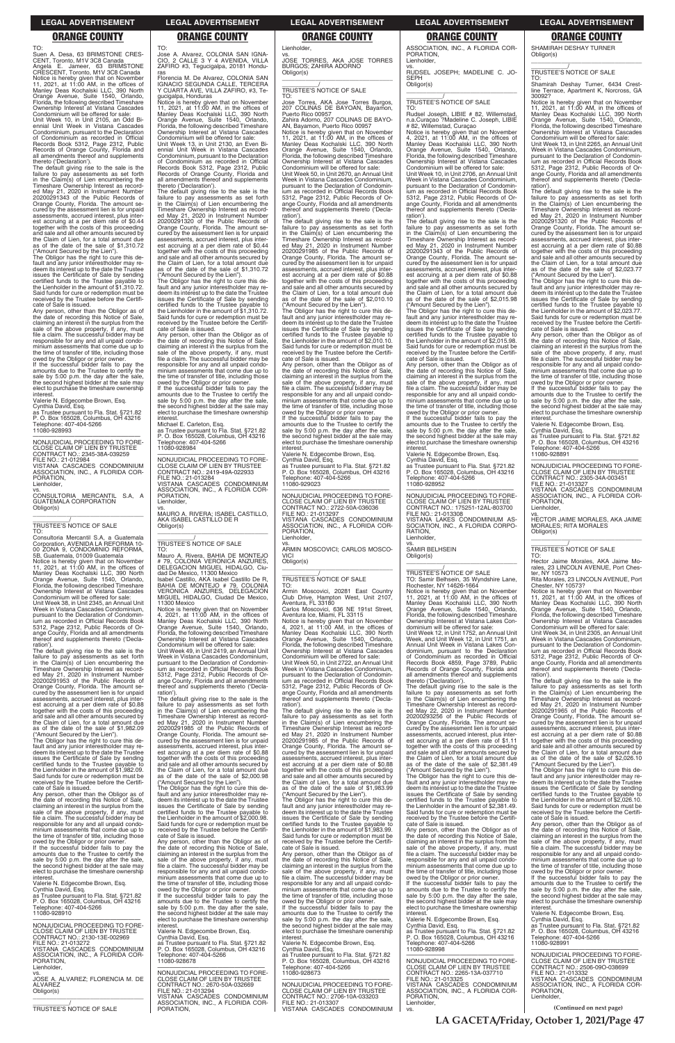## ORANGE COUNTY

TO:
Suen A. Desa, 63 BRIMSTONE CRESCENT, Toronto, M1V 3C8 Canada
Angela E. Jameer, 63 BRIMSTONE CRESCENT, Toronto, M1V 3C8 Canada
Notice is hereby given that on November 11, 2021, at 11:00 AM, in the offices of Manley Deas Kochalski LLC, 390 North Orange Avenue, Suite 1540, Orlando, Florida, the following described Timeshare Ownership Interest at Vistana Cascades Condominium will be offered for sale:
Unit Week 10, in Unit 2105, an Odd Biennial Unit Week in Vistana Cascades Condominium, pursuant to the Declaration of Condominium as recorded in Official Records Book 5312, Page 2312, Public Records of Orange County, Florida and all amendments thereof and supplements thereto ('Declaration').
The default giving rise to the sale is the failure to pay assessments as set forth in the Claim(s) of Lien encumbering the Timeshare Ownership Interest as recorded May 21, 2020 in Instrument Number 20200291343 of the Public Records of Orange County, Florida. The amount secured by the assessment lien is for unpaid assessments, accrued interest, plus interest accruing at a per diem rate of $0.44 together with the costs of this proceeding and sale and all other amounts secured by the Claim of Lien, for a total amount due as of the date of the sale of $1,310.72 ("Amount Secured by the Lien").
The Obligor has the right to cure this default and any junior interestholder may redeem its interest up to the date the Trustee issues the Certificate of Sale by sending certified funds to the Trustee payable to the Lienholder in the amount of $1,310.72. Said funds for cure or redemption must be received by the Trustee before the Certificate of Sale is issued.
Any person, other than the Obligor as of the date of recording this Notice of Sale, claiming an interest in the surplus from the sale of the above property, if any, must file a claim. The successful bidder may be responsible for any and all unpaid condominium assessments that come due up to the time of transfer of title, including those owed by the Obligor or prior owner.
If the successful bidder fails to pay the amounts due to the Trustee to certify the sale by 5:00 p.m. the day after the sale, the second highest bidder at the sale may elect to purchase the timeshare ownership interest.
Valerie N. Edgecombe Brown, Esq.
Cynthia David, Esq.
as Trustee pursuant to Fla. Stat. §721.82
P. O. Box 165028, Columbus, OH 43216
Telephone: 407-404-5266
11080-928993

---

NONJUDICIAL PROCEEDING TO FORECLOSE CLAIM OF LIEN BY TRUSTEE
CONTRACT NO.: 2345-38A-039259
FILE NO.: 21-012984
VISTANA CASCADES CONDOMINIUM ASSOCIATION, INC., A FLORIDA CORPORATION,
Lienholder,
vs.
CONSULTORIA MERCANTIL S.A, A GUATEMALA CORPORATION
Obligor(s)

_______________/
TRUSTEE'S NOTICE OF SALE
TO:
Consultoria Mercantil S.A, a Guatemala Corporation, AVENIDA LA REFORMA 10-00 ZONA 9, CONDOMINIO REFORMA, 5B, Guatemala, 01009 Guatemala
Notice is hereby given that on November 11, 2021, at 11:00 AM, in the offices of Manley Deas Kochalski LLC, 390 North Orange Avenue, Suite 1540, Orlando, Florida, the following described Timeshare Ownership Interest at Vistana Cascades Condominium will be offered for sale:
Unit Week 38, in Unit 2345, an Annual Unit Week in Vistana Cascades Condominium, pursuant to the Declaration of Condominium as recorded in Official Records Book 5312, Page 2312, Public Records of Orange County, Florida and all amendments thereof and supplements thereto ('Declaration').
The default giving rise to the sale is the failure to pay assessments as set forth in the Claim(s) of Lien encumbering the Timeshare Ownership Interest as recorded May 21, 2020 in Instrument Number 20200291953 of the Public Records of Orange County, Florida. The amount secured by the assessment lien is for unpaid assessments, accrued interest, plus interest accruing at a per diem rate of $0.88 together with the costs of this proceeding and sale and all other amounts secured by the Claim of Lien, for a total amount due as of the date of the sale of $1,982.09 ("Amount Secured by the Lien").
The Obligor has the right to cure this default and any junior interestholder may redeem its interest up to the date the Trustee issues the Certificate of Sale by sending certified funds to the Trustee payable to the Lienholder in the amount of $1,982.09. Said funds for cure or redemption must be received by the Trustee before the Certificate of Sale is issued.
Any person, other than the Obligor as of the date of recording this Notice of Sale, claiming an interest in the surplus from the sale of the above property, if any, must file a claim. The successful bidder may be responsible for any and all unpaid condominium assessments that come due up to the time of transfer of title, including those owed by the Obligor or prior owner.
If the successful bidder fails to pay the amounts due to the Trustee to certify the sale by 5:00 p.m. the day after the sale, the second highest bidder at the sale may elect to purchase the timeshare ownership interest.
Valerie N. Edgecombe Brown, Esq.
Cynthia David, Esq.
as Trustee pursuant to Fla. Stat. §721.82
P. O. Box 165028, Columbus, OH 43216
Telephone: 407-404-5266
11080-928910

---

NONJUDICIAL PROCEEDING TO FORECLOSE CLAIM OF LIEN BY TRUSTEE
CONTRACT NO.: 2130-13E-002969
FILE NO.: 21-013272
VISTANA CASCADES CONDOMINIUM ASSOCIATION, INC., A FLORIDA CORPORATION,
Lienholder,
vs.
JOSE A. ALVAREZ; FLORENCIA M. DE ALVAREZ
Obligor(s)

_______________/
TRUSTEE'S NOTICE OF SALE
TO:
Jose A. Alvarez, COLONIA SAN IGNACIO, 2 CALLE 3 Y 4 AVENIDA, VILLA ZAFIRO #3, Tegucigalpa, 20181 Honduras
Florencia M. De Alvarez, COLONIA SAN IGNACIO SEGUNDA CALLE, TERCERA Y CUARTA AVE, VILLA ZAFIRO, #3, Tegucigalpa, Honduras
Notice is hereby given that on November 11, 2021, at 11:00 AM, in the offices of Manley Deas Kochalski LLC, 390 North Orange Avenue, Suite 1540, Orlando, Florida, the following described Timeshare Ownership Interest at Vistana Cascades Condominium will be offered for sale:
Unit Week 13, in Unit 2130, an Even Biennial Unit Week in Vistana Cascades Condominium, pursuant to the Declaration of Condominium as recorded in Official Records Book 5312, Page 2312, Public Records of Orange County, Florida and all amendments thereof and supplements thereto ('Declaration').
The default giving rise to the sale is the failure to pay assessments as set forth in the Claim(s) of Lien encumbering the Timeshare Ownership Interest as recorded May 21, 2020 in Instrument Number 20200291320 of the Public Records of Orange County, Florida. The amount secured by the assessment lien is for unpaid assessments, accrued interest, plus interest accruing at a per diem rate of $0.44 together with the costs of this proceeding and sale and all other amounts secured by the Claim of Lien, for a total amount due as of the date of the sale of $1,310.72 ("Amount Secured by the Lien").
The Obligor has the right to cure this default and any junior interestholder may redeem its interest up to the date the Trustee issues the Certificate of Sale by sending certified funds to the Trustee payable to the Lienholder in the amount of $1,310.72. Said funds for cure or redemption must be received by the Trustee before the Certificate of Sale is issued.
Any person, other than the Obligor as of the date of recording this Notice of Sale, claiming an interest in the surplus from the sale of the above property, if any, must file a claim. The successful bidder may be responsible for any and all unpaid condominium assessments that come due up to the time of transfer of title, including those owed by the Obligor or prior owner.
If the successful bidder fails to pay the amounts due to the Trustee to certify the sale by 5:00 p.m. the day after the sale, the second highest bidder at the sale may elect to purchase the timeshare ownership interest.
Michael E. Carleton, Esq.
as Trustee pursuant to Fla. Stat. §721.82
P. O. Box 165028, Columbus, OH 43216
Telephone: 407-404-5266
11080-928984

---

NONJUDICIAL PROCEEDING TO FORECLOSE CLAIM OF LIEN BY TRUSTEE
CONTRACT NO.: 2419-49A-022933
FILE NO.: 21-013284
VISTANA CASCADES CONDOMINIUM ASSOCIATION, INC., A FLORIDA CORPORATION,
Lienholder,
vs.
MAURO A. RIVERA; ISABEL CASTILLO, AKA ISABEL CASTILLO DE R
Obligor(s)

_______________/
TRUSTEE'S NOTICE OF SALE
TO:
Mauro A. Rivera, BAHIA DE MONTEJO # 79, COLONIA VERONICA ANZURES, DELEGACION MIGUEL HIDALGO, Ciudad De Mexico, 11300 Mexico
Isabel Castillo, AKA Isabel Castillo De R, BAHIA DE MONTEJO # 79, COLONIA VERONICA ANZURES, DELEGACION MIGUEL HIDALGO, Ciudad De Mexico, 11300 Mexico
Notice is hereby given that on November 4, 2021, at 11:00 AM, in the offices of Manley Deas Kochalski LLC, 390 North Orange Avenue, Suite 1540, Orlando, Florida, the following described Timeshare Ownership Interest at Vistana Cascades Condominium will be offered for sale:
Unit Week 49, in Unit 2419, an Annual Unit Week in Vistana Cascades Condominium, pursuant to the Declaration of Condominium as recorded in Official Records Book 5312, Page 2312, Public Records of Orange County, Florida and all amendments thereof and supplements thereto ('Declaration').
The default giving rise to the sale is the failure to pay assessments as set forth in the Claim(s) of Lien encumbering the Timeshare Ownership Interest as recorded May 21, 2020 in Instrument Number 20200291985 of the Public Records of Orange County, Florida. The amount secured by the assessment lien is for unpaid assessments, accrued interest, plus interest accruing at a per diem rate of $0.88 together with the costs of this proceeding and sale and all other amounts secured by the Claim of Lien, for a total amount due as of the date of the sale of $2,000.98 ("Amount Secured by the Lien").
The Obligor has the right to cure this default and any junior interestholder may redeem its interest up to the date the Trustee issues the Certificate of Sale by sending certified funds to the Trustee payable to the Lienholder in the amount of $2,000.98. Said funds for cure or redemption must be received by the Trustee before the Certificate of Sale is issued.
Any person, other than the Obligor as of the date of recording this Notice of Sale, claiming an interest in the surplus from the sale of the above property, if any, must file a claim. The successful bidder may be responsible for any and all unpaid condominium assessments that come due up to the time of transfer of title, including those owed by the Obligor or prior owner.
If the successful bidder fails to pay the amounts due to the Trustee to certify the sale by 5:00 p.m. the day after the sale, the second highest bidder at the sale may elect to purchase the timeshare ownership interest.
Valerie N. Edgecombe Brown, Esq.
Cynthia David, Esq.
as Trustee pursuant to Fla. Stat. §721.82
P. O. Box 165028, Columbus, OH 43216
Telephone: 407-404-5266
11080-928678

---

NONJUDICIAL PROCEEDING TO FORECLOSE CLAIM OF LIEN BY TRUSTEE
CONTRACT NO.: 2670-50A-032669
FILE NO.: 21-013294
VISTANA CASCADES CONDOMINIUM ASSOCIATION, INC., A FLORIDA CORPORATION,
Lienholder,
vs.
JOSE TORRES, AKA JOSE TORRES BURGOS; ZAHIRA ADORNO
Obligor(s)

_______________/
TRUSTEE'S NOTICE OF SALE
TO:
Jose Torres, AKA Jose Torres Burgos, 207 COLINAS DE BAYOAN, Bayamon, Puerto Rico 00957
Zahira Adorno, 207 COLINAS DE BAYOAN, Bayamon, Puerto Rico 00957
Notice is hereby given that on November 11, 2021, at 11:00 AM, in the offices of Manley Deas Kochalski LLC, 390 North Orange Avenue, Suite 1540, Orlando, Florida, the following described Timeshare Ownership Interest at Vistana Cascades Condominium will be offered for sale:
Unit Week 50, in Unit 2670, an Annual Unit Week in Vistana Cascades Condominium, pursuant to the Declaration of Condominium as recorded in Official Records Book 5312, Page 2312, Public Records of Orange County, Florida and all amendments thereof and supplements thereto ('Declaration').
The default giving rise to the sale is the failure to pay assessments as set forth in the Claim(s) of Lien encumbering the Timeshare Ownership Interest as recorded May 21, 2020 in Instrument Number 20200291985 of the Public Records of Orange County, Florida. The amount secured by the assessment lien is for unpaid assessments, accrued interest, plus interest accruing at a per diem rate of $0.88 together with the costs of this proceeding and sale and all other amounts secured by the Claim of Lien, for a total amount due as of the date of the sale of $2,010.10 ("Amount Secured by the Lien").
The Obligor has the right to cure this default and any junior interestholder may redeem its interest up to the date the Trustee issues the Certificate of Sale by sending certified funds to the Trustee payable to the Lienholder in the amount of $2,010.10. Said funds for cure or redemption must be received by the Trustee before the Certificate of Sale is issued.
Any person, other than the Obligor as of the date of recording this Notice of Sale, claiming an interest in the surplus from the sale of the above property, if any, must file a claim. The successful bidder may be responsible for any and all unpaid condominium assessments that come due up to the time of transfer of title, including those owed by the Obligor or prior owner.
If the successful bidder fails to pay the amounts due to the Trustee to certify the sale by 5:00 p.m. the day after the sale, the second highest bidder at the sale may elect to purchase the timeshare ownership interest.
Valerie N. Edgecombe Brown, Esq.
Cynthia David, Esq.
as Trustee pursuant to Fla. Stat. §721.82
P. O. Box 165028, Columbus, OH 43216
Telephone: 407-404-5266
11080-929023

---

NONJUDICIAL PROCEEDING TO FORECLOSE CLAIM OF LIEN BY TRUSTEE
CONTRACT NO.: 2722-50A-036036
FILE NO.: 21-013297
VISTANA CASCADES CONDOMINIUM ASSOCIATION, INC., A FLORIDA CORPORATION,
Lienholder,
vs.
ARMIN MOSCOVICI; CARLOS MOSCOVICI
Obligor(s)

_______________/
TRUSTEE'S NOTICE OF SALE
TO:
Armin Moscovici, 20281 East Country Club Drive, Hampton West, Unit 2107, Aventura, FL 33180
Carlos Moscovici, 636 NE 191st Street, Aventura Ice, Miami, FL 33115
Notice is hereby given that on November 4, 2021, at 11:00 AM, in the offices of Manley Deas Kochalski LLC, 390 North Orange Avenue, Suite 1540, Orlando, Florida, the following described Timeshare Ownership Interest at Vistana Cascades Condominium will be offered for sale:
Unit Week 50, in Unit 2722, an Annual Unit Week in Vistana Cascades Condominium, pursuant to the Declaration of Condominium as recorded in Official Records Book 5312, Page 2312, Public Records of Orange County, Florida and all amendments thereof and supplements thereto ('Declaration').
The default giving rise to the sale is the failure to pay assessments as set forth in the Claim(s) of Lien encumbering the Timeshare Ownership Interest as recorded May 21, 2020 in Instrument Number 20200291985 of the Public Records of Orange County, Florida. The amount secured by the assessment lien is for unpaid assessments, accrued interest, plus interest accruing at a per diem rate of $0.88 together with the costs of this proceeding and sale and all other amounts secured by the Claim of Lien, for a total amount due as of the date of the sale of $1,983.99 ("Amount Secured by the Lien").
The Obligor has the right to cure this default and any junior interestholder may redeem its interest up to the date the Trustee issues the Certificate of Sale by sending certified funds to the Trustee payable to the Lienholder in the amount of $1,983.99. Said funds for cure or redemption must be received by the Trustee before the Certificate of Sale is issued.
Any person, other than the Obligor as of the date of recording this Notice of Sale, claiming an interest in the surplus from the sale of the above property, if any, must file a claim. The successful bidder may be responsible for any and all unpaid condominium assessments that come due up to the time of transfer of title, including those owed by the Obligor or prior owner.
If the successful bidder fails to pay the amounts due to the Trustee to certify the sale by 5:00 p.m. the day after the sale, the second highest bidder at the sale may elect to purchase the timeshare ownership interest.
Valerie N. Edgecombe Brown, Esq.
Cynthia David, Esq.
as Trustee pursuant to Fla. Stat. §721.82
P. O. Box 165028, Columbus, OH 43216
Telephone: 407-404-5266
11080-928673

---

NONJUDICIAL PROCEEDING TO FORECLOSE CLAIM OF LIEN BY TRUSTEE
CONTRACT NO.: 2706-10A-033203
FILE NO.: 21-013307
VISTANA CASCADES CONDOMINIUM ASSOCIATION, INC., A FLORIDA CORPORATION,
Lienholder,
vs.
RUDSEL JOSEPH; MADELINE C. JOSEPH
Obligor(s)

_______________/
TRUSTEE'S NOTICE OF SALE
TO:
Rudsel Joseph, LIBIE # 82, Willemstad, n.a.Curaçao ?Madeline C. Joseph, LIBIE # 82, Willemstad, Curaçao
Notice is hereby given that on November 4, 2021, at 11:00 AM, in the offices of Manley Deas Kochalski LLC, 390 North Orange Avenue, Suite 1540, Orlando, Florida, the following described Timeshare Ownership Interest at Vistana Cascades Condominium will be offered for sale:
Unit Week 10, in Unit 2706, an Annual Unit Week in Vistana Cascades Condominium, pursuant to the Declaration of Condominium as recorded in Official Records Book 5312, Page 2312, Public Records of Orange County, Florida and all amendments thereof and supplements thereto ('Declaration').
The default giving rise to the sale is the failure to pay assessments as set forth in the Claim(s) of Lien encumbering the Timeshare Ownership Interest as recorded May 21, 2020 in Instrument Number 20200291343 of the Public Records of Orange County, Florida. The amount secured by the assessment lien is for unpaid assessments, accrued interest, plus interest accruing at a per diem rate of $0.88 together with the costs of this proceeding and sale and all other amounts secured by the Claim of Lien, for a total amount due as of the date of the sale of $2,015.98 ("Amount Secured by the Lien").
The Obligor has the right to cure this default and any junior interestholder may redeem its interest up to the date the Trustee issues the Certificate of Sale by sending certified funds to the Trustee payable to the Lienholder in the amount of $2,015.98. Said funds for cure or redemption must be received by the Trustee before the Certificate of Sale is issued.
Any person, other than the Obligor as of the date of recording this Notice of Sale, claiming an interest in the surplus from the sale of the above property, if any, must file a claim. The successful bidder may be responsible for any and all unpaid condominium assessments that come due up to the time of transfer of title, including those owed by the Obligor or prior owner.
If the successful bidder fails to pay the amounts due to the Trustee to certify the sale by 5:00 p.m. the day after the sale, the second highest bidder at the sale may elect to purchase the timeshare ownership interest.
Valerie N. Edgecombe Brown, Esq.
Cynthia David, Esq.
as Trustee pursuant to Fla. Stat. §721.82
P. O. Box 165028, Columbus, OH 43216
Telephone: 407-404-5266
11080-928952

---

NONJUDICIAL PROCEEDING TO FORECLOSE CLAIM OF LIEN BY TRUSTEE
CONTRACT NO.: 175251-12AL-803700
FILE NO.: 21-013308
VISTANA LAKES CONDOMINIUM ASSOCIATION, INC., A FLORIDA CORPORATION,
Lienholder,
vs.
SAMIR BELHSEIN
Obligor(s)

_______________/
TRUSTEE'S NOTICE OF SALE
TO: Samir Belhsein, 35 Wyndshire Lane, Rochester, NY 14626-1664
Notice is hereby given that on November 11, 2021, at 11:00 AM, in the offices of Manley Deas Kochalski LLC, 390 North Orange Avenue, Suite 1540, Orlando, Florida, the following described Timeshare Ownership Interest at Vistana Lakes Condominium will be offered for sale:
Unit Week 12, in Unit 1752, an Annual Unit Week, and Unit Week 12, in Unit 1751, an Annual Unit Week in Vistana Lakes Condominium, pursuant to the Declaration of Condominium as recorded in Official Records Book 4859, Page 3789, Public Records of Orange County, Florida and all amendments thereof and supplements thereto ('Declaration').
The default giving rise to the sale is the failure to pay assessments as set forth in the Claim(s) of Lien encumbering the Timeshare Ownership Interest as recorded May 22, 2020 in Instrument Number 20200293256 of the Public Records of Orange County, Florida. The amount secured by the assessment lien is for unpaid assessments, accrued interest, plus interest accruing at a per diem rate of $1.11 together with the costs of this proceeding and sale and all other amounts secured by the Claim of Lien, for a total amount due as of the date of the sale of $2,381.49 ("Amount Secured by the Lien").
The Obligor has the right to cure this default and any junior interestholder may redeem its interest up to the date the Trustee issues the Certificate of Sale by sending certified funds to the Trustee payable to the Lienholder in the amount of $2,381.49. Said funds for cure or redemption must be received by the Trustee before the Certificate of Sale is issued.
Any person, other than the Obligor as of the date of recording this Notice of Sale, claiming an interest in the surplus from the sale of the above property, if any, must file a claim. The successful bidder may be responsible for any and all unpaid condominium assessments that come due up to the time of transfer of title, including those owed by the Obligor or prior owner.
If the successful bidder fails to pay the amounts due to the Trustee to certify the sale by 5:00 p.m. the day after the sale, the second highest bidder at the sale may elect to purchase the timeshare ownership interest.
Valerie N. Edgecombe Brown, Esq.
Cynthia David, Esq.
as Trustee pursuant to Fla. Stat. §721.82
P. O. Box 165028, Columbus, OH 43216
Telephone: 407-404-5266
11080-928998

---

NONJUDICIAL PROCEEDING TO FORECLOSE CLAIM OF LIEN BY TRUSTEE
CONTRACT NO.: 2265-13A-037710
FILE NO.: 21-013325
VISTANA CASCADES CONDOMINIUM ASSOCIATION, INC., A FLORIDA CORPORATION,
Lienholder,
vs.
SHAMIRAH DESHAY TURNER
Obligor(s)

_______________/
TRUSTEE'S NOTICE OF SALE
TO:
Shamirah Deshay Turner, 6434 Crestline Terrace, Apartment K, Norcross, GA 30092
Notice is hereby given that on November 11, 2021, at 11:00 AM, in the offices of Manley Deas Kochalski LLC, 390 North Orange Avenue, Suite 1540, Orlando, Florida, the following described Timeshare Ownership Interest at Vistana Cascades Condominium will be offered for sale:
Unit Week 13, in Unit 2265, an Annual Unit Week in Vistana Cascades Condominium, pursuant to the Declaration of Condominium as recorded in Official Records Book 5312, Page 2312, Public Records of Orange County, Florida and all amendments thereof and supplements thereto ('Declaration').
The default giving rise to the sale is the failure to pay assessments as set forth in the Claim(s) of Lien encumbering the Timeshare Ownership Interest as recorded May 21, 2020 in Instrument Number 20200291320 of the Public Records of Orange County, Florida. The amount secured by the assessment lien is for unpaid assessments, accrued interest, plus interest accruing at a per diem rate of $0.88 together with the costs of this proceeding and sale and all other amounts secured by the Claim of Lien, for a total amount due as of the date of the sale of $2,023.77 ("Amount Secured by the Lien").
The Obligor has the right to cure this default and any junior interestholder may redeem its interest up to the date the Trustee issues the Certificate of Sale by sending certified funds to the Trustee payable to the Lienholder in the amount of $2,023.77. Said funds for cure or redemption must be received by the Trustee before the Certificate of Sale is issued.
Any person, other than the Obligor as of the date of recording this Notice of Sale, claiming an interest in the surplus from the sale of the above property, if any, must file a claim. The successful bidder may be responsible for any and all unpaid condominium assessments that come due up to the time of transfer of title, including those owed by the Obligor or prior owner.
If the successful bidder fails to pay the amounts due to the Trustee to certify the sale by 5:00 p.m. the day after the sale, the second highest bidder at the sale may elect to purchase the timeshare ownership interest.
Valerie N. Edgecombe Brown, Esq.
Cynthia David, Esq.
as Trustee pursuant to Fla. Stat. §721.82
P. O. Box 165028, Columbus, OH 43216
Telephone: 407-404-5266
11080-928891

---

NONJUDICIAL PROCEEDING TO FORECLOSE CLAIM OF LIEN BY TRUSTEE
CONTRACT NO.: 2305-34A-003451
FILE NO.: 21-013327
VISTANA CASCADES CONDOMINIUM ASSOCIATION, INC., A FLORIDA CORPORATION,
Lienholder,
vs.
HECTOR JAIME MORALES, AKA JAIME MORALES; RITA MORALES
Obligor(s)

_______________/
TRUSTEE'S NOTICE OF SALE
TO:
Hector Jaime Morales, AKA Jaime Morales, 23 LINCOLN AVENUE, Port Chester, NY 10573
Rita Morales, 23 LINCOLN AVENUE, Port Chester, NY 10573?
Notice is hereby given that on November 11, 2021, at 11:00 AM, in the offices of Manley Deas Kochalski LLC, 390 North Orange Avenue, Suite 1540, Orlando, Florida, the following described Timeshare Ownership Interest at Vistana Cascades Condominium will be offered for sale:
Unit Week 34, in Unit 2305, an Annual Unit Week in Vistana Cascades Condominium, pursuant to the Declaration of Condominium as recorded in Official Records Book 5312, Page 2312, Public Records of Orange County, Florida and all amendments thereof and supplements thereto ('Declaration').
The default giving rise to the sale is the failure to pay assessments as set forth in the Claim(s) of Lien encumbering the Timeshare Ownership Interest as recorded May 21, 2020 in Instrument Number 20200291965 of the Public Records of Orange County, Florida. The amount secured by the assessment lien is for unpaid assessments, accrued interest, plus interest accruing at a per diem rate of $0.88 together with the costs of this proceeding and sale and all other amounts secured by the Claim of Lien, for a total amount due as of the date of the sale of $2,026.10 ("Amount Secured by the Lien").
The Obligor has the right to cure this default and any junior interestholder may redeem its interest up to the date the Trustee issues the Certificate of Sale by sending certified funds to the Trustee payable to the Lienholder in the amount of $2,026.10. Said funds for cure or redemption must be received by the Trustee before the Certificate of Sale is issued.
Any person, other than the Obligor as of the date of recording this Notice of Sale, claiming an interest in the surplus from the sale of the above property, if any, must file a claim. The successful bidder may be responsible for any and all unpaid condominium assessments that come due up to the time of transfer of title, including those owed by the Obligor or prior owner.
If the successful bidder fails to pay the amounts due to the Trustee to certify the sale by 5:00 p.m. the day after the sale, the second highest bidder at the sale may elect to purchase the timeshare ownership interest.
Valerie N. Edgecombe Brown, Esq.
Cynthia David, Esq.
as Trustee pursuant to Fla. Stat. §721.82
P. O. Box 165028, Columbus, OH 43216
Telephone: 407-404-5266
11080-928991

---

NONJUDICIAL PROCEEDING TO FORECLOSE CLAIM OF LIEN BY TRUSTEE
CONTRACT NO.: 2506-09O-038699
FILE NO.: 21-013332
VISTANA CASCADES CONDOMINIUM ASSOCIATION, INC., A FLORIDA CORPORATION,
Lienholder,

**(Continued on next page)**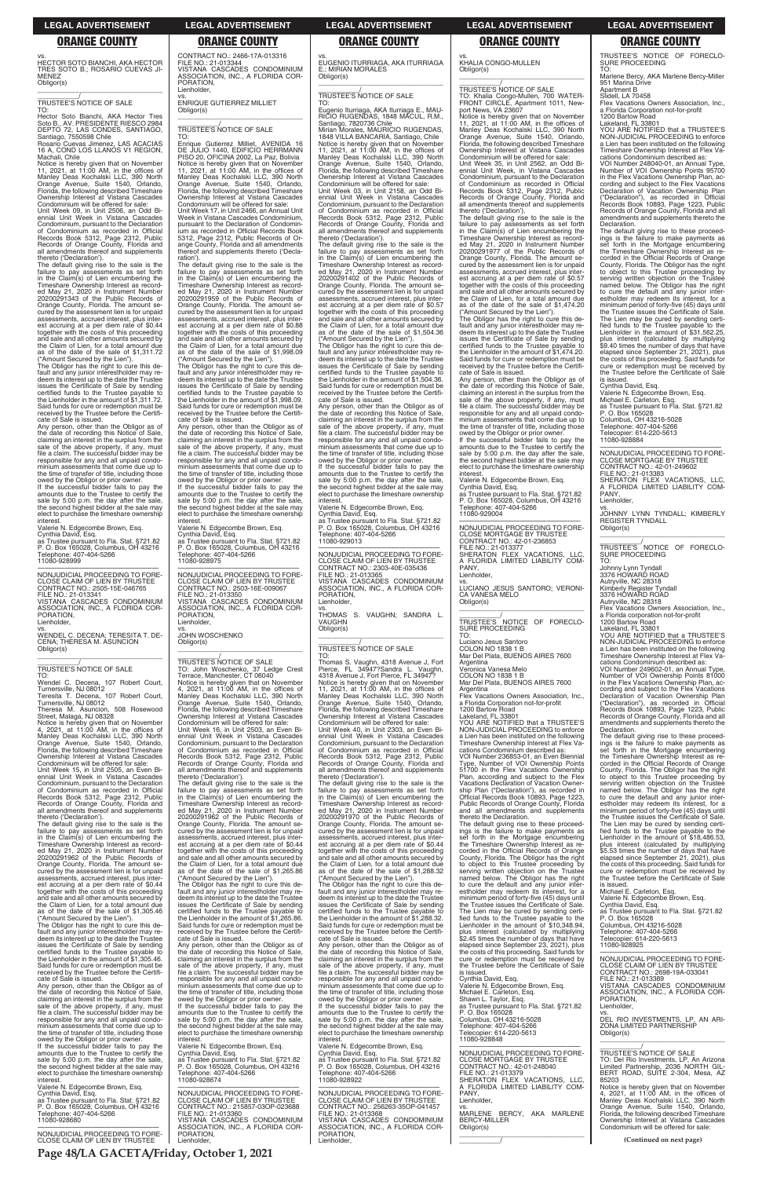vs.
HECTOR SOTO BIANCHI, AKA HECTOR TRES SOTO B.; ROSARIO CUEVAS JIMENEZ
Obligor(s)
\_\_\_\_\_\_\_\_\_\_\_\_\_\_\_\_\_\_\_\_\_\_\_\_\_\_\_\_\_\_\_\_\_/

TRUSTEE'S NOTICE OF SALE
TO:
Hector Soto Bianchi, AKA Hector Tres Soto B., AV. PRESIDENTE RIESCO 2984 DEPTO 72, LAS CONDES, SANTIAGO, Santiago, 7550598 Chile
Rosario Cuevas Jimenez, LAS ACACIAS 16 A, COND LOS LLANOS V1 REGION, Machali, Chile
Notice is hereby given that on November 11, 2021, at 11:00 AM, in the offices of Manley Deas Kochalski LLC, 390 North Orange Avenue, Suite 1540, Orlando, Florida, the following described Timeshare Ownership Interest at Vistana Cascades Condominium will be offered for sale:
Unit Week 09, in Unit 2506, an Odd Biennial Unit Week in Vistana Cascades Condominium, pursuant to the Declaration of Condominium as recorded in Official Records Book 5312, Page 2312, Public Records of Orange County, Florida and all amendments thereof and supplements thereto ('Declaration').
The default giving rise to the sale is the failure to pay assessments as set forth in the Claim(s) of Lien encumbering the Timeshare Ownership Interest as recorded May 21, 2020 in Instrument Number 20200291343 of the Public Records of Orange County, Florida. The amount secured by the assessment lien is for unpaid assessments, accrued interest, plus interest accruing at a per diem rate of $0.44 together with the costs of this proceeding and sale and all other amounts secured by the Claim of Lien, for a total amount due as of the date of the sale of $1,311.72 ("Amount Secured by the Lien").
The Obligor has the right to cure this default and any junior interestholder may redeem its interest up to the date the Trustee issues the Certificate of Sale by sending certified funds to the Trustee payable to the Lienholder in the amount of $1,311.72. Said funds for cure or redemption must be received by the Trustee before the Certificate of Sale is issued.
Any person, other than the Obligor as of the date of recording this Notice of Sale, claiming an interest in the surplus from the sale of the above property, if any, must file a claim. The successful bidder may be responsible for any and all unpaid condominium assessments that come due up to the time of transfer of title, including those owed by the Obligor or prior owner.
If the successful bidder fails to pay the amounts due to the Trustee to certify the sale by 5:00 p.m. the day after the sale, the second highest bidder at the sale may elect to purchase the timeshare ownership interest.
Valerie N. Edgecombe Brown, Esq.
Cynthia David, Esq.
as Trustee pursuant to Fla. Stat. §721.82
P. O. Box 165028, Columbus, OH 43216
Telephone: 407-404-5266
11080-928999

---

NONJUDICIAL PROCEEDING TO FORECLOSE CLAIM OF LIEN BY TRUSTEE
CONTRACT NO.: 2505-15E-046765
FILE NO.: 21-013341
VISTANA CASCADES CONDOMINIUM ASSOCIATION, INC., A FLORIDA CORPORATION,
Lienholder,
vs.
WENDEL C. DECENA; TERESITA T. DECENA; THERESA M. ASUNCION
Obligor(s)
\_\_\_\_\_\_\_\_\_\_\_\_\_\_\_\_\_\_\_\_\_\_\_\_\_\_\_\_\_\_\_\_\_/

TRUSTEE'S NOTICE OF SALE
TO:
Wendel C. Decena, 107 Robert Court, Turnersville, NJ 08012
Teresita T. Decena, 107 Robert Court, Turnersville, NJ 08012
Theresa M. Asuncion, 508 Rosewood Street, Malaga, NJ 08328
Notice is hereby given that on November 4, 2021, at 11:00 AM, in the offices of Manley Deas Kochalski LLC, 390 North Orange Avenue, Suite 1540, Orlando, Florida, the following described Timeshare Ownership Interest at Vistana Cascades Condominium will be offered for sale:
Unit Week 15, in Unit 2505, an Even Biennial Unit Week in Vistana Cascades Condominium, pursuant to the Declaration of Condominium as recorded in Official Records Book 5312, Page 2312, Public Records of Orange County, Florida and all amendments thereof and supplements thereto ('Declaration').
The default giving rise to the sale is the failure to pay assessments as set forth in the Claim(s) of Lien encumbering the Timeshare Ownership Interest as recorded May 21, 2020 in Instrument Number 20200291962 of the Public Records of Orange County, Florida. The amount secured by the assessment lien is for unpaid assessments, accrued interest, plus interest accruing at a per diem rate of $0.44 together with the costs of this proceeding and sale and all other amounts secured by the Claim of Lien, for a total amount due as of the date of the sale of $1,305.46 ("Amount Secured by the Lien").
The Obligor has the right to cure this default and any junior interestholder may redeem its interest up to the date the Trustee issues the Certificate of Sale by sending certified funds to the Trustee payable to the Lienholder in the amount of $1,305.46. Said funds for cure or redemption must be received by the Trustee before the Certificate of Sale is issued.
Any person, other than the Obligor as of the date of recording this Notice of Sale, claiming an interest in the surplus from the sale of the above property, if any, must file a claim. The successful bidder may be responsible for any and all unpaid condominium assessments that come due up to the time of transfer of title, including those owed by the Obligor or prior owner.
If the successful bidder fails to pay the amounts due to the Trustee to certify the sale by 5:00 p.m. the day after the sale, the second highest bidder at the sale may elect to purchase the timeshare ownership interest.
Valerie N. Edgecombe Brown, Esq.
Cynthia David, Esq.
as Trustee pursuant to Fla. Stat. §721.82
P. O. Box 165028, Columbus, OH 43216
Telephone: 407-404-5266
11080-928680

---

NONJUDICIAL PROCEEDING TO FORECLOSE CLAIM OF LIEN BY TRUSTEE
CONTRACT NO.: 2466-17A-013316
FILE NO.: 21-013344
VISTANA CASCADES CONDOMINIUM ASSOCIATION, INC., A FLORIDA CORPORATION,
Lienholder,
vs.
ENRIQUE GUTIERREZ MILLIET
Obligor(s)
\_\_\_\_\_\_\_\_\_\_\_\_\_\_\_\_\_\_\_\_\_\_\_\_\_\_\_\_\_\_\_\_\_/

TRUSTEE'S NOTICE OF SALE
TO:
Enrique Gutierrez Milliet, AVENIDA 16 DE JULIO 1440, EDIFICIO HERRMANN PISO 20, OFICINA 2002, La Paz, Bolivia
Notice is hereby given that on November 11, 2021, at 11:00 AM, in the offices of Manley Deas Kochalski LLC, 390 North Orange Avenue, Suite 1540, Orlando, Florida, the following described Timeshare Ownership Interest at Vistana Cascades Condominium will be offered for sale:
Unit Week 17, in Unit 2466, an Annual Unit Week in Vistana Cascades Condominium, pursuant to the Declaration of Condominium as recorded in Official Records Book 5312, Page 2312, Public Records of Orange County, Florida and all amendments thereof and supplements thereto ('Declaration').
The default giving rise to the sale is the failure to pay assessments as set forth in the Claim(s) of Lien encumbering the Timeshare Ownership Interest as recorded May 21, 2020 in Instrument Number 20200291959 of the Public Records of Orange County, Florida. The amount secured by the assessment lien is for unpaid assessments, accrued interest, plus interest accruing at a per diem rate of $0.88 together with the costs of this proceeding and sale and all other amounts secured by the Claim of Lien, for a total amount due as of the date of the sale of $1,998.09 ("Amount Secured by the Lien").
The Obligor has the right to cure this default and any junior interestholder may redeem its interest up to the date the Trustee issues the Certificate of Sale by sending certified funds to the Trustee payable to the Lienholder in the amount of $1,998.09. Said funds for cure or redemption must be received by the Trustee before the Certificate of Sale is issued.
Any person, other than the Obligor as of the date of recording this Notice of Sale, claiming an interest in the surplus from the sale of the above property, if any, must file a claim. The successful bidder may be responsible for any and all unpaid condominium assessments that come due up to the time of transfer of title, including those owed by the Obligor or prior owner.
If the successful bidder fails to pay the amounts due to the Trustee to certify the sale by 5:00 p.m. the day after the sale, the second highest bidder at the sale may elect to purchase the timeshare ownership interest.
Valerie N. Edgecombe Brown, Esq.
Cynthia David, Esq.
as Trustee pursuant to Fla. Stat. §721.82
P. O. Box 165028, Columbus, OH 43216
Telephone: 407-404-5266
11080-928975

---

NONJUDICIAL PROCEEDING TO FORECLOSE CLAIM OF LIEN BY TRUSTEE
CONTRACT NO.: 2503-16E-009067
FILE NO.: 21-013350
VISTANA CASCADES CONDOMINIUM ASSOCIATION, INC., A FLORIDA CORPORATION,
Lienholder,
vs.
JOHN WOSCHENKO
Obligor(s)
\_\_\_\_\_\_\_\_\_\_\_\_\_\_\_\_\_\_\_\_\_\_\_\_\_\_\_\_\_\_\_\_\_/

TRUSTEE'S NOTICE OF SALE
TO: John Woschenko, 37 Ledge Crest Terrace, Manchester, CT 06040
Notice is hereby given that on November 4, 2021, at 11:00 AM, in the offices of Manley Deas Kochalski LLC, 390 North Orange Avenue, Suite 1540, Orlando, Florida, the following described Timeshare Ownership Interest at Vistana Cascades Condominium will be offered for sale:
Unit Week 16, in Unit 2503, an Even Biennial Unit Week in Vistana Cascades Condominium, pursuant to the Declaration of Condominium as recorded in Official Records Book 5312, Page 2312, Public Records of Orange County, Florida and all amendments thereof and supplements thereto ('Declaration').
The default giving rise to the sale is the failure to pay assessments as set forth in the Claim(s) of Lien encumbering the Timeshare Ownership Interest as recorded May 21, 2020 in Instrument Number 20200291962 of the Public Records of Orange County, Florida. The amount secured by the assessment lien is for unpaid assessments, accrued interest, plus interest accruing at a per diem rate of $0.44 together with the costs of this proceeding and sale and all other amounts secured by the Claim of Lien, for a total amount due as of the date of the sale of $1,265.86 ("Amount Secured by the Lien").
The Obligor has the right to cure this default and any junior interestholder may redeem its interest up to the date the Trustee issues the Certificate of Sale by sending certified funds to the Trustee payable to the Lienholder in the amount of $1,265.86. Said funds for cure or redemption must be received by the Trustee before the Certificate of Sale is issued.
Any person, other than the Obligor as of the date of recording this Notice of Sale, claiming an interest in the surplus from the sale of the above property, if any, must file a claim. The successful bidder may be responsible for any and all unpaid condominium assessments that come due up to the time of transfer of title, including those owed by the Obligor or prior owner.
If the successful bidder fails to pay the amounts due to the Trustee to certify the sale by 5:00 p.m. the day after the sale, the second highest bidder at the sale may elect to purchase the timeshare ownership interest.
Valerie N. Edgecombe Brown, Esq.
Cynthia David, Esq.
as Trustee pursuant to Fla. Stat. §721.82
P. O. Box 165028, Columbus, OH 43216
Telephone: 407-404-5266
11080-928674

---

NONJUDICIAL PROCEEDING TO FORECLOSE CLAIM OF LIEN BY TRUSTEE
CONTRACT NO.: 215857-03OP-023688
FILE NO.: 21-013360
VISTANA CASCADES CONDOMINIUM ASSOCIATION, INC., A FLORIDA CORPORATION,
Lienholder,
vs.
EUGENIO ITURRIAGA, AKA ITURRIAGA E.; MIRIAN MORALES
Obligor(s)
\_\_\_\_\_\_\_\_\_\_\_\_\_\_\_\_\_\_\_\_\_\_\_\_\_\_\_\_\_\_\_\_\_/

TRUSTEE'S NOTICE OF SALE
TO:
Eugenio Iturriaga, AKA Iturriaga E., MAURICIO RUGENDAS, 1848 MACUL, R.M., Santiago, 7820736 Chile
Mirian Morales, MAURICIO RUGENDAS, 1848 VILLA BANCARIA, Santiago, Chile
Notice is hereby given that on November 11, 2021, at 11:00 AM, in the offices of Manley Deas Kochalski LLC, 390 North Orange Avenue, Suite 1540, Orlando, Florida, the following described Timeshare Ownership Interest at Vistana Cascades Condominium will be offered for sale:
Unit Week 03, in Unit 2158, an Odd Biennial Unit Week in Vistana Cascades Condominium, pursuant to the Declaration of Condominium as recorded in Official Records Book 5312, Page 2312, Public Records of Orange County, Florida and all amendments thereof and supplements thereto ('Declaration').
The default giving rise to the sale is the failure to pay assessments as set forth in the Claim(s) of Lien encumbering the Timeshare Ownership Interest as recorded May 21, 2020 in Instrument Number 20200291402 of the Public Records of Orange County, Florida. The amount secured by the assessment lien is for unpaid assessments, accrued interest, plus interest accruing at a per diem rate of $0.57 together with the costs of this proceeding and sale and all other amounts secured by the Claim of Lien, for a total amount due as of the date of the sale of $1,504.36 ("Amount Secured by the Lien").
The Obligor has the right to cure this default and any junior interestholder may redeem its interest up to the date the Trustee issues the Certificate of Sale by sending certified funds to the Trustee payable to the Lienholder in the amount of $1,504.36. Said funds for cure or redemption must be received by the Trustee before the Certificate of Sale is issued.
Any person, other than the Obligor as of the date of recording this Notice of Sale, claiming an interest in the surplus from the sale of the above property, if any, must file a claim. The successful bidder may be responsible for any and all unpaid condominium assessments that come due up to the time of transfer of title, including those owed by the Obligor or prior owner.
If the successful bidder fails to pay the amounts due to the Trustee to certify the sale by 5:00 p.m. the day after the sale, the second highest bidder at the sale may elect to purchase the timeshare ownership interest.
Valerie N. Edgecombe Brown, Esq.
Cynthia David, Esq.
as Trustee pursuant to Fla. Stat. §721.82
P. O. Box 165028, Columbus, OH 43216
Telephone: 407-404-5266
11080-929013

---

NONJUDICIAL PROCEEDING TO FORECLOSE CLAIM OF LIEN BY TRUSTEE
CONTRACT NO.: 2303-40E-035436
FILE NO.: 21-013365
VISTANA CASCADES CONDOMINIUM ASSOCIATION, INC., A FLORIDA CORPORATION,
Lienholder,
vs.
THOMAS S. VAUGHN; SANDRA L. VAUGHN
Obligor(s)
\_\_\_\_\_\_\_\_\_\_\_\_\_\_\_\_\_\_\_\_\_\_\_\_\_\_\_\_\_\_\_\_\_/

TRUSTEE'S NOTICE OF SALE
TO:
Thomas S. Vaughn, 4318 Avenue J, Fort Pierce, FL 34947?Sandra L. Vaughn, 4318 Avenue J, Fort Pierce, FL 34947?
Notice is hereby given that on November 11, 2021, at 11:00 AM, in the offices of Manley Deas Kochalski LLC, 390 North Orange Avenue, Suite 1540, Orlando, Florida, the following described Timeshare Ownership Interest at Vistana Cascades Condominium will be offered for sale:
Unit Week 40, in Unit 2303, an Even Biennial Unit Week in Vistana Cascades Condominium, pursuant to the Declaration of Condominium as recorded in Official Records Book 5312, Page 2312, Public Records of Orange County, Florida and all amendments thereof and supplements thereto ('Declaration').
The default giving rise to the sale is the failure to pay assessments as set forth in the Claim(s) of Lien encumbering the Timeshare Ownership Interest as recorded May 21, 2020 in Instrument Number 20200291970 of the Public Records of Orange County, Florida. The amount secured by the assessment lien is for unpaid assessments, accrued interest, plus interest accruing at a per diem rate of $0.44 together with the costs of this proceeding and sale and all other amounts secured by the Claim of Lien, for a total amount due as of the date of the sale of $1,288.32 ("Amount Secured by the Lien").
The Obligor has the right to cure this default and any junior interestholder may redeem its interest up to the date the Trustee issues the Certificate of Sale by sending certified funds to the Trustee payable to the Lienholder in the amount of $1,288.32. Said funds for cure or redemption must be received by the Trustee before the Certificate of Sale is issued.
Any person, other than the Obligor as of the date of recording this Notice of Sale, claiming an interest in the surplus from the sale of the above property, if any, must file a claim. The successful bidder may be responsible for any and all unpaid condominium assessments that come due up to the time of transfer of title, including those owed by the Obligor or prior owner.
If the successful bidder fails to pay the amounts due to the Trustee to certify the sale by 5:00 p.m. the day after the sale, the second highest bidder at the sale may elect to purchase the timeshare ownership interest.
Valerie N. Edgecombe Brown, Esq.
Cynthia David, Esq.
as Trustee pursuant to Fla. Stat. §721.82
P. O. Box 165028, Columbus, OH 43216
Telephone: 407-404-5266
11080-928922

---

NONJUDICIAL PROCEEDING TO FORECLOSE CLAIM OF LIEN BY TRUSTEE
CONTRACT NO.: 256263-35OP-041457
FILE NO.: 21-013368
VISTANA CASCADES CONDOMINIUM ASSOCIATION, INC., A FLORIDA CORPORATION,
Lienholder,
vs.
KHALIA CONGO-MULLEN
Obligor(s)
\_\_\_\_\_\_\_\_\_\_\_\_\_\_\_\_\_\_\_\_\_\_\_\_\_\_\_\_\_\_\_\_\_/

TRUSTEE'S NOTICE OF SALE
TO: Khalia Congo-Mullen, 700 WATERFRONT CIRCLE, Apartment 1011, Newport News, VA 23607
Notice is hereby given that on November 11, 2021, at 11:00 AM, in the offices of Manley Deas Kochalski LLC, 390 North Orange Avenue, Suite 1540, Orlando, Florida, the following described Timeshare Ownership Interest at Vistana Cascades Condominium will be offered for sale:
Unit Week 35, in Unit 2562, an Odd Biennial Unit Week, in Vistana Cascades Condominium, pursuant to the Declaration of Condominium as recorded in Official Records Book 5312, Page 2312, Public Records of Orange County, Florida and all amendments thereof and supplements thereto ('Declaration').
The default giving rise to the sale is the failure to pay assessments as set forth in the Claim(s) of Lien encumbering the Timeshare Ownership Interest as recorded May 21, 2020 in Instrument Number 20200291977 of the Public Records of Orange County, Florida. The amount secured by the assessment lien is for unpaid assessments, accrued interest, plus interest accruing at a per diem rate of $0.57 together with the costs of this proceeding and sale and all other amounts secured by the Claim of Lien, for a total amount due as of the date of the sale of $1,474.20 ("Amount Secured by the Lien").
The Obligor has the right to cure this default and any junior interestholder may redeem its interest up to the date the Trustee issues the Certificate of Sale by sending certified funds to the Trustee payable to the Lienholder in the amount of $1,474.20. Said funds for cure or redemption must be received by the Trustee before the Certificate of Sale is issued.
Any person, other than the Obligor as of the date of recording this Notice of Sale, claiming an interest in the surplus from the sale of the above property, if any, must file a claim. The successful bidder may be responsible for any and all unpaid condominium assessments that come due up to the time of transfer of title, including those owed by the Obligor or prior owner.
If the successful bidder fails to pay the amounts due to the Trustee to certify the sale by 5:00 p.m. the day after the sale, the second highest bidder at the sale may elect to purchase the timeshare ownership interest.
Valerie N. Edgecombe Brown, Esq.
Cynthia David, Esq.
as Trustee pursuant to Fla. Stat. §721.82
P. O. Box 165028, Columbus, OH 43216
Telephone: 407-404-5266
11080-929004

---

NONJUDICIAL PROCEEDING TO FORECLOSE MORTGAGE BY TRUSTEE
CONTRACT NO.: 42-01-236853
FILE NO.: 21-013377
SHERATON FLEX VACATIONS, LLC, A FLORIDA LIMITED LIABILITY COMPANY,
Lienholder,
vs.
LUCIANO JESUS SANTORO; VERONICA VANESA MELO
Obligor(s)
\_\_\_\_\_\_\_\_\_\_\_\_\_\_\_\_\_\_\_\_\_\_\_\_\_\_\_\_\_\_\_\_\_/

TRUSTEE'S NOTICE OF FORECLOSURE PROCEEDING
TO:
Luciano Jesus Santoro
COLON NO 1838 1 B
Mar Del Plata, BUENOS AIRES 7600
Argentina
Veronica Vanesa Melo
COLON NO 1838 1 B
Mar Del Plata, BUENOS AIRES 7600
Argentina
Flex Vacations Owners Association, Inc., a Florida Corporation not-for-profit
1200 Bartow Road
Lakeland, FL 33801
YOU ARE NOTIFIED that a TRUSTEE'S NON-JUDICIAL PROCEEDING to enforce a Lien has been instituted on the following Timeshare Ownership Interest at Flex Vacations Condominium described as:
VOI Number 236853-01, an Even Biennial Type, Number of VOI Ownership Points 51700 in the Flex Vacations Ownership Plan, according and subject to the Flex Vacations Declaration of Vacation Ownership Plan ("Declaration"), as recorded in Official Records Book 10893, Page 1223, Public Records of Orange County, Florida and all amendments and supplements thereto the Declaration.
The default giving rise to these proceedings is the failure to make payments as set forth in the Mortgage encumbering the Timeshare Ownership Interest as recorded in the Official Records of Orange County, Florida. The Obligor has the right to object to this Trustee proceeding by serving written objection on the Trustee named below. The Obligor has the right to cure the default and any junior interestholder may redeem its interest, for a minimum period of forty-five (45) days until the Trustee issues the Certificate of Sale. The Lien may be cured by sending certified funds to the Trustee payable to the Lienholder in the amount of $10,348.94, plus interest (calculated by multiplying $2.45 times the number of days that have elapsed since September 23, 2021), plus the costs of this proceeding. Said funds for cure or redemption must be received by the Trustee before the Certificate of Sale is issued.
Cynthia David, Esq.
Valerie N. Edgecombe Brown, Esq.
Michael E. Carleton, Esq.
Shawn L. Taylor, Esq.
as Trustee pursuant to Fla. Stat. §721.82
P. O. Box 165028
Columbus, OH 43216-5028
Telephone: 407-404-5266
Telecopier: 614-220-5613
11080-928848

---

NONJUDICIAL PROCEEDING TO FORECLOSE MORTGAGE BY TRUSTEE
CONTRACT NO.: 42-01-248040
FILE NO.: 21-013379
SHERATON FLEX VACATIONS, LLC, A FLORIDA LIMITED LIABILITY COMPANY,
Lienholder,
vs.
MARLENE BERCY, AKA MARLENE BERCY-MILLER
Obligor(s)
\_\_\_\_\_\_\_\_\_\_\_\_\_\_\_\_\_\_\_\_\_\_\_\_\_\_\_\_\_\_\_\_\_/

TRUSTEE'S NOTICE OF FORECLOSURE PROCEEDING
TO:
Marlene Bercy, AKA Marlene Bercy-Miller
951 Marina Drive
Apartment B
Slidell, LA 70458
Flex Vacations Owners Association, Inc., a Florida Corporation not-for-profit
1200 Bartow Road
Lakeland, FL 33801
YOU ARE NOTIFIED that a TRUSTEE'S NON-JUDICIAL PROCEEDING to enforce a Lien has been instituted on the following Timeshare Ownership Interest at Flex Vacations Condominium described as:
VOI Number 248040-01, an Annual Type, Number of VOI Ownership Points 95700 in the Flex Vacations Ownership Plan, according and subject to the Flex Vacations Declaration of Vacation Ownership Plan ("Declaration"), as recorded in Official Records Book 10893, Page 1223, Public Records of Orange County, Florida and all amendments and supplements thereto the Declaration.
The default giving rise to these proceedings is the failure to make payments as set forth in the Mortgage encumbering the Timeshare Ownership Interest as recorded in the Official Records of Orange County, Florida. The Obligor has the right to object to this Trustee proceeding by serving written objection on the Trustee named below. The Obligor has the right to cure the default and any junior interestholder may redeem its interest, for a minimum period of forty-five (45) days until the Trustee issues the Certificate of Sale. The Lien may be cured by sending certified funds to the Trustee payable to the Lienholder in the amount of $31,562.25, plus interest (calculated by multiplying $9.40 times the number of days that have elapsed since September 21, 2021), plus the costs of this proceeding. Said funds for cure or redemption must be received by the Trustee before the Certificate of Sale is issued.
Cynthia David, Esq.
Valerie N. Edgecombe Brown, Esq.
Michael E. Carleton, Esq.
as Trustee pursuant to Fla. Stat. §721.82
P. O. Box 165028
Columbus, OH 43216-5028
Telephone: 407-404-5266
Telecopier: 614-220-5613
11080-928884

---

NONJUDICIAL PROCEEDING TO FORECLOSE MORTGAGE BY TRUSTEE
CONTRACT NO.: 42-01-249602
FILE NO.: 21-013383
SHERATON FLEX VACATIONS, LLC, A FLORIDA LIMITED LIABILITY COMPANY,
Lienholder,
vs.
JOHNNY LYNN TYNDALL; KIMBERLY REGISTER TYNDALL
Obligor(s)
\_\_\_\_\_\_\_\_\_\_\_\_\_\_\_\_\_\_\_\_\_\_\_\_\_\_\_\_\_\_\_\_\_/

TRUSTEE'S NOTICE OF FORECLOSURE PROCEEDING
TO:
Johnny Lynn Tyndall
3376 HOWARD ROAD
Autryville, NC 28318
Kimberly Register Tyndall
3376 HOWARD ROAD
Autryville, NC 28318
Flex Vacations Owners Association, Inc., a Florida Corporation not-for-profit
1200 Bartow Road
Lakeland, FL 33801
YOU ARE NOTIFIED that a TRUSTEE'S NON-JUDICIAL PROCEEDING to enforce a Lien has been instituted on the following Timeshare Ownership Interest at Flex Vacations Condominium described as:
VOI Number 249602-01, an Annual Type, Number of VOI Ownership Points 81000 in the Flex Vacations Ownership Plan, according and subject to the Flex Vacations Declaration of Vacation Ownership Plan ("Declaration"), as recorded in Official Records Book 10893, Page 1223, Public Records of Orange County, Florida and all amendments and supplements thereto the Declaration.
The default giving rise to these proceedings is the failure to make payments as set forth in the Mortgage encumbering the Timeshare Ownership Interest as recorded in the Official Records of Orange County, Florida. The Obligor has the right to object to this Trustee proceeding by serving written objection on the Trustee named below. The Obligor has the right to cure the default and any junior interestholder may redeem its interest, for a minimum period of forty-five (45) days until the Trustee issues the Certificate of Sale. The Lien may be cured by sending certified funds to the Trustee payable to the Lienholder in the amount of $18,486.53, plus interest (calculated by multiplying $5.53 times the number of days that have elapsed since September 21, 2021), plus the costs of this proceeding. Said funds for cure or redemption must be received by the Trustee before the Certificate of Sale is issued.
Michael E. Carleton, Esq.
Valerie N. Edgecombe Brown, Esq.
Cynthia David, Esq.
as Trustee pursuant to Fla. Stat. §721.82
P. O. Box 165028
Columbus, OH 43216-5028
Telephone: 407-404-5266
Telecopier: 614-220-5613
11080-928925

---

NONJUDICIAL PROCEEDING TO FORECLOSE CLAIM OF LIEN BY TRUSTEE
CONTRACT NO.: 2698-19A-033041
FILE NO.: 21-013389
VISTANA CASCADES CONDOMINIUM ASSOCIATION, INC., A FLORIDA CORPORATION,
Lienholder,
vs.
DEL RIO INVESTMENTS, LP, AN ARIZONA LIMITED PARTNERSHIP
Obligor(s)
\_\_\_\_\_\_\_\_\_\_\_\_\_\_\_\_\_\_\_\_\_\_\_\_\_\_\_\_\_\_\_\_\_/

TRUSTEE'S NOTICE OF SALE
TO: Del Rio Investments, LP, An Arizona Limited Partnership, 2036 NORTH GILBERT ROAD, SUITE 2-304, Mesa, AZ 85203
Notice is hereby given that on November 4, 2021, at 11:00 AM, in the offices of Manley Deas Kochalski LLC, 390 North Orange Avenue, Suite 1540, Orlando, Florida, the following described Timeshare Ownership Interest at Vistana Cascades Condominium will be offered for sale:

**(Continued on next page)**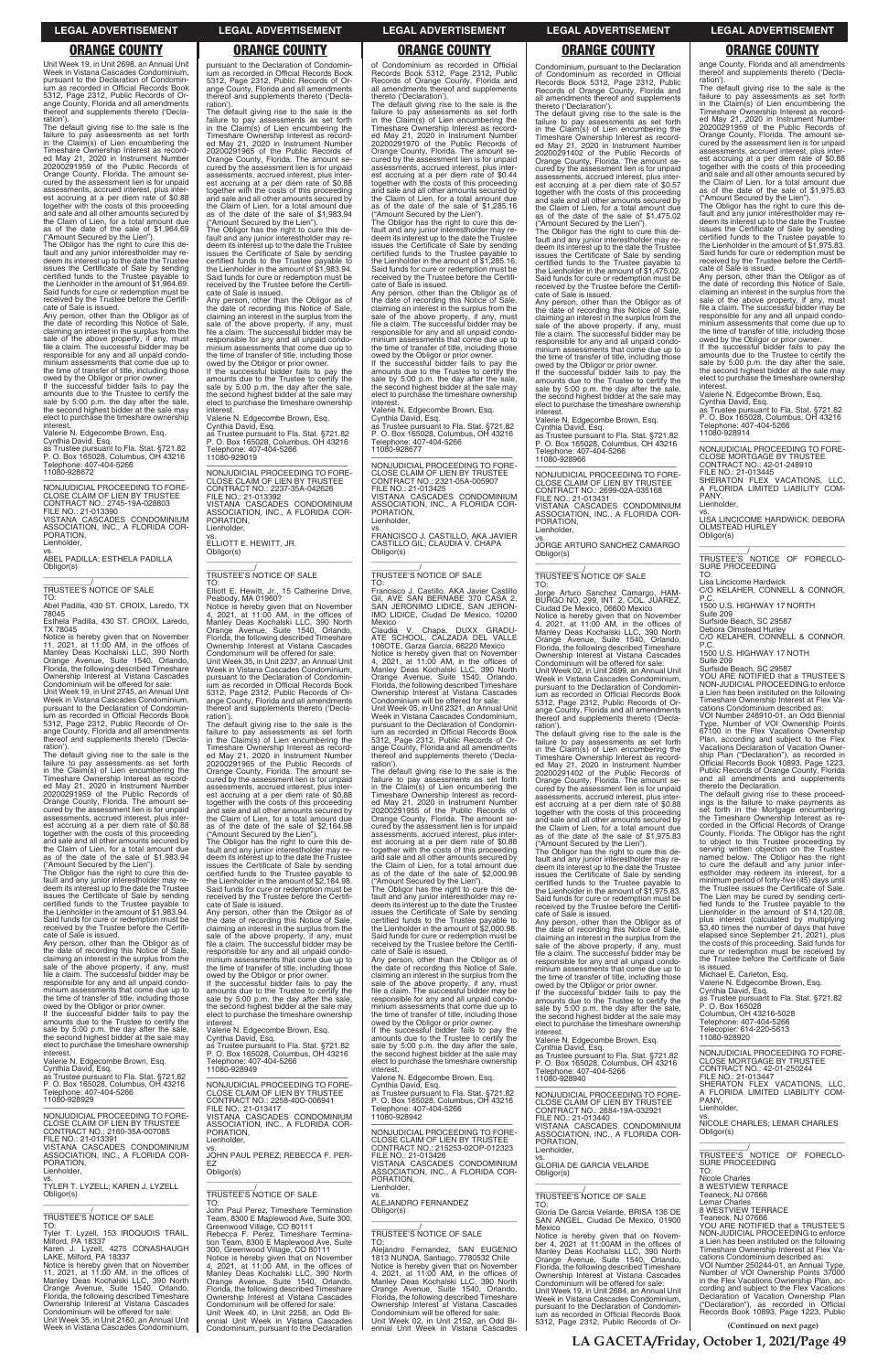## ORANGE COUNTY

Unit Week 19, in Unit 2698, an Annual Unit Week in Vistana Cascades Condominium, pursuant to the Declaration of Condominium as recorded in Official Records Book 5312, Page 2312, Public Records of Orange County, Florida and all amendments thereof and supplements thereto ('Declaration').

The default giving rise to the sale is the failure to pay assessments as set forth in the Claim(s) of Lien encumbering the Timeshare Ownership Interest as recorded May 21, 2020 in Instrument Number 20200291959 of the Public Records of Orange County, Florida. The amount secured by the assessment lien is for unpaid assessments, accrued interest, plus interest accruing at a per diem rate of $0.88 together with the costs of this proceeding and sale and all other amounts secured by the Claim of Lien, for a total amount due as of the date of the sale of $1,964.69 ("Amount Secured by the Lien").

The Obligor has the right to cure this default and any junior interestholder may redeem its interest up to the date the Trustee issues the Certificate of Sale by sending certified funds to the Trustee payable to the Lienholder in the amount of $1,964.69. Said funds for cure or redemption must be received by the Trustee before the Certificate of Sale is issued.

Any person, other than the Obligor as of the date of recording this Notice of Sale, claiming an interest in the surplus from the sale of the above property, if any, must file a claim. The successful bidder may be responsible for any and all unpaid condominium assessments that come due up to the time of transfer of title, including those owed by the Obligor or prior owner.

If the successful bidder fails to pay the amounts due to the Trustee to certify the sale by 5:00 p.m. the day after the sale, the second highest bidder at the sale may elect to purchase the timeshare ownership interest.

Valerie N. Edgecombe Brown, Esq.
Cynthia David, Esq.
as Trustee pursuant to Fla. Stat. §721.82
P. O. Box 165028, Columbus, OH 43216
Telephone: 407-404-5266
11080-928672

---

NONJUDICIAL PROCEEDING TO FORECLOSE CLAIM OF LIEN BY TRUSTEE
CONTRACT NO.: 2745-19A-028803
FILE NO.: 21-013390
VISTANA CASCADES CONDOMINIUM ASSOCIATION, INC., A FLORIDA CORPORATION,
Lienholder,
vs.
ABEL PADILLA; ESTHELA PADILLA
Obligor(s)

_______________/

TRUSTEE'S NOTICE OF SALE
TO:
Abel Padilla, 430 ST. CROIX, Laredo, TX 78045
Esthela Padilla, 430 ST. CROIX, Laredo, TX 78045

Notice is hereby given that on November 11, 2021, at 11:00 AM, in the offices of Manley Deas Kochalski LLC, 390 North Orange Avenue, Suite 1540, Orlando, Florida, the following described Timeshare Ownership Interest at Vistana Cascades Condominium will be offered for sale:

Unit Week 19, in Unit 2745, an Annual Unit Week in Vistana Cascades Condominium, pursuant to the Declaration of Condominium as recorded in Official Records Book 5312, Page 2312, Public Records of Orange County, Florida and all amendments thereof and supplements thereto ('Declaration').

The default giving rise to the sale is the failure to pay assessments as set forth in the Claim(s) of Lien encumbering the Timeshare Ownership Interest as recorded May 21, 2020 in Instrument Number 20200291959 of the Public Records of Orange County, Florida. The amount secured by the assessment lien is for unpaid assessments, accrued interest, plus interest accruing at a per diem rate of $0.88 together with the costs of this proceeding and sale and all other amounts secured by the Claim of Lien, for a total amount due as of the date of the sale of $1,983.94 ("Amount Secured by the Lien").

The Obligor has the right to cure this default and any junior interestholder may redeem its interest up to the date the Trustee issues the Certificate of Sale by sending certified funds to the Trustee payable to the Lienholder in the amount of $1,983.94. Said funds for cure or redemption must be received by the Trustee before the Certificate of Sale is issued.

Any person, other than the Obligor as of the date of recording this Notice of Sale, claiming an interest in the surplus from the sale of the above property, if any, must file a claim. The successful bidder may be responsible for any and all unpaid condominium assessments that come due up to the time of transfer of title, including those owed by the Obligor or prior owner.

If the successful bidder fails to pay the amounts due to the Trustee to certify the sale by 5:00 p.m. the day after the sale, the second highest bidder at the sale may elect to purchase the timeshare ownership interest.

Valerie N. Edgecombe Brown, Esq.
Cynthia David, Esq.
as Trustee pursuant to Fla. Stat. §721.82
P. O. Box 165028, Columbus, OH 43216
Telephone: 407-404-5266
11080-928929

---

NONJUDICIAL PROCEEDING TO FORECLOSE CLAIM OF LIEN BY TRUSTEE
CONTRACT NO.: 2160-35A-007085
FILE NO.: 21-013391
VISTANA CASCADES CONDOMINIUM ASSOCIATION, INC., A FLORIDA CORPORATION,
Lienholder,
vs.
TYLER T. LYZELL; KAREN J. LYZELL
Obligor(s)

_______________/

TRUSTEE'S NOTICE OF SALE
TO:
Tyler T. Lyzell, 153 IROQUOIS TRAIL, Milford, PA 18337
Karen J. Lyzell, 4275 CONASHAUGH LAKE, Milford, PA 18337

Notice is hereby given that on November 11, 2021, at 11:00 AM, in the offices of Manley Deas Kochalski LLC, 390 North Orange Avenue, Suite 1540, Orlando, Florida, the following described Timeshare Ownership Interest at Vistana Cascades Condominium will be offered for sale:

Unit Week 35, in Unit 2160, an Annual Unit Week in Vistana Cascades Condominium, pursuant to the Declaration of Condominium as recorded in Official Records Book 5312, Page 2312, Public Records of Orange County, Florida and all amendments thereof and supplements thereto ('Declaration').

The default giving rise to the sale is the failure to pay assessments as set forth in the Claim(s) of Lien encumbering the Timeshare Ownership Interest as recorded May 21, 2020 in Instrument Number 20200291965 of the Public Records of Orange County, Florida. The amount secured by the assessment lien is for unpaid assessments, accrued interest, plus interest accruing at a per diem rate of $0.88 together with the costs of this proceeding and sale and all other amounts secured by the Claim of Lien, for a total amount due as of the date of the sale of $1,983.94 ("Amount Secured by the Lien").

The Obligor has the right to cure this default and any junior interestholder may redeem its interest up to the date the Trustee issues the Certificate of Sale by sending certified funds to the Trustee payable to the Lienholder in the amount of $1,983.94. Said funds for cure or redemption must be received by the Trustee before the Certificate of Sale is issued.

Any person, other than the Obligor as of the date of recording this Notice of Sale, claiming an interest in the surplus from the sale of the above property, if any, must file a claim. The successful bidder may be responsible for any and all unpaid condominium assessments that come due up to the time of transfer of title, including those owed by the Obligor or prior owner.

If the successful bidder fails to pay the amounts due to the Trustee to certify the sale by 5:00 p.m. the day after the sale, the second highest bidder at the sale may elect to purchase the timeshare ownership interest.

Valerie N. Edgecombe Brown, Esq.
Cynthia David, Esq.
as Trustee pursuant to Fla. Stat. §721.82
P. O. Box 165028, Columbus, OH 43216
Telephone: 407-404-5266
11080-929019

---

NONJUDICIAL PROCEEDING TO FORECLOSE CLAIM OF LIEN BY TRUSTEE
CONTRACT NO.: 2237-35A-042626
FILE NO.: 21-013392
VISTANA CASCADES CONDOMINIUM ASSOCIATION, INC., A FLORIDA CORPORATION,
Lienholder,
vs.
ELLIOTT E. HEWITT, JR.
Obligor(s)

_______________/

TRUSTEE'S NOTICE OF SALE
TO:
Elliott E. Hewitt, Jr., 15 Catherine Drive, Peabody, MA 01960?

Notice is hereby given that on November 4, 2021, at 11:00 AM, in the offices of Manley Deas Kochalski LLC, 390 North Orange Avenue, Suite 1540, Orlando, Florida, the following described Timeshare Ownership Interest at Vistana Cascades Condominium will be offered for sale:

Unit Week 35, in Unit 2237, an Annual Unit Week in Vistana Cascades Condominium, pursuant to the Declaration of Condominium as recorded in Official Records Book 5312, Page 2312, Public Records of Orange County, Florida and all amendments thereof and supplements thereto ('Declaration').

The default giving rise to the sale is the failure to pay assessments as set forth in the Claim(s) of Lien encumbering the Timeshare Ownership Interest as recorded May 21, 2020 in Instrument Number 20200291965 of the Public Records of Orange County, Florida. The amount secured by the assessment lien is for unpaid assessments, accrued interest, plus interest accruing at a per diem rate of $0.88 together with the costs of this proceeding and sale and all other amounts secured by the Claim of Lien, for a total amount due as of the date of the sale of $2,164.98 ("Amount Secured by the Lien").

The Obligor has the right to cure this default and any junior interestholder may redeem its interest up to the date the Trustee issues the Certificate of Sale by sending certified funds to the Trustee payable to the Lienholder in the amount of $2,164.98. Said funds for cure or redemption must be received by the Trustee before the Certificate of Sale is issued.

Any person, other than the Obligor as of the date of recording this Notice of Sale, claiming an interest in the surplus from the sale of the above property, if any, must file a claim. The successful bidder may be responsible for any and all unpaid condominium assessments that come due up to the time of transfer of title, including those owed by the Obligor or prior owner.

If the successful bidder fails to pay the amounts due to the Trustee to certify the sale by 5:00 p.m. the day after the sale, the second highest bidder at the sale may elect to purchase the timeshare ownership interest.

Valerie N. Edgecombe Brown, Esq.
Cynthia David, Esq.
as Trustee pursuant to Fla. Stat. §721.82
P. O. Box 165028, Columbus, OH 43216
Telephone: 407-404-5266
11080-928949

---

NONJUDICIAL PROCEEDING TO FORECLOSE CLAIM OF LIEN BY TRUSTEE
CONTRACT NO.: 2258-40O-006941
FILE NO.: 21-013417
VISTANA CASCADES CONDOMINIUM ASSOCIATION, INC., A FLORIDA CORPORATION,
Lienholder,
vs.
JOHN PAUL PEREZ; REBECCA F. PEREZ
Obligor(s)

_______________/

TRUSTEE'S NOTICE OF SALE
TO:
John Paul Perez, Timeshare Termination Team, 8300 E Maplewood Ave, Suite 300, Greenwood Village, CO 80111
Rebecca F. Perez, Timeshare Termination Team, 8300 E Maplewood Ave, Suite 300, Greenwood Village, CO 80111

Notice is hereby given that on November 4, 2021, at 11:00 AM, in the offices of Manley Deas Kochalski LLC, 390 North Orange Avenue, Suite 1540, Orlando, Florida, the following described Timeshare Ownership Interest at Vistana Cascades Condominium will be offered for sale:

Unit Week 40, in Unit 2258, an Odd Biennial Unit Week in Vistana Cascades Condominium, pursuant to the Declaration of Condominium as recorded in Official Records Book 5312, Page 2312, Public Records of Orange County, Florida and all amendments thereof and supplements thereto ('Declaration').

The default giving rise to the sale is the failure to pay assessments as set forth in the Claim(s) of Lien encumbering the Timeshare Ownership Interest as recorded May 21, 2020 in Instrument Number 20200291970 of the Public Records of Orange County, Florida. The amount secured by the assessment lien is for unpaid assessments, accrued interest, plus interest accruing at a per diem rate of $0.44 together with the costs of this proceeding and sale and all other amounts secured by the Claim of Lien, for a total amount due as of the date of the sale of $1,285.16 ("Amount Secured by the Lien").

The Obligor has the right to cure this default and any junior interestholder may redeem its interest up to the date the Trustee issues the Certificate of Sale by sending certified funds to the Trustee payable to the Lienholder in the amount of $1,285.16. Said funds for cure or redemption must be received by the Trustee before the Certificate of Sale is issued.

Any person, other than the Obligor as of the date of recording this Notice of Sale, claiming an interest in the surplus from the sale of the above property, if any, must file a claim. The successful bidder may be responsible for any and all unpaid condominium assessments that come due up to the time of transfer of title, including those owed by the Obligor or prior owner.

If the successful bidder fails to pay the amounts due to the Trustee to certify the sale by 5:00 p.m. the day after the sale, the second highest bidder at the sale may elect to purchase the timeshare ownership interest.

Valerie N. Edgecombe Brown, Esq.
Cynthia David, Esq.
as Trustee pursuant to Fla. Stat. §721.82
P. O. Box 165028, Columbus, OH 43216
Telephone: 407-404-5266
11080-928677

---

NONJUDICIAL PROCEEDING TO FORECLOSE CLAIM OF LIEN BY TRUSTEE
CONTRACT NO.: 2321-05A-005907
FILE NO.: 21-013425
VISTANA CASCADES CONDOMINIUM ASSOCIATION, INC., A FLORIDA CORPORATION,
Lienholder,
vs.
FRANCISCO J. CASTILLO, AKA JAVIER CASTILLO GIL; CLAUDIA V. CHAPA
Obligor(s)

_______________/

TRUSTEE'S NOTICE OF SALE
TO:
Francisco J. Castillo, AKA Javier Castillo Gil, AVE SAN BERNABE 370 CASA 2, SAN JERONIMO LIDICE, SAN JERONIMO LIDICE, Ciudad De Mexico, 10200 Mexico
Claudia V. Chapa, DUXX GRADUATE SCHOOL, CALZADA DEL VALLE 106OTE, Garza Garcia, 66220 Mexico

Notice is hereby given that on November 4, 2021, at 11:00 AM, in the offices of Manley Deas Kochalski LLC, 390 North Orange Avenue, Suite 1540, Orlando, Florida, the following described Timeshare Ownership Interest at Vistana Cascades Condominium will be offered for sale:

Unit Week 05, in Unit 2321, an Annual Unit Week in Vistana Cascades Condominium, pursuant to the Declaration of Condominium as recorded in Official Records Book 5312, Page 2312, Public Records of Orange County, Florida and all amendments thereof and supplements thereto ('Declaration').

The default giving rise to the sale is the failure to pay assessments as set forth in the Claim(s) of Lien encumbering the Timeshare Ownership Interest as recorded May 21, 2020 in Instrument Number 20200291955 of the Public Records of Orange County, Florida. The amount secured by the assessment lien is for unpaid assessments, accrued interest, plus interest accruing at a per diem rate of $0.88 together with the costs of this proceeding and sale and all other amounts secured by the Claim of Lien, for a total amount due as of the date of the sale of $2,000.98 ("Amount Secured by the Lien").

The Obligor has the right to cure this default and any junior interestholder may redeem its interest up to the date the Trustee issues the Certificate of Sale by sending certified funds to the Trustee payable to the Lienholder in the amount of $2,000.98. Said funds for cure or redemption must be received by the Trustee before the Certificate of Sale is issued.

Any person, other than the Obligor as of the date of recording this Notice of Sale, claiming an interest in the surplus from the sale of the above property, if any, must file a claim. The successful bidder may be responsible for any and all unpaid condominium assessments that come due up to the time of transfer of title, including those owed by the Obligor or prior owner.

If the successful bidder fails to pay the amounts due to the Trustee to certify the sale by 5:00 p.m. the day after the sale, the second highest bidder at the sale may elect to purchase the timeshare ownership interest.

Valerie N. Edgecombe Brown, Esq.
Cynthia David, Esq.
as Trustee pursuant to Fla. Stat. §721.82
P. O. Box 165028, Columbus, OH 43216
Telephone: 407-404-5266
11080-928942

---

NONJUDICIAL PROCEEDING TO FORECLOSE CLAIM OF LIEN BY TRUSTEE
CONTRACT NO.: 215253-02OP-012323
FILE NO.: 21-013426
VISTANA CASCADES CONDOMINIUM ASSOCIATION, INC., A FLORIDA CORPORATION,
Lienholder,
vs.
ALEJANDRO FERNANDEZ
Obligor(s)

_______________/

TRUSTEE'S NOTICE OF SALE
TO:
Alejandro Fernandez, SAN EUGENIO 1813 NUNOA, Santiago, 7780532 Chile

Notice is hereby given that on November 4, 2021, at 11:00 AM, in the offices of Manley Deas Kochalski LLC, 390 North Orange Avenue, Suite 1540, Orlando, Florida, the following described Timeshare Ownership Interest at Vistana Cascades Condominium will be offered for sale:

Unit Week 02, in Unit 2152, an Odd Biennial Unit Week in Vistana Cascades Condominium, pursuant to the Declaration of Condominium as recorded in Official Records Book 5312, Page 2312, Public Records of Orange County, Florida and all amendments thereof and supplements thereto ('Declaration').

The default giving rise to the sale is the failure to pay assessments as set forth in the Claim(s) of Lien encumbering the Timeshare Ownership Interest as recorded May 21, 2020 in Instrument Number 20200291402 of the Public Records of Orange County, Florida. The amount secured by the assessment lien is for unpaid assessments, accrued interest, plus interest accruing at a per diem rate of $0.57 together with the costs of this proceeding and sale and all other amounts secured by the Claim of Lien, for a total amount due as of the date of the sale of $1,475.02 ("Amount Secured by the Lien").

The Obligor has the right to cure this default and any junior interestholder may redeem its interest up to the date the Trustee issues the Certificate of Sale by sending certified funds to the Trustee payable to the Lienholder in the amount of $1,475.02. Said funds for cure or redemption must be received by the Trustee before the Certificate of Sale is issued.

Any person, other than the Obligor as of the date of recording this Notice of Sale, claiming an interest in the surplus from the sale of the above property, if any, must file a claim. The successful bidder may be responsible for any and all unpaid condominium assessments that come due up to the time of transfer of title, including those owed by the Obligor or prior owner.

If the successful bidder fails to pay the amounts due to the Trustee to certify the sale by 5:00 p.m. the day after the sale, the second highest bidder at the sale may elect to purchase the timeshare ownership interest.

Valerie N. Edgecombe Brown, Esq.
Cynthia David, Esq.
as Trustee pursuant to Fla. Stat. §721.82
P. O. Box 165028, Columbus, OH 43216
Telephone: 407-404-5266
11080-928966

---

NONJUDICIAL PROCEEDING TO FORECLOSE CLAIM OF LIEN BY TRUSTEE
CONTRACT NO.: 2699-02A-035168
FILE NO.: 21-013431
VISTANA CASCADES CONDOMINIUM ASSOCIATION, INC., A FLORIDA CORPORATION,
Lienholder,
vs.
JORGE ARTURO SANCHEZ CAMARGO
Obligor(s)

_______________/

TRUSTEE'S NOTICE OF SALE
TO:
Jorge Arturo Sanchez Camargo, HAMBURGO NO. 299, INT. 2, COL. JUAREZ, Ciudad De Mexico, 06600 Mexico

Notice is hereby given that on November 4, 2021, at 11:00 AM, in the offices of Manley Deas Kochalski LLC, 390 North Orange Avenue, Suite 1540, Orlando, Florida, the following described Timeshare Ownership Interest at Vistana Cascades Condominium will be offered for sale:

Unit Week 02, in Unit 2699, an Annual Unit Week in Vistana Cascades Condominium, pursuant to the Declaration of Condominium as recorded in Official Records Book 5312, Page 2312, Public Records of Orange County, Florida and all amendments thereof and supplements thereto ('Declaration').

The default giving rise to the sale is the failure to pay assessments as set forth in the Claim(s) of Lien encumbering the Timeshare Ownership Interest as recorded May 21, 2020 in Instrument Number 20200291402 of the Public Records of Orange County, Florida. The amount secured by the assessment lien is for unpaid assessments, accrued interest, plus interest accruing at a per diem rate of $0.88 together with the costs of this proceeding and sale and all other amounts secured by the Claim of Lien, for a total amount due as of the date of the sale of $1,975.83 ("Amount Secured by the Lien").

The Obligor has the right to cure this default and any junior interestholder may redeem its interest up to the date the Trustee issues the Certificate of Sale by sending certified funds to the Trustee payable to the Lienholder in the amount of $1,975.83. Said funds for cure or redemption must be received by the Trustee before the Certificate of Sale is issued.

Any person, other than the Obligor as of the date of recording this Notice of Sale, claiming an interest in the surplus from the sale of the above property, if any, must file a claim. The successful bidder may be responsible for any and all unpaid condominium assessments that come due up to the time of transfer of title, including those owed by the Obligor or prior owner.

If the successful bidder fails to pay the amounts due to the Trustee to certify the sale by 5:00 p.m. the day after the sale, the second highest bidder at the sale may elect to purchase the timeshare ownership interest.

Valerie N. Edgecombe Brown, Esq.
Cynthia David, Esq.
as Trustee pursuant to Fla. Stat. §721.82
P. O. Box 165028, Columbus, OH 43216
Telephone: 407-404-5266
11080-928940

---

NONJUDICIAL PROCEEDING TO FORECLOSE CLAIM OF LIEN BY TRUSTEE
CONTRACT NO.: 2684-19A-032921
FILE NO.: 21-013440
VISTANA CASCADES CONDOMINIUM ASSOCIATION, INC., A FLORIDA CORPORATION,
Lienholder,
vs.
GLORIA DE GARCIA VELARDE
Obligor(s)

_______________/

TRUSTEE'S NOTICE OF SALE
TO:
Gloria De Garcia Velarde, BRISA 136 DE SAN ANGEL, Ciudad De Mexico, 01900 Mexico

Notice is hereby given that on November 4, 2021 at 11:00AM in the offices of Manley Deas Kochalski LLC, 390 North Orange Avenue, Suite 1540, Orlando, Florida, the following described Timeshare Ownership Interest at Vistana Cascades Condominium will be offered for sale:

Unit Week 19, in Unit 2684, an Annual Unit Week in Vistana Cascades Condominium, pursuant to the Declaration of Condominium as recorded in Official Records Book 5312, Page 2312, Public Records of Orange County, Florida and all amendments thereof and supplements thereto ('Declaration').

The default giving rise to the sale is the failure to pay assessments as set forth in the Claim(s) of Lien encumbering the Timeshare Ownership Interest as recorded May 21, 2020 in Instrument Number 20200291959 of the Public Records of Orange County, Florida. The amount secured by the assessment lien is for unpaid assessments, accrued interest, plus interest accruing at a per diem rate of $0.88 together with the costs of this proceeding and sale and all other amounts secured by the Claim of Lien, for a total amount due as of the date of the sale of $1,975.83 ("Amount Secured by the Lien").

The Obligor has the right to cure this default and any junior interestholder may redeem its interest up to the date the Trustee issues the Certificate of Sale by sending certified funds to the Trustee payable to the Lienholder in the amount of $1,975.83. Said funds for cure or redemption must be received by the Trustee before the Certificate of Sale is issued.

Any person, other than the Obligor as of the date of recording this Notice of Sale, claiming an interest in the surplus from the sale of the above property, if any, must file a claim. The successful bidder may be responsible for any and all unpaid condominium assessments that come due up to the time of transfer of title, including those owed by the Obligor or prior owner.

If the successful bidder fails to pay the amounts due to the Trustee to certify the sale by 5:00 p.m. the day after the sale, the second highest bidder at the sale may elect to purchase the timeshare ownership interest.

Valerie N. Edgecombe Brown, Esq.
Cynthia David, Esq.
as Trustee pursuant to Fla. Stat. §721.82
P. O. Box 165028, Columbus, OH 43216
Telephone: 407-404-5266
11080-928914

---

NONJUDICIAL PROCEEDING TO FORECLOSE MORTGAGE BY TRUSTEE
CONTRACT NO.: 42-01-248910
FILE NO.: 21-013445
SHERATON FLEX VACATIONS, LLC, A FLORIDA LIMITED LIABILITY COMPANY,
Lienholder,
vs.
LISA LINCICOME HARDWICK; DEBORA OLMSTEAD HURLEY
Obligor(s)

_______________/

TRUSTEE'S NOTICE OF FORECLOSURE PROCEEDING
TO:
Lisa Lincicome Hardwick
C/O KELAHER, CONNELL & CONNOR, P.C.
1500 U.S. HIGHWAY 17 NORTH
Suite 209
Surfside Beach, SC 29587
Debora Olmstead Hurley
C/O KELAHER, CONNELL & CONNOR, P.C.
1500 U.S. HIGHWAY 17 NORTH
Suite 209
Surfside Beach, SC 29587

YOU ARE NOTIFIED that a TRUSTEE'S NON-JUDICIAL PROCEEDING to enforce a Lien has been instituted on the following Timeshare Ownership Interest at Flex Vacations Condominium described as:

VOI Number 248910-01, an Odd Biennial Type, Number of VOI Ownership Points 67100 in the Flex Vacations Ownership Plan, according and subject to the Flex Vacations Declaration of Vacation Ownership Plan ("Declaration"), as recorded in Official Records Book 10893, Page 1223, Public Records of Orange County, Florida and all amendments and supplements thereto the Declaration.

The default giving rise to these proceedings is the failure to make payments as set forth in the Mortgage encumbering the Timeshare Ownership Interest as recorded in the Official Records of Orange County, Florida. The Obligor has the right to object to this Trustee proceeding by serving written objection on the Trustee named below. The Obligor has the right to cure the default and any junior interestholder may redeem its interest, for a minimum period of forty-five (45) days until the Trustee issues the Certificate of Sale. The Lien may be cured by sending certified funds to the Trustee payable to the Lienholder in the amount of $14,120.08, plus interest (calculated by multiplying $3.40 times the number of days that have elapsed since September 21, 2021), plus the costs of this proceeding. Said funds for cure or redemption must be received by the Trustee before the Certificate of Sale is issued.

Michael E. Carleton, Esq.
Valerie N. Edgecombe Brown, Esq.
Cynthia David, Esq.
as Trustee pursuant to Fla. Stat. §721.82
P. O. Box 165028
Columbus, OH 43216-5028
Telephone: 407-404-5266
Telecopier: 614-220-5613
11080-928920

---

NONJUDICIAL PROCEEDING TO FORECLOSE MORTGAGE BY TRUSTEE
CONTRACT NO.: 42-01-250244
FILE NO.: 21-013447
SHERATON FLEX VACATIONS, LLC, A FLORIDA LIMITED LIABILITY COMPANY,
Lienholder,
vs.
NICOLE CHARLES; LEMAR CHARLES
Obligor(s)

_______________/

TRUSTEE'S NOTICE OF FORECLOSURE PROCEEDING
TO:
Nicole Charles
8 WESTVIEW TERRACE
Teaneck, NJ 07666
Lemar Charles
8 WESTVIEW TERRACE
Teaneck, NJ 07666

YOU ARE NOTIFIED that a TRUSTEE'S NON-JUDICIAL PROCEEDING to enforce a Lien has been instituted on the following Timeshare Ownership Interest at Flex Vacations Condominium described as:

VOI Number 250244-01, an Annual Type, Number of VOI Ownership Points 37000 in the Flex Vacations Ownership Plan, according and subject to the Flex Vacations Declaration of Vacation Ownership Plan ("Declaration"), as recorded in Official Records Book 10893, Page 1223, Public

**(Continued on next page)**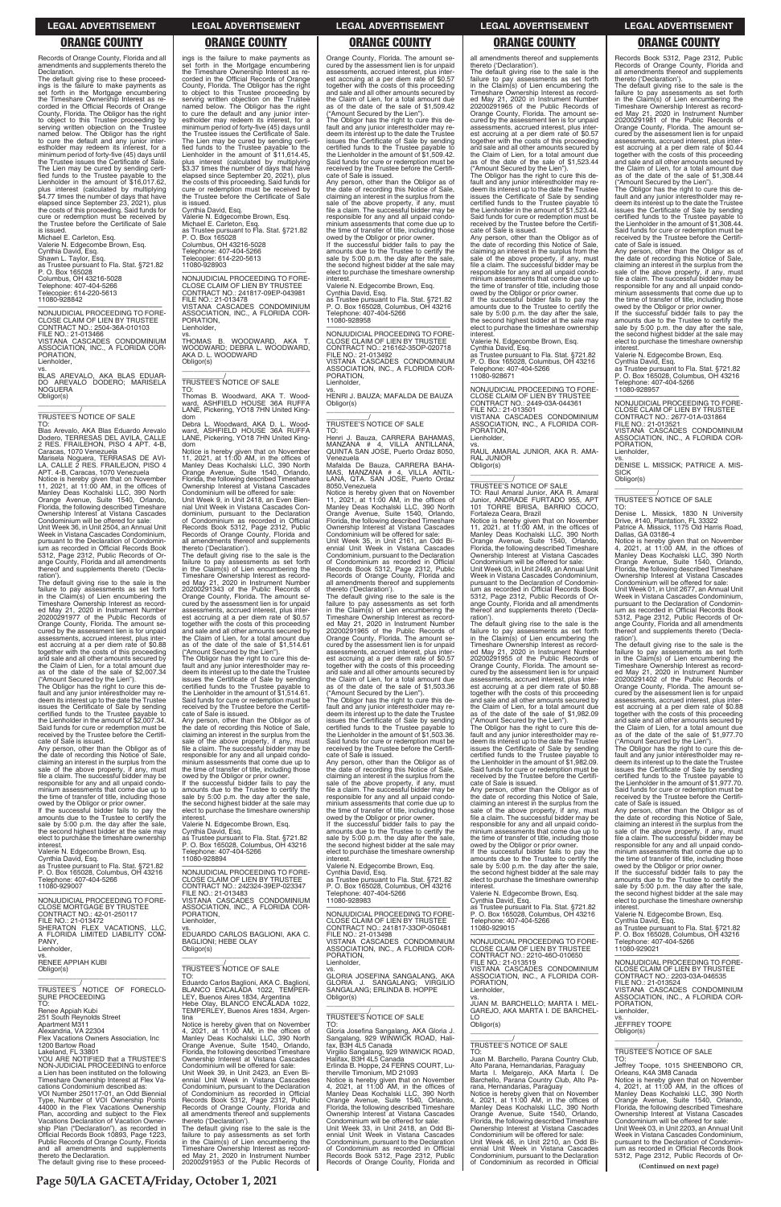Records of Orange County, Florida and all amendments and supplements thereto the Declaration.

The default giving rise to these proceedings is the failure to make payments as set forth in the Mortgage encumbering the Timeshare Ownership Interest as recorded in the Official Records of Orange County, Florida. The Obligor has the right to object to this Trustee proceeding by serving written objection on the Trustee named below. The Obligor has the right to cure the default and any junior interestholder may redeem its interest, for a minimum period of forty-five (45) days until the Trustee issues the Certificate of Sale. The Lien may be cured by sending certified funds to the Trustee payable to the Lienholder in the amount of $16,017.62, plus interest (calculated by multiplying $4.77 times the number of days that have elapsed since September 23, 2021), plus the costs of this proceeding. Said funds for cure or redemption must be received by the Trustee before the Certificate of Sale is issued.

Michael E. Carleton, Esq.
Valerie N. Edgecombe Brown, Esq.
Cynthia David, Esq.
Shawn L. Taylor, Esq.
as Trustee pursuant to Fla. Stat. §721.82
P. O. Box 165028
Columbus, OH 43216-5028
Telephone: 407-404-5266
Telecopier: 614-220-5613
11080-928842

---

NONJUDICIAL PROCEEDING TO FORECLOSE CLAIM OF LIEN BY TRUSTEE
CONTRACT NO.: 2504-36A-010103
FILE NO.: 21-013466
VISTANA CASCADES CONDOMINIUM ASSOCIATION, INC., A FLORIDA CORPORATION,
Lienholder,
vs.
BLAS AREVALO, AKA BLAS EDUARDO AREVALO DODERO; MARISELA NOGUERA
Obligor(s)

---

TRUSTEE'S NOTICE OF SALE
TO:
Blas Arevalo, AKA Blas Eduardo Arevalo Dodero, TERRESAS DEL AVILA, CALLE 2 RES. FRAILEHON, PISO 4 APT. 4-B, Caracas, 1070 Venezuela
Marisela Noguera, TERRASAS DE AVILA, CALLE 2 RES. FRAILEJON, PISO 4 APT. 4-B, Caracas, 1070 Venezuela

Notice is hereby given that on November 11, 2021, at 11:00 AM, in the offices of Manley Deas Kochalski LLC, 390 North Orange Avenue, Suite 1540, Orlando, Florida, the following described Timeshare Ownership Interest at Vistana Cascades Condominium will be offered for sale:

Unit Week 36, in Unit 2504, an Annual Unit Week in Vistana Cascades Condominium, pursuant to the Declaration of Condominium as recorded in Official Records Book 5312, Page 2312, Public Records of Orange County, Florida and all amendments thereof and supplements thereto ('Declaration').

The default giving rise to the sale is the failure to pay assessments as set forth in the Claim(s) of Lien encumbering the Timeshare Ownership Interest as recorded May 21, 2020 in Instrument Number 20200291977 of the Public Records of Orange County, Florida. The amount secured by the assessment lien is for unpaid assessments, accrued interest, plus interest accruing at a per diem rate of $0.88 together with the costs of this proceeding and sale and all other amounts secured by the Claim of Lien, for a total amount due as of the date of the sale of $2,007.34 ("Amount Secured by the Lien").

The Obligor has the right to cure this default and any junior interestholder may redeem its interest up to the date the Trustee issues the Certificate of Sale by sending certified funds to the Trustee payable to the Lienholder in the amount of $2,007.34. Said funds for cure or redemption must be received by the Trustee before the Certificate of Sale is issued.

Any person, other than the Obligor as of the date of recording this Notice of Sale, claiming an interest in the surplus from the sale of the above property, if any, must file a claim. The successful bidder may be responsible for any and all unpaid condominium assessments that come due up to the time of transfer of title, including those owed by the Obligor or prior owner.

If the successful bidder fails to pay the amounts due to the Trustee to certify the sale by 5:00 p.m. the day after the sale, the second highest bidder at the sale may elect to purchase the timeshare ownership interest.

Valerie N. Edgecombe Brown, Esq.
Cynthia David, Esq.
as Trustee pursuant to Fla. Stat. §721.82
P. O. Box 165028, Columbus, OH 43216
Telephone: 407-404-5266
11080-929007

---

NONJUDICIAL PROCEEDING TO FORECLOSE MORTGAGE BY TRUSTEE
CONTRACT NO.: 42-01-250117
FILE NO.: 21-013472
SHERATON FLEX VACATIONS, LLC, A FLORIDA LIMITED LIABILITY COMPANY,
Lienholder,
vs.
RENEE APPIAH KUBI
Obligor(s)

---

TRUSTEE'S NOTICE OF FORECLOSURE PROCEEDING
TO:
Renee Appiah Kubi
251 South Reynolds Street
Apartment M311
Alexandria, VA 22304
Flex Vacations Owners Association, Inc
1200 Bartow Road
Lakeland, FL 33801

YOU ARE NOTIFIED that a TRUSTEE'S NON-JUDICIAL PROCEEDING to enforce a Lien has been instituted on the following Timeshare Ownership Interest at Flex Vacations Condominium described as:

VOI Number 250117-01, an Odd Biennial Type, Number of VOI Ownership Points 44000 in the Flex Vacations Ownership Plan, according and subject to the Flex Vacations Declaration of Vacation Ownership Plan ("Declaration"), as recorded in Official Records Book 10893, Page 1223, Public Records of Orange County, Florida and all amendments and supplements thereto the Declaration.

The default giving rise to these proceedings is the failure to make payments as set forth in the Mortgage encumbering the Timeshare Ownership Interest as recorded in the Official Records of Orange County, Florida. The Obligor has the right to object to this Trustee proceeding by serving written objection on the Trustee named below. The Obligor has the right to cure the default and any junior interestholder may redeem its interest, for a minimum period of forty-five (45) days until the Trustee issues the Certificate of Sale. The Lien may be cured by sending certified funds to the Trustee payable to the Lienholder in the amount of $11,614.45, plus interest (calculated by multiplying $3.37 times the number of days that have elapsed since September 20, 2021), plus the costs of this proceeding. Said funds for cure or redemption must be received by the Trustee before the Certificate of Sale is issued.

Cynthia David, Esq.
Valerie N. Edgecombe Brown, Esq.
Michael E. Carleton, Esq.
as Trustee pursuant to Fla. Stat. §721.82
P. O. Box 165028
Columbus, OH 43216-5028
Telephone: 407-404-5266
Telecopier: 614-220-5613
11080-928903

---

NONJUDICIAL PROCEEDING TO FORECLOSE CLAIM OF LIEN BY TRUSTEE
CONTRACT NO.: 241817-09EP-043981
FILE NO.: 21-013478
VISTANA CASCADES CONDOMINIUM ASSOCIATION, INC., A FLORIDA CORPORATION,
Lienholder,
vs.
THOMAS B. WOODWARD, AKA T. WOODWARD; DEBRA L. WOODWARD, AKA D. L. WOODWARD
Obligor(s)

---

TRUSTEE'S NOTICE OF SALE
TO:
Thomas B. Woodward, AKA T. Woodward, ASHFIELD HOUSE 36A RUFFA LANE, Pickering, YO18 7HN United Kingdom
Debra L. Woodward, AKA D. L. Woodward, ASHFIELD HOUSE 36A RUFFA LANE, Pickering, YO18 7HN United Kingdom

Notice is hereby given that on November 11, 2021, at 11:00 AM, in the offices of Manley Deas Kochalski LLC, 390 North Orange Avenue, Suite 1540, Orlando, Florida, the following described Timeshare Ownership Interest at Vistana Cascades Condominium will be offered for sale:

Unit Week 9, in Unit 2418, an Even Biennial Unit Week in Vistana Cascades Condominium, pursuant to the Declaration of Condominium as recorded in Official Records Book 5312, Page 2312, Public Records of Orange County, Florida and all amendments thereof and supplements thereto ('Declaration').

The default giving rise to the sale is the failure to pay assessments as set forth in the Claim(s) of Lien encumbering the Timeshare Ownership Interest as recorded May 21, 2020 in Instrument Number 20200291343 of the Public Records of Orange County, Florida. The amount secured by the assessment lien is for unpaid assessments, accrued interest, plus interest accruing at a per diem rate of $0.57 together with the costs of this proceeding and sale and all other amounts secured by the Claim of Lien, for a total amount due as of the date of the sale of $1,514.61 ("Amount Secured by the Lien").

The Obligor has the right to cure this default and any junior interestholder may redeem its interest up to the date the Trustee issues the Certificate of Sale by sending certified funds to the Trustee payable to the Lienholder in the amount of $1,514.61. Said funds for cure or redemption must be received by the Trustee before the Certificate of Sale is issued.

Any person, other than the Obligor as of the date of recording this Notice of Sale, claiming an interest in the surplus from the sale of the above property, if any, must file a claim. The successful bidder may be responsible for any and all unpaid condominium assessments that come due up to the time of transfer of title, including those owed by the Obligor or prior owner.

If the successful bidder fails to pay the amounts due to the Trustee to certify the sale by 5:00 p.m. the day after the sale, the second highest bidder at the sale may elect to purchase the timeshare ownership interest.

Valerie N. Edgecombe Brown, Esq.
Cynthia David, Esq.
as Trustee pursuant to Fla. Stat. §721.82
P. O. Box 165028, Columbus, OH 43216
Telephone: 407-404-5266
11080-928894

---

NONJUDICIAL PROCEEDING TO FORECLOSE CLAIM OF LIEN BY TRUSTEE
CONTRACT NO.: 242324-39EP-023347
FILE NO.: 21-013483
VISTANA CASCADES CONDOMINIUM ASSOCIATION, INC., A FLORIDA CORPORATION,
Lienholder,
vs.
EDUARDO CARLOS BAGLIONI, AKA C. BAGLIONI; HEBE OLAY
Obligor(s)

---

TRUSTEE'S NOTICE OF SALE
TO:
Eduardo Carlos Baglioni, AKA C. Baglioni, BLANCO ENCALADA 1022, TEMPERLEY, Buenos Aires 1834, Argentina
Hebe Olay, BLANCO ENCALADA 1022, TEMPERLEY, Buenos Aires 1834, Argentina

Notice is hereby given that on November 4, 2021, at 11:00 AM, in the offices of Manley Deas Kochalski LLC, 390 North Orange Avenue, Suite 1540, Orlando, Florida, the following described Timeshare Ownership Interest at Vistana Cascades Condominium will be offered for sale:

Unit Week 39, in Unit 2423, an Even Biennial Unit Week in Vistana Cascades Condominium, pursuant to the Declaration of Condominium as recorded in Official Records Book 5312, Page 2312, Public Records of Orange County, Florida and all amendments thereof and supplements thereto ('Declaration').

The default giving rise to the sale is the failure to pay assessments as set forth in the Claim(s) of Lien encumbering the Timeshare Ownership Interest as recorded May 21, 2020 in Instrument Number 20200291953 of the Public Records of Orange County, Florida. The amount secured by the assessment lien is for unpaid assessments, accrued interest, plus interest accruing at a per diem rate of $0.57 together with the costs of this proceeding and sale and all other amounts secured by the Claim of Lien, for a total amount due as of the date of the sale of $1,509.42 ("Amount Secured by the Lien").

The Obligor has the right to cure this default and any junior interestholder may redeem its interest up to the date the Trustee issues the Certificate of Sale by sending certified funds to the Trustee payable to the Lienholder in the amount of $1,509.42. Said funds for cure or redemption must be received by the Trustee before the Certificate of Sale is issued.

Any person, other than the Obligor as of the date of recording this Notice of Sale, claiming an interest in the surplus from the sale of the above property, if any, must file a claim. The successful bidder may be responsible for any and all unpaid condominium assessments that come due up to the time of transfer of title, including those owed by the Obligor or prior owner.

If the successful bidder fails to pay the amounts due to the Trustee to certify the sale by 5:00 p.m. the day after the sale, the second highest bidder at the sale may elect to purchase the timeshare ownership interest.

Valerie N. Edgecombe Brown, Esq.
Cynthia David, Esq.
as Trustee pursuant to Fla. Stat. §721.82
P. O. Box 165028, Columbus, OH 43216
Telephone: 407-404-5266
11080-928958

---

NONJUDICIAL PROCEEDING TO FORECLOSE CLAIM OF LIEN BY TRUSTEE
CONTRACT NO.: 216162-35OP-020718
FILE NO.: 21-013492
VISTANA CASCADES CONDOMINIUM ASSOCIATION, INC., A FLORIDA CORPORATION,
Lienholder,
vs.
HENRI J. BAUZA; MAFALDA DE BAUZA
Obligor(s)

---

TRUSTEE'S NOTICE OF SALE
TO:
Henri J. Bauza, CARRERA BAHAMAS, MANZANA # 4, VILLA ANTILLANA, QUINTA SAN JOSE, Puerto Ordaz 8050, Venezuela
Mafalda De Bauza, CARRERA BAHAMAS, MANZANA # 4, VILLA ANTILLANA, QTA. SAN JOSE, Puerto Ordaz 8050, Venezuela

Notice is hereby given that on November 11, 2021, at 11:00 AM, in the offices of Manley Deas Kochalski LLC, 390 North Orange Avenue, Suite 1540, Orlando, Florida, the following described Timeshare Ownership Interest at Vistana Cascades Condominium will be offered for sale:

Unit Week 35, in Unit 2161, an Odd Biennial Unit Week in Vistana Cascades Condominium, pursuant to the Declaration of Condominium as recorded in Official Records Book 5312, Page 2312, Public Records of Orange County, Florida and all amendments thereof and supplements thereto ('Declaration').

The default giving rise to the sale is the failure to pay assessments as set forth in the Claim(s) of Lien encumbering the Timeshare Ownership Interest as recorded May 21, 2020 in Instrument Number 20200291965 of the Public Records of Orange County, Florida. The amount secured by the assessment lien is for unpaid assessments, accrued interest, plus interest accruing at a per diem rate of $0.57 together with the costs of this proceeding and sale and all other amounts secured by the Claim of Lien, for a total amount due as of the date of the sale of $1,503.36 ("Amount Secured by the Lien").

The Obligor has the right to cure this default and any junior interestholder may redeem its interest up to the date the Trustee issues the Certificate of Sale by sending certified funds to the Trustee payable to the Lienholder in the amount of $1,503.36. Said funds for cure or redemption must be received by the Trustee before the Certificate of Sale is issued.

Any person, other than the Obligor as of the date of recording this Notice of Sale, claiming an interest in the surplus from the sale of the above property, if any, must file a claim. The successful bidder may be responsible for any and all unpaid condominium assessments that come due up to the time of transfer of title, including those owed by the Obligor or prior owner.

If the successful bidder fails to pay the amounts due to the Trustee to certify the sale by 5:00 p.m. the day after the sale, the second highest bidder at the sale may elect to purchase the timeshare ownership interest.

Valerie N. Edgecombe Brown, Esq.
Cynthia David, Esq.
as Trustee pursuant to Fla. Stat. §721.82
P. O. Box 165028, Columbus, OH 43216
Telephone: 407-404-5266
11080-928983

---

NONJUDICIAL PROCEEDING TO FORECLOSE CLAIM OF LIEN BY TRUSTEE
CONTRACT NO.: 241817-33OP-005481
FILE NO.: 21-013498
VISTANA CASCADES CONDOMINIUM ASSOCIATION, INC., A FLORIDA CORPORATION,
Lienholder,
vs.
GLORIA JOSEFINA SANGALANG, AKA GLORIA J. SANGALANG; VIRGILIO SANGALANG; ERLINDA B. HOPPE
Obligor(s)

---

TRUSTEE'S NOTICE OF SALE
TO:
Gloria Josefina Sangalang, AKA Gloria J. Sangalang, 929 WINWICK ROAD, Halifax, B3H 4L5 Canada
Virgilio Sangalang, 929 WINWICK ROAD, Halifax, B3H 4L5 Canada
Erlinda B. Hoppe, 24 FERNS COURT, Lutherville Timonium, MD 21093

Notice is hereby given that on November 4, 2021, at 11:00 AM, in the offices of Manley Deas Kochalski LLC, 390 North Orange Avenue, Suite 1540, Orlando, Florida, the following described Timeshare Ownership Interest at Vistana Cascades Condominium will be offered for sale:

Unit Week 33, in Unit 2418, an Odd Biennial Unit Week in Vistana Cascades Condominium, pursuant to the Declaration of Condominium as recorded in Official Records Book 5312, Page 2312, Public Records of Orange County, Florida and all amendments thereof and supplements thereto ('Declaration').

The default giving rise to the sale is the failure to pay assessments as set forth in the Claim(s) of Lien encumbering the Timeshare Ownership Interest as recorded May 21, 2020 in Instrument Number 20200291965 of the Public Records of Orange County, Florida. The amount secured by the assessment lien is for unpaid assessments, accrued interest, plus interest accruing at a per diem rate of $0.57 together with the costs of this proceeding and sale and all other amounts secured by the Claim of Lien, for a total amount due as of the date of the sale of $1,523.44 ("Amount Secured by the Lien").

The Obligor has the right to cure this default and any junior interestholder may redeem its interest up to the date the Trustee issues the Certificate of Sale by sending certified funds to the Trustee payable to the Lienholder in the amount of $1,523.44. Said funds for cure or redemption must be received by the Trustee before the Certificate of Sale is issued.

Any person, other than the Obligor as of the date of recording this Notice of Sale, claiming an interest in the surplus from the sale of the above property, if any, must file a claim. The successful bidder may be responsible for any and all unpaid condominium assessments that come due up to the time of transfer of title, including those owed by the Obligor or prior owner.

If the successful bidder fails to pay the amounts due to the Trustee to certify the sale by 5:00 p.m. the day after the sale, the second highest bidder at the sale may elect to purchase the timeshare ownership interest.

Valerie N. Edgecombe Brown, Esq.
Cynthia David, Esq.
as Trustee pursuant to Fla. Stat. §721.82
P. O. Box 165028, Columbus, OH 43216
Telephone: 407-404-5266
11080-928671

---

NONJUDICIAL PROCEEDING TO FORECLOSE CLAIM OF LIEN BY TRUSTEE
CONTRACT NO.: 2449-03A-044361
FILE NO.: 21-013501
VISTANA CASCADES CONDOMINIUM ASSOCIATION, INC., A FLORIDA CORPORATION,
Lienholder,
vs.
RAUL AMARAL JUNIOR, AKA R. AMARAL JUNIOR
Obligor(s)

---

TRUSTEE'S NOTICE OF SALE
TO: Raul Amaral Junior, AKA R. Amaral Junior, ANDRADE FURTADO 955, APT 101 TORRE BRISA, BARRIO COCO, Fortaleza Ceara, Brazil

Notice is hereby given that on November 11, 2021, at 11:00 AM, in the offices of Manley Deas Kochalski LLC, 390 North Orange Avenue, Suite 1540, Orlando, Florida, the following described Timeshare Ownership Interest at Vistana Cascades Condominium will be offered for sale:

Unit Week 03, in Unit 2449, an Annual Unit Week in Vistana Cascades Condominium, pursuant to the Declaration of Condominium as recorded in Official Records Book 5312, Page 2312, Public Records of Orange County, Florida and all amendments thereof and supplements thereto ('Declaration').

The default giving rise to the sale is the failure to pay assessments as set forth in the Claim(s) of Lien encumbering the Timeshare Ownership Interest as recorded May 21, 2020 in Instrument Number 20200291955 of the Public Records of Orange County, Florida. The amount secured by the assessment lien is for unpaid assessments, accrued interest, plus interest accruing at a per diem rate of $0.88 together with the costs of this proceeding and sale and all other amounts secured by the Claim of Lien, for a total amount due as of the date of the sale of $1,982.09 ("Amount Secured by the Lien").

The Obligor has the right to cure this default and any junior interestholder may redeem its interest up to the date the Trustee issues the Certificate of Sale by sending certified funds to the Trustee payable to the Lienholder in the amount of $1,982.09. Said funds for cure or redemption must be received by the Trustee before the Certificate of Sale is issued.

Any person, other than the Obligor as of the date of recording this Notice of Sale, claiming an interest in the surplus from the sale of the above property, if any, must file a claim. The successful bidder may be responsible for any and all unpaid condominium assessments that come due up to the time of transfer of title, including those owed by the Obligor or prior owner.

If the successful bidder fails to pay the amounts due to the Trustee to certify the sale by 5:00 p.m. the day after the sale, the second highest bidder at the sale may elect to purchase the timeshare ownership interest.

Valerie N. Edgecombe Brown, Esq.
Cynthia David, Esq.
as Trustee pursuant to Fla. Stat. §721.82
P. O. Box 165028, Columbus, OH 43216
Telephone: 407-404-5266
11080-929015

---

NONJUDICIAL PROCEEDING TO FORECLOSE CLAIM OF LIEN BY TRUSTEE
CONTRACT NO.: 2210-46O-010650
FILE NO.: 21-013519
VISTANA CASCADES CONDOMINIUM ASSOCIATION, INC., A FLORIDA CORPORATION,
Lienholder,
vs.
JUAN M. BARCHELLO; MARTA I. MELGAREJO, AKA MARTA I. DE BARCHELLO
Obligor(s)

---

TRUSTEE'S NOTICE OF SALE
TO:
Juan M. Barchello, Parana Country Club, Alto Parana, Hernandarias, Paraguay
Marta I. Melgarejo, AKA Marta I. De Barchello, Parana Country Club, Alto Parana, Hernandarias, Paraguay

Notice is hereby given that on November 4, 2021, at 11:00 AM, in the offices of Manley Deas Kochalski LLC, 390 North Orange Avenue, Suite 1540, Orlando, Florida, the following described Timeshare Ownership Interest at Vistana Cascades Condominium will be offered for sale:

Unit Week 46, in Unit 2210, an Odd Biennial Unit Week in Vistana Cascades Condominium, pursuant to the Declaration of Condominium as recorded in Official Records Book 5312, Page 2312, Public Records of Orange County, Florida and all amendments thereof and supplements thereto ('Declaration').

The default giving rise to the sale is the failure to pay assessments as set forth in the Claim(s) of Lien encumbering the Timeshare Ownership Interest as recorded May 21, 2020 in Instrument Number 20200291981 of the Public Records of Orange County, Florida. The amount secured by the assessment lien is for unpaid assessments, accrued interest, plus interest accruing at a per diem rate of $0.44 together with the costs of this proceeding and sale and all other amounts secured by the Claim of Lien, for a total amount due as of the date of the sale of $1,308.44 ("Amount Secured by the Lien").

The Obligor has the right to cure this default and any junior interestholder may redeem its interest up to the date the Trustee issues the Certificate of Sale by sending certified funds to the Trustee payable to the Lienholder in the amount of $1,308.44. Said funds for cure or redemption must be received by the Trustee before the Certificate of Sale is issued.

Any person, other than the Obligor as of the date of recording this Notice of Sale, claiming an interest in the surplus from the sale of the above property, if any, must file a claim. The successful bidder may be responsible for any and all unpaid condominium assessments that come due up to the time of transfer of title, including those owed by the Obligor or prior owner.

If the successful bidder fails to pay the amounts due to the Trustee to certify the sale by 5:00 p.m. the day after the sale, the second highest bidder at the sale may elect to purchase the timeshare ownership interest.

Valerie N. Edgecombe Brown, Esq.
Cynthia David, Esq.
as Trustee pursuant to Fla. Stat. §721.82
P. O. Box 165028, Columbus, OH 43216
Telephone: 407-404-5266
11080-928957

---

NONJUDICIAL PROCEEDING TO FORECLOSE CLAIM OF LIEN BY TRUSTEE
CONTRACT NO.: 2677-01A-031864
FILE NO.: 21-013521
VISTANA CASCADES CONDOMINIUM ASSOCIATION, INC., A FLORIDA CORPORATION,
Lienholder,
vs.
DENISE L. MISSICK; PATRICE A. MISSICK
Obligor(s)

---

TRUSTEE'S NOTICE OF SALE
TO:
Denise L. Missick, 1830 N University Drive, #140, Plantation, FL 33322
Patrice A. Missick, 1175 Old Harris Road, Dallas, GA 03186-4

Notice is hereby given that on November 4, 2021, at 11:00 AM, in the offices of Manley Deas Kochalski LLC, 390 North Orange Avenue, Suite 1540, Orlando, Florida, the following described Timeshare Ownership Interest at Vistana Cascades Condominium will be offered for sale:

Unit Week 01, in Unit 2677, an Annual Unit Week in Vistana Cascades Condominium, pursuant to the Declaration of Condominium as recorded in Official Records Book 5312, Page 2312, Public Records of Orange County, Florida and all amendments thereof and supplements thereto ('Declaration').

The default giving rise to the sale is the failure to pay assessments as set forth in the Claim(s) of Lien encumbering the Timeshare Ownership Interest as recorded May 21, 2020 in Instrument Number 20200291402 of the Public Records of Orange County, Florida. The amount secured by the assessment lien is for unpaid assessments, accrued interest, plus interest accruing at a per diem rate of $0.88 together with the costs of this proceeding and sale and all other amounts secured by the Claim of Lien, for a total amount due as of the date of the sale of $1,977.70 ("Amount Secured by the Lien").

The Obligor has the right to cure this default and any junior interestholder may redeem its interest up to the date the Trustee issues the Certificate of Sale by sending certified funds to the Trustee payable to the Lienholder in the amount of $1,977.70. Said funds for cure or redemption must be received by the Trustee before the Certificate of Sale is issued.

Any person, other than the Obligor as of the date of recording this Notice of Sale, claiming an interest in the surplus from the sale of the above property, if any, must file a claim. The successful bidder may be responsible for any and all unpaid condominium assessments that come due up to the time of transfer of title, including those owed by the Obligor or prior owner.

If the successful bidder fails to pay the amounts due to the Trustee to certify the sale by 5:00 p.m. the day after the sale, the second highest bidder at the sale may elect to purchase the timeshare ownership interest.

Valerie N. Edgecombe Brown, Esq.
Cynthia David, Esq.
as Trustee pursuant to Fla. Stat. §721.82
P. O. Box 165028, Columbus, OH 43216
Telephone: 407-404-5266
11080-929021

---

NONJUDICIAL PROCEEDING TO FORECLOSE CLAIM OF LIEN BY TRUSTEE
CONTRACT NO.: 2203-03A-046535
FILE NO.: 21-013524
VISTANA CASCADES CONDOMINIUM ASSOCIATION, INC., A FLORIDA CORPORATION,
Lienholder,
vs.
JEFFREY TOOPE
Obligor(s)

---

TRUSTEE'S NOTICE OF SALE
TO:
Jeffrey Toope, 1015 SHEENBORO CR, Orleans, K4A 3M8 Canada

Notice is hereby given that on November 4, 2021, at 11:00 AM, in the offices of Manley Deas Kochalski LLC, 390 North Orange Avenue, Suite 1540, Orlando, Florida, the following described Timeshare Ownership Interest at Vistana Cascades Condominium will be offered for sale:

Unit Week 03, in Unit 2203, an Annual Unit Week in Vistana Cascades Condominium, pursuant to the Declaration of Condominium as recorded in Official Records Book 5312, Page 2312, Public Records of Or-

**(Continued on next page)**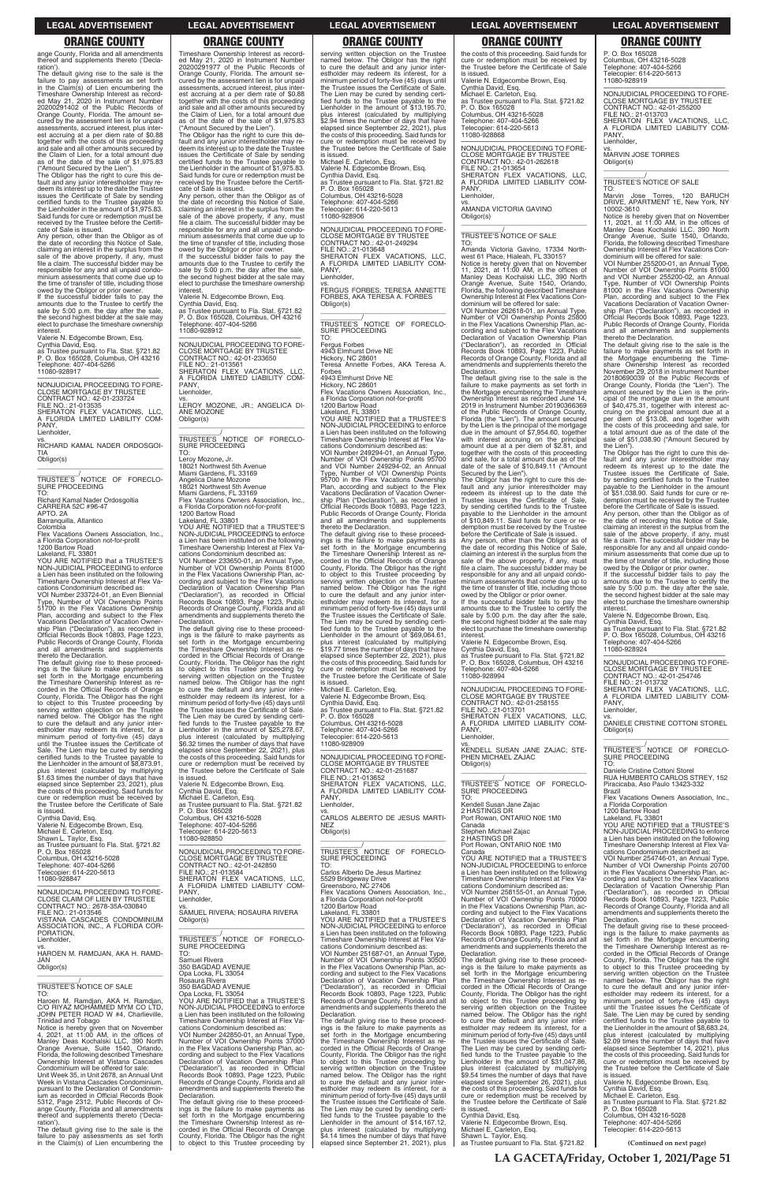ange County, Florida and all amendments thereof and supplements thereto ('Declaration').

The default giving rise to the sale is the failure to pay assessments as set forth in the Claim(s) of Lien encumbering the Timeshare Ownership Interest as recorded May 21, 2020 in Instrument Number 20200291402 of the Public Records of Orange County, Florida. The amount secured by the assessment lien is for unpaid assessments, accrued interest, plus interest accruing at a per diem rate of $0.88 together with the costs of this proceeding and sale and all other amounts secured by the Claim of Lien, for a total amount due as of the date of the sale of $1,975.83 ("Amount Secured by the Lien").

The Obligor has the right to cure this default and any junior interestholder may redeem its interest up to the date the Trustee issues the Certificate of Sale by sending certified funds to the Trustee payable to the Lienholder in the amount of $1,975.83. Said funds for cure or redemption must be received by the Trustee before the Certificate of Sale is issued.

Any person, other than the Obligor as of the date of recording this Notice of Sale, claiming an interest in the surplus from the sale of the above property, if any, must file a claim. The successful bidder may be responsible for any and all unpaid condominium assessments that come due up to the time of transfer of title, including those owed by the Obligor or prior owner.

If the successful bidder fails to pay the amounts due to the Trustee to certify the sale by 5:00 p.m. the day after the sale, the second highest bidder at the sale may elect to purchase the timeshare ownership interest.

Valerie N. Edgecombe Brown, Esq.
Cynthia David, Esq.
as Trustee pursuant to Fla. Stat. §721.82
P. O. Box 165028, Columbus, OH 43216
Telephone: 407-404-5266
11080-928917

---

NONJUDICIAL PROCEEDING TO FORECLOSE MORTGAGE BY TRUSTEE
CONTRACT NO.: 42-01-233724
FILE NO.: 21-013535
SHERATON FLEX VACATIONS, LLC, A FLORIDA LIMITED LIABILITY COMPANY,
Lienholder,
vs.
RICHARD KAMAL NADER ORDOSGOITIA
Obligor(s)
_______________________________/
TRUSTEE'S NOTICE OF FORECLOSURE PROCEEDING
TO:
Richard Kamal Nader Ordosgoitia
CARRERA 52C #96-47
APTO. 2A
Barranquilla, Atlantico
Colombia
Flex Vacations Owners Association, Inc., a Florida Corporation not-for-profit
1200 Bartow Road
Lakeland, FL 33801

YOU ARE NOTIFIED that a TRUSTEE'S NON-JUDICIAL PROCEEDING to enforce a Lien has been instituted on the following Timeshare Ownership Interest at Flex Vacations Condominium described as:

VOI Number 233724-01, an Even Biennial Type, Number of VOI Ownership Points 51700 in the Flex Vacations Ownership Plan, according and subject to the Flex Vacations Declaration of Vacation Ownership Plan ("Declaration"), as recorded in Official Records Book 10893, Page 1223, Public Records of Orange County, Florida and all amendments and supplements thereto the Declaration.

The default giving rise to these proceedings is the failure to make payments as set forth in the Mortgage encumbering the Timeshare Ownership Interest as recorded in the Official Records of Orange County, Florida. The Obligor has the right to object to this Trustee proceeding by serving written objection on the Trustee named below. The Obligor has the right to cure the default and any junior interestholder may redeem its interest, for a minimum period of forty-five (45) days until the Trustee issues the Certificate of Sale. The Lien may be cured by sending certified funds to the Trustee payable to the Lienholder in the amount of $8,873.91, plus interest (calculated by multiplying $1.63 times the number of days that have elapsed since September 23, 2021), plus the costs of this proceeding. Said funds for cure or redemption must be received by the Trustee before the Certificate of Sale is issued.

Cynthia David, Esq.
Valerie N. Edgecombe Brown, Esq.
Michael E. Carleton, Esq.
Shawn L. Taylor, Esq.
as Trustee pursuant to Fla. Stat. §721.82
P. O. Box 165028
Columbus, OH 43216-5028
Telephone: 407-404-5266
Telecopier: 614-220-5613
11080-928847

---

NONJUDICIAL PROCEEDING TO FORECLOSE CLAIM OF LIEN BY TRUSTEE
CONTRACT NO.: 2678-35A-030840
FILE NO.: 21-013546
VISTANA CASCADES CONDOMINIUM ASSOCIATION, INC., A FLORIDA CORPORATION,
Lienholder,
vs.
HAROEN M. RAMDJAN, AKA H. RAMDJAN
Obligor(s)
_______________________________/
TRUSTEE'S NOTICE OF SALE
TO:
Haroen M. Ramdjan, AKA H. Ramdjan, C/O RIYAZ MOHAMMED MYM CO LTD, JOHN PETER ROAD W #4, Charlieville, Trinidad and Tobago

Notice is hereby given that on November 4, 2021, at 11:00 AM, in the offices of Manley Deas Kochalski LLC, 390 North Orange Avenue, Suite 1540, Orlando, Florida, the following described Timeshare Ownership Interest at Vistana Cascades Condominium will be offered for sale:

Unit Week 35, in Unit 2678, an Annual Unit Week in Vistana Cascades Condominium, pursuant to the Declaration of Condominium as recorded in Official Records Book 5312, Page 2312, Public Records of Orange County, Florida and all amendments thereof and supplements thereto ('Declaration').

The default giving rise to the sale is the failure to pay assessments as set forth in the Claim(s) of Lien encumbering the Timeshare Ownership Interest as recorded May 21, 2020 in Instrument Number 20200291977 of the Public Records of Orange County, Florida. The amount secured by the assessment lien is for unpaid assessments, accrued interest, plus interest accruing at a per diem rate of $0.88 together with the costs of this proceeding and sale and all other amounts secured by the Claim of Lien, for a total amount due as of the date of the sale of $1,975.83 ("Amount Secured by the Lien").

The Obligor has the right to cure this default and any junior interestholder may redeem its interest up to the date the Trustee issues the Certificate of Sale by sending certified funds to the Trustee payable to the Lienholder in the amount of $1,975.83. Said funds for cure or redemption must be received by the Trustee before the Certificate of Sale is issued.

Any person, other than the Obligor as of the date of recording this Notice of Sale, claiming an interest in the surplus from the sale of the above property, if any, must file a claim. The successful bidder may be responsible for any and all unpaid condominium assessments that come due up to the time of transfer of title, including those owed by the Obligor or prior owner.

If the successful bidder fails to pay the amounts due to the Trustee to certify the sale by 5:00 p.m. the day after the sale, the second highest bidder at the sale may elect to purchase the timeshare ownership interest.

Valerie N. Edgecombe Brown, Esq.
Cynthia David, Esq.
as Trustee pursuant to Fla. Stat. §721.82
P. O. Box 165028, Columbus, OH 43216
Telephone: 407-404-5266
11080-928912

---

NONJUDICIAL PROCEEDING TO FORECLOSE MORTGAGE BY TRUSTEE
CONTRACT NO.: 42-01-233650
FILE NO.: 21-013561
SHERATON FLEX VACATIONS, LLC, A FLORIDA LIMITED LIABILITY COMPANY,
Lienholder,
vs.
LEROY MOZONE, JR.; ANGELICA DIANE MOZONE
Obligor(s)
_______________________________/
TRUSTEE'S NOTICE OF FORECLOSURE PROCEEDING
TO:
Leroy Mozone, Jr.
18021 Northwest 5th Avenue
Miami Gardens, FL 33169
Angelica Diane Mozone
18021 Northwest 5th Avenue
Miami Gardens, FL 33169
Flex Vacations Owners Association, Inc., a Florida Corporation not-for-profit
1200 Bartow Road
Lakeland, FL 33801

YOU ARE NOTIFIED that a TRUSTEE'S NON-JUDICIAL PROCEEDING to enforce a Lien has been instituted on the following Timeshare Ownership Interest at Flex Vacations Condominium described as:

VOI Number 233650-01, an Annual Type, Number of VOI Ownership Points 81000 in the Flex Vacations Ownership Plan, according and subject to the Flex Vacations Declaration of Vacation Ownership Plan ("Declaration"), as recorded in Official Records Book 10893, Page 1223, Public Records of Orange County, Florida and all amendments and supplements thereto the Declaration.

The default giving rise to these proceedings is the failure to make payments as set forth in the Mortgage encumbering the Timeshare Ownership Interest as recorded in the Official Records of Orange County, Florida. The Obligor has the right to object to this Trustee proceeding by serving written objection on the Trustee named below. The Obligor has the right to cure the default and any junior interestholder may redeem its interest, for a minimum period of forty-five (45) days until the Trustee issues the Certificate of Sale. The Lien may be cured by sending certified funds to the Trustee payable to the Lienholder in the amount of $25,278.67, plus interest (calculated by multiplying $6.32 times the number of days that have elapsed since September 22, 2021), plus the costs of this proceeding. Said funds for cure or redemption must be received by the Trustee before the Certificate of Sale is issued.

Valerie N. Edgecombe Brown, Esq.
Cynthia David, Esq.
Michael E. Carleton, Esq.
as Trustee pursuant to Fla. Stat. §721.82
P. O. Box 165028
Columbus, OH 43216-5028
Telephone: 407-404-5266
Telecopier: 614-220-5613
11080-928850

---

NONJUDICIAL PROCEEDING TO FORECLOSE MORTGAGE BY TRUSTEE
CONTRACT NO.: 42-01-242850
FILE NO.: 21-013584
SHERATON FLEX VACATIONS, LLC, A FLORIDA LIMITED LIABILITY COMPANY,
Lienholder,
vs.
SAMUEL RIVERA; ROSAURA RIVERA
Obligor(s)
_______________________________/
TRUSTEE'S NOTICE OF FORECLOSURE PROCEEDING
TO:
Samuel Rivera
350 BAGDAD AVENUE
Opa Locka, FL 33054
Rosaura Rivera
350 BAGDAD AVENUE
Opa Locka, FL 33054

YOU ARE NOTIFIED that a TRUSTEE'S NON-JUDICIAL PROCEEDING to enforce a Lien has been instituted on the following Timeshare Ownership Interest at Flex Vacations Condominium described as:

VOI Number 242850-01, an Annual Type, Number of VOI Ownership Points 37000 in the Flex Vacations Ownership Plan, according and subject to the Flex Vacations Declaration of Vacation Ownership Plan ("Declaration"), as recorded in Official Records Book 10893, Page 1223, Public Records of Orange County, Florida and all amendments and supplements thereto the Declaration.

The default giving rise to these proceedings is the failure to make payments as set forth in the Mortgage encumbering the Timeshare Ownership Interest as recorded in the Official Records of Orange County, Florida. The Obligor has the right to object to this Trustee proceeding by serving written objection on the Trustee named below. The Obligor has the right to cure the default and any junior interestholder may redeem its interest, for a minimum period of forty-five (45) days until the Trustee issues the Certificate of Sale. The Lien may be cured by sending certified funds to the Trustee payable to the Lienholder in the amount of $13,195.70, plus interest (calculated by multiplying $2.94 times the number of days that have elapsed since September 22, 2021), plus the costs of this proceeding. Said funds for cure or redemption must be received by the Trustee before the Certificate of Sale is issued.

Michael E. Carleton, Esq.
Valerie N. Edgecombe Brown, Esq.
Cynthia David, Esq.
as Trustee pursuant to Fla. Stat. §721.82
P. O. Box 165028
Columbus, OH 43216-5028
Telephone: 407-404-5266
Telecopier: 614-220-5613
11080-928906

---

NONJUDICIAL PROCEEDING TO FORECLOSE MORTGAGE BY TRUSTEE
CONTRACT NO.: 42-01-249294
FILE NO.: 21-013648
SHERATON FLEX VACATIONS, LLC, A FLORIDA LIMITED LIABILITY COMPANY,
Lienholder,
vs.
FERGUS FORBES; TERESA ANNETTE FORBES, AKA TERESA A. FORBES
Obligor(s)
_______________________________/
TRUSTEE'S NOTICE OF FORECLOSURE PROCEEDING
TO:
Fergus Forbes
4943 Elmhurst Drive NE
Hickory, NC 28601
Teresa Annette Forbes, AKA Teresa A. Forbes
4943 Elmhurst Drive NE
Hickory, NC 28601
Flex Vacations Owners Association, Inc., a Florida Corporation not-for-profit
1200 Bartow Road
Lakeland, FL 33801

YOU ARE NOTIFIED that a TRUSTEE'S NON-JUDICIAL PROCEEDING to enforce a Lien has been instituted on the following Timeshare Ownership Interest at Flex Vacations Condominium described as:

VOI Number 249294-01, an Annual Type, Number of VOI Ownership Points 95700 and VOI Number 249294-02, an Annual Type, Number of VOI Ownership Points 95700 in the Flex Vacations Ownership Plan, according and subject to the Flex Vacations Declaration of Vacation Ownership Plan ("Declaration"), as recorded in Official Records Book 10893, Page 1223, Public Records of Orange County, Florida and all amendments and supplements thereto the Declaration.

The default giving rise to these proceedings is the failure to make payments as set forth in the Mortgage encumbering the Timeshare Ownership Interest as recorded in the Official Records of Orange County, Florida. The Obligor has the right to object to this Trustee proceeding by serving written objection on the Trustee named below. The Obligor has the right to cure the default and any junior interestholder may redeem its interest, for a minimum period of forty-five (45) days until the Trustee issues the Certificate of Sale. The Lien may be cured by sending certified funds to the Trustee payable to the Lienholder in the amount of $69,064.61, plus interest (calculated by multiplying $19.77 times the number of days that have elapsed since September 22, 2021), plus the costs of this proceeding. Said funds for cure or redemption must be received by the Trustee before the Certificate of Sale is issued.

Michael E. Carleton, Esq.
Valerie N. Edgecombe Brown, Esq.
Cynthia David, Esq.
as Trustee pursuant to Fla. Stat. §721.82
P. O. Box 165028
Columbus, OH 43216-5028
Telephone: 407-404-5266
Telecopier: 614-220-5613
11080-928909

---

NONJUDICIAL PROCEEDING TO FORECLOSE MORTGAGE BY TRUSTEE
CONTRACT NO.: 42-01-251687
FILE NO.: 21-013652
SHERATON FLEX VACATIONS, LLC, A FLORIDA LIMITED LIABILITY COMPANY,
Lienholder,
vs.
CARLOS ALBERTO DE JESUS MARTINEZ
Obligor(s)
_______________________________/
TRUSTEE'S NOTICE OF FORECLOSURE PROCEEDING
TO:
Carlos Alberto De Jesus Martinez
5529 Bridgeway Drive
Greensboro, NC 27406
Flex Vacations Owners Association, Inc., a Florida Corporation not-for-profit
1200 Bartow Road
Lakeland, FL 33801

YOU ARE NOTIFIED that a TRUSTEE'S NON-JUDICIAL PROCEEDING to enforce a Lien has been instituted on the following Timeshare Ownership Interest at Flex Vacations Condominium described as:

VOI Number 251687-01, an Annual Type, Number of VOI Ownership Points 30500 in the Flex Vacations Ownership Plan, according and subject to the Flex Vacations Declaration of Vacation Ownership Plan ("Declaration"), as recorded in Official Records Book 10893, Page 1223, Public Records of Orange County, Florida and all amendments and supplements thereto the Declaration.

The default giving rise to these proceedings is the failure to make payments as set forth in the Mortgage encumbering the Timeshare Ownership Interest as recorded in the Official Records of Orange County, Florida. The Obligor has the right to object to this Trustee proceeding by serving written objection on the Trustee named below. The Obligor has the right to cure the default and any junior interestholder may redeem its interest, for a minimum period of forty-five (45) days until the Trustee issues the Certificate of Sale. The Lien may be cured by sending certified funds to the Trustee payable to the Lienholder in the amount of $14,167.12, plus interest (calculated by multiplying $4.14 times the number of days that have elapsed since September 21, 2021), plus the costs of this proceeding. Said funds for cure or redemption must be received by the Trustee before the Certificate of Sale is issued.

Valerie N. Edgecombe Brown, Esq.
Cynthia David, Esq.
Michael E. Carleton, Esq.
as Trustee pursuant to Fla. Stat. §721.82
P. O. Box 165028
Columbus, OH 43216-5028
Telephone: 407-404-5266
Telecopier: 614-220-5613
11080-928868

---

NONJUDICIAL PROCEEDING TO FORECLOSE MORTGAGE BY TRUSTEE
CONTRACT NO.: 42-01-262618
FILE NO.: 21-013654
SHERATON FLEX VACATIONS, LLC, A FLORIDA LIMITED LIABILITY COMPANY,
Lienholder,
vs.
AMANDA VICTORIA GAVINO
Obligor(s)
_______________________________/
TRUSTEE'S NOTICE OF SALE
TO:
Amanda Victoria Gavino, 17334 Northwest 61 Place, Hialeah, FL 33015?

Notice is hereby given that on November 11, 2021, at 11:00 AM, in the offices of Manley Deas Kochalski LLC, 390 North Orange Avenue, Suite 1540, Orlando, Florida, the following described Timeshare Ownership Interest at Flex Vacations Condominium will be offered for sale:

VOI Number 262618-01, an Annual Type, Number of VOI Ownership Points 25800 in the Flex Vacations Ownership Plan, according and subject to the Flex Vacations Declaration of Vacation Ownership Plan ("Declaration"), as recorded in Official Records Book 10893, Page 1223, Public Records of Orange County, Florida and all amendments and supplements thereto the Declaration.

The default giving rise to the sale is the failure to make payments as set forth in the Mortgage encumbering the Timeshare Ownership Interest as recorded June 14, 2019 in Instrument Number 20190366369 of the Public Records of Orange County, Florida (the "Lien"). The amount secured by the Lien is the principal of the mortgage due in the amount of $7,954.60, together with interest accruing on the principal amount due at a per diem of $2.81, and together with the costs of this proceeding and sale, for a total amount due as of the date of the sale of $10,849.11 ("Amount Secured by the Lien").

The Obligor has the right to cure this default and any junior interestholder may redeem its interest up to the date the Trustee issues the Certificate of Sale, by sending certified funds to the Trustee payable to the Lienholder in the amount of $10,849.11. Said funds for cure or redemption must be received by the Trustee before the Certificate of Sale is issued.

Any person, other than the Obligor as of the date of recording this Notice of Sale, claiming an interest in the surplus from the sale of the above property, if any, must file a claim. The successful bidder may be responsible for any and all unpaid condominium assessments that come due up to the time of transfer of title, including those owed by the Obligor or prior owner.

If the successful bidder fails to pay the amounts due to the Trustee to certify the sale by 5:00 p.m. the day after the sale, the second highest bidder at the sale may elect to purchase the timeshare ownership interest.

Valerie N. Edgecombe Brown, Esq.
Cynthia David, Esq.
as Trustee pursuant to Fla. Stat. §721.82
P. O. Box 165028, Columbus, OH 43216
Telephone: 407-404-5266
11080-928994

---

NONJUDICIAL PROCEEDING TO FORECLOSE MORTGAGE BY TRUSTEE
CONTRACT NO.: 42-01-258155
FILE NO.: 21-013701
SHERATON FLEX VACATIONS, LLC, A FLORIDA LIMITED LIABILITY COMPANY,
Lienholder,
vs.
KENDELL SUSAN JANE ZAJAC; STEPHEN MICHAEL ZAJAC
Obligor(s)
_______________________________/
TRUSTEE'S NOTICE OF FORECLOSURE PROCEEDING
TO:
Kendell Susan Jane Zajac
2 HASTINGS DR
Port Rowan, ONTARIO N0E 1M0
Canada
Stephen Michael Zajac
2 HASTINGS DR
Port Rowan, ONTARIO N0E 1M0
Canada

YOU ARE NOTIFIED that a TRUSTEE'S NON-JUDICIAL PROCEEDING to enforce a Lien has been instituted on the following Timeshare Ownership Interest at Flex Vacations Condominium described as:

VOI Number 258155-01, an Annual Type, Number of VOI Ownership Points 70000 in the Flex Vacations Ownership Plan, according and subject to the Flex Vacations Declaration of Vacation Ownership Plan ("Declaration"), as recorded in Official Records Book 10893, Page 1223, Public Records of Orange County, Florida and all amendments and supplements thereto the Declaration.

The default giving rise to these proceedings is the failure to make payments as set forth in the Mortgage encumbering the Timeshare Ownership Interest as recorded in the Official Records of Orange County, Florida. The Obligor has the right to object to this Trustee proceeding by serving written objection on the Trustee named below. The Obligor has the right to cure the default and any junior interestholder may redeem its interest, for a minimum period of forty-five (45) days until the Trustee issues the Certificate of Sale. The Lien may be cured by sending certified funds to the Trustee payable to the Lienholder in the amount of $31,047.86, plus interest (calculated by multiplying $9.54 times the number of days that have elapsed since September 26, 2021), plus the costs of this proceeding. Said funds for cure or redemption must be received by the Trustee before the Certificate of Sale is issued.

Cynthia David, Esq.
Valerie N. Edgecombe Brown, Esq.
Michael E. Carleton, Esq.
Shawn L. Taylor, Esq.
as Trustee pursuant to Fla. Stat. §721.82
P. O. Box 165028
Columbus, OH 43216-5028
Telephone: 407-404-5266
Telecopier: 614-220-5613
11080-928919

---

NONJUDICIAL PROCEEDING TO FORECLOSE MORTGAGE BY TRUSTEE
CONTRACT NO.: 42-01-255200
FILE NO.: 21-013703
SHERATON FLEX VACATIONS, LLC, A FLORIDA LIMITED LIABILITY COMPANY,
Lienholder,
vs.
MARVIN JOSE TORRES
Obligor(s)
_______________________________/
TRUSTEE'S NOTICE OF SALE
TO:
Marvin Jose Torres, 120 BARUCH DRIVE, APARTMENT 1E, New York, NY 10002-3610

Notice is hereby given that on November 11, 2021, at 11:00 AM, in the offices of Manley Deas Kochalski LLC, 390 North Orange Avenue, Suite 1540, Orlando, Florida, the following described Timeshare Ownership Interest at Flex Vacations Condominium will be offered for sale:

VOI Number 255200-01, an Annual Type, Number of VOI Ownership Points 81000 and VOI Number 255200-02, an Annual Type, Number of VOI Ownership Points 81000 in the Flex Vacations Ownership Plan, according and subject to the Flex Vacations Declaration of Vacation Ownership Plan ("Declaration"), as recorded in Official Records Book 10893, Page 1223, Public Records of Orange County, Florida and all amendments and supplements thereto the Declaration.

The default giving rise to the sale is the failure to make payments as set forth in the Mortgage encumbering the Timeshare Ownership Interest as recorded November 29, 2018 in Instrument Number 20180690039 of the Public Records of Orange County, Florida (the "Lien"). The amount secured by the Lien is the principal of the mortgage due in the amount of $40,475.31, together with interest accruing on the principal amount due at a per diem of $13.08, and together with the costs of this proceeding and sale, for a total amount due as of the date of the sale of $51,038.90 ("Amount Secured by the Lien").

The Obligor has the right to cure this default and any junior interestholder may redeem its interest up to the date the Trustee issues the Certificate of Sale, by sending certified funds to the Trustee payable to the Lienholder in the amount of $51,038.90. Said funds for cure or redemption must be received by the Trustee before the Certificate of Sale is issued.

Any person, other than the Obligor as of the date of recording this Notice of Sale, claiming an interest in the surplus from the sale of the above property, if any, must file a claim. The successful bidder may be responsible for any and all unpaid condominium assessments that come due up to the time of transfer of title, including those owed by the Obligor or prior owner.

If the successful bidder fails to pay the amounts due to the Trustee to certify the sale by 5:00 p.m. the day after the sale, the second highest bidder at the sale may elect to purchase the timeshare ownership interest.

Valerie N. Edgecombe Brown, Esq.
Cynthia David, Esq.
as Trustee pursuant to Fla. Stat. §721.82
P. O. Box 165028, Columbus, OH 43216
Telephone: 407-404-5266
11080-928924

---

NONJUDICIAL PROCEEDING TO FORECLOSE MORTGAGE BY TRUSTEE
CONTRACT NO.: 42-01-254746
FILE NO.: 21-013732
SHERATON FLEX VACATIONS, LLC, A FLORIDA LIMITED LIABILITY COMPANY,
Lienholder,
vs.
DANIELE CRISTINE COTTONI STOREL
Obligor(s)
_______________________________/
TRUSTEE'S NOTICE OF FORECLOSURE PROCEEDING
TO:
Daniele Cristine Cottoni Storel
RUA HUMBERTO CARLOS STREY, 152
Piracicaba, Sao Paulo 13423-332
Brazil
Flex Vacations Owners Association, Inc., a Florida Corporation
1200 Bartow Road
Lakeland, FL 33801

YOU ARE NOTIFIED that a TRUSTEE'S NON-JUDICIAL PROCEEDING to enforce a Lien has been instituted on the following Timeshare Ownership Interest at Flex Vacations Condominium described as:

VOI Number 254746-01, an Annual Type, Number of VOI Ownership Points 20700 in the Flex Vacations Ownership Plan, according and subject to the Flex Vacations Declaration of Vacation Ownership Plan ("Declaration"), as recorded in Official Records Book 10893, Page 1223, Public Records of Orange County, Florida and all amendments and supplements thereto the Declaration.

The default giving rise to these proceedings is the failure to make payments as set forth in the Mortgage encumbering the Timeshare Ownership Interest as recorded in the Official Records of Orange County, Florida. The Obligor has the right to object to this Trustee proceeding by serving written objection on the Trustee named below. The Obligor has the right to cure the default and any junior interestholder may redeem its interest, for a minimum period of forty-five (45) days until the Trustee issues the Certificate of Sale. The Lien may be cured by sending certified funds to the Trustee payable to the Lienholder in the amount of $8,683.24, plus interest (calculated by multiplying $2.09 times the number of days that have elapsed since September 14, 2021), plus the costs of this proceeding. Said funds for cure or redemption must be received by the Trustee before the Certificate of Sale is issued.

Valerie N. Edgecombe Brown, Esq.
Cynthia David, Esq.
Michael E. Carleton, Esq.
as Trustee pursuant to Fla. Stat. §721.82
P. O. Box 165028
Columbus, OH 43216-5028
Telephone: 407-404-5266
Telecopier: 614-220-5613

**(Continued on next page)**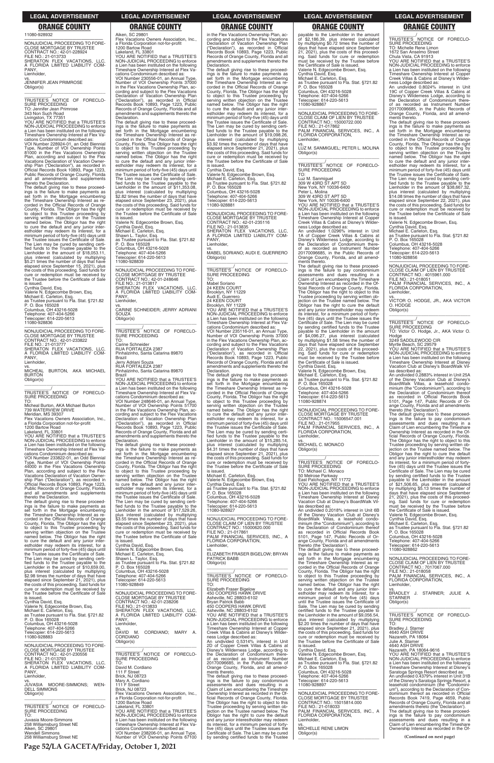11080-928932

NONJUDICIAL PROCEEDING TO FORECLOSE MORTGAGE BY TRUSTEE
CONTRACT NO.: 42-01-228924
FILE NO.: 21-013733
SHERATON FLEX VACATIONS, LLC, A FLORIDA LIMITED LIABILITY COMPANY,
Lienholder,
vs.
JENNIFER JEAN PRIMROSE
Obligor(s)

TRUSTEE'S NOTICE OF FORECLOSURE PROCEEDING
TO: Jennifer Jean Primrose
343 Non Such Road
Livingston, TX 77351
YOU ARE NOTIFIED that a TRUSTEE'S NON-JUDICIAL PROCEEDING to enforce a Lien has been instituted on the following Timeshare Ownership Interest at Flex Vacations Condominium described as:
VOI Number 228924-01, an Odd Biennial Type, Number of VOI Ownership Points 81000 in the Flex Vacations Ownership Plan, according and subject to the Flex Vacations Declaration of Vacation Ownership Plan ("Declaration"), as recorded in Official Records Book 10893, Page 1223, Public Records of Orange County, Florida and all amendments and supplements thereto the Declaration.
The default giving rise to these proceedings is the failure to make payments as set forth in the Mortgage encumbering the Timeshare Ownership Interest as recorded in the Official Records of Orange County, Florida. The Obligor has the right to object to this Trustee proceeding by serving written objection on the Trustee named below. The Obligor has the right to cure the default and any junior interestholder may redeem its interest, for a minimum period of forty-five (45) days until the Trustee issues the Certificate of Sale. The Lien may be cured by sending certified funds to the Trustee payable to the Lienholder in the amount of $18,053.11, plus interest (calculated by multiplying $5.21 times the number of days that have elapsed since September 15, 2021), plus the costs of this proceeding. Said funds for cure or redemption must be received by the Trustee before the Certificate of Sale is issued.
Cynthia David, Esq.
Valerie N. Edgecombe Brown, Esq.
Michael E. Carleton, Esq.
as Trustee pursuant to Fla. Stat. §721.82
P. O. Box 165028
Columbus, OH 43216-5028
Telephone: 407-404-5266
Telecopier: 614-220-5613
11080-928836

NONJUDICIAL PROCEEDING TO FORECLOSE MORTGAGE BY TRUSTEE
CONTRACT NO.: 42-01-233822
FILE NO.: 21-013777
SHERATON FLEX VACATIONS, LLC, A FLORIDA LIMITED LIABILITY COMPANY,
Lienholder,
vs.
MICHEAL BURTON, AKA MICHAEL BURTON
Obligor(s)

TRUSTEE'S NOTICE OF FORECLOSURE PROCEEDING
TO:
Micheal Burton, AKA Michael Burton
739 WATERVIEW DRIVE
Meridian, MS 39307
Flex Vacations Owners Association, Inc., a Florida Corporation not-for-profit
1200 Bartow Road
Lakeland, FL 33801
YOU ARE NOTIFIED that a TRUSTEE'S NON-JUDICIAL PROCEEDING to enforce a Lien has been instituted on the following Timeshare Ownership Interest at Flex Vacations Condominium described as:
VOI Number 233822-01, an Odd Biennial Type, Number of VOI Ownership Points 44000 in the Flex Vacations Ownership Plan, according and subject to the Flex Vacations Declaration of Vacation Ownership Plan ("Declaration"), as recorded in Official Records Book 10893, Page 1223, Public Records of Orange County, Florida and all amendments and supplements thereto the Declaration.
The default giving rise to these proceedings is the failure to make payments as set forth in the Mortgage encumbering the Timeshare Ownership Interest as recorded in the Official Records of Orange County, Florida. The Obligor has the right to object to this Trustee proceeding by serving written objection on the Trustee named below. The Obligor has the right to cure the default and any junior interestholder may redeem its interest, for a minimum period of forty-five (45) days until the Trustee issues the Certificate of Sale. The Lien may be cured by sending certified funds to the Trustee payable to the Lienholder in the amount of $10,659.00, plus interest (calculated by multiplying $2.98 times the number of days that have elapsed since September 21, 2021), plus the costs of this proceeding. Said funds for cure or redemption must be received by the Trustee before the Certificate of Sale is issued.
Cynthia David, Esq.
Valerie N. Edgecombe Brown, Esq.
Michael E. Carleton, Esq.
as Trustee pursuant to Fla. Stat. §721.82
P. O. Box 165028
Columbus, OH 43216-5028
Telephone: 407-404-5266
Telecopier: 614-220-5613
11080-928883

NONJUDICIAL PROCEEDING TO FORECLOSE MORTGAGE BY TRUSTEE
CONTRACT NO.: 42-01-230556
FILE NO.: 21-013793
SHERATON FLEX VACATIONS, LLC, A FLORIDA LIMITED LIABILITY COMPANY,
Lienholder,
vs.
JUVASIA MOORE-SIMMONS; WENDELL SIMMONS
Obligor(s)

TRUSTEE'S NOTICE OF FORECLOSURE PROCEEDING
TO:
Juvasia Moore-Simmons
258 Williamsburg Street NE
Aiken, SC 29801
Wendell Simmons
258 Williamsburg Street NE
Aiken, SC 29801
Flex Vacations Owners Association, Inc., a Florida Corporation not-for-profit
1200 Bartow Road
Lakeland, FL 33801
YOU ARE NOTIFIED that a TRUSTEE'S NON-JUDICIAL PROCEEDING to enforce a Lien has been instituted on the following Timeshare Ownership Interest at Flex Vacations Condominium described as:
VOI Number 230556-01, an Annual Type, Number of VOI Ownership Points 37000 in the Flex Vacations Ownership Plan, according and subject to the Flex Vacations Declaration of Vacation Ownership Plan ("Declaration"), as recorded in Official Records Book 10893, Page 1223, Public Records of Orange County, Florida and all amendments and supplements thereto the Declaration.
The default giving rise to these proceedings is the failure to make payments as set forth in the Mortgage encumbering the Timeshare Ownership Interest as recorded in the Official Records of Orange County, Florida. The Obligor has the right to object to this Trustee proceeding by serving written objection on the Trustee named below. The Obligor has the right to cure the default and any junior interestholder may redeem its interest, for a minimum period of forty-five (45) days until the Trustee issues the Certificate of Sale. The Lien may be cured by sending certified funds to the Trustee payable to the Lienholder in the amount of $11,353.08, plus interest (calculated by multiplying $2.82 times the number of days that have elapsed since September 23, 2021), plus the costs of this proceeding. Said funds for cure or redemption must be received by the Trustee before the Certificate of Sale is issued.
Valerie N. Edgecombe Brown, Esq.
Cynthia David, Esq.
Michael E. Carleton, Esq.
Shawn L. Taylor, Esq.
as Trustee pursuant to Fla. Stat. §721.82
P. O. Box 165028
Columbus, OH 43216-5028
Telephone: 407-404-5266
Telecopier: 614-220-5613
11080-928839

NONJUDICIAL PROCEEDING TO FORECLOSE MORTGAGE BY TRUSTEE
CONTRACT NO.: 42-01-248646
FILE NO.: 21-013817
SHERATON FLEX VACATIONS, LLC, A FLORIDA LIMITED LIABILITY COMPANY,
Lienholder,
vs.
CARINE SCHNEIDER; JERRY ADRIANI SOUZA
Obligor(s)

TRUSTEE'S NOTICE OF FORECLOSURE PROCEEDING
TO:
Carine Schneider
RUA FORTALEZA 2387
Pinhalzinho, Santa Catarina 89870
Brazil
Jerry Adriani Souza
RUA FORTALEZA 2387
Pinhalzinho, Santa Catarina 89870
Brazil
YOU ARE NOTIFIED that a TRUSTEE'S NON-JUDICIAL PROCEEDING to enforce a Lien has been instituted on the following Timeshare Ownership Interest at Flex Vacations Condominium described as:
VOI Number 248646-01, an Annual Type, Number of VOI Ownership Points 51700 in the Flex Vacations Ownership Plan, according and subject to the Flex Vacations Declaration of Vacation Ownership Plan ("Declaration"), as recorded in Official Records Book 10893, Page 1223, Public Records of Orange County, Florida and all amendments and supplements thereto the Declaration.
The default giving rise to these proceedings is the failure to make payments as set forth in the Mortgage encumbering the Timeshare Ownership Interest as recorded in the Official Records of Orange County, Florida. The Obligor has the right to object to this Trustee proceeding by serving written objection on the Trustee named below. The Obligor has the right to cure the default and any junior interestholder may redeem its interest, for a minimum period of forty-five (45) days until the Trustee issues the Certificate of Sale. The Lien may be cured by sending certified funds to the Trustee payable to the Lienholder in the amount of $17,529.28, plus interest (calculated by multiplying $3.55 times the number of days that have elapsed since September 23, 2021), plus the costs of this proceeding. Said funds for cure or redemption must be received by the Trustee before the Certificate of Sale is issued.
Cynthia David, Esq.
Valerie N. Edgecombe Brown, Esq.
Michael E. Carleton, Esq.
Shawn L. Taylor, Esq.
as Trustee pursuant to Fla. Stat. §721.82
P. O. Box 165028
Columbus, OH 43216-5028
Telephone: 407-404-5266
Telecopier: 614-220-5613
11080-928849

NONJUDICIAL PROCEEDING TO FORECLOSE MORTGAGE BY TRUSTEE
CONTRACT NO.: 42-01-238206
FILE NO.: 21-013833
SHERATON FLEX VACATIONS, LLC, A FLORIDA LIMITED LIABILITY COMPANY,
Lienholder,
vs.
DAVID M. CORDIANO; MARY A. CORDIANO
Obligor(s)

TRUSTEE'S NOTICE OF FORECLOSURE PROCEEDING
TO:
David M. Cordiano
111 F Street
Brick, NJ 08723
Mary A. Cordiano
111 F Street
Brick, NJ 08723
Flex Vacations Owners Association, Inc., a Florida Corporation not-for-profit
1200 Bartow Road
Lakeland, FL 33801
YOU ARE NOTIFIED that a TRUSTEE'S NON-JUDICIAL PROCEEDING to enforce a Lien has been instituted on the following Timeshare Ownership Interest at Flex Vacations Condominium described as:
VOI Number 238206-01, an Annual Type, Number of VOI Ownership Points 67100 in the Flex Vacations Ownership Plan, according and subject to the Flex Vacations Declaration of Vacation Ownership Plan ("Declaration"), as recorded in Official Records Book 10893, Page 1223, Public Records of Orange County, Florida and all amendments and supplements thereto the Declaration.
The default giving rise to these proceedings is the failure to make payments as set forth in the Mortgage encumbering the Timeshare Ownership Interest as recorded in the Official Records of Orange County, Florida. The Obligor has the right to object to this Trustee proceeding by serving written objection on the Trustee named below. The Obligor has the right to cure the default and any junior interestholder may redeem its interest, for a minimum period of forty-five (45) days until the Trustee issues the Certificate of Sale. The Lien may be cured by sending certified funds to the Trustee payable to the Lienholder in the amount of $13,098.26, plus interest (calculated by multiplying $3.92 times the number of days that have elapsed since September 21, 2021), plus the costs of this proceeding. Said funds for cure or redemption must be received by the Trustee before the Certificate of Sale is issued.
Cynthia David, Esq.
Valerie N. Edgecombe Brown, Esq.
Michael E. Carleton, Esq.
as Trustee pursuant to Fla. Stat. §721.82
P. O. Box 165028
Columbus, OH 43216-5028
Telephone: 407-404-5266
Telecopier: 614-220-5613
11080-928881

NONJUDICIAL PROCEEDING TO FORECLOSE MORTGAGE BY TRUSTEE
CONTRACT NO.: 42-01-235116
FILE NO.: 21-013835
SHERATON FLEX VACATIONS, LLC, A FLORIDA LIMITED LIABILITY COMPANY,
Lienholder,
vs.
MABEL SORIANO; AUDI E. GUERRERO
Obligor(s)

TRUSTEE'S NOTICE OF FORECLOSURE PROCEEDING
TO:
Mabel Soriano
24 KEEN COURT
Brooklyn, NY 11229
Audi E. Guerrero
24 KEEN COURT
Brooklyn, NY 11229
YOU ARE NOTIFIED that a TRUSTEE'S NON-JUDICIAL PROCEEDING to enforce a Lien has been instituted on the following Timeshare Ownership Interest at Flex Vacations Condominium described as:
VOI Number 235116-01, an Annual Type, Number of VOI Ownership Points 37000 in the Flex Vacations Ownership Plan, according and subject to the Flex Vacations Declaration of Vacation Ownership Plan ("Declaration"), as recorded in Official Records Book 10893, Page 1223, Public Records of Orange County, Florida and all amendments and supplements thereto the Declaration.
The default giving rise to these proceedings is the failure to make payments as set forth in the Mortgage encumbering the Timeshare Ownership Interest as recorded in the Official Records of Orange County, Florida. The Obligor has the right to object to this Trustee proceeding by serving written objection on the Trustee named below. The Obligor has the right to cure the default and any junior interestholder may redeem its interest, for a minimum period of forty-five (45) days until the Trustee issues the Certificate of Sale. The Lien may be cured by sending certified funds to the Trustee payable to the Lienholder in the amount of $15,285.14, plus interest (calculated by multiplying $4.31 times the number of days that have elapsed since September 21, 2021), plus the costs of this proceeding. Said funds for cure or redemption must be received by the Trustee before the Certificate of Sale is issued.
Michael E. Carleton, Esq.
Valerie N. Edgecombe Brown, Esq.
Cynthia David, Esq.
as Trustee pursuant to Fla. Stat. §721.82
P. O. Box 165028
Columbus, OH 43216-5028
Telephone: 407-404-5266
Telecopier: 614-220-5613
11080-928927

NONJUDICIAL PROCEEDING TO FORECLOSE CLAIM OF LIEN BY TRUSTEE
CONTRACT NO.: 15000620.000
FILE NO.: 21-017861
PALM FINANCIAL SERVICES, INC., A FLORIDA CORPORATION,
Lienholder,
vs.
ELIZABETH FRASER BIGELOW; BRYAN PATRICK BABB
Obligor(s)

TRUSTEE'S NOTICE OF FORECLOSURE PROCEEDING
TO:
Elizabeth Fraser Bigelow
450 COOPERS HAWK DRIVE
Asheville, NC 28803-6102
Bryan Patrick Babb
450 COOPERS HAWK DRIVE
Asheville, NC 28803-6102
YOU ARE NOTIFIED that a TRUSTEE'S NON-JUDICIAL PROCEEDING to enforce a Lien has been instituted on the following Timeshare Ownership Interest at Copper Creek Villas & Cabins at Disney's Wilderness Lodge described as:
An undivided 0.5314% interest in Unit 2D of Copper Creek Villas & Cabins at Disney's Wilderness Lodge, according to the Declaration of Condominium thereof as recorded as Instrument Number 20170096685, in the Public Records of Orange County, Florida, and all amendments thereto.
The default giving rise to these proceedings is the failure to pay condominium assessments and dues resulting in a Claim of Lien encumbering the Timeshare Ownership Interest as recorded in the Official Records of Orange County, Florida. The Obligor has the right to object to this Trustee proceeding by serving written objection on the Trustee named below. The Obligor has the right to cure the default and any junior interestholder may redeem its interest, for a minimum period of forty-five (45) days until the Trustee issues the Certificate of Sale. The Lien may be cured by sending certified funds to the Trustee payable to the Lienholder in the amount of $2,186.39, plus interest (calculated by multiplying $0.72 times the number of days that have elapsed since September 21, 2021), plus the costs of this proceeding. Said funds for cure or redemption must be received by the Trustee before the Certificate of Sale is issued.
Valerie N. Edgecombe Brown, Esq.
Cynthia David, Esq.
Michael E. Carleton, Esq.
as Trustee pursuant to Fla. Stat. §721.82
P. O. Box 165028
Columbus, OH 43216-5028
Telephone: 407-404-5266
Telecopier: 614-220-5613
11080-928867

NONJUDICIAL PROCEEDING TO FORECLOSE CLAIM OF LIEN BY TRUSTEE
CONTRACT NO.: 15000722.000
FILE NO.: 21-017862
PALM FINANCIAL SERVICES, INC., A FLORIDA CORPORATION,
Lienholder,
vs.
LUZ M. SANMIGUEL; PETER L. MOLINA
Obligor(s)

TRUSTEE'S NOTICE OF FORECLOSURE PROCEEDING
TO:
Luz M. Sanmiguel
309 W 43RD ST APT 5D
New York, NY 10036-6400
Peter L. Molina
309 W 43RD ST APT 5D
New York, NY 10036-6400
YOU ARE NOTIFIED that a TRUSTEE'S NON-JUDICIAL PROCEEDING to enforce a Lien has been instituted on the following Timeshare Ownership Interest at Copper Creek Villas & Cabins at Disney's Wilderness Lodge described as:
An undivided 1.0296% interest in Unit 1A of Copper Creek Villas & Cabins at Disney's Wilderness Lodge, according to the Declaration of Condominium thereof as recorded as Instrument Number 20170096685, in the Public Records of Orange County, Florida, and all amendments thereto.
The default giving rise to these proceedings is the failure to pay condominium assessments and dues resulting in a Claim of Lien encumbering the Timeshare Ownership Interest as recorded in the Official Records of Orange County, Florida. The Obligor has the right to object to this Trustee proceeding by serving written objection on the Trustee named below. The Obligor has the right to cure the default and any junior interestholder may redeem its interest, for a minimum period of forty-five (45) days until the Trustee issues the Certificate of Sale. The Lien may be cured by sending certified funds to the Trustee payable to the Lienholder in the amount of $4,096.27, plus interest (calculated by multiplying $1.58 times the number of days that have elapsed since September 22, 2021), plus the costs of this proceeding. Said funds for cure or redemption must be received by the Trustee before the Certificate of Sale is issued.
Cynthia David, Esq.
Valerie N. Edgecombe Brown, Esq.
Michael E. Carleton, Esq.
as Trustee pursuant to Fla. Stat. §721.82
P. O. Box 165028
Columbus, OH 43216-5028
Telephone: 407-404-5266
Telecopier: 614-220-5613
11080-928874

NONJUDICIAL PROCEEDING TO FORECLOSE MORTGAGE BY TRUSTEE
CONTRACT NO.: 15006547.001
FILE NO.: 21-017955
PALM FINANCIAL SERVICES, INC., A FLORIDA CORPORATION,
Lienholder,
vs.
MICHAEL C. MONACO
Obligor(s)

TRUSTEE'S NOTICE OF FORECLOSURE PROCEEDING
TO: Michael C. Monaco
50 Melrose Parkway
East Patchogue, NY 11772
YOU ARE NOTIFIED that a TRUSTEE'S NON-JUDICIAL PROCEEDING to enforce a Lien has been instituted on the following Timeshare Ownership Interest at Disney Vacation Club at Disney's BoardWalk Villas described as:
An undivided 0.2018% interest in Unit 6B of the Disney Vacation Club at Disney's BoardWalk Villas, a leasehold condominium (the "Condominium"), according to the Declaration of Condominium thereof as recorded in Official Records Book 5101, Page 147, Public Records of Orange County, Florida and all amendments thereto (the 'Declaration').
The default giving rise to these proceedings is the failure to make payments as set forth in the Mortgage encumbering the Timeshare Ownership Interest as recorded in the Official Records of Orange County, Florida. The Obligor has the right to object to this Trustee proceeding by serving written objection on the Trustee named below. The Obligor has the right to cure the default and any junior interestholder may redeem its interest, for a minimum period of forty-five (45) days until the Trustee issues the Certificate of Sale. The Lien may be cured by sending certified funds to the Trustee payable to the Lienholder in the amount of $9,056.54, plus interest (calculated by multiplying $2.20 times the number of days that have elapsed since September 21, 2021), plus the costs of this proceeding. Said funds for cure or redemption must be received by the Trustee before the Certificate of Sale is issued.
Cynthia David, Esq.
Valerie N. Edgecombe Brown, Esq.
Michael E. Carleton, Esq.
as Trustee pursuant to Fla. Stat. §721.82
P. O. Box 165028
Columbus, OH 43216-5028
Telephone: 407-404-5266
Telecopier: 614-220-5613
11080-928897

NONJUDICIAL PROCEEDING TO FORECLOSE MORTGAGE BY TRUSTEE
CONTRACT NO.: 15015814.000
FILE NO.: 21-018033
PALM FINANCIAL SERVICES, INC., A FLORIDA CORPORATION,
Lienholder,
vs.
MICHELLE RENE LIMON
Obligor(s)

TRUSTEE'S NOTICE OF FORECLOSURE PROCEEDING
TO: Michelle Rene Limon
1672 San Anselmo Street
Chula Vista, CA 91913
YOU ARE NOTIFIED that a TRUSTEE'S NON-JUDICIAL PROCEEDING to enforce a Lien has been instituted on the following Timeshare Ownership Interest at Copper Creek Villas & Cabins at Disney's Wilderness Lodge described as:
An undivided 0.8024% interest in Unit 1C of Copper Creek Villas & Cabins at Disney's Wilderness Lodge, according to the Declaration of Condominium thereof as recorded as Instrument Number 20170096685, in the Public Records of Orange County, Florida, and all amendments thereto.
The default giving rise to these proceedings is the failure to make payments as set forth in the Mortgage encumbering the Timeshare Ownership Interest as recorded in the Official Records of Orange County, Florida. The Obligor has the right to object to this Trustee proceeding by serving written objection on the Trustee named below. The Obligor has the right to cure the default and any junior interestholder may redeem its interest, for a minimum period of forty-five (45) days until the Trustee issues the Certificate of Sale. The Lien may be cured by sending certified funds to the Trustee payable to the Lienholder in the amount of $38,667.32, plus interest (calculated by multiplying $14.08 times the number of days that have elapsed since September 22, 2021), plus the costs of this proceeding. Said funds for cure or redemption must be received by the Trustee before the Certificate of Sale is issued.
Valerie N. Edgecombe Brown, Esq.
Cynthia David, Esq.
Michael E. Carleton, Esq.
as Trustee pursuant to Fla. Stat. §721.82
P. O. Box 165028
Columbus, OH 43216-5028
Telephone: 407-404-5266
Telecopier: 614-220-5613
11080-928856

NONJUDICIAL PROCEEDING TO FORECLOSE CLAIM OF LIEN BY TRUSTEE
CONTRACT NO.: 4015961.000
FILE NO.: 21-018051
PALM FINANCIAL SERVICES, INC., A FLORIDA CORPORATION,
Lienholder,
vs.
VICTOR O. HODGE, JR., AKA VICTOR O. HODGE
Obligor(s)

TRUSTEE'S NOTICE OF FORECLOSURE PROCEEDING
TO: Victor O. Hodge, Jr., AKA Victor O. Hodge
3249 SADDLEWOOD CIR
Myrtle Beach, SC 29579
YOU ARE NOTIFIED that a TRUSTEE'S NON-JUDICIAL PROCEEDING to enforce a Lien has been instituted on the following Timeshare Ownership Interest at Disney Vacation Club at Disney's BoardWalk Villas described as:
An undivided 0.2883% interest in Unit 25A of the Disney Vacation Club at Disney's BoardWalk Villas, a leasehold condominium (the "Condominium"), according to the Declaration of Condominium thereof as recorded in Official Records Book 5101, Page 147, Public Records of Orange County, Florida and all amendments thereto (the 'Declaration').
The default giving rise to these proceedings is the failure to pay condominium assessments and dues resulting in a Claim of Lien encumbering the Timeshare Ownership Interest as recorded in the Official Records of Orange County, Florida. The Obligor has the right to object to this Trustee proceeding by serving written objection on the Trustee named below. The Obligor has the right to cure the default and any junior interestholder may redeem its interest, for a minimum period of forty-five (45) days until the Trustee issues the Certificate of Sale. The Lien may be cured by sending certified funds to the Trustee payable to the Lienholder in the amount of $21,506.65, plus interest (calculated by multiplying $5.13 times the number of days that have elapsed since September 21, 2021), plus the costs of this proceeding. Said funds for cure or redemption must be received by the Trustee before the Certificate of Sale is issued.
Valerie N. Edgecombe Brown, Esq.
Cynthia David, Esq.
Michael E. Carleton, Esq.
as Trustee pursuant to Fla. Stat. §721.82
P. O. Box 165028
Columbus, OH 43216-5028
Telephone: 407-404-5266
Telecopier: 614-220-5613
11080-928862

NONJUDICIAL PROCEEDING TO FORECLOSE CLAIM OF LIEN BY TRUSTEE
CONTRACT NO.: 7017067.000
FILE NO.: 21-018058
PALM FINANCIAL SERVICES, INC., A FLORIDA CORPORATION,
Lienholder,
vs.
BRADLEY J. STARNER; JULIE A. STARNER
Obligor(s)

TRUSTEE'S NOTICE OF FORECLOSURE PROCEEDING
TO:
Bradley J. Starner
4640 ASH DRIVE
Nazareth, PA 18064
Julie A. Starner
4640 ASH DRIVE
Nazareth, PA 18064-9616
YOU ARE NOTIFIED that a TRUSTEE'S NON-JUDICIAL PROCEEDING to enforce a Lien has been instituted on the following Timeshare Ownership Interest at Disney's Saratoga Springs Resort described as:
An undivided 0.4379% interest in Unit 31B of the Disney's Saratoga Springs Resort, a leasehold condominium (the "Condominium"), according to the Declaration of Condominium thereof as recorded in Official Records Book 7419, Page 4659, Public Records of Orange County, Florida and all amendments thereto (the 'Declaration').
The default giving rise to these proceedings is the failure to pay condominium assessments and dues resulting in a Claim of Lien encumbering the Timeshare Ownership Interest as recorded in the Of-

**(Continued on next page)**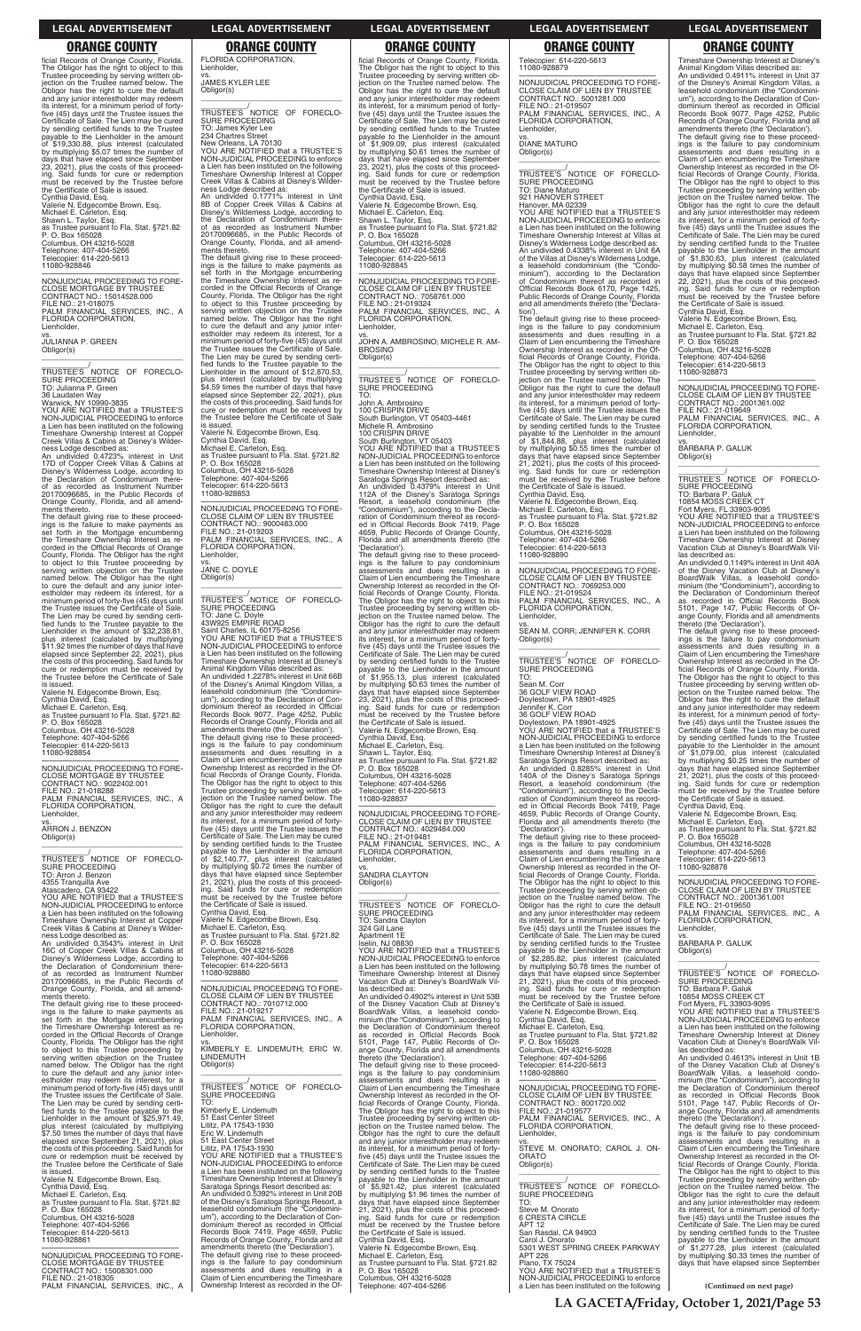ficial Records of Orange County, Florida. The Obligor has the right to object to this Trustee proceeding by serving written objection on the Trustee named below. The Obligor has the right to cure the default and any junior interestholder may redeem its interest, for a minimum period of forty-five (45) days until the Trustee issues the Certificate of Sale. The Lien may be cured by sending certified funds to the Trustee payable to the Lienholder in the amount of $19,330.88, plus interest (calculated by multiplying $5.07 times the number of days that have elapsed since September 23, 2021), plus the costs of this proceeding. Said funds for cure or redemption must be received by the Trustee before the Certificate of Sale is issued.
Cynthia David, Esq.
Valerie N. Edgecombe Brown, Esq.
Michael E. Carleton, Esq.
Shawn L. Taylor, Esq.
as Trustee pursuant to Fla. Stat. §721.82
P. O. Box 165028
Columbus, OH 43216-5028
Telephone: 407-404-5266
Telecopier: 614-220-5613
11080-928846

---

NONJUDICIAL PROCEEDING TO FORECLOSE MORTGAGE BY TRUSTEE
CONTRACT NO.: 15014528.000
FILE NO.: 21-018075
PALM FINANCIAL SERVICES, INC., A FLORIDA CORPORATION,
Lienholder,
vs.
JULIANNA P. GREEN
Obligor(s)
_______________/
TRUSTEE'S NOTICE OF FORECLOSURE PROCEEDING
TO: Julianna P. Green
36 Laudaten Way
Warwick, NY 10990-3835
YOU ARE NOTIFIED that a TRUSTEE'S NON-JUDICIAL PROCEEDING to enforce a Lien has been instituted on the following Timeshare Ownership Interest at Copper Creek Villas & Cabins at Disney's Wilderness Lodge described as:
An undivided 0.4723% interest in Unit 17D of Copper Creek Villas & Cabins at Disney's Wilderness Lodge, according to the Declaration of Condominium thereof as recorded as Instrument Number 20170096685, in the Public Records of Orange County, Florida, and all amendments thereto.
The default giving rise to these proceedings is the failure to make payments as set forth in the Mortgage encumbering the Timeshare Ownership Interest as recorded in the Official Records of Orange County, Florida. The Obligor has the right to object to this Trustee proceeding by serving written objection on the Trustee named below. The Obligor has the right to cure the default and any junior interestholder may redeem its interest, for a minimum period of forty-five (45) days until the Trustee issues the Certificate of Sale. The Lien may be cured by sending certified funds to the Trustee payable to the Lienholder in the amount of $32,238.81, plus interest (calculated by multiplying $11.92 times the number of days that have elapsed since September 22, 2021), plus the costs of this proceeding. Said funds for cure or redemption must be received by the Trustee before the Certificate of Sale is issued.
Valerie N. Edgecombe Brown, Esq.
Cynthia David, Esq.
Michael E. Carleton, Esq.
as Trustee pursuant to Fla. Stat. §721.82
P. O. Box 165028
Columbus, OH 43216-5028
Telephone: 407-404-5266
Telecopier: 614-220-5613
11080-928854

---

NONJUDICIAL PROCEEDING TO FORECLOSE MORTGAGE BY TRUSTEE
CONTRACT NO.: 9022402.001
FILE NO.: 21-018288
PALM FINANCIAL SERVICES, INC., A FLORIDA CORPORATION,
Lienholder,
vs.
ARRON J. BENZON
Obligor(s)
_______________/
TRUSTEE'S NOTICE OF FORECLOSURE PROCEEDING
TO: Arron J. Benzon
4355 Tranquila Ave
Atascadero, CA 93422
YOU ARE NOTIFIED that a TRUSTEE'S NON-JUDICIAL PROCEEDING to enforce a Lien has been instituted on the following Timeshare Ownership Interest at Copper Creek Villas & Cabins at Disney's Wilderness Lodge described as:
An undivided 0.3543% interest in Unit 16C of Copper Creek Villas & Cabins at Disney's Wilderness Lodge, according to the Declaration of Condominium thereof as recorded as Instrument Number 20170096685, in the Public Records of Orange County, Florida, and all amendments thereto.
The default giving rise to these proceedings is the failure to make payments as set forth in the Mortgage encumbering the Timeshare Ownership Interest as recorded in the Official Records of Orange County, Florida. The Obligor has the right to object to this Trustee proceeding by serving written objection on the Trustee named below. The Obligor has the right to cure the default and any junior interestholder may redeem its interest, for a minimum period of forty-five (45) days until the Trustee issues the Certificate of Sale. The Lien may be cured by sending certified funds to the Trustee payable to the Lienholder in the amount of $25,971.49, plus interest (calculated by multiplying $7.50 times the number of days that have elapsed since September 21, 2021), plus the costs of this proceeding. Said funds for cure or redemption must be received by the Trustee before the Certificate of Sale is issued.
Valerie N. Edgecombe Brown, Esq.
Cynthia David, Esq.
Michael E. Carleton, Esq.
as Trustee pursuant to Fla. Stat. §721.82
P. O. Box 165028
Columbus, OH 43216-5028
Telephone: 407-404-5266
Telecopier: 614-220-5613
11080-928861

---

NONJUDICIAL PROCEEDING TO FORECLOSE MORTGAGE BY TRUSTEE
CONTRACT NO.: 15008301.000
FILE NO.: 21-018305
PALM FINANCIAL SERVICES, INC., A FLORIDA CORPORATION,
Lienholder,
vs.
JAMES KYLER LEE
Obligor(s)
_______________/
TRUSTEE'S NOTICE OF FORECLOSURE PROCEEDING
TO: James Kyler Lee
234 Chartres Street
New Orleans, LA 70130
YOU ARE NOTIFIED that a TRUSTEE'S NON-JUDICIAL PROCEEDING to enforce a Lien has been instituted on the following Timeshare Ownership Interest at Copper Creek Villas & Cabins at Disney's Wilderness Lodge described as:
An undivided 0.1771% interest in Unit 8B of Copper Creek Villas & Cabins at Disney's Wilderness Lodge, according to the Declaration of Condominium thereof as recorded as Instrument Number 20170096685, in the Public Records of Orange County, Florida, and all amendments thereto.
The default giving rise to these proceedings is the failure to make payments as set forth in the Mortgage encumbering the Timeshare Ownership Interest as recorded in the Official Records of Orange County, Florida. The Obligor has the right to object to this Trustee proceeding by serving written objection on the Trustee named below. The Obligor has the right to cure the default and any junior interestholder may redeem its interest, for a minimum period of forty-five (45) days until the Trustee issues the Certificate of Sale. The Lien may be cured by sending certified funds to the Trustee payable to the Lienholder in the amount of $12,870.53, plus interest (calculated by multiplying $4.59 times the number of days that have elapsed since September 22, 2021), plus the costs of this proceeding. Said funds for cure or redemption must be received by the Trustee before the Certificate of Sale is issued.
Valerie N. Edgecombe Brown, Esq.
Cynthia David, Esq.
Michael E. Carleton, Esq.
as Trustee pursuant to Fla. Stat. §721.82
P. O. Box 165028
Columbus, OH 43216-5028
Telephone: 407-404-5266
Telecopier: 614-220-5613
11080-928853

---

NONJUDICIAL PROCEEDING TO FORECLOSE CLAIM OF LIEN BY TRUSTEE
CONTRACT NO.: 9000483.000
FILE NO.: 21-019203
PALM FINANCIAL SERVICES, INC., A FLORIDA CORPORATION,
Lienholder,
vs.
JANE C. DOYLE
Obligor(s)
_______________/
TRUSTEE'S NOTICE OF FORECLOSURE PROCEEDING
TO: Jane C. Doyle
43W925 EMPIRE ROAD
Saint Charles, IL 60175-8256
YOU ARE NOTIFIED that a TRUSTEE'S NON-JUDICIAL PROCEEDING to enforce a Lien has been instituted on the following Timeshare Ownership Interest at Disney's Animal Kingdom Villas described as:
An undivided 1.2278% interest in Unit 66B of the Disney's Animal Kingdom Villas, a leasehold condominium (the "Condominium"), according to the Declaration of Condominium thereof as recorded in Official Records Book 9077, Page 4252, Public Records of Orange County, Florida and all amendments thereto (the 'Declaration').
The default giving rise to these proceedings is the failure to pay condominium assessments and dues resulting in a Claim of Lien encumbering the Timeshare Ownership Interest as recorded in the Official Records of Orange County, Florida. The Obligor has the right to object to this Trustee proceeding by serving written objection on the Trustee named below. The Obligor has the right to cure the default and any junior interestholder may redeem its interest, for a minimum period of forty-five (45) days until the Trustee issues the Certificate of Sale. The Lien may be cured by sending certified funds to the Trustee payable to the Lienholder in the amount of $2,140.77, plus interest (calculated by multiplying $0.72 times the number of days that have elapsed since September 21, 2021), plus the costs of this proceeding. Said funds for cure or redemption must be received by the Trustee before the Certificate of Sale is issued.
Cynthia David, Esq.
Valerie N. Edgecombe Brown, Esq.
Michael E. Carleton, Esq.
as Trustee pursuant to Fla. Stat. §721.82
P. O. Box 165028
Columbus, OH 43216-5028
Telephone: 407-404-5266
Telecopier: 614-220-5613
11080-928880

---

NONJUDICIAL PROCEEDING TO FORECLOSE CLAIM OF LIEN BY TRUSTEE
CONTRACT NO.: 7010712.000
FILE NO.: 21-019217
PALM FINANCIAL SERVICES, INC., A FLORIDA CORPORATION,
Lienholder,
vs.
KIMBERLY E. LINDEMUTH; ERIC W. LINDEMUTH
Obligor(s)
_______________/
TRUSTEE'S NOTICE OF FORECLOSURE PROCEEDING
TO:
Kimberly E. Lindemuth
51 East Center Street
Lititz, PA 17543-1930
Eric W. Lindemuth
51 East Center Street
Lititz, PA 17543-1930
YOU ARE NOTIFIED that a TRUSTEE'S NON-JUDICIAL PROCEEDING to enforce a Lien has been instituted on the following Timeshare Ownership Interest at Disney's Saratoga Springs Resort described as:
An undivided 0.5392% interest in Unit 20B of the Disney's Saratoga Springs Resort, a leasehold condominium (the "Condominium"), according to the Declaration of Condominium thereof as recorded in Official Records Book 7419, Page 4659, Public Records of Orange County, Florida and all amendments thereto (the 'Declaration').
The default giving rise to these proceedings is the failure to pay condominium assessments and dues resulting in a Claim of Lien encumbering the Timeshare Ownership Interest as recorded in the Official Records of Orange County, Florida. The Obligor has the right to object to this Trustee proceeding by serving written objection on the Trustee named below. The Obligor has the right to cure the default and any junior interestholder may redeem its interest, for a minimum period of forty-five (45) days until the Trustee issues the Certificate of Sale. The Lien may be cured by sending certified funds to the Trustee payable to the Lienholder in the amount of $1,909.09, plus interest (calculated by multiplying $0.61 times the number of days that have elapsed since September 23, 2021), plus the costs of this proceeding. Said funds for cure or redemption must be received by the Trustee before the Certificate of Sale is issued.
Cynthia David, Esq.
Valerie N. Edgecombe Brown, Esq.
Michael E. Carleton, Esq.
Shawn L. Taylor, Esq.
as Trustee pursuant to Fla. Stat. §721.82
P. O. Box 165028
Columbus, OH 43216-5028
Telephone: 407-404-5266
Telecopier: 614-220-5613
11080-928845

---

NONJUDICIAL PROCEEDING TO FORECLOSE CLAIM OF LIEN BY TRUSTEE
CONTRACT NO.: 7058761.000
FILE NO.: 21-019324
PALM FINANCIAL SERVICES, INC., A FLORIDA CORPORATION,
Lienholder,
vs.
JOHN A. AMBROSINO; MICHELE R. AMBROSINO
Obligor(s)
_______________/
TRUSTEE'S NOTICE OF FORECLOSURE PROCEEDING
TO:
John A. Ambrosino
100 CRISPIN DRIVE
South Burlington, VT 05403-4461
Michele R. Ambrosino
100 CRISPIN DRIVE
South Burlington, VT 05403
YOU ARE NOTIFIED that a TRUSTEE'S NON-JUDICIAL PROCEEDING to enforce a Lien has been instituted on the following Timeshare Ownership Interest at Disney's Saratoga Springs Resort described as:
An undivided 0.4379% interest in Unit 112A of the Disney's Saratoga Springs Resort, a leasehold condominium (the "Condominium"), according to the Declaration of Condominium thereof as recorded in Official Records Book 7419, Page 4659, Public Records of Orange County, Florida and all amendments thereto (the 'Declaration').
The default giving rise to these proceedings is the failure to pay condominium assessments and dues resulting in a Claim of Lien encumbering the Timeshare Ownership Interest as recorded in the Official Records of Orange County, Florida. The Obligor has the right to object to this Trustee proceeding by serving written objection on the Trustee named below. The Obligor has the right to cure the default and any junior interestholder may redeem its interest, for a minimum period of forty-five (45) days until the Trustee issues the Certificate of Sale. The Lien may be cured by sending certified funds to the Trustee payable to the Lienholder in the amount of $1,955.13, plus interest (calculated by multiplying $0.63 times the number of days that have elapsed since September 23, 2021), plus the costs of this proceeding. Said funds for cure or redemption must be received by the Trustee before the Certificate of Sale is issued.
Valerie N. Edgecombe Brown, Esq.
Cynthia David, Esq.
Michael E. Carleton, Esq.
Shawn L. Taylor, Esq.
as Trustee pursuant to Fla. Stat. §721.82
P. O. Box 165028
Columbus, OH 43216-5028
Telephone: 407-404-5266
Telecopier: 614-220-5613
11080-928837

---

NONJUDICIAL PROCEEDING TO FORECLOSE CLAIM OF LIEN BY TRUSTEE
CONTRACT NO.: 4029484.000
FILE NO.: 21-019481
PALM FINANCIAL SERVICES, INC., A FLORIDA CORPORATION,
Lienholder,
vs.
SANDRA CLAYTON
Obligor(s)
_______________/
TRUSTEE'S NOTICE OF FORECLOSURE PROCEEDING
TO: Sandra Clayton
324 Gill Lane
Apartment 1E
Iselin, NJ 08830
YOU ARE NOTIFIED that a TRUSTEE'S NON-JUDICIAL PROCEEDING to enforce a Lien has been instituted on the following Timeshare Ownership Interest at Disney Vacation Club at Disney's BoardWalk Villas described as:
An undivided 0.4902% interest in Unit 53B of the Disney Vacation Club at Disney's BoardWalk Villas, a leasehold condominium (the "Condominium"), according to the Declaration of Condominium thereof as recorded in Official Records Book 5101, Page 147, Public Records of Orange County, Florida and all amendments thereto (the 'Declaration').
The default giving rise to these proceedings is the failure to pay condominium assessments and dues resulting in a Claim of Lien encumbering the Timeshare Ownership Interest as recorded in the Official Records of Orange County, Florida. The Obligor has the right to object to this Trustee proceeding by serving written objection on the Trustee named below. The Obligor has the right to cure the default and any junior interestholder may redeem its interest, for a minimum period of forty-five (45) days until the Trustee issues the Certificate of Sale. The Lien may be cured by sending certified funds to the Trustee payable to the Lienholder in the amount of $5,921.42, plus interest (calculated by multiplying $1.96 times the number of days that have elapsed since September 21, 2021), plus the costs of this proceeding. Said funds for cure or redemption must be received by the Trustee before the Certificate of Sale is issued.
Cynthia David, Esq.
Valerie N. Edgecombe Brown, Esq.
Michael E. Carleton, Esq.
as Trustee pursuant to Fla. Stat. §721.82
P. O. Box 165028
Columbus, OH 43216-5028
Telephone: 407-404-5266
Telecopier: 614-220-5613
11080-928879

---

NONJUDICIAL PROCEEDING TO FORECLOSE CLAIM OF LIEN BY TRUSTEE
CONTRACT NO.: 5001281.000
FILE NO.: 21-019507
PALM FINANCIAL SERVICES, INC., A FLORIDA CORPORATION,
Lienholder,
vs.
DIANE MATURO
Obligor(s)
_______________/
TRUSTEE'S NOTICE OF FORECLOSURE PROCEEDING
TO: Diane Maturo
921 HANOVER STREET
Hanover, MA 02339
YOU ARE NOTIFIED that a TRUSTEE'S NON-JUDICIAL PROCEEDING to enforce a Lien has been instituted on the following Timeshare Ownership Interest at Villas at Disney's Wilderness Lodge described as:
An undivided 0.4338% interest in Unit 6A of the Villas at Disney's Wilderness Lodge, a leasehold condominium (the "Condominium"), according to the Declaration of Condominium thereof as recorded in Official Records Book 6170, Page 1425, Public Records of Orange County, Florida and all amendments thereto (the 'Declaration').
The default giving rise to these proceedings is the failure to pay condominium assessments and dues resulting in a Claim of Lien encumbering the Timeshare Ownership Interest as recorded in the Official Records of Orange County, Florida. The Obligor has the right to object to this Trustee proceeding by serving written objection on the Trustee named below. The Obligor has the right to cure the default and any junior interestholder may redeem its interest, for a minimum period of forty-five (45) days until the Trustee issues the Certificate of Sale. The Lien may be cured by sending certified funds to the Trustee payable to the Lienholder in the amount of $1,844.88, plus interest (calculated by multiplying $0.55 times the number of days that have elapsed since September 21, 2021), plus the costs of this proceeding. Said funds for cure or redemption must be received by the Trustee before the Certificate of Sale is issued.
Cynthia David, Esq.
Valerie N. Edgecombe Brown, Esq.
Michael E. Carleton, Esq.
as Trustee pursuant to Fla. Stat. §721.82
P. O. Box 165028
Columbus, OH 43216-5028
Telephone: 407-404-5266
Telecopier: 614-220-5613
11080-928890

---

NONJUDICIAL PROCEEDING TO FORECLOSE CLAIM OF LIEN BY TRUSTEE
CONTRACT NO.: 7069253.000
FILE NO.: 21-019524
PALM FINANCIAL SERVICES, INC., A FLORIDA CORPORATION,
Lienholder,
vs.
SEAN M. CORR; JENNIFER K. CORR
Obligor(s)
_______________/
TRUSTEE'S NOTICE OF FORECLOSURE PROCEEDING
TO:
Sean M. Corr
36 GOLF VIEW ROAD
Doylestown, PA 18901-4925
Jennifer K. Corr
36 GOLF VIEW ROAD
Doylestown, PA 18901-4925
YOU ARE NOTIFIED that a TRUSTEE'S NON-JUDICIAL PROCEEDING to enforce a Lien has been instituted on the following Timeshare Ownership Interest at Disney's Saratoga Springs Resort described as:
An undivided 0.8285% interest in Unit 140A of the Disney's Saratoga Springs Resort, a leasehold condominium (the "Condominium"), according to the Declaration of Condominium thereof as recorded in Official Records Book 7419, Page 4659, Public Records of Orange County, Florida and all amendments thereto (the 'Declaration').
The default giving rise to these proceedings is the failure to pay condominium assessments and dues resulting in a Claim of Lien encumbering the Timeshare Ownership Interest as recorded in the Official Records of Orange County, Florida. The Obligor has the right to object to this Trustee proceeding by serving written objection on the Trustee named below. The Obligor has the right to cure the default and any junior interestholder may redeem its interest, for a minimum period of forty-five (45) days until the Trustee issues the Certificate of Sale. The Lien may be cured by sending certified funds to the Trustee payable to the Lienholder in the amount of $2,285.82, plus interest (calculated by multiplying $0.78 times the number of days that have elapsed since September 21, 2021), plus the costs of this proceeding. Said funds for cure or redemption must be received by the Trustee before the Certificate of Sale is issued.
Valerie N. Edgecombe Brown, Esq.
Cynthia David, Esq.
Michael E. Carleton, Esq.
as Trustee pursuant to Fla. Stat. §721.82
P. O. Box 165028
Columbus, OH 43216-5028
Telephone: 407-404-5266
Telecopier: 614-220-5613
11080-928860

---

NONJUDICIAL PROCEEDING TO FORECLOSE CLAIM OF LIEN BY TRUSTEE
CONTRACT NO.: 8001720.002
FILE NO.: 21-019577
PALM FINANCIAL SERVICES, INC., A FLORIDA CORPORATION,
Lienholder,
vs.
STEVE M. ONORATO; CAROL J. ONORATO
Obligor(s)
_______________/
TRUSTEE'S NOTICE OF FORECLOSURE PROCEEDING
TO:
Steve M. Onorato
6 CRESTA CIRCLE
APT 12
San Rafael, CA 94903
Carol J. Onorato
5301 WEST SPRING CREEK PARKWAY
APT 226
Plano, TX 75024
YOU ARE NOTIFIED that a TRUSTEE'S NON-JUDICIAL PROCEEDING to enforce a Lien has been instituted on the following Timeshare Ownership Interest at Disney's Animal Kingdom Villas described as:
An undivided 0.4911% interest in Unit 37 of the Disney's Animal Kingdom Villas, a leasehold condominium (the "Condominium"), according to the Declaration of Condominium thereof as recorded in Official Records Book 9077, Page 4252, Public Records of Orange County, Florida and all amendments thereto (the 'Declaration').
The default giving rise to these proceedings is the failure to pay condominium assessments and dues resulting in a Claim of Lien encumbering the Timeshare Ownership Interest as recorded in the Official Records of Orange County, Florida. The Obligor has the right to object to this Trustee proceeding by serving written objection on the Trustee named below. The Obligor has the right to cure the default and any junior interestholder may redeem its interest, for a minimum period of forty-five (45) days until the Trustee issues the Certificate of Sale. The Lien may be cured by sending certified funds to the Trustee payable to the Lienholder in the amount of $1,830.63, plus interest (calculated by multiplying $0.58 times the number of days that have elapsed since September 22, 2021), plus the costs of this proceeding. Said funds for cure or redemption must be received by the Trustee before the Certificate of Sale is issued.
Cynthia David, Esq.
Valerie N. Edgecombe Brown, Esq.
Michael E. Carleton, Esq.
as Trustee pursuant to Fla. Stat. §721.82
P. O. Box 165028
Columbus, OH 43216-5028
Telephone: 407-404-5266
Telecopier: 614-220-5613
11080-928873

---

NONJUDICIAL PROCEEDING TO FORECLOSE CLAIM OF LIEN BY TRUSTEE
CONTRACT NO.: 4001361.002
FILE NO.: 21-019649
PALM FINANCIAL SERVICES, INC., A FLORIDA CORPORATION,
Lienholder,
vs.
BARBARA P. GALUK
Obligor(s)
_______________/
TRUSTEE'S NOTICE OF FORECLOSURE PROCEEDING
TO: Barbara P. Galuk
10854 MOSS CREEK CT
Fort Myers, FL 33903-9095
YOU ARE NOTIFIED that a TRUSTEE'S NON-JUDICIAL PROCEEDING to enforce a Lien has been instituted on the following Timeshare Ownership Interest at Disney Vacation Club at Disney's BoardWalk Villas described as:
An undivided 0.1149% interest in Unit 40A of the Disney Vacation Club at Disney's BoardWalk Villas, a leasehold condominium (the "Condominium"), according to the Declaration of Condominium thereof as recorded in Official Records Book 5101, Page 147, Public Records of Orange County, Florida and all amendments thereto (the 'Declaration').
The default giving rise to these proceedings is the failure to pay condominium assessments and dues resulting in a Claim of Lien encumbering the Timeshare Ownership Interest as recorded in the Official Records of Orange County, Florida. The Obligor has the right to object to this Trustee proceeding by serving written objection on the Trustee named below. The Obligor has the right to cure the default and any junior interestholder may redeem its interest, for a minimum period of forty-five (45) days until the Trustee issues the Certificate of Sale. The Lien may be cured by sending certified funds to the Trustee payable to the Lienholder in the amount of $1,079.00, plus interest (calculated by multiplying $0.25 times the number of days that have elapsed since September 21, 2021), plus the costs of this proceeding. Said funds for cure or redemption must be received by the Trustee before the Certificate of Sale is issued.
Cynthia David, Esq.
Valerie N. Edgecombe Brown, Esq.
Michael E. Carleton, Esq.
as Trustee pursuant to Fla. Stat. §721.82
P. O. Box 165028
Columbus, OH 43216-5028
Telephone: 407-404-5266
Telecopier: 614-220-5613
11080-928878

---

NONJUDICIAL PROCEEDING TO FORECLOSE CLAIM OF LIEN BY TRUSTEE
CONTRACT NO.: 4001361.001
FILE NO.: 21-019650
PALM FINANCIAL SERVICES, INC., A FLORIDA CORPORATION,
Lienholder,
vs.
BARBARA P. GALUK
Obligor(s)
_______________/
TRUSTEE'S NOTICE OF FORECLOSURE PROCEEDING
TO: Barbara P. Galuk
10854 MOSS CREEK CT
Fort Myers, FL 33903-9095
YOU ARE NOTIFIED that a TRUSTEE'S NON-JUDICIAL PROCEEDING to enforce a Lien has been instituted on the following Timeshare Ownership Interest at Disney Vacation Club at Disney's BoardWalk Villas described as:
An undivided 0.4613% interest in Unit 1B of the Disney Vacation Club at Disney's BoardWalk Villas, a leasehold condominium (the "Condominium"), according to the Declaration of Condominium thereof as recorded in Official Records Book 5101, Page 147, Public Records of Orange County, Florida and all amendments thereto (the 'Declaration').
The default giving rise to these proceedings is the failure to pay condominium assessments and dues resulting in a Claim of Lien encumbering the Timeshare Ownership Interest as recorded in the Official Records of Orange County, Florida. The Obligor has the right to object to this Trustee proceeding by serving written objection on the Trustee named below. The Obligor has the right to cure the default and any junior interestholder may redeem its interest, for a minimum period of forty-five (45) days until the Trustee issues the Certificate of Sale. The Lien may be cured by sending certified funds to the Trustee payable to the Lienholder in the amount of $1,277.28, plus interest (calculated by multiplying $0.33 times the number of days that have elapsed since September

**(Continued on next page)**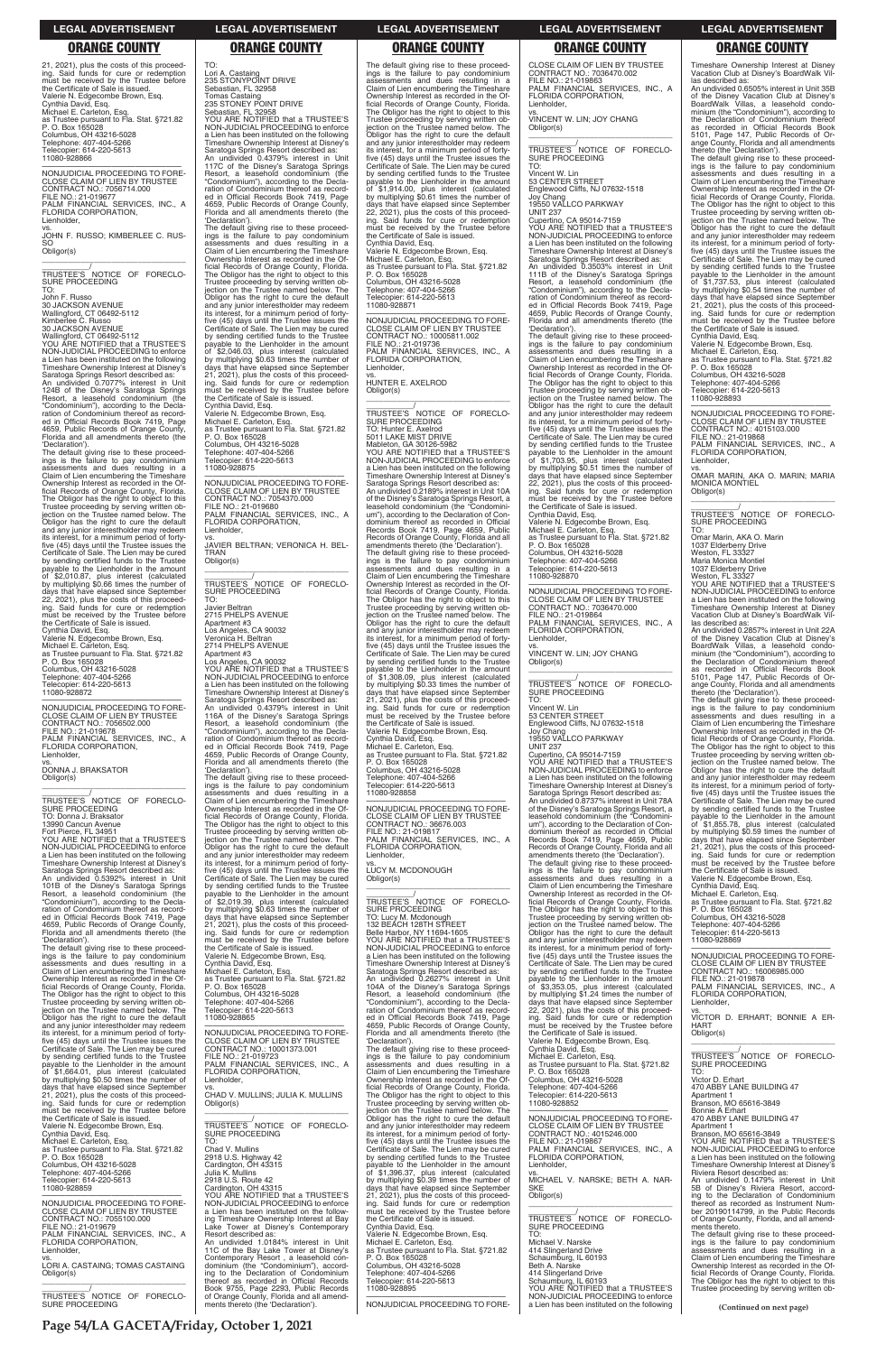21, 2021), plus the costs of this proceeding. Said funds for cure or redemption must be received by the Trustee before the Certificate of Sale is issued.
Valerie N. Edgecombe Brown, Esq.
Cynthia David, Esq.
Michael E. Carleton, Esq.
as Trustee pursuant to Fla. Stat. §721.82
P. O. Box 165028
Columbus, OH 43216-5028
Telephone: 407-404-5266
Telecopier: 614-220-5613
11080-928866

NONJUDICIAL PROCEEDING TO FORECLOSE CLAIM OF LIEN BY TRUSTEE
CONTRACT NO.: 7056714.000
FILE NO.: 21-019677
PALM FINANCIAL SERVICES, INC., A FLORIDA CORPORATION,
Lienholder,
vs.
JOHN F. RUSSO; KIMBERLEE C. RUSSO
Obligor(s)
_______________/
TRUSTEE'S NOTICE OF FORECLOSURE PROCEEDING
TO:
John F. Russo
30 JACKSON AVENUE
Wallingford, CT 06492-5112
Kimberlee C. Russo
30 JACKSON AVENUE
Wallingford, CT 06492-5112
YOU ARE NOTIFIED that a TRUSTEE'S NON-JUDICIAL PROCEEDING to enforce a Lien has been instituted on the following Timeshare Ownership Interest at Disney's Saratoga Springs Resort described as:
An undivided 0.7077% interest in Unit 124B of the Disney's Saratoga Springs Resort, a leasehold condominium (the "Condominium"), according to the Declaration of Condominium thereof as recorded in Official Records Book 7419, Page 4659, Public Records of Orange County, Florida and all amendments thereto (the 'Declaration').
The default giving rise to these proceedings is the failure to pay condominium assessments and dues resulting in a Claim of Lien encumbering the Timeshare Ownership Interest as recorded in the Official Records of Orange County, Florida. The Obligor has the right to object to this Trustee proceeding by serving written objection on the Trustee named below. The Obligor has the right to cure the default and any junior interestholder may redeem its interest, for a minimum period of forty-five (45) days until the Trustee issues the Certificate of Sale. The Lien may be cured by sending certified funds to the Trustee payable to the Lienholder in the amount of $2,010.87, plus interest (calculated by multiplying $0.66 times the number of days that have elapsed since September 22, 2021), plus the costs of this proceeding. Said funds for cure or redemption must be received by the Trustee before the Certificate of Sale is issued.
Cynthia David, Esq.
Valerie N. Edgecombe Brown, Esq.
Michael E. Carleton, Esq.
as Trustee pursuant to Fla. Stat. §721.82
P. O. Box 165028
Columbus, OH 43216-5028
Telephone: 407-404-5266
Telecopier: 614-220-5613
11080-928872

NONJUDICIAL PROCEEDING TO FORECLOSE CLAIM OF LIEN BY TRUSTEE
CONTRACT NO.: 7056502.000
FILE NO.: 21-019678
PALM FINANCIAL SERVICES, INC., A FLORIDA CORPORATION,
Lienholder,
vs.
DONNA J. BRAKSATOR
Obligor(s)
_______________/
TRUSTEE'S NOTICE OF FORECLOSURE PROCEEDING
TO: Donna J. Braksator
13990 Cancun Avenue
Fort Pierce, FL 34951
YOU ARE NOTIFIED that a TRUSTEE'S NON-JUDICIAL PROCEEDING to enforce a Lien has been instituted on the following Timeshare Ownership Interest at Disney's Saratoga Springs Resort described as:
An undivided 0.5392% interest in Unit 101B of the Disney's Saratoga Springs Resort, a leasehold condominium (the "Condominium"), according to the Declaration of Condominium thereof as recorded in Official Records Book 7419, Page 4659, Public Records of Orange County, Florida and all amendments thereto (the 'Declaration').
The default giving rise to these proceedings is the failure to pay condominium assessments and dues resulting in a Claim of Lien encumbering the Timeshare Ownership Interest as recorded in the Official Records of Orange County, Florida. The Obligor has the right to object to this Trustee proceeding by serving written objection on the Trustee named below. The Obligor has the right to cure the default and any junior interestholder may redeem its interest, for a minimum period of forty-five (45) days until the Trustee issues the Certificate of Sale. The Lien may be cured by sending certified funds to the Trustee payable to the Lienholder in the amount of $1,664.01, plus interest (calculated by multiplying $0.50 times the number of days that have elapsed since September 21, 2021), plus the costs of this proceeding. Said funds for cure or redemption must be received by the Trustee before the Certificate of Sale is issued.
Valerie N. Edgecombe Brown, Esq.
Cynthia David, Esq.
Michael E. Carleton, Esq.
as Trustee pursuant to Fla. Stat. §721.82
P. O. Box 165028
Columbus, OH 43216-5028
Telephone: 407-404-5266
Telecopier: 614-220-5613
11080-928859

NONJUDICIAL PROCEEDING TO FORECLOSE CLAIM OF LIEN BY TRUSTEE
CONTRACT NO.: 7055100.000
FILE NO.: 21-019679
PALM FINANCIAL SERVICES, INC., A FLORIDA CORPORATION,
Lienholder,
vs.
LORI A. CASTAING; TOMAS CASTAING
Obligor(s)
_______________/
TRUSTEE'S NOTICE OF FORECLOSURE PROCEEDING
TO:
Lori A. Castaing
235 STONYPOINT DRIVE
Sebastian, FL 32958
Tomas Castaing
235 STONEY POINT DRIVE
Sebastian, FL 32958
YOU ARE NOTIFIED that a TRUSTEE'S NON-JUDICIAL PROCEEDING to enforce a Lien has been instituted on the following Timeshare Ownership Interest at Disney's Saratoga Springs Resort described as:
An undivided 0.4379% interest in Unit 117C of the Disney's Saratoga Springs Resort, a leasehold condominium (the "Condominium"), according to the Declaration of Condominium thereof as recorded in Official Records Book 7419, Page 4659, Public Records of Orange County, Florida and all amendments thereto (the 'Declaration').
The default giving rise to these proceedings is the failure to pay condominium assessments and dues resulting in a Claim of Lien encumbering the Timeshare Ownership Interest as recorded in the Official Records of Orange County, Florida. The Obligor has the right to object to this Trustee proceeding by serving written objection on the Trustee named below. The Obligor has the right to cure the default and any junior interestholder may redeem its interest, for a minimum period of forty-five (45) days until the Trustee issues the Certificate of Sale. The Lien may be cured by sending certified funds to the Trustee payable to the Lienholder in the amount of $2,046.03, plus interest (calculated by multiplying $0.63 times the number of days that have elapsed since September 21, 2021), plus the costs of this proceeding. Said funds for cure or redemption must be received by the Trustee before the Certificate of Sale is issued.
Cynthia David, Esq.
Valerie N. Edgecombe Brown, Esq.
Michael E. Carleton, Esq.
as Trustee pursuant to Fla. Stat. §721.82
P. O. Box 165028
Columbus, OH 43216-5028
Telephone: 407-404-5266
Telecopier: 614-220-5613
11080-928875

NONJUDICIAL PROCEEDING TO FORECLOSE CLAIM OF LIEN BY TRUSTEE
CONTRACT NO.: 7054370.000
FILE NO.: 21-019680
PALM FINANCIAL SERVICES, INC., A FLORIDA CORPORATION,
Lienholder,
vs.
JAVIER BELTRAN; VERONICA H. BELTRAN
Obligor(s)
_______________/
TRUSTEE'S NOTICE OF FORECLOSURE PROCEEDING
TO:
Javier Beltran
2715 PHELPS AVENUE
Apartment #3
Los Angeles, CA 90032
Veronica H. Beltran
2714 PHELPS AVENUE
Apartment #3
Los Angeles, CA 90032
YOU ARE NOTIFIED that a TRUSTEE'S NON-JUDICIAL PROCEEDING to enforce a Lien has been instituted on the following Timeshare Ownership Interest at Disney's Saratoga Springs Resort described as:
An undivided 0.4379% interest in Unit 116A of the Disney's Saratoga Springs Resort, a leasehold condominium (the "Condominium"), according to the Declaration of Condominium thereof as recorded in Official Records Book 7419, Page 4659, Public Records of Orange County, Florida and all amendments thereto (the 'Declaration').
The default giving rise to these proceedings is the failure to pay condominium assessments and dues resulting in a Claim of Lien encumbering the Timeshare Ownership Interest as recorded in the Official Records of Orange County, Florida. The Obligor has the right to object to this Trustee proceeding by serving written objection on the Trustee named below. The Obligor has the right to cure the default and any junior interestholder may redeem its interest, for a minimum period of forty-five (45) days until the Trustee issues the Certificate of Sale. The Lien may be cured by sending certified funds to the Trustee payable to the Lienholder in the amount of $2,019.39, plus interest (calculated by multiplying $0.63 times the number of days that have elapsed since September 21, 2021), plus the costs of this proceeding. Said funds for cure or redemption must be received by the Trustee before the Certificate of Sale is issued.
Valerie N. Edgecombe Brown, Esq.
Cynthia David, Esq.
Michael E. Carleton, Esq.
as Trustee pursuant to Fla. Stat. §721.82
P. O. Box 165028
Columbus, OH 43216-5028
Telephone: 407-404-5266
Telecopier: 614-220-5613
11080-928865

NONJUDICIAL PROCEEDING TO FORECLOSE CLAIM OF LIEN BY TRUSTEE
CONTRACT NO.: 10001373.001
FILE NO.: 21-019723
PALM FINANCIAL SERVICES, INC., A FLORIDA CORPORATION,
Lienholder,
vs.
CHAD V. MULLINS; JULIA K. MULLINS
Obligor(s)
_______________/
TRUSTEE'S NOTICE OF FORECLOSURE PROCEEDING
TO:
Chad V. Mullins
2918 U.S. Highway 42
Cardington, OH 43315
Julia K. Mullins
2918 U.S. Route 42
Cardington, OH 43315
YOU ARE NOTIFIED that a TRUSTEE'S NON-JUDICIAL PROCEEDING to enforce a Lien has been instituted on the following Timeshare Ownership Interest at Bay Lake Tower at Disney's Contemporary Resort described as:
An undivided 1.0184% interest in Unit 11C of the Bay Lake Tower at Disney's Contemporary Resort , a leasehold condominium (the "Condominium"), according to the Declaration of Condominium thereof as recorded in Official Records Book 9755, Page 2293, Public Records of Orange County, Florida and all amendments thereto (the 'Declaration').
The default giving rise to these proceedings is the failure to pay condominium assessments and dues resulting in a Claim of Lien encumbering the Timeshare Ownership Interest as recorded in the Official Records of Orange County, Florida. The Obligor has the right to object to this Trustee proceeding by serving written objection on the Trustee named below. The Obligor has the right to cure the default and any junior interestholder may redeem its interest, for a minimum period of forty-five (45) days until the Trustee issues the Certificate of Sale. The Lien may be cured by sending certified funds to the Trustee payable to the Lienholder in the amount of $1,914.00, plus interest (calculated by multiplying $0.61 times the number of days that have elapsed since September 22, 2021), plus the costs of this proceeding. Said funds for cure or redemption must be received by the Trustee before the Certificate of Sale is issued.
Cynthia David, Esq.
Valerie N. Edgecombe Brown, Esq.
Michael E. Carleton, Esq.
as Trustee pursuant to Fla. Stat. §721.82
P. O. Box 165028
Columbus, OH 43216-5028
Telephone: 407-404-5266
Telecopier: 614-220-5613
11080-928871

NONJUDICIAL PROCEEDING TO FORECLOSE CLAIM OF LIEN BY TRUSTEE
CONTRACT NO.: 10005811.002
FILE NO.: 21-019736
PALM FINANCIAL SERVICES, INC., A FLORIDA CORPORATION,
Lienholder,
vs.
HUNTER E. AXELROD
Obligor(s)
_______________/
TRUSTEE'S NOTICE OF FORECLOSURE PROCEEDING
TO: Hunter E. Axelrod
5011 LAKE MIST DRIVE
Mableton, GA 30126-5982
YOU ARE NOTIFIED that a TRUSTEE'S NON-JUDICIAL PROCEEDING to enforce a Lien has been instituted on the following Timeshare Ownership Interest at Disney's Saratoga Springs Resort described as:
An undivided 0.2189% interest in Unit 10A of the Disney's Saratoga Springs Resort, a leasehold condominium (the "Condominium"), according to the Declaration of Condominium thereof as recorded in Official Records Book 7419, Page 4659, Public Records of Orange County, Florida and all amendments thereto (the 'Declaration').
The default giving rise to these proceedings is the failure to pay condominium assessments and dues resulting in a Claim of Lien encumbering the Timeshare Ownership Interest as recorded in the Official Records of Orange County, Florida. The Obligor has the right to object to this Trustee proceeding by serving written objection on the Trustee named below. The Obligor has the right to cure the default and any junior interestholder may redeem its interest, for a minimum period of forty-five (45) days until the Trustee issues the Certificate of Sale. The Lien may be cured by sending certified funds to the Trustee payable to the Lienholder in the amount of $1,308.09, plus interest (calculated by multiplying $0.33 times the number of days that have elapsed since September 21, 2021), plus the costs of this proceeding. Said funds for cure or redemption must be received by the Trustee before the Certificate of Sale is issued.
Valerie N. Edgecombe Brown, Esq.
Cynthia David, Esq.
Michael E. Carleton, Esq.
as Trustee pursuant to Fla. Stat. §721.82
P. O. Box 165028
Columbus, OH 43216-5028
Telephone: 407-404-5266
Telecopier: 614-220-5613
11080-928858

NONJUDICIAL PROCEEDING TO FORECLOSE CLAIM OF LIEN BY TRUSTEE
CONTRACT NO.: 36676.003
FILE NO.: 21-019817
PALM FINANCIAL SERVICES, INC., A FLORIDA CORPORATION,
Lienholder,
vs.
LUCY M. MCDONOUGH
Obligor(s)
_______________/
TRUSTEE'S NOTICE OF FORECLOSURE PROCEEDING
TO: Lucy M. Mcdonough
132 BEACH 128TH STREET
Belle Harbor, NY 11694-1605
YOU ARE NOTIFIED that a TRUSTEE'S NON-JUDICIAL PROCEEDING to enforce a Lien has been instituted on the following Timeshare Ownership Interest at Disney's Saratoga Springs Resort described as:
An undivided 0.2627% interest in Unit 104A of the Disney's Saratoga Springs Resort, a leasehold condominium (the "Condominium"), according to the Declaration of Condominium thereof as recorded in Official Records Book 7419, Page 4659, Public Records of Orange County, Florida and all amendments thereto (the 'Declaration').
The default giving rise to these proceedings is the failure to pay condominium assessments and dues resulting in a Claim of Lien encumbering the Timeshare Ownership Interest as recorded in the Official Records of Orange County, Florida. The Obligor has the right to object to this Trustee proceeding by serving written objection on the Trustee named below. The Obligor has the right to cure the default and any junior interestholder may redeem its interest, for a minimum period of forty-five (45) days until the Trustee issues the Certificate of Sale. The Lien may be cured by sending certified funds to the Trustee payable to the Lienholder in the amount of $1,396.37, plus interest (calculated by multiplying $0.39 times the number of days that have elapsed since September 21, 2021), plus the costs of this proceeding. Said funds for cure or redemption must be received by the Trustee before the Certificate of Sale is issued.
Cynthia David, Esq.
Valerie N. Edgecombe Brown, Esq.
Michael E. Carleton, Esq.
as Trustee pursuant to Fla. Stat. §721.82
P. O. Box 165028
Columbus, OH 43216-5028
Telephone: 407-404-5266
Telecopier: 614-220-5613
11080-928895

NONJUDICIAL PROCEEDING TO FORECLOSE CLAIM OF LIEN BY TRUSTEE
CONTRACT NO.: 7036470.002
FILE NO.: 21-019863
PALM FINANCIAL SERVICES, INC., A FLORIDA CORPORATION,
Lienholder,
vs.
VINCENT W. LIN; JOY CHANG
Obligor(s)
_______________/
TRUSTEE'S NOTICE OF FORECLOSURE PROCEEDING
TO:
Vincent W. Lin
53 CENTER STREET
Englewood Cliffs, NJ 07632-1518
Joy Chang
19550 VALLCO PARKWAY
UNIT 237
Cupertino, CA 95014-7159
YOU ARE NOTIFIED that a TRUSTEE'S NON-JUDICIAL PROCEEDING to enforce a Lien has been instituted on the following Timeshare Ownership Interest at Disney's Saratoga Springs Resort described as:
An undivided 0.3503% interest in Unit 111B of the Disney's Saratoga Springs Resort, a leasehold condominium (the "Condominium"), according to the Declaration of Condominium thereof as recorded in Official Records Book 7419, Page 4659, Public Records of Orange County, Florida and all amendments thereto (the 'Declaration').
The default giving rise to these proceedings is the failure to pay condominium assessments and dues resulting in a Claim of Lien encumbering the Timeshare Ownership Interest as recorded in the Official Records of Orange County, Florida. The Obligor has the right to object to this Trustee proceeding by serving written objection on the Trustee named below. The Obligor has the right to cure the default and any junior interestholder may redeem its interest, for a minimum period of forty-five (45) days until the Trustee issues the Certificate of Sale. The Lien may be cured by sending certified funds to the Trustee payable to the Lienholder in the amount of $1,703.95, plus interest (calculated by multiplying $0.51 times the number of days that have elapsed since September 22, 2021), plus the costs of this proceeding. Said funds for cure or redemption must be received by the Trustee before the Certificate of Sale is issued.
Cynthia David, Esq.
Valerie N. Edgecombe Brown, Esq.
Michael E. Carleton, Esq.
as Trustee pursuant to Fla. Stat. §721.82
P. O. Box 165028
Columbus, OH 43216-5028
Telephone: 407-404-5266
Telecopier: 614-220-5613
11080-928870

NONJUDICIAL PROCEEDING TO FORECLOSE CLAIM OF LIEN BY TRUSTEE
CONTRACT NO.: 7036470.000
FILE NO.: 21-019864
PALM FINANCIAL SERVICES, INC., A FLORIDA CORPORATION,
Lienholder,
vs.
VINCENT W. LIN; JOY CHANG
Obligor(s)
_______________/
TRUSTEE'S NOTICE OF FORECLOSURE PROCEEDING
TO:
Vincent W. Lin
53 CENTER STREET
Englewood Cliffs, NJ 07632-1518
Joy Chang
19550 VALLCO PARKWAY
UNIT 237
Cupertino, CA 95014-7159
YOU ARE NOTIFIED that a TRUSTEE'S NON-JUDICIAL PROCEEDING to enforce a Lien has been instituted on the following Timeshare Ownership Interest at Disney's Saratoga Springs Resort described as:
An undivided 0.8737% interest in Unit 78A of the Disney's Saratoga Springs Resort, a leasehold condominium (the "Condominium"), according to the Declaration of Condominium thereof as recorded in Official Records Book 7419, Page 4659, Public Records of Orange County, Florida and all amendments thereto (the 'Declaration').
The default giving rise to these proceedings is the failure to pay condominium assessments and dues resulting in a Claim of Lien encumbering the Timeshare Ownership Interest as recorded in the Official Records of Orange County, Florida. The Obligor has the right to object to this Trustee proceeding by serving written objection on the Trustee named below. The Obligor has the right to cure the default and any junior interestholder may redeem its interest, for a minimum period of forty-five (45) days until the Trustee issues the Certificate of Sale. The Lien may be cured by sending certified funds to the Trustee payable to the Lienholder in the amount of $3,353.05, plus interest (calculated by multiplying $1.24 times the number of days that have elapsed since September 22, 2021), plus the costs of this proceeding. Said funds for cure or redemption must be received by the Trustee before the Certificate of Sale is issued.
Valerie N. Edgecombe Brown, Esq.
Cynthia David, Esq.
Michael E. Carleton, Esq.
as Trustee pursuant to Fla. Stat. §721.82
P. O. Box 165028
Columbus, OH 43216-5028
Telephone: 407-404-5266
Telecopier: 614-220-5613
11080-928852

NONJUDICIAL PROCEEDING TO FORECLOSE CLAIM OF LIEN BY TRUSTEE
CONTRACT NO.: 4015246.000
FILE NO.: 21-019867
PALM FINANCIAL SERVICES, INC., A FLORIDA CORPORATION,
Lienholder,
vs.
MICHAEL V. NARSKE; BETH A. NARSKE
Obligor(s)
_______________/
TRUSTEE'S NOTICE OF FORECLOSURE PROCEEDING
TO:
Michael V. Narske
414 Slingerland Drive
Schaumburg, IL 60193
Beth A. Narske
414 Slingerland Drive
Schaumburg, IL 60193
YOU ARE NOTIFIED that a TRUSTEE'S NON-JUDICIAL PROCEEDING to enforce a Lien has been instituted on the following Timeshare Ownership Interest at Disney Vacation Club at Disney's BoardWalk Villas described as:
An undivided 0.6505% interest in Unit 35B of the Disney Vacation Club at Disney's BoardWalk Villas, a leasehold condominium (the "Condominium"), according to the Declaration of Condominium thereof as recorded in Official Records Book 5101, Page 147, Public Records of Orange County, Florida and all amendments thereto (the 'Declaration').
The default giving rise to these proceedings is the failure to pay condominium assessments and dues resulting in a Claim of Lien encumbering the Timeshare Ownership Interest as recorded in the Official Records of Orange County, Florida. The Obligor has the right to object to this Trustee proceeding by serving written objection on the Trustee named below. The Obligor has the right to cure the default and any junior interestholder may redeem its interest, for a minimum period of forty-five (45) days until the Trustee issues the Certificate of Sale. The Lien may be cured by sending certified funds to the Trustee payable to the Lienholder in the amount of $1,737.53, plus interest (calculated by multiplying $0.54 times the number of days that have elapsed since September 21, 2021), plus the costs of this proceeding. Said funds for cure or redemption must be received by the Trustee before the Certificate of Sale is issued.
Cynthia David, Esq.
Valerie N. Edgecombe Brown, Esq.
Michael E. Carleton, Esq.
as Trustee pursuant to Fla. Stat. §721.82
P. O. Box 165028
Columbus, OH 43216-5028
Telephone: 407-404-5266
Telecopier: 614-220-5613
11080-928893

NONJUDICIAL PROCEEDING TO FORECLOSE CLAIM OF LIEN BY TRUSTEE
CONTRACT NO.: 4015103.000
FILE NO.: 21-019868
PALM FINANCIAL SERVICES, INC., A FLORIDA CORPORATION,
Lienholder,
vs.
OMAR MARIN, AKA O. MARIN; MARIA MONICA MONTIEL
Obligor(s)
_______________/
TRUSTEE'S NOTICE OF FORECLOSURE PROCEEDING
TO:
Omar Marin, AKA O. Marin
1037 Elderberry Drive
Weston, FL 33327
Maria Monica Montiel
1037 Elderberry Drive
Weston, FL 33327
YOU ARE NOTIFIED that a TRUSTEE'S NON-JUDICIAL PROCEEDING to enforce a Lien has been instituted on the following Timeshare Ownership Interest at Disney Vacation Club at Disney's BoardWalk Villas described as:
An undivided 0.2857% interest in Unit 22A of the Disney Vacation Club at Disney's BoardWalk Villas, a leasehold condominium (the "Condominium"), according to the Declaration of Condominium thereof as recorded in Official Records Book 5101, Page 147, Public Records of Orange County, Florida and all amendments thereto (the 'Declaration').
The default giving rise to these proceedings is the failure to pay condominium assessments and dues resulting in a Claim of Lien encumbering the Timeshare Ownership Interest as recorded in the Official Records of Orange County, Florida. The Obligor has the right to object to this Trustee proceeding by serving written objection on the Trustee named below. The Obligor has the right to cure the default and any junior interestholder may redeem its interest, for a minimum period of forty-five (45) days until the Trustee issues the Certificate of Sale. The Lien may be cured by sending certified funds to the Trustee payable to the Lienholder in the amount of $1,855.78, plus interest (calculated by multiplying $0.59 times the number of days that have elapsed since September 21, 2021), plus the costs of this proceeding. Said funds for cure or redemption must be received by the Trustee before the Certificate of Sale is issued.
Valerie N. Edgecombe Brown, Esq.
Cynthia David, Esq.
Michael E. Carleton, Esq.
as Trustee pursuant to Fla. Stat. §721.82
P. O. Box 165028
Columbus, OH 43216-5028
Telephone: 407-404-5266
Telecopier: 614-220-5613
11080-928869

NONJUDICIAL PROCEEDING TO FORECLOSE CLAIM OF LIEN BY TRUSTEE
CONTRACT NO.: 16006985.000
FILE NO.: 21-019878
PALM FINANCIAL SERVICES, INC., A FLORIDA CORPORATION,
Lienholder,
vs.
VICTOR D. ERHART; BONNIE A. ERHART
Obligor(s)
_______________/
TRUSTEE'S NOTICE OF FORECLOSURE PROCEEDING
TO:
Victor D. Erhart
470 ABBY LANE BUILDING 47
Apartment 1
Branson, MO 65616-3849
Bonnie A Erhart
470 ABBY LANE BUILDING 47
Apartment 1
Branson, MO 65616-3849
YOU ARE NOTIFIED that a TRUSTEE'S NON-JUDICIAL PROCEEDING to enforce a Lien has been instituted on the following Timeshare Ownership Interest at Disney's Riviera Resort described as:
An undivided 0.1479% interest in Unit 5B of Disney's Riviera Resort, according to the Declaration of Condominium thereof as recorded as Instrument Number 20190114799, in the Public Records of Orange County, Florida, and all amendments thereto.
The default giving rise to these proceedings is the failure to pay condominium assessments and dues resulting in a Claim of Lien encumbering the Timeshare Ownership Interest as recorded in the Official Records of Orange County, Florida. The Obligor has the right to object to this Trustee proceeding by serving written ob-

**(Continued on next page)**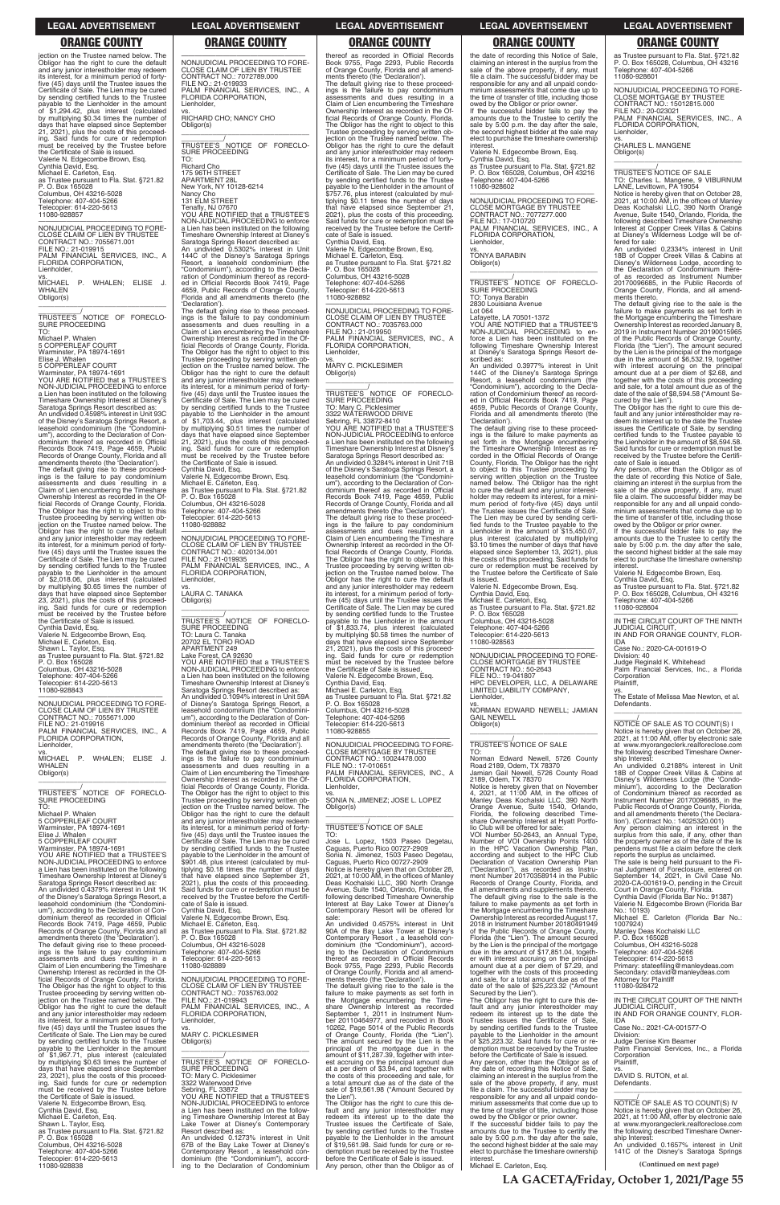jection on the Trustee named below. The Obligor has the right to cure the default and any junior interestholder may redeem its interest, for a minimum period of forty-five (45) days until the Trustee issues the Certificate of Sale. The Lien may be cured by sending certified funds to the Trustee payable to the Lienholder in the amount of $1,294.42, plus interest (calculated by multiplying $0.34 times the number of days that have elapsed since September 21, 2021), plus the costs of this proceeding. Said funds for cure or redemption must be received by the Trustee before the Certificate of Sale is issued.
Valerie N. Edgecombe Brown, Esq.
Cynthia David, Esq.
Michael E. Carleton, Esq.
as Trustee pursuant to Fla. Stat. §721.82
P. O. Box 165028
Columbus, OH 43216-5028
Telephone: 407-404-5266
Telecopier: 614-220-5613
11080-928857

NONJUDICIAL PROCEEDING TO FORECLOSE CLAIM OF LIEN BY TRUSTEE
CONTRACT NO.: 7055671.001
FILE NO.: 21-019915
PALM FINANCIAL SERVICES, INC., A FLORIDA CORPORATION,
Lienholder,
vs.
MICHAEL P. WHALEN; ELISE J. WHALEN
Obligor(s)

TRUSTEE'S NOTICE OF FORECLOSURE PROCEEDING
TO:
Michael P. Whalen
5 COPPERLEAF COURT
Warminster, PA 18974-1691
Elise J. Whalen
5 COPPERLEAF COURT
Warminster, PA 18974-1691
YOU ARE NOTIFIED that a TRUSTEE'S NON-JUDICIAL PROCEEDING to enforce a Lien has been instituted on the following Timeshare Ownership Interest at Disney's Saratoga Springs Resort described as:
An undivided 0.4598% interest in Unit 93C of the Disney's Saratoga Springs Resort, a leasehold condominium (the "Condominium"), according to the Declaration of Condominium thereof as recorded in Official Records Book 7419, Page 4659, Public Records of Orange County, Florida and all amendments thereto (the 'Declaration').
The default giving rise to these proceedings is the failure to pay condominium assessments and dues resulting in a Claim of Lien encumbering the Timeshare Ownership Interest as recorded in the Official Records of Orange County, Florida. The Obligor has the right to object to this Trustee proceeding by serving written objection on the Trustee named below. The Obligor has the right to cure the default and any junior interestholder may redeem its interest, for a minimum period of forty-five (45) days until the Trustee issues the Certificate of Sale. The Lien may be cured by sending certified funds to the Trustee payable to the Lienholder in the amount of $2,018.06, plus interest (calculated by multiplying $0.65 times the number of days that have elapsed since September 23, 2021), plus the costs of this proceeding. Said funds for cure or redemption must be received by the Trustee before the Certificate of Sale is issued.
Cynthia David, Esq.
Valerie N. Edgecombe Brown, Esq.
Michael E. Carleton, Esq.
Shawn L. Taylor, Esq.
as Trustee pursuant to Fla. Stat. §721.82
P. O. Box 165028
Columbus, OH 43216-5028
Telephone: 407-404-5266
Telecopier: 614-220-5613
11080-928843

NONJUDICIAL PROCEEDING TO FORECLOSE CLAIM OF LIEN BY TRUSTEE
CONTRACT NO.: 7055671.000
FILE NO.: 21-019916
PALM FINANCIAL SERVICES, INC., A FLORIDA CORPORATION,
Lienholder,
vs.
MICHAEL P. WHALEN; ELISE J. WHALEN
Obligor(s)

TRUSTEE'S NOTICE OF FORECLOSURE PROCEEDING
TO:
Michael P. Whalen
5 COPPERLEAF COURT
Warminster, PA 18974-1691
Elise J. Whalen
5 COPPERLEAF COURT
Warminster, PA 18974-1691
YOU ARE NOTIFIED that a TRUSTEE'S NON-JUDICIAL PROCEEDING to enforce a Lien has been instituted on the following Timeshare Ownership Interest at Disney's Saratoga Springs Resort described as:
An undivided 0.4379% interest in Unit 1K of the Disney's Saratoga Springs Resort, a leasehold condominium (the "Condominium"), according to the Declaration of Condominium thereof as recorded in Official Records Book 7419, Page 4659, Public Records of Orange County, Florida and all amendments thereto (the 'Declaration').
The default giving rise to these proceedings is the failure to pay condominium assessments and dues resulting in a Claim of Lien encumbering the Timeshare Ownership Interest as recorded in the Official Records of Orange County, Florida. The Obligor has the right to object to this Trustee proceeding by serving written objection on the Trustee named below. The Obligor has the right to cure the default and any junior interestholder may redeem its interest, for a minimum period of forty-five (45) days until the Trustee issues the Certificate of Sale. The Lien may be cured by sending certified funds to the Trustee payable to the Lienholder in the amount of $1,967.71, plus interest (calculated by multiplying $0.63 times the number of days that have elapsed since September 23, 2021), plus the costs of this proceeding. Said funds for cure or redemption must be received by the Trustee before the Certificate of Sale is issued.
Valerie N. Edgecombe Brown, Esq.
Cynthia David, Esq.
Michael E. Carleton, Esq.
Shawn L. Taylor, Esq.
as Trustee pursuant to Fla. Stat. §721.82
P. O. Box 165028
Columbus, OH 43216-5028
Telephone: 407-404-5266
Telecopier: 614-220-5613
11080-928838

NONJUDICIAL PROCEEDING TO FORECLOSE CLAIM OF LIEN BY TRUSTEE
CONTRACT NO.: 7072789.000
FILE NO.: 21-019933
PALM FINANCIAL SERVICES, INC., A FLORIDA CORPORATION,
Lienholder,
vs.
RICHARD CHO; NANCY CHO
Obligor(s)

TRUSTEE'S NOTICE OF FORECLOSURE PROCEEDING
TO:
Richard Cho
175 96TH STREET
APARTMENT 28L
New York, NY 10128-6214
Nancy Cho
131 ELM STREET
Tenafly, NJ 07670
YOU ARE NOTIFIED that a TRUSTEE'S NON-JUDICIAL PROCEEDING to enforce a Lien has been instituted on the following Timeshare Ownership Interest at Disney's Saratoga Springs Resort described as:
An undivided 0.5302% interest in Unit 144C of the Disney's Saratoga Springs Resort, a leasehold condominium (the "Condominium"), according to the Declaration of Condominium thereof as recorded in Official Records Book 7419, Page 4659, Public Records of Orange County, Florida and all amendments thereto (the 'Declaration').
The default giving rise to these proceedings is the failure to pay condominium assessments and dues resulting in a Claim of Lien encumbering the Timeshare Ownership Interest as recorded in the Official Records of Orange County, Florida. The Obligor has the right to object to this Trustee proceeding by serving written objection on the Trustee named below. The Obligor has the right to cure the default and any junior interestholder may redeem its interest, for a minimum period of forty-five (45) days until the Trustee issues the Certificate of Sale. The Lien may be cured by sending certified funds to the Trustee payable to the Lienholder in the amount of $1,703.44, plus interest (calculated by multiplying $0.51 times the number of days that have elapsed since September 21, 2021), plus the costs of this proceeding. Said funds for cure or redemption must be received by the Trustee before the Certificate of Sale is issued.
Cynthia David, Esq.
Valerie N. Edgecombe Brown, Esq.
Michael E. Carleton, Esq.
as Trustee pursuant to Fla. Stat. §721.82
P. O. Box 165028
Columbus, OH 43216-5028
Telephone: 407-404-5266
Telecopier: 614-220-5613
11080-928882

NONJUDICIAL PROCEEDING TO FORECLOSE CLAIM OF LIEN BY TRUSTEE
CONTRACT NO.: 4020134.001
FILE NO.: 21-019935
PALM FINANCIAL SERVICES, INC., A FLORIDA CORPORATION,
Lienholder,
vs.
LAURA C. TANAKA
Obligor(s)

TRUSTEE'S NOTICE OF FORECLOSURE PROCEEDING
TO: Laura C. Tanaka
20702 EL TORO ROAD
APARTMENT 249
Lake Forest, CA 92630
YOU ARE NOTIFIED that a TRUSTEE'S NON-JUDICIAL PROCEEDING to enforce a Lien has been instituted on the following Timeshare Ownership Interest at Disney's Saratoga Springs Resort described as:
An undivided 0.1094% interest in Unit 59A of Disney's Saratoga Springs Resort, a leasehold condominium (the "Condominium"), according to the Declaration of Condominium thereof as recorded in Official Records Book 7419, Page 4659, Public Records of Orange County, Florida and all amendments thereto (the 'Declaration').
The default giving rise to these proceedings is the failure to pay condominium assessments and dues resulting in a Claim of Lien encumbering the Timeshare Ownership Interest as recorded in the Official Records of Orange County, Florida. The Obligor has the right to object to this Trustee proceeding by serving written objection on the Trustee named below. The Obligor has the right to cure the default and any junior interestholder may redeem its interest, for a minimum period of forty-five (45) days until the Trustee issues the Certificate of Sale. The Lien may be cured by sending certified funds to the Trustee payable to the Lienholder in the amount of $901.48, plus interest (calculated by multiplying $0.18 times the number of days that have elapsed since September 21, 2021), plus the costs of this proceeding. Said funds for cure or redemption must be received by the Trustee before the Certificate of Sale is issued.
Cynthia David, Esq.
Valerie N. Edgecombe Brown, Esq.
Michael E. Carleton, Esq.
as Trustee pursuant to Fla. Stat. §721.82
P. O. Box 165028
Columbus, OH 43216-5028
Telephone: 407-404-5266
Telecopier: 614-220-5613
11080-928889

NONJUDICIAL PROCEEDING TO FORECLOSE CLAIM OF LIEN BY TRUSTEE
CONTRACT NO.: 7035763.002
FILE NO.: 21-019943
PALM FINANCIAL SERVICES, INC., A FLORIDA CORPORATION,
Lienholder,
vs.
MARY C. PICKLESIMER
Obligor(s)

TRUSTEE'S NOTICE OF FORECLOSURE PROCEEDING
TO: Mary C. Picklesimer
3322 Waterwood Drive
Sebring, FL 33872
YOU ARE NOTIFIED that a TRUSTEE'S NON-JUDICIAL PROCEEDING to enforce a Lien has been instituted on the following Timeshare Ownership Interest at Bay Lake Tower at Disney's Contemporary Resort described as:
An undivided 0.1273% interest in Unit 67B of the Bay Lake Tower at Disney's Contemporary Resort , a leasehold condominium (the "Condominium"), according to the Declaration of Condominium thereof as recorded in Official Records Book 9755, Page 2293, Public Records of Orange County, Florida and all amendments thereto (the 'Declaration').
The default giving rise to these proceedings is the failure to pay condominium assessments and dues resulting in a Claim of Lien encumbering the Timeshare Ownership Interest as recorded in the Official Records of Orange County, Florida. The Obligor has the right to object to this Trustee proceeding by serving written objection on the Trustee named below. The Obligor has the right to cure the default and any junior interestholder may redeem its interest, for a minimum period of forty-five (45) days until the Trustee issues the Certificate of Sale. The Lien may be cured by sending certified funds to the Trustee payable to the Lienholder in the amount of $757.76, plus interest (calculated by multiplying $0.11 times the number of days that have elapsed since September 21, 2021), plus the costs of this proceeding. Said funds for cure or redemption must be received by the Trustee before the Certificate of Sale is issued.
Cynthia David, Esq.
Valerie N. Edgecombe Brown, Esq.
Michael E. Carleton, Esq.
as Trustee pursuant to Fla. Stat. §721.82
P. O. Box 165028
Columbus, OH 43216-5028
Telephone: 407-404-5266
Telecopier: 614-220-5613
11080-928892

NONJUDICIAL PROCEEDING TO FORECLOSE CLAIM OF LIEN BY TRUSTEE
CONTRACT NO.: 7035763.000
FILE NO.: 21-019950
PALM FINANCIAL SERVICES, INC., A FLORIDA CORPORATION,
Lienholder,
vs.
MARY C. PICKLESIMER
Obligor(s)

TRUSTEE'S NOTICE OF FORECLOSURE PROCEEDING
TO: Mary C. Picklesimer
3322 WATERWOOD DRIVE
Sebring, FL 33872-8410
YOU ARE NOTIFIED that a TRUSTEE'S NON-JUDICIAL PROCEEDING to enforce a Lien has been instituted on the following Timeshare Ownership Interest at Disney's Saratoga Springs Resort described as:
An undivided 0.3284% interest in Unit 71B of the Disney's Saratoga Springs Resort, a leasehold condominium (the "Condominium"), according to the Declaration of Condominium thereof as recorded in Official Records Book 7419, Page 4659, Public Records of Orange County, Florida and all amendments thereto (the 'Declaration').
The default giving rise to these proceedings is the failure to pay condominium assessments and dues resulting in a Claim of Lien encumbering the Timeshare Ownership Interest as recorded in the Official Records of Orange County, Florida. The Obligor has the right to object to this Trustee proceeding by serving written objection on the Trustee named below. The Obligor has the right to cure the default and any junior interestholder may redeem its interest, for a minimum period of forty-five (45) days until the Trustee issues the Certificate of Sale. The Lien may be cured by sending certified funds to the Trustee payable to the Lienholder in the amount of $1,833.74, plus interest (calculated by multiplying $0.58 times the number of days that have elapsed since September 21, 2021), plus the costs of this proceeding. Said funds for cure or redemption must be received by the Trustee before the Certificate of Sale is issued.
Valerie N. Edgecombe Brown, Esq.
Cynthia David, Esq.
Michael E. Carleton, Esq.
as Trustee pursuant to Fla. Stat. §721.82
P. O. Box 165028
Columbus, OH 43216-5028
Telephone: 407-404-5266
Telecopier: 614-220-5613
11080-928855

NONJUDICIAL PROCEEDING TO FORECLOSE MORTGAGE BY TRUSTEE
CONTRACT NO.: 10024478.000
FILE NO.: 21-010651
PALM FINANCIAL SERVICES, INC., A FLORIDA CORPORATION,
Lienholder,
vs.
SONIA N. JIMENEZ; JOSE L. LOPEZ
Obligor(s)

TRUSTEE'S NOTICE OF SALE
TO:
Jose L. Lopez, 1503 Paseo Degetau, Caguas, Puerto Rico 00727-2909
Sonia N. Jimenez, 1503 Paseo Degetau, Caguas, Puerto Rico 00727-2909
Notice is hereby given that on October 28, 2021, at 10:00 AM, in the offices of Manley Deas Kochalski LLC, 390 North Orange Avenue, Suite 1540, Orlando, Florida, the following described Timeshare Ownership Interest at Bay Lake Tower at Disney's Contemporary Resort will be offered for sale:
An undivided 0.4575% interest in Unit 90A of the Bay Lake Tower at Disney's Contemporary Resort , a leasehold condominium (the "Condominium"), according to the Declaration of Condominium thereof as recorded in Official Records Book 9755, Page 2293, Public Records of Orange County, Florida and all amendments thereto (the 'Declaration').
The default giving rise to the sale is the failure to make payments as set forth in the Mortgage encumbering the Timeshare Ownership Interest as recorded September 1, 2011 in Instrument Number 20110464977, and recorded in Book 10262, Page 5014 of the Public Records of Orange County, Florida (the "Lien"). The amount secured by the Lien is the principal of the mortgage due in the amount of $11,287.39, together with interest accruing on the principal amount due at a per diem of $3.94, and together with the costs of this proceeding and sale, for a total amount due as of the date of the sale of $19,561.98 ("Amount Secured by the Lien").
The Obligor has the right to cure this default and any junior interestholder may redeem its interest up to the date the Trustee issues the Certificate of Sale, by sending certified funds to the Trustee payable to the Lienholder in the amount of $19,561.98. Said funds for cure or redemption must be received by the Trustee before the Certificate of Sale is issued.
Any person, other than the Obligor as of the date of recording this Notice of Sale, claiming an interest in the surplus from the sale of the above property, if any, must file a claim. The successful bidder may be responsible for any and all unpaid condominium assessments that come due up to the time of transfer of title, including those owed by the Obligor or prior owner.
If the successful bidder fails to pay the amounts due to the Trustee to certify the sale by 5:00 p.m. the day after the sale, the second highest bidder at the sale may elect to purchase the timeshare ownership interest.
Valerie N. Edgecombe Brown, Esq.
Cynthia David, Esq.
as Trustee pursuant to Fla. Stat. §721.82
P. O. Box 165028, Columbus, OH 43216
Telephone: 407-404-5266
11080-928602

NONJUDICIAL PROCEEDING TO FORECLOSE MORTGAGE BY TRUSTEE
CONTRACT NO.: 7077277.000
FILE NO.: 21-010720
PALM FINANCIAL SERVICES, INC., A FLORIDA CORPORATION,
Lienholder,
vs.
TONYA BARABIN
Obligor(s)

TRUSTEE'S NOTICE OF FORECLOSURE PROCEEDING
TO: Tonya Barabin
2830 Louisiana Avenue
Lot 064
Lafayette, LA 70501-1372
YOU ARE NOTIFIED that a TRUSTEE'S NON-JUDICIAL PROCEEDING to enforce a Lien has been instituted on the following Timeshare Ownership Interest at Disney's Saratoga Springs Resort described as:
An undivided 0.3977% interest in Unit 144C of the Disney's Saratoga Springs Resort, a leasehold condominium (the "Condominium"), according to the Declaration of Condominium thereof as recorded in Official Records Book 7419, Page 4659, Public Records of Orange County, Florida and all amendments thereto (the 'Declaration').
The default giving rise to these proceedings is the failure to make payments as set forth in the Mortgage encumbering the Timeshare Ownership Interest as recorded in the Official Records of Orange County, Florida. The Obligor has the right to object to this Trustee proceeding by serving written objection on the Trustee named below. The Obligor has the right to cure the default and any junior interestholder may redeem its interest, for a minimum period of forty-five (45) days until the Trustee issues the Certificate of Sale. The Lien may be cured by sending certified funds to the Trustee payable to the Lienholder in the amount of $15,450.07, plus interest (calculated by multiplying $3.10 times the number of days that have elapsed since September 13, 2021), plus the costs of this proceeding. Said funds for cure or redemption must be received by the Trustee before the Certificate of Sale is issued.
Valerie N. Edgecombe Brown, Esq.
Cynthia David, Esq.
Michael E. Carleton, Esq.
as Trustee pursuant to Fla. Stat. §721.82
P. O. Box 165028
Columbus, OH 43216-5028
Telephone: 407-404-5266
Telecopier: 614-220-5613
11080-928563

NONJUDICIAL PROCEEDING TO FORECLOSE MORTGAGE BY TRUSTEE
CONTRACT NO.: 50-2643
FILE NO.: 19-041807
HPC DEVELOPER, LLC, A DELAWARE LIMITED LIABILITY COMPANY,
Lienholder,
vs.
NORMAN EDWARD NEWELL; JAMIAN GAIL NEWELL
Obligor(s)

TRUSTEE'S NOTICE OF SALE
TO:
Norman Edward Newell, 5726 County Road 2189, Odem, TX 78370
Jamian Gail Newell, 5726 County Road 2189, Odem, TX 78370
Notice is hereby given that on November 4, 2021, at 11:00 AM, in the offices of Manley Deas Kochalski LLC, 390 North Orange Avenue, Suite 1540, Orlando, Florida, the following described Timeshare Ownership Interest at Hyatt Portfolio Club will be offered for sale:
VOI Number 50-2643, an Annual Type, Number of VOI Ownership Points 1400 in the HPC Vacation Ownership Plan, according and subject to the HPC Club Declaration of Vacation Ownership Plan ("Declaration"), as recorded as Instrument Number 20170358914 in the Public Records of Orange County, Florida, and all amendments and supplements thereto.
The default giving rise to the sale is the failure to make payments as set forth in the Mortgage encumbering the Timeshare Ownership Interest as recorded August 17, 2018 in Instrument Number 20180491949 of the Public Records of Orange County, Florida (the "Lien"). The amount secured by the Lien is the principal of the mortgage due in the amount of $17,851.04, together with interest accruing on the principal amount due at a per diem of $7.29, and together with the costs of this proceeding and sale, for a total amount due as of the date of the sale of $25,223.32 ("Amount Secured by the Lien").
The Obligor has the right to cure this default and any junior interestholder may redeem its interest up to the date the Trustee issues the Certificate of Sale, by sending certified funds to the Trustee payable to the Lienholder in the amount of $25,223.32. Said funds for cure or redemption must be received by the Trustee before the Certificate of Sale is issued.
Any person, other than the Obligor as of the date of recording this Notice of Sale, claiming an interest in the surplus from the sale of the above property, if any, must file a claim. The successful bidder may be responsible for any and all unpaid condominium assessments that come due up to the time of transfer of title, including those owed by the Obligor or prior owner.
If the successful bidder fails to pay the amounts due to the Trustee to certify the sale by 5:00 p.m. the day after the sale, the second highest bidder at the sale may elect to purchase the timeshare ownership interest.
Michael E. Carleton, Esq.
as Trustee pursuant to Fla. Stat. §721.82
P. O. Box 165028, Columbus, OH 43216
Telephone: 407-404-5266
11080-928601

NONJUDICIAL PROCEEDING TO FORECLOSE MORTGAGE BY TRUSTEE
CONTRACT NO.: 15012815.000
FILE NO.: 20-020021
PALM FINANCIAL SERVICES, INC., A FLORIDA CORPORATION,
Lienholder,
vs.
CHARLES L. MANGENE
Obligor(s)

TRUSTEE'S NOTICE OF SALE
TO: Charles L. Mangene, 9 VIBURNUM LANE, Levittown, PA 19054
Notice is hereby given that on October 28, 2021, at 10:00 AM, in the offices of Manley Deas Kochalski LLC, 390 North Orange Avenue, Suite 1540, Orlando, Florida, the following described Timeshare Ownership Interest at Copper Creek Villas & Cabins at Disney's Wilderness Lodge will be offered for sale:
An undivided 0.2334% interest in Unit 18B of Copper Creek Villas & Cabins at Disney's Wilderness Lodge, according to the Declaration of Condominium thereof as recorded as Instrument Number 20170096685, in the Public Records of Orange County, Florida, and all amendments thereto.
The default giving rise to the sale is the failure to make payments as set forth in the Mortgage encumbering the Timeshare Ownership Interest as recorded January 8, 2019 in Instrument Number 20190015965 of the Public Records of Orange County, Florida (the "Lien"). The amount secured by the Lien is the principal of the mortgage due in the amount of $6,532.19, together with interest accruing on the principal amount due at a per diem of $2.68, and together with the costs of this proceeding and sale, for a total amount due as of the date of the sale of $8,594.58 ("Amount Secured by the Lien").
The Obligor has the right to cure this default and any junior interestholder may redeem its interest up to the date the Trustee issues the Certificate of Sale, by sending certified funds to the Trustee payable to the Lienholder in the amount of $8,594.58. Said funds for cure or redemption must be received by the Trustee before the Certificate of Sale is issued.
Any person, other than the Obligor as of the date of recording this Notice of Sale, claiming an interest in the surplus from the sale of the above property, if any, must file a claim. The successful bidder may be responsible for any and all unpaid condominium assessments that come due up to the time of transfer of title, including those owed by the Obligor or prior owner.
If the successful bidder fails to pay the amounts due to the Trustee to certify the sale by 5:00 p.m. the day after the sale, the second highest bidder at the sale may elect to purchase the timeshare ownership interest.
Valerie N. Edgecombe Brown, Esq.
Cynthia David, Esq.
as Trustee pursuant to Fla. Stat. §721.82
P. O. Box 165028, Columbus, OH 43216
Telephone: 407-404-5266
11080-928604

IN THE CIRCUIT COURT OF THE NINTH JUDICIAL CIRCUIT,
IN AND FOR ORANGE COUNTY, FLORIDA
Case No.: 2020-CA-001619-O
Division: 40
Judge Reginald K. Whitehead
Palm Financial Services, Inc., a Florida Corporation
Plaintiff,
vs.
The Estate of Melissa Mae Newton, et al.
Defendants.

NOTICE OF SALE AS TO COUNT(S) I
Notice is hereby given that on October 26, 2021, at 11:00 AM, offer by electronic sale at www.myorangeclerk.realforeclose.com the following described Timeshare Ownership Interest:
An undivided 0.2188% interest in Unit 18B of Copper Creek Villas & Cabins at Disney's Wilderness Lodge (the 'Condominium'), according to the Declaration of Condominium thereof as recorded as Instrument Number 20170096685, in the Public Records of Orange County, Florida, and all amendments thereto (the 'Declaration'). (Contract No.: 14025320.001)
Any person claiming an interest in the surplus from this sale, if any, other than the property owner as of the date of the lis pendens must file a claim before the clerk reports the surplus as unclaimed.
The sale is being held pursuant to the Final Judgment of Foreclosure, entered on September 14, 2021, in Civil Case No. 2020-CA-001619-O, pending in the Circuit Court in Orange County, Florida.
Cynthia David (Florida Bar No.: 91387)
Valerie N. Edgecombe Brown (Florida Bar No.: 10193)
Michael E. Carleton (Florida Bar No.: 1007924)
Manley Deas Kochalski LLC
P. O. Box 165028
Columbus, OH 43216-5028
Telephone: 407-404-5266
Telecopier: 614-220-5613
Primary: stateefiling@manleydeas.com
Secondary: cdavid@manleydeas.com
Attorney for Plaintiff
11080-928472

IN THE CIRCUIT COURT OF THE NINTH JUDICIAL CIRCUIT,
IN AND FOR ORANGE COUNTY, FLORIDA
Case No.: 2021-CA-001577-O
Division:
Judge Denise Kim Beamer
Palm Financial Services, Inc., a Florida Corporation
Plaintiff,
vs.
DAVID S. RUTON, et al.
Defendants.

NOTICE OF SALE AS TO COUNT(S) IV
Notice is hereby given that on October 26, 2021, at 11:00 AM, offer by electronic sale at www.myorangeclerk.realforeclose.com the following described Timeshare Ownership Interest:
An undivided 0.1657% interest in Unit 141C of the Disney's Saratoga Springs

**(Continued on next page)**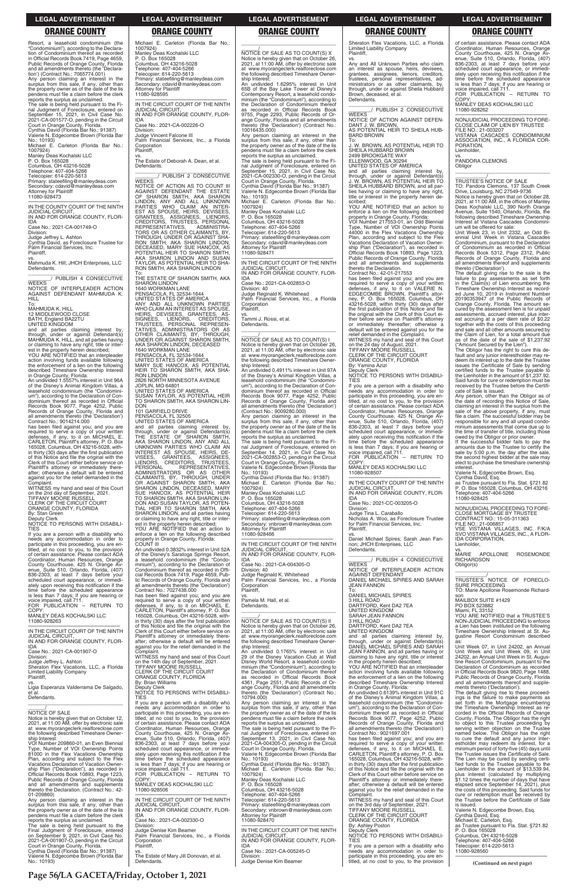Resort, a leasehold condominium (the "Condominium"), according to the Declaration of Condominium thereof as recorded in Official Records Book 7419, Page 4659, Public Records of Orange County, Florida and all amendments thereto (the 'Declaration') (Contract No.: 7065774.001)

Any person claiming an interest in the surplus from this sale, if any, other than the property owner as of the date of the lis pendens must file a claim before the clerk reports the surplus as unclaimed.

The sale is being held pursuant to the Final Judgment of Foreclosure, entered on September 15, 2021, in Civil Case No. 2021-CA-001577-O, pending in the Circuit Court in Orange County, Florida.

Cynthia David (Florida Bar No.: 91387)
Valerie N. Edgecombe Brown (Florida Bar No.: 10193)
Michael E. Carleton (Florida Bar No.: 1007924)
Manley Deas Kochalski LLC
P. O. Box 165028
Columbus, OH 43216-5028
Telephone: 407-404-5266
Telecopier: 614-220-5613
Primary: stateefiling@manleydeas.com
Secondary: cdavid@manleydeas.com
Attorney for Plaintiff
11080-928473

---

IN THE COUNTY COURT OF THE NINTH JUDICIAL CIRCUIT, IN AND FOR ORANGE COUNTY, FLORIDA

Case No.: 2021-CA-001749-O
Division:
Judge Jeffrey L. Ashton
Cynthia David, as Foreclosure Trustee for Palm Financial Services, Inc.
Plaintiff,
vs.
Mahmuda K. Hill; JHCH Enterprises, LLC
Defendants.

_____/ PUBLISH 4 CONSECUTIVE WEEKS

NOTICE OF INTERPLEADER ACTION AGAINST DEFENDANT MAHMUDA K. HILL

To:
MAHMUDA K. HILL
12 MIDDLEWOOD CLOSE
BATH, England BA22TU
UNITED KINGDOM

and all parties claiming interest by, through, under or against Defendant(s) MAHMUDA K. HILL, and all parties having or claiming to have any right, title or interest in the property herein described;

YOU ARE NOTIFIED that an interpleader action involving funds available following the enforcement of a lien on the following described Timeshare Ownership Interest in Orange County, Florida:

An undivided 1.5557% interest in Unit 96A of the Disney's Animal Kingdom Villas, a leasehold condominium (the "Condominium"), according to the Declaration of Condominium thereof as recorded in Official Records Book 9077, Page 4252, Public Records of Orange County, Florida and all amendments thereto (the 'Declaration')
Contract No.: 9014214.000

has been filed against you; and you are required to serve a copy of your written defenses, if any, to it on MICHAEL E. CARLETON, Plaintiff's attorney, P. O. Box 165028, Columbus, OH 43216-5028, within thirty (30) days after the first publication of this Notice and file the original with the Clerk of this Court either before service on Plaintiff's attorney or immediately thereafter; otherwise a default will be entered against you for the relief demanded in the Complaint.

WITNESS my hand and seal of this Court on the 2nd day of September, 2021.
TIFFANY MOORE RUSSELL
CLERK OF THE CIRCUIT COURT
ORANGE COUNTY, FLORIDA
By: Stan Green
Deputy Clerk

NOTICE TO PERSONS WITH DISABILITIES

If you are a person with a disability who needs any accommodation in order to participate in this proceeding, you are entitled, at no cost to you, to the provision of certain assistance. Please contact ADA Coordinator, Human Resources, Orange County Courthouse, 425 N. Orange Avenue, Suite 510, Orlando, Florida, (407) 836-2303, at least 7 days before your scheduled court appearance, or immediately upon receiving this notification if the time before the scheduled appearance is less than 7 days; if you are hearing or voice impaired, call 711.

FOR PUBLICATION – RETURN TO COPY:
MANLEY DEAS KOCHALSKI LLC
11080-928263

---

IN THE CIRCUIT COURT OF THE NINTH JUDICIAL CIRCUIT, IN AND FOR ORANGE COUNTY, FLORIDA

Case No.: 2021-CA-001907-O
Division:
Judge Jeffrey L. Ashton
Sheraton Flex Vacations, LLC, a Florida Limited Liability Company
Plaintiff,
vs.
Ligia Esperanza Valderrama De Salgado, et al.
Defendants.

_____/

NOTICE OF SALE

Notice is hereby given that on October 12, 2021, at 11:00 AM, offer by electronic sale at www.myorangeclerk.realforeclose.com the following described Timeshare Ownership Interest:

VOI Number 209860-01, an Even Biennial Type, Number of VOI Ownership Points 81000 in the Flex Vacations Ownership Plan, according and subject to the Flex Vacations Declaration of Vacation Ownership Plan ("Declaration"), as recorded in Official Records Book 10893, Page 1223, Public Records of Orange County, Florida and all amendments and supplements thereto the Declaration. (Contract No.: 42-01-209860)

Any person claiming an interest in the surplus from this sale, if any, other than the property owner as of the date of the lis pendens must file a claim before the clerk reports the surplus as unclaimed.

The sale is being held pursuant to the Final Judgment of Foreclosure, entered on September 9, 2021, in Civil Case No. 2021-CA-001907-O, pending in the Circuit Court in Orange County, Florida.

Cynthia David (Florida Bar No.: 91387)
Valerie N. Edgecombe Brown (Florida Bar No.: 10193)
Michael E. Carleton (Florida Bar No.: 1007924)
Manley Deas Kochalski LLC
P. O. Box 165028
Columbus, OH 43216-5028
Telephone: 407-404-5266
Telecopier: 614-220-5613
Primary: stateefiling@manleydeas.com
Secondary: cdavid@manleydeas.com
Attorney for Plaintiff
11080-928595

---

IN THE CIRCUIT COURT OF THE NINTH JUDICIAL CIRCUIT, IN AND FOR ORANGE COUNTY, FLORIDA

Case No.: 2021-CA-002226-O
Division:
Judge Vincent Falcone III
Palm Financial Services, Inc., a Florida Corporation
Plaintiff,
vs.
The Estate of Deborah A. Dean, et al.
Defendants.

_____/ PUBLISH 2 CONSECUTIVE WEEKS

NOTICE OF ACTION AS TO COUNT III AGAINST DEFENDANT THE ESTATE OF SHARON SMITH, AKA SHARON LINDON, ANY AND ALL UNKNOWN PARTIES WHO CLAIM AN INTEREST AS SPOUSE, HEIRS, DEVISEES, GRANTEES, ASSIGNEES, LIENORS, CREDITORS, TRUSTEES, PERSONAL REPRESENTATIVES, ADMINISTRATORS OR AS OTHER CLAIMANTS, BY, THROUGH, UNDER OR AGAINST SHARON SMITH, AKA SHARON LINDON, DECEASED, MARY SUE HANCOX, AS POTENTIAL HEIR TO SHARON SMITH, AKA SHARON LINDON AND SUSAN TAYLOR, AS POTENTIAL HEIR TO SHARON SMITH, AKA SHARON LINDON

To:
THE ESTATE OF SHARON SMITH, AKA SHARON LINDON
1640 WORKMAN LANE
PENSACOLA, FL 32534-1644
UNITED STATES OF AMERICA
ANY AND ALL UNKNOWN PARTIES WHO CLAIM AN INTEREST AS SPOUSE, HEIRS, DEVISEES, GRANTEES, ASSIGNEES, LIENORS, CREDITORS, TRUSTEES, PERSONAL REPRESENTATIVES, ADMINISTRATORS OR AS OTHER CLAIMANTS, BY, THROUGH, UNDER OR AGAINST SHARON SMITH, AKA SHARON LINDON, DECEASED
1640 WORKMAN LANE
PENSACOLA, FL 32534-1644
UNITED STATES OF AMERICA
MARY SUE HANCOX, AS POTENTIAL HEIR TO SHARON SMITH, AKA SHARON LINDON
2826 NORTH MINNESOTA AVENUE
JOPLIN, MO 64801
UNITED STATES OF AMERICA
SUSAN TAYLOR, AS POTENTIAL HEIR TO SHARON SMITH, AKA SHARON LINDON
101 GARFIELD DRIVE
PENSACOLA, FL 32505
UNITED STATES OF AMERICA

and all parties claiming interest by, through, under or against Defendant(s) THE ESTATE OF SHARON SMITH, AKA SHARON LINDON, ANY AND ALL UNKNOWN PARTIES WHO CLAIM AN INTEREST AS SPOUSE, HEIRS, DEVISEES, GRANTEES, ASSIGNEES, LIENORS, CREDITORS, TRUSTEES, PERSONAL REPRESENTATIVES, ADMINISTRATORS OR AS OTHER CLAIMANTS, BY, THROUGH, UNDER OR AGAINST SHARON SMITH, AKA SHARON LINDON, DECEASED, MARY SUE HANCOX, AS POTENTIAL HEIR TO SHARON SMITH, AKA SHARON LINDON AND SUSAN TAYLOR, AS POTENTIAL HEIR TO SHARON SMITH, AKA SHARON LINDON, and all parties having or claiming to have any right, title or interest in the property herein described;

YOU ARE NOTIFIED that an action to enforce a lien on the following described property in Orange County, Florida:

COUNT III

An undivided 0.3832% interest in Unit 52A of the Disney's Saratoga Springs Resort, a leasehold condominium (the "Condominium"), according to the Declaration of Condominium thereof as recorded in Official Records Book 7419, Page 4659, Public Records of Orange County, Florida and all amendments thereto (the 'Declaration')
Contract No.: 7027438.000

has been filed against you; and you are required to serve a copy of your written defenses, if any, to it on MICHAEL E. CARLETON, Plaintiff's attorney, P. O. Box 165028, Columbus, OH 43216-5028, within thirty (30) days after the first publication of this Notice and file the original with the Clerk of this Court either before service on Plaintiff's attorney or immediately thereafter; otherwise a default will be entered against you for the relief demanded in the Complaint.

WITNESS my hand and seal of this Court on the 14th day of September, 2021.
TIFFANY MOORE RUSSELL
CLERK OF THE CIRCUIT COURT
ORANGE COUNTY, FLORIDA
By: Brian Williams
Deputy Clerk

NOTICE TO PERSONS WITH DISABILITIES

If you are a person with a disability who needs any accommodation in order to participate in this proceeding, you are entitled, at no cost to you, to the provision of certain assistance. Please contact ADA Coordinator, Human Resources, Orange County Courthouse, 425 N. Orange Avenue, Suite 510, Orlando, Florida, (407) 836-2303, at least 7 days before your scheduled court appearance, or immediately upon receiving this notification if the time before the scheduled appearance is less than 7 days; if you are hearing or voice impaired, call 711.

FOR PUBLICATION – RETURN TO COPY:
MANLEY DEAS KOCHALSKI LLC
11080-928506

---

IN THE CIRCUIT COURT OF THE NINTH JUDICIAL CIRCUIT, IN AND FOR ORANGE COUNTY, FLORIDA

Case No.: 2021-CA-002330-O
Division:
Judge Denise Kim Beamer
Palm Financial Services, Inc., a Florida Corporation
Plaintiff,
vs.
The Estate of Mary Jill Donovan, et al.
Defendants.

_____/

NOTICE OF SALE AS TO COUNT(S) X

Notice is hereby given that on October 26, 2021, at 11:00 AM, offer by electronic sale at www.myorangeclerk.realforeclose.com the following described Timeshare Ownership Interest:

An undivided 1.6295% interest in Unit 65B of the Bay Lake Tower at Disney's Contemporary Resort, a leasehold condominium (the "Condominium"), according to the Declaration of Condominium thereof as recorded in Official Records Book 9755, Page 2293, Public Records of Orange County, Florida and all amendments thereto (the 'Declaration') (Contract No.: 10016435.000)

Any person claiming an interest in the surplus from this sale, if any, other than the property owner as of the date of the lis pendens must file a claim before the clerk reports the surplus as unclaimed.

The sale is being held pursuant to the Final Judgment of Foreclosure, entered on September 15, 2021, in Civil Case No. 2021-CA-002330-O, pending in the Circuit Court in Orange County, Florida.

Cynthia David (Florida Bar No.: 91387)
Valerie N. Edgecombe Brown (Florida Bar No.: 10193)
Michael E. Carleton (Florida Bar No.: 1007924)
Manley Deas Kochalski LLC
P. O. Box 165028
Columbus, OH 43216-5028
Telephone: 407-404-5266
Telecopier: 614-220-5613
Primary: stateefiling@manleydeas.com
Secondary: cdavid@manleydeas.com
Attorney for Plaintiff
11080-928471

---

IN THE CIRCUIT COURT OF THE NINTH JUDICIAL CIRCUIT, IN AND FOR ORANGE COUNTY, FLORIDA

Case No.: 2021-CA-002853-O
Division: 40
Judge Reginald K. Whitehead
Palm Financial Services, Inc., a Florida Corporation
Plaintiff,
vs.
Tammi J. Rossi, et al.
Defendants.

_____/

NOTICE OF SALE AS TO COUNT(S) I

Notice is hereby given that on October 26, 2021, at 11:00 AM, offer by electronic sale at www.myorangeclerk.realforeclose.com the following described Timeshare Ownership Interest:

An undivided 0.4911% interest in Unit 97A of the Disney's Animal Kingdom Villas, a leasehold condominium (the "Condominium"), according to the Declaration of Condominium thereof as recorded in Official Records Book 9077, Page 4252, Public Records of Orange County, Florida and all amendments thereto (the 'Declaration') (Contract No.: 9009280.000)

Any person claiming an interest in the surplus from this sale, if any, other than the property owner as of the date of the lis pendens must file a claim before the clerk reports the surplus as unclaimed.

The sale is being held pursuant to the Final Judgment of Foreclosure, entered on September 14, 2021, in Civil Case No. 2021-CA-002853-O, pending in the Circuit Court in Orange County, Florida.

Valerie N. Edgecombe Brown (Florida Bar No.: 10193)
Cynthia David (Florida Bar No.: 91387)
Michael E. Carleton (Florida Bar No.: 1007924)
Manley Deas Kochalski LLC
P. O. Box 165028
Columbus, OH 43216-5028
Telephone: 407-404-5266
Telecopier: 614-220-5613
Primary: stateefiling@manleydeas.com
Secondary: vnbrown@manleydeas.com
Attorney for Plaintiff
11080-928466

---

IN THE CIRCUIT COURT OF THE NINTH JUDICIAL CIRCUIT, IN AND FOR ORANGE COUNTY, FLORIDA

Case No.: 2021-CA-004305-O
Division: 40
Judge Reginald K. Whitehead
Palm Financial Services, Inc., a Florida Corporation
Plaintiff,
vs.
Pamela M. Hall, et al.
Defendants.

_____/

NOTICE OF SALE AS TO COUNT(S) II

Notice is hereby given that on October 26, 2021, at 11:00 AM, offer by electronic sale at www.myorangeclerk.realforeclose.com the following described Timeshare Ownership Interest:

An undivided 0.1765% interest in Unit 29 of the Disney Vacation Club at Walt Disney World Resort, a leasehold condominium (the "Condominium"), according to the Declaration of Condominium thereof as recorded in Official Records Book 4361, Page 2551, Public Records of Orange County, Florida and all amendments thereto (the 'Declaration') (Contract No.: 10794.000)

Any person claiming an interest in the surplus from this sale, if any, other than the property owner as of the date of the lis pendens must file a claim before the clerk reports the surplus as unclaimed.

The sale is being held pursuant to the Final Judgment of Foreclosure, entered on September 13, 2021, in Civil Case No. 2021-CA-004305-O, pending in the Circuit Court in Orange County, Florida.

Valerie N. Edgecombe Brown (Florida Bar No.: 10193)
Cynthia David (Florida Bar No.: 91387)
Michael E. Carleton (Florida Bar No.: 1007924)
Manley Deas Kochalski LLC
P. O. Box 165028
Columbus, OH 43216-5028
Telephone: 407-404-5266
Telecopier: 614-220-5613
Primary: stateefiling@manleydeas.com
Secondary: vnbrown@manleydeas.com
Attorney for Plaintiff
11080-928470

---

IN THE CIRCUIT COURT OF THE NINTH JUDICIAL CIRCUIT, IN AND FOR ORANGE COUNTY, FLORIDA

Case No.: 2021-CA-005245-O
Division:
Judge Denise Kim Beamer
Sheraton Flex Vacations, LLC, a Florida Limited Liability Company
Plaintiff,
vs.
Any and All Unknown Parties who claim an interest as spouse, heirs, devisees, grantees, assignees, lienors, creditors, trustees, personal representatives, administrators or as other claimants, by, through, under or against Sheila Hubbard Brown, deceased, et al.
Defendants.

_____/ PUBLISH 2 CONSECUTIVE WEEKS

NOTICE OF ACTION AGAINST DEFENDANT J. W. BROWN, AS POTENTIAL HEIR TO SHEILA HUBBARD BROWN

To:
J. W. BROWN, AS POTENTIAL HEIR TO SHEILA HUBBARD BROWN
2499 BROOKGATE WAY
ELLENWOOD, GA 30294
UNITED STATES OF AMERICA

and all parties claiming interest by, through, under or against Defendant(s) J. W. BROWN, AS POTENTIAL HEIR TO SHEILA HUBBARD BROWN, and all parties having or claiming to have any right, title or interest in the property herein described;

YOU ARE NOTIFIED that an action to enforce a lien on the following described property in Orange County, Florida:

VOI Number 217553-01, an Odd Biennial Type, Number of VOI Ownership Points 44000 in the Flex Vacations Ownership Plan, according and subject to the Flex Vacations Declaration of Vacation Ownership Plan ("Declaration"), as recorded in Official Records Book 10893, Page 1223, Public Records of Orange County, Florida and all amendments and supplements thereto the Declaration.
Contract No.: 42-01-217553

has been filed against you; and you are required to serve a copy of your written defenses, if any, to it on VALERIE N. EDGECOMBE BROWN, Plaintiff's attorney, P. O. Box 165028, Columbus, OH 43216-5028, within thirty (30) days after the first publication of this Notice and file the original with the Clerk of this Court either before service on Plaintiff's attorney or immediately thereafter; otherwise a default will be entered against you for the relief demanded in the Complaint.

WITNESS my hand and seal of this Court on the 24 day of August, 2021.
TIFFANY MOORE RUSSELL
CLERK OF THE CIRCUIT COURT
ORANGE COUNTY, FLORIDA
By: Yamina Azizi
Deputy Clerk

NOTICE TO PERSONS WITH DISABILITIES

If you are a person with a disability who needs any accommodation in order to participate in this proceeding, you are entitled, at no cost to you, to the provision of certain assistance. Please contact ADA Coordinator, Human Resources, Orange County Courthouse, 425 N. Orange Avenue, Suite 510, Orlando, Florida, (407) 836-2303, at least 7 days before your scheduled court appearance, or immediately upon receiving this notification if the time before the scheduled appearance is less than 7 days; if you are hearing or voice impaired, call 711.

FOR PUBLICATION – RETURN TO COPY:
MANLEY DEAS KOCHALSKI LLC
11080-928507

---

IN THE COUNTY COURT OF THE NINTH JUDICIAL CIRCUIT, IN AND FOR ORANGE COUNTY, FLORIDA

Case No.: 2021-CC-003205-O
Division:
Judge Tina L. Caraballo
Nicholas A. Woo, as Foreclosure Trustee for Palm Financial Services, Inc.
Plaintiff,
vs.
Daniel Michael Spires; Sarah Jean Fannon; JHCH Enterprises, LLC
Defendants.

_____/ PUBLISH 4 CONSECUTIVE WEEKS

NOTICE OF INTERPLEADER ACTION AGAINST DEFENDANT DANIEL MICHAEL SPIRES AND SARAH JEAN FANNON

To:
DANIEL MICHAEL SPIRES
3 HILL ROAD
DARTFORD, Kent DA2 7EA
UNITED KINGDOM
SARAH JEAN FANNON
3 HILL ROAD
DARTFORD, Kent DA2 7EA
UNITED KINGDOM

and all parties claiming interest by, through, under or against Defendant(s) DANIEL MICHAEL SPIRES AND SARAH JEAN FANNON, and all parties having or claiming to have any right, title or interest in the property herein described;

YOU ARE NOTIFIED that an interpleader action involving funds available following the enforcement of a lien on the following described Timeshare Ownership Interest in Orange County, Florida:

An undivided 0.6139% interest in Unit 91C of the Disney's Animal Kingdom Villas, a leasehold condominium (the "Condominium"), according to the Declaration of Condominium thereof as recorded in Official Records Book 9077, Page 4252, Public Records of Orange County, Florida and all amendments thereto (the 'Declaration')
Contract No.: 9021697.001

has been filed against you; and you are required to serve a copy of your written defenses, if any, to it on MICHAEL E. CARLETON, Plaintiff's attorney, P. O. Box 165028, Columbus, OH 43216-5028, within thirty (30) days after the first publication of this Notice and file the original with the Clerk of this Court either before service on Plaintiff's attorney or immediately thereafter; otherwise a default will be entered against you for the relief demanded in the Complaint.

WITNESS my hand and seal of this Court on the 3rd day of September, 2021.
TIFFANY MOORE RUSSELL
CLERK OF THE CIRCUIT COURT
ORANGE COUNTY, FLORIDA
By: Ashley Poston
Deputy Clerk

NOTICE TO PERSONS WITH DISABILITIES

If you are a person with a disability who needs any accommodation in order to participate in this proceeding, you are entitled, at no cost to you, to the provision of certain assistance. Please contact ADA Coordinator, Human Resources, Orange County Courthouse, 425 N. Orange Avenue, Suite 510, Orlando, Florida, (407) 836-2303, at least 7 days before your scheduled court appearance, or immediately upon receiving this notification if the time before the scheduled appearance is less than 7 days; if you are hearing or voice impaired, call 711.

FOR PUBLICATION – RETURN TO COPY:
MANLEY DEAS KOCHALSKI LLC
11080-928262

---

NONJUDICIAL PROCEEDING TO FORECLOSE CLAIM OF LIEN BY TRUSTEE
FILE NO.: 21-003207
VISTANA CASCADES CONDOMINIUM ASSOCIATION, INC., A FLORIDA CORPORATION,
Lienholder,
vs.
PANDORA CLEMONS
Obligor

_____/

TRUSTEE'S NOTICE OF SALE

TO: Pandora Clemons, 137 South Creek Drive, Louisburg, NC 27549-9736

Notice is hereby given that on October 28, 2021, at 11:00 AM, in the offices of Manley Deas Kochalski LLC, 390 North Orange Avenue, Suite 1540, Orlando, Florida, the following described Timeshare Ownership Interest at Vistana Cascades Condominium will be offered for sale:

Unit Week 23, in Unit 2332, an Odd Biennial Unit Week in Vistana Cascades Condominium, pursuant to the Declaration of Condominium as recorded in Official Records Book 5312, Page 2312, Public Records of Orange County, Florida and all amendments thereof and supplements thereto ('Declaration').

The default giving rise to the sale is the failure to pay assessments as set forth in the Claim(s) of Lien encumbering the Timeshare Ownership Interest as recorded June 10, 2019 in Instrument Number 20190353947 of the Public Records of Orange County, Florida. The amount secured by the assessment lien is for unpaid assessments, accrued interest, plus interest accruing at a per diem rate of \$0.22 together with the costs of this proceeding and sale and all other amounts secured by the Claim of Lien, for a total amount due as of the date of the sale of \$1,237.92 ("Amount Secured by the Lien").

The Obligor has the right to cure this default and any junior interestholder may redeem its interest up to the date the Trustee issues the Certificate of Sale by sending certified funds to the Trustee payable to the Lienholder in the amount of \$1,237.92. Said funds for cure or redemption must be received by the Trustee before the Certificate of Sale is issued.

Any person, other than the Obligor as of the date of recording this Notice of Sale, claiming an interest in the surplus from the sale of the above property, if any, must file a claim. The successful bidder may be responsible for any and all unpaid condominium assessments that come due up to the time of transfer of title, including those owed by the Obligor or prior owner.

If the successful bidder fails to pay the amounts due to the Trustee to certify the sale by 5:00 p.m. the day after the sale, the second highest bidder at the sale may elect to purchase the timeshare ownership interest.

Valerie N. Edgecombe Brown, Esq.
Cynthia David, Esq.
as Trustee pursuant to Fla. Stat. §721.82
P. O. Box 165028, Columbus, OH 43216
Telephone: 407-404-5266
11080-928427

---

NONJUDICIAL PROCEEDING TO FORECLOSE MORTGAGE BY TRUSTEE
CONTRACT NO.: 15-05-311363
FILE NO.: 21-006857
VSE VISTANA VILLAGES, INC. F/K/A SVO VISTANA VILLAGES, INC., A FLORIDA CORPORATION,
Lienholder,
vs.
MARIE APOLLONIE ROSEMONDE RICHARDSON
Obligor(s)

_____/

TRUSTEE'S NOTICE OF FORECLOSURE PROCEEDING

TO: Marie Apollonie Rosemonde Richardson
MAILBOX SUITE #1429
PO BOX 523882
Miami, FL 33152

YOU ARE NOTIFIED that a TRUSTEE'S NON-JUDICIAL PROCEEDING to enforce a Lien has been instituted on the following Timeshare Ownership Interest at St. Augustine Resort Condominium described as:

Unit Week 07, in Unit 24202, an Annual Unit Week and Unit Week 09, in Unit 24202, an Annual Unit Week in St. Augustine Resort Condominium, pursuant to the Declaration of Condominium as recorded in Official Records Book 9820, Page 1488, Public Records of Orange County, Florida and all amendments thereof and supplements thereto ('Declaration').

The default giving rise to these proceedings is the failure to make payments as set forth in the Mortgage encumbering the Timeshare Ownership Interest as recorded in the Official Records of Orange County, Florida. The Obligor has the right to object to this Trustee proceeding by serving written objection on the Trustee named below. The Obligor has the right to cure the default and any junior interestholder may redeem its interest, for a minimum period of forty-five (45) days until the Trustee issues the Certificate of Sale. The Lien may be cured by sending certified funds to the Trustee payable to the Lienholder in the amount of \$13,539.94, plus interest (calculated by multiplying \$1.12 times the number of days that have elapsed since September 14, 2021), plus the costs of this proceeding. Said funds for cure or redemption must be received by the Trustee before the Certificate of Sale is issued.

Valerie N. Edgecombe Brown, Esq.
Cynthia David, Esq.
Michael E. Carleton, Esq.
as Trustee pursuant to Fla. Stat. §721.82
P. O. Box 165028
Columbus, OH 43216-5028
Telephone: 407-404-5266
Telecopier: 614-220-5613
11080-928560

**(Continued on next page)**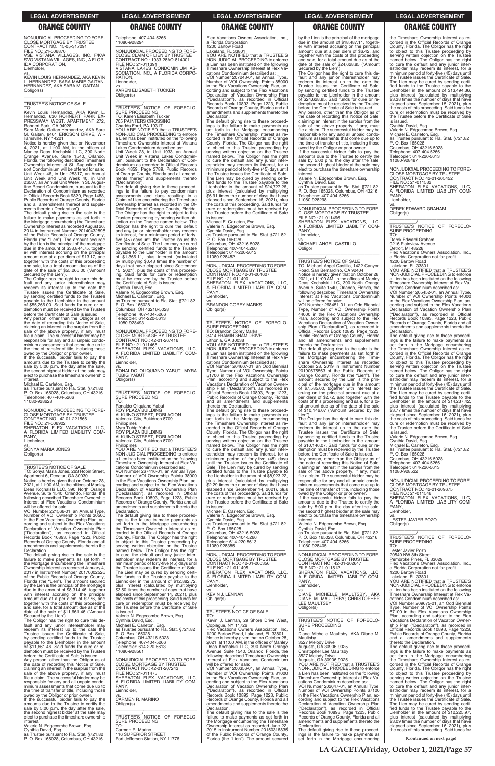NONJUDICIAL PROCEEDING TO FORECLOSE MORTGAGE BY TRUSTEE
CONTRACT NO.: 15-05-317091
FILE NO.: 21-006870
VSE VISTANA VILLAGES, INC. F/K/A SVO VISTANA VILLAGES, INC., A FLORIDA CORPORATION,
Lienholder,

vs.

KEVIN LOUIS HERNANDEZ, AKA KEVIN L. HERNANDEZ; SARA MARIE GAITAN-HERNANDEZ, AKA SARA M. GAITAN
Obligor(s)

_______________/

TRUSTEE'S NOTICE OF SALE

TO:
Kevin Louis Hernandez, AKA Kevin L. Hernandez, 630 ROHNERT PARK EXPRESSWAY WEST, APARTMENT 272, Rohnert Park, CA 94928
Sara Marie Gaitan-Hernandez, AKA Sara M. Gaitan, 6401 ERICSON DRIVE, Williamsville, NY 14221

Notice is hereby given that on November 4, 2021, at 11:00 AM, in the offices of Manley Deas Kochalski LLC, 390 North Orange Avenue, Suite 1540, Orlando, Florida, the following described Timeshare Ownership Interest at St. Augustine Resort Condominium will be offered for sale:

Unit Week 46, in Unit 25317, an Annual Unit Week and Unit Week 40, in Unit 26507, an Annual Unit Week in St. Augustine Resort Condominium, pursuant to the Declaration of Condominium as recorded in Official Records Book 9820, Page 1488, Public Records of Orange County, Florida and all amendments thereof and supplements thereto ('Declaration').

The default giving rise to the sale is the failure to make payments as set forth in the Mortgage encumbering the Timeshare Ownership Interest as recorded August 26, 2014 in Instrument Number 20140432895 of the Public Records of Orange County, Florida (the "Lien"). The amount secured by the Lien is the principal of the mortgage due in the amount of $38,844.75, together with interest accruing on the principal amount due at a per diem of $13.17, and together with the costs of this proceeding and sale, for a total amount due as of the date of the sale of $55,266.00 ("Amount Secured by the Lien").

The Obligor has the right to cure this default and any junior interestholder may redeem its interest up to the date the Trustee issues the Certificate of Sale, by sending certified funds to the Trustee payable to the Lienholder in the amount of $55,266.00. Said funds for cure or redemption must be received by the Trustee before the Certificate of Sale is issued.

Any person, other than the Obligor as of the date of recording this Notice of Sale, claiming an interest in the surplus from the sale of the above property, if any, must file a claim. The successful bidder may be responsible for any and all unpaid condominium assessments that come due up to the time of transfer of title, including those owed by the Obligor or prior owner.

If the successful bidder fails to pay the amounts due to the Trustee to certify the sale by 5:00 p.m. the day after the sale, the second highest bidder at the sale may elect to purchase the timeshare ownership interest.

Michael E. Carleton, Esq.
as Trustee pursuant to Fla. Stat. §721.82
P. O. Box 165028, Columbus, OH 43216
Telephone: 407-404-5266
11080-928628

---

NONJUDICIAL PROCEEDING TO FORECLOSE MORTGAGE BY TRUSTEE
CONTRACT NO.: 42-01-221566
FILE NO.: 21-006902
SHERATON FLEX VACATIONS, LLC, A FLORIDA LIMITED LIABILITY COMPANY,
Lienholder,

vs.

SONYA MARIA JONES
Obligor(s)

_______________/

TRUSTEE'S NOTICE OF SALE

TO: Sonya Maria Jones, 263 Robin Street, Apartment 6, Decatur, GA 30030

Notice is hereby given that on October 28, 2021, at 11:00 AM, in the offices of Manley Deas Kochalski LLC, 390 North Orange Avenue, Suite 1540, Orlando, Florida, the following described Timeshare Ownership Interest at Flex Vacations Condominium will be offered for sale:

VOI Number 221566-01, an Annual Type, Number of VOI Ownership Points 30500 in the Flex Vacations Ownership Plan, according and subject to the Flex Vacations Declaration of Vacation Ownership Plan ("Declaration"), as recorded in Official Records Book 10893, Page 1223, Public Records of Orange County, Florida and all amendments and supplements thereto the Declaration.

The default giving rise to the sale is the failure to make payments as set forth in the Mortgage encumbering the Timeshare Ownership Interest as recorded January 4, 2017 in Instrument Number 20170002526 of the Public Records of Orange County, Florida (the "Lien"). The amount secured by the Lien is the principal of the mortgage due in the amount of $8,314.46, together with interest accruing on the principal amount due at a per diem of $2.76, and together with the costs of this proceeding and sale, for a total amount due as of the date of the sale of $11,661.46 ("Amount Secured by the Lien").

The Obligor has the right to cure this default and any junior interestholder may redeem its interest up to the date the Trustee issues the Certificate of Sale, by sending certified funds to the Trustee payable to the Lienholder in the amount of $11,661.46. Said funds for cure or redemption must be received by the Trustee before the Certificate of Sale is issued.

Any person, other than the Obligor as of the date of recording this Notice of Sale, claiming an interest in the surplus from the sale of the above property, if any, must file a claim. The successful bidder may be responsible for any and all unpaid condominium assessments that come due up to the time of transfer of title, including those owed by the Obligor or prior owner.

If the successful bidder fails to pay the amounts due to the Trustee to certify the sale by 5:00 p.m. the day after the sale, the second highest bidder at the sale may elect to purchase the timeshare ownership interest.

Valerie N. Edgecombe Brown, Esq.
Cynthia David, Esq.
as Trustee pursuant to Fla. Stat. §721.82
P. O. Box 165028, Columbus, OH 43216
Telephone: 407-404-5266
11080-928294

---

NONJUDICIAL PROCEEDING TO FORECLOSE CLAIM OF LIEN BY TRUSTEE
CONTRACT NO.: 1933-28A0-814001
FILE NO.: 21-011391
VISTANA LAKES CONDOMINIUM ASSOCIATION, INC., A FLORIDA CORPORATION,
Lienholder,

vs.

KAREN ELISABETH TUCKER
Obligor(s)

_______________/

TRUSTEE'S NOTICE OF FORECLOSURE PROCEEDING

TO: Karen Elisabeth Tucker
705 PAINTERS CROSSING
Chadds Ford, PA 19317

YOU ARE NOTIFIED that a TRUSTEE'S NON-JUDICIAL PROCEEDING to enforce a Lien has been instituted on the following Timeshare Ownership Interest at Vistana Lakes Condominium described as:

Unit Week 28, in Unit 1933, an Annual Unit Week in Vistana Lakes Condominium, pursuant to the Declaration of Condominium as recorded in Official Records Book 4859, Page 3789, Public Records of Orange County, Florida and all amendments thereof and supplements thereto ('Declaration').

The default giving rise to these proceedings is the failure to pay condominium assessments and dues resulting in a Claim of Lien encumbering the Timeshare Ownership Interest as recorded in the Official Records of Orange County, Florida. The Obligor has the right to object to this Trustee proceeding by serving written objection on the Trustee named below. The Obligor has the right to cure the default and any junior interestholder may redeem its interest, for a minimum period of forty-five (45) days until the Trustee issues the Certificate of Sale. The Lien may be cured by sending certified funds to the Trustee payable to the Lienholder in the amount of $1,366.11, plus interest (calculated by multiplying $0.43 times the number of days that have elapsed since September 15, 2021), plus the costs of this proceeding. Said funds for cure or redemption must be received by the Trustee before the Certificate of Sale is issued.

Cynthia David, Esq.
Valerie N. Edgecombe Brown, Esq.
Michael E. Carleton, Esq.
as Trustee pursuant to Fla. Stat. §721.82
P. O. Box 165028
Columbus, OH 43216-5028
Telephone: 407-404-5266
Telecopier: 614-220-5613
11080-928493

---

NONJUDICIAL PROCEEDING TO FORECLOSE MORTGAGE BY TRUSTEE
CONTRACT NO.: 42-01-267416
FILE NO.: 21-011465
SHERATON FLEX VACATIONS, LLC, A FLORIDA LIMITED LIABILITY COMPANY,
Lienholder,

vs.

RONALDO OLIQUIANO YABUT; MYRA TUBIG YABUT
Obligor(s)

_______________/

TRUSTEE'S NOTICE OF FORECLOSURE PROCEEDING

TO:
Ronaldo Oliquiano Yabut
ROY PLAZA BUILDING
ALKUINO STREET, POBLACION
Valencia City, Bukidnon 8709
Philippines
Myra Tubig Yabut
ROY PLAZA BUILDING
ALKUINO STREET, POBLACION
Valencia City, Bukidnon 8709
Philippines

YOU ARE NOTIFIED that a TRUSTEE'S NON-JUDICIAL PROCEEDING to enforce a Lien has been instituted on the following Timeshare Ownership Interest at Flex Vacations Condominium described as:

VOI Number 267416-01, an Annual Type, Number of VOI Ownership Points 38000 in the Flex Vacations Ownership Plan, according and subject to the Flex Vacations Declaration of Vacation Ownership Plan ("Declaration"), as recorded in Official Records Book 10893, Page 1223, Public Records of Orange County, Florida and all amendments and supplements thereto the Declaration.

The default giving rise to these proceedings is the failure to make payments as set forth in the Mortgage encumbering the Timeshare Ownership Interest as recorded in the Official Records of Orange County, Florida. The Obligor has the right to object to this Trustee proceeding by serving written objection on the Trustee named below. The Obligor has the right to cure the default and any junior interestholder may redeem its interest, for a minimum period of forty-five (45) days until the Trustee issues the Certificate of Sale. The Lien may be cured by sending certified funds to the Trustee payable to the Lienholder in the amount of $12,882.72, plus interest (calculated by multiplying $3.50 times the number of days that have elapsed since September 14, 2021), plus the costs of this proceeding. Said funds for cure or redemption must be received by the Trustee before the Certificate of Sale is issued.

Valerie N. Edgecombe Brown, Esq.
Cynthia David, Esq.
Michael E. Carleton, Esq.
as Trustee pursuant to Fla. Stat. §721.82
P. O. Box 165028
Columbus, OH 43216-5028
Telephone: 407-404-5266
Telecopier: 614-220-5613
11080-928561

---

NONJUDICIAL PROCEEDING TO FORECLOSE MORTGAGE BY TRUSTEE
CONTRACT NO.: 42-01-207243
FILE NO.: 21-011475
SHERATON FLEX VACATIONS, LLC, A FLORIDA LIMITED LIABILITY COMPANY,
Lienholder,

vs.

CARMEN R. MARINO
Obligor(s)

_______________/

TRUSTEE'S NOTICE OF FORECLOSURE PROCEEDING

TO:
Carmen R. Marino
116 SUPERIOR STREET
Port Jefferson Station, NY 11776
Flex Vacations Owners Association, Inc., a Florida Corporation
1200 Bartow Road
Lakeland, FL 33801

YOU ARE NOTIFIED that a TRUSTEE'S NON-JUDICIAL PROCEEDING to enforce a Lien has been instituted on the following Timeshare Ownership Interest at Flex Vacations Condominium described as:

VOI Number 207243-01, an Annual Type, Number of VOI Ownership Points 85000 in the Flex Vacations Ownership Plan, according and subject to the Flex Vacations Declaration of Vacation Ownership Plan ("Declaration"), as recorded in Official Records Book 10893, Page 1223, Public Records of Orange County, Florida and all amendments and supplements thereto the Declaration.

The default giving rise to these proceedings is the failure to make payments as set forth in the Mortgage encumbering the Timeshare Ownership Interest as recorded in the Official Records of Orange County, Florida. The Obligor has the right to object to this Trustee proceeding by serving written objection on the Trustee named below. The Obligor has the right to cure the default and any junior interestholder may redeem its interest, for a minimum period of forty-five (45) days until the Trustee issues the Certificate of Sale. The Lien may be cured by sending certified funds to the Trustee payable to the Lienholder in the amount of $24,727.26, plus interest (calculated by multiplying $6.91 times the number of days that have elapsed since September 16, 2021), plus the costs of this proceeding. Said funds for cure or redemption must be received by the Trustee before the Certificate of Sale is issued.

Michael E. Carleton, Esq.
Valerie N. Edgecombe Brown, Esq.
Cynthia David, Esq.
as Trustee pursuant to Fla. Stat. §721.82
P. O. Box 165028
Columbus, OH 43216-5028
Telephone: 407-404-5266
Telecopier: 614-220-5613
11080-928482

---

NONJUDICIAL PROCEEDING TO FORECLOSE MORTGAGE BY TRUSTEE
CONTRACT NO.: 42-01-204607
FILE NO.: 21-011490
SHERATON FLEX VACATIONS, LLC, A FLORIDA LIMITED LIABILITY COMPANY,
Lienholder,

vs.

BRANDON COREY MARKS
Obligor(s)

_______________/

TRUSTEE'S NOTICE OF FORECLOSURE PROCEEDING

TO: Brandon Corey Marks
3414 FRAMINGHAM DRIVE
Lithonia, GA 30038

YOU ARE NOTIFIED that a TRUSTEE'S NON-JUDICIAL PROCEEDING to enforce a Lien has been instituted on the following Timeshare Ownership Interest at Flex Vacations Condominium described as:

VOI Number 204607-01, an Odd Biennial Type, Number of VOI Ownership Points 51700 in the Flex Vacations Ownership Plan, according and subject to the Flex Vacations Declaration of Vacation Ownership Plan ("Declaration"), as recorded in Official Records Book 10893, Page 1223, Public Records of Orange County, Florida and all amendments and supplements thereto the Declaration.

The default giving rise to these proceedings is the failure to make payments as set forth in the Mortgage encumbering the Timeshare Ownership Interest as recorded in the Official Records of Orange County, Florida. The Obligor has the right to object to this Trustee proceeding by serving written objection on the Trustee named below. The Obligor has the right to cure the default and any junior interestholder may redeem its interest, for a minimum period of forty-five (45) days until the Trustee issues the Certificate of Sale. The Lien may be cured by sending certified funds to the Trustee payable to the Lienholder in the amount of $8,923.22, plus interest (calculated by multiplying $2.29 times the number of days that have elapsed since September 14, 2021), plus the costs of this proceeding. Said funds for cure or redemption must be received by the Trustee before the Certificate of Sale is issued.

Michael E. Carleton, Esq.
Valerie N. Edgecombe Brown, Esq.
Cynthia David, Esq.
as Trustee pursuant to Fla. Stat. §721.82
P. O. Box 165028
Columbus, OH 43216-5028
Telephone: 407-404-5266
Telecopier: 614-220-5613
11080-928385

---

NONJUDICIAL PROCEEDING TO FORECLOSE MORTGAGE BY TRUSTEE
CONTRACT NO.: 42-01-200356
FILE NO.: 21-011495
SHERATON FLEX VACATIONS, LLC, A FLORIDA LIMITED LIABILITY COMPANY,
Lienholder,

vs.

KEVIN J. LENNAN
Obligor(s)

_______________/

TRUSTEE'S NOTICE OF SALE

TO:
Kevin J. Lennan, 29 Shore Drive West, Copiague, NY 11726
Flex Vacations Owners Association, Inc., 1200 Bartow Road, Lakeland, FL 33801

Notice is hereby given that on October 28, 2021, at 11:00 AM, in the offices of Manley Deas Kochalski LLC, 390 North Orange Avenue, Suite 1540, Orlando, Florida, the following described Timeshare Ownership Interest at Flex Vacations Condominium will be offered for sale:

VOI Number 200356-01, an Annual Type, Number of VOI Ownership Points 81000 in the Flex Vacations Ownership Plan, according and subject to the Flex Vacations Declaration of Vacation Ownership Plan ("Declaration"), as recorded in Official Records Book 10893, Page 1223, Public Records of Orange County, Florida and all amendments and supplements thereto the Declaration.

The default giving rise to the sale is the failure to make payments as set forth in the Mortgage encumbering the Timeshare Ownership Interest as recorded June 22, 2015 in Instrument Number 20150316836 of the Public Records of Orange County, Florida (the "Lien"). The amount secured by the Lien is the principal of the mortgage due in the amount of $18,487.11, together with interest accruing on the principal amount due at a per diem of $6.42, and together with the costs of this proceeding and sale, for a total amount due as of the date of the sale of $24,628.85 ("Amount Secured by the Lien").

The Obligor has the right to cure this default and any junior interestholder may redeem its interest up to the date the Trustee issues the Certificate of Sale, by sending certified funds to the Trustee payable to the Lienholder in the amount of $24,628.85. Said funds for cure or redemption must be received by the Trustee before the Certificate of Sale is issued.

Any person, other than the Obligor as of the date of recording this Notice of Sale, claiming an interest in the surplus from the sale of the above property, if any, must file a claim. The successful bidder may be responsible for any and all unpaid condominium assessments that come due up to the time of transfer of title, including those owed by the Obligor or prior owner.

If the successful bidder fails to pay the amounts due to the Trustee to certify the sale by 5:00 p.m. the day after the sale, the second highest bidder at the sale may elect to purchase the timeshare ownership interest.

Valerie N. Edgecombe Brown, Esq.
Cynthia David, Esq.
as Trustee pursuant to Fla. Stat. §721.82
P. O. Box 165028, Columbus, OH 43216
Telephone: 407-404-5266
11080-928298

---

NONJUDICIAL PROCEEDING TO FORECLOSE MORTGAGE BY TRUSTEE
FILE NO.: 21-011496
SHERATON FLEX VACATIONS, LLC, A FLORIDA LIMITED LIABILITY COMPANY,
Lienholder,

vs.

MICHAEL ANGEL CASTILLO
Obligor

_______________/

TRUSTEE'S NOTICE OF SALE

TO: Michael Angel Castillo, 1422 Canyon Road, San Bernardino, CA 92404

Notice is hereby given that on October 28, 2021, at 11:00 AM, in the offices of Manley Deas Kochalski LLC, 390 North Orange Avenue, Suite 1540, Orlando, Florida, the following described Timeshare Ownership Interest at Flex Vacations Condominium will be offered for sale:

VOI Number 268451-01, an Odd Biennial Type, Number of VOI Ownership Points 44000 in the Flex Vacations Ownership Plan, according and subject to the Flex Vacations Declaration of Vacation Ownership Plan ("Declaration"), as recorded in Official Records Book 10893, Page 1223, Public Records of Orange County, Florida and all amendments and supplements thereto the Declaration.

The default giving rise to the sale is the failure to make payments as set forth in the Mortgage encumbering the Timeshare Ownership Interest as recorded October 29, 2019 in Instrument Number 20190675563 of the Public Records of Orange County, Florida (the "Lien"). The amount secured by the Lien is the principal of the mortgage due in the amount of $7,585.00, together with interest accruing on the principal amount due at a per diem of $2.72, and together with the costs of this proceeding and sale, for a total amount due as of the date of the sale of $10,146.07 ("Amount Secured by the Lien").

The Obligor has the right to cure this default and any junior interestholder may redeem its interest up to the date the Trustee issues the Certificate of Sale, by sending certified funds to the Trustee payable to the Lienholder in the amount of $10,146.07. Said funds for cure or redemption must be received by the Trustee before the Certificate of Sale is issued.

Any person, other than the Obligor as of the date of recording this Notice of Sale, claiming an interest in the surplus from the sale of the above property, if any, must file a claim. The successful bidder may be responsible for any and all unpaid condominium assessments that come due up to the time of transfer of title, including those owed by the Obligor or prior owner.

If the successful bidder fails to pay the amounts due to the Trustee to certify the sale by 5:00 p.m. the day after the sale, the second highest bidder at the sale may elect to purchase the timeshare ownership interest.

Valerie N. Edgecombe Brown, Esq.
Cynthia David, Esq.
as Trustee pursuant to Fla. Stat. §721.82
P. O. Box 165028, Columbus, OH 43216
Telephone: 407-404-5266
11080-928405

---

NONJUDICIAL PROCEEDING TO FORECLOSE MORTGAGE BY TRUSTEE
CONTRACT NO.: 42-01-202647
FILE NO.: 21-011512
SHERATON FLEX VACATIONS, LLC, A FLORIDA LIMITED LIABILITY COMPANY,
Lienholder,

vs.

DIANE MICHELLE MAULTSBY, AKA DIANE M. MAULTSBY; CHRISTOPHER LEE MAULTSBY
Obligor(s)

_______________/

TRUSTEE'S NOTICE OF FORECLOSURE PROCEEDING

TO:
Diane Michelle Maultsby, AKA Diane M. Maultsby
3527 Melody Drive
Augusta, GA 30906-9025
Christopher Lee Maultsby
3527 Melody Drive
Augusta, GA 30906-9025

YOU ARE NOTIFIED that a TRUSTEE'S NON-JUDICIAL PROCEEDING to enforce a Lien has been instituted on the following Timeshare Ownership Interest at Flex Vacations Condominium described as:

VOI Number 202647-01, an Annual Type, Number of VOI Ownership Points 67100 in the Flex Vacations Ownership Plan, according and subject to the Flex Vacations Declaration of Vacation Ownership Plan ("Declaration"), as recorded in Official Records Book 10893, Page 1223, Public Records of Orange County, Florida and all amendments and supplements thereto the Declaration.

The default giving rise to these proceedings is the failure to make payments as set forth in the Mortgage encumbering the Timeshare Ownership Interest as recorded in the Official Records of Orange County, Florida. The Obligor has the right to object to this Trustee proceeding by serving written objection on the Trustee named below. The Obligor has the right to cure the default and any junior interestholder may redeem its interest, for a minimum period of forty-five (45) days until the Trustee issues the Certificate of Sale. The Lien may be cured by sending certified funds to the Trustee payable to the Lienholder in the amount of $13,494.36, plus interest (calculated by multiplying $3.38 times the number of days that have elapsed since September 15, 2021), plus the costs of this proceeding. Said funds for cure or redemption must be received by the Trustee before the Certificate of Sale is issued.

Cynthia David, Esq.
Valerie N. Edgecombe Brown, Esq.
Michael E. Carleton, Esq.
as Trustee pursuant to Fla. Stat. §721.82
P. O. Box 165028
Columbus, OH 43216-5028
Telephone: 407-404-5266
Telecopier: 614-220-5613
11080-928487

---

NONJUDICIAL PROCEEDING TO FORECLOSE MORTGAGE BY TRUSTEE
CONTRACT NO.: 42-01-205452
FILE NO.: 21-011532
SHERATON FLEX VACATIONS, LLC, A FLORIDA LIMITED LIABILITY COMPANY,
Lienholder,

vs.

DEREK EDWARD GRAHAM
Obligor(s)

_______________/

TRUSTEE'S NOTICE OF FORECLOSURE PROCEEDING

TO:
Derek Edward Graham
9216 Plainview Avenue
Detroit, MI 48228
Flex Vacations Owners Association, Inc., a Florida Corporation not-for-profit
1200 Bartow Road
Lakeland, FL 33801

YOU ARE NOTIFIED that a TRUSTEE'S NON-JUDICIAL PROCEEDING to enforce a Lien has been instituted on the following Timeshare Ownership Interest at Flex Vacations Condominium described as:

VOI Number 205452-01, an Annual Type, Number of VOI Ownership Points 44000 in the Flex Vacations Ownership Plan, according and subject to the Flex Vacations Declaration of Vacation Ownership Plan ("Declaration"), as recorded in Official Records Book 10893, Page 1223, Public Records of Orange County, Florida and all amendments and supplements thereto the Declaration.

The default giving rise to these proceedings is the failure to make payments as set forth in the Mortgage encumbering the Timeshare Ownership Interest as recorded in the Official Records of Orange County, Florida. The Obligor has the right to object to this Trustee proceeding by serving written objection on the Trustee named below. The Obligor has the right to cure the default and any junior interestholder may redeem its interest, for a minimum period of forty-five (45) days until the Trustee issues the Certificate of Sale. The Lien may be cured by sending certified funds to the Trustee payable to the Lienholder in the amount of $14,237.42, plus interest (calculated by multiplying $3.77 times the number of days that have elapsed since September 15, 2021), plus the costs of this proceeding. Said funds for cure or redemption must be received by the Trustee before the Certificate of Sale is issued.

Valerie N. Edgecombe Brown, Esq.
Cynthia David, Esq.
Michael E. Carleton, Esq.
as Trustee pursuant to Fla. Stat. §721.82
P. O. Box 165028
Columbus, OH 43216-5028
Telephone: 407-404-5266
Telecopier: 614-220-5613
11080-928532

---

NONJUDICIAL PROCEEDING TO FORECLOSE MORTGAGE BY TRUSTEE
CONTRACT NO.: 42-01-209675
FILE NO.: 21-011546
SHERATON FLEX VACATIONS, LLC, A FLORIDA LIMITED LIABILITY COMPANY,
Lienholder,

vs.

LESTER JAVIER POZO
Obligor(s)

_______________/

TRUSTEE'S NOTICE OF FORECLOSURE PROCEEDING

TO:
Lester Javier Pozo
20540 NW 8th Street
Pembroke Pines, FL 33029
Flex Vacations Owners Association, Inc., a Florida Corporation not-for-profit
1200 Bartow Road
Lakeland, FL 33801

YOU ARE NOTIFIED that a TRUSTEE'S NON-JUDICIAL PROCEEDING to enforce a Lien has been instituted on the following Timeshare Ownership Interest at Flex Vacations Condominium described as:

VOI Number 209675-01, an Odd Biennial Type, Number of VOI Ownership Points 67100 in the Flex Vacations Ownership Plan, according and subject to the Flex Vacations Declaration of Vacation Ownership Plan ("Declaration"), as recorded in Official Records Book 10893, Page 1223, Public Records of Orange County, Florida and all amendments and supplements thereto the Declaration.

The default giving rise to these proceedings is the failure to make payments as set forth in the Mortgage encumbering the Timeshare Ownership Interest as recorded in the Official Records of Orange County, Florida. The Obligor has the right to object to this Trustee proceeding by serving written objection on the Trustee named below. The Obligor has the right to cure the default and any junior interestholder may redeem its interest, for a minimum period of forty-five (45) days until the Trustee issues the Certificate of Sale. The Lien may be cured by sending certified funds to the Trustee payable to the Lienholder in the amount of $12,225.97, plus interest (calculated by multiplying $3.09 times the number of days that have elapsed since September 16, 2021), plus the costs of this proceeding. Said funds for cure

**(Continued on next page)**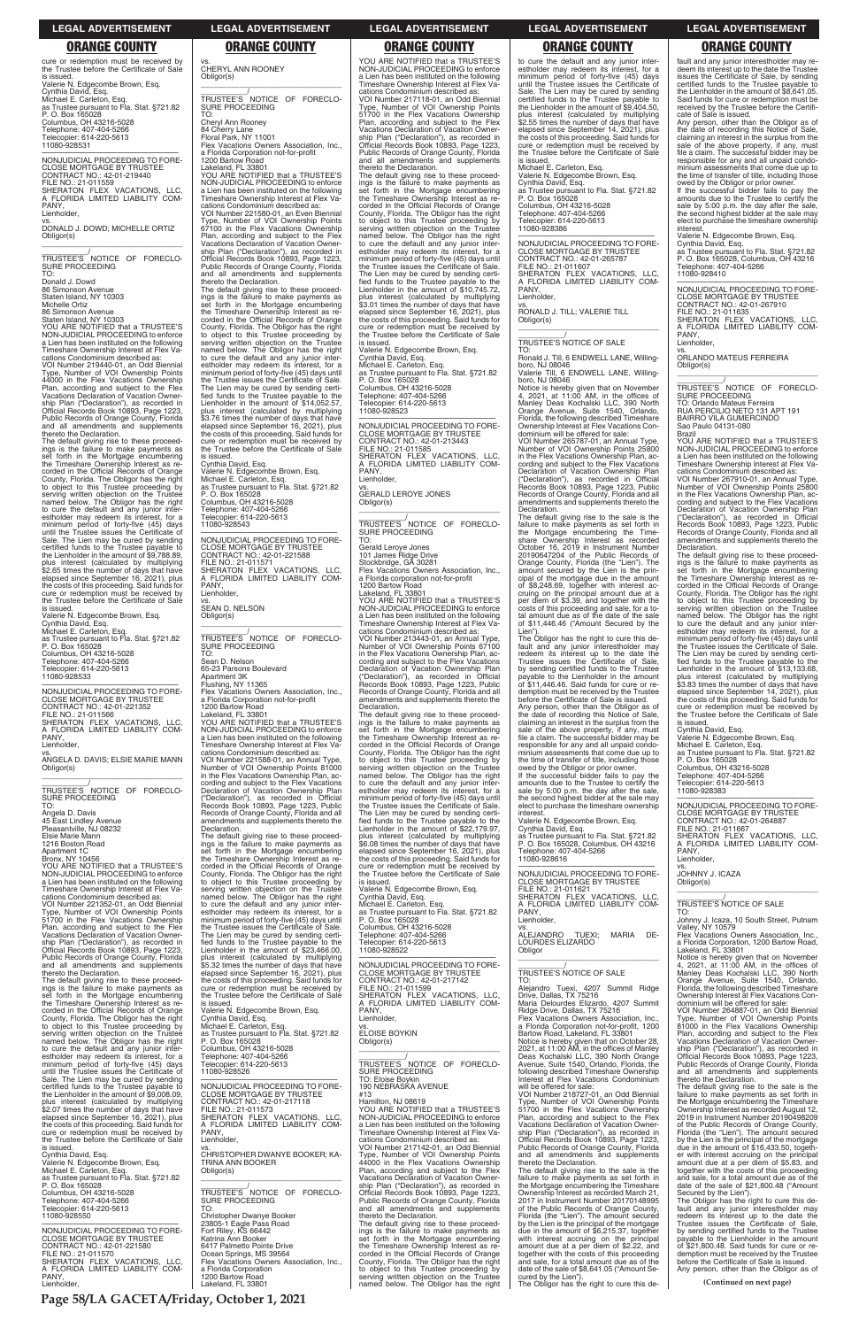cure or redemption must be received by the Trustee before the Certificate of Sale is issued.
Valerie N. Edgecombe Brown, Esq.
Cynthia David, Esq.
Michael E. Carleton, Esq.
as Trustee pursuant to Fla. Stat. §721.82
P. O. Box 165028
Columbus, OH 43216-5028
Telephone: 407-404-5266
Telecopier: 614-220-5613
11080-928531

NONJUDICIAL PROCEEDING TO FORECLOSE MORTGAGE BY TRUSTEE
CONTRACT NO.: 42-01-219440
FILE NO.: 21-011559
SHERATON FLEX VACATIONS, LLC, A FLORIDA LIMITED LIABILITY COMPANY,
Lienholder,
vs.
DONALD J. DOWD; MICHELLE ORTIZ
Obligor(s)

TRUSTEE'S NOTICE OF FORECLOSURE PROCEEDING
TO:
Donald J. Dowd
86 Simonson Avenue
Staten Island, NY 10303
Michelle Ortiz
86 Simonson Avenue
Staten Island, NY 10303
YOU ARE NOTIFIED that a TRUSTEE'S NON-JUDICIAL PROCEEDING to enforce a Lien has been instituted on the following Timeshare Ownership Interest at Flex Vacations Condominium described as:
VOI Number 219440-01, an Odd Biennial Type, Number of VOI Ownership Points 44000 in the Flex Vacations Ownership Plan, according and subject to the Flex Vacations Declaration of Vacation Ownership Plan ("Declaration"), as recorded in Official Records Book 10893, Page 1223, Public Records of Orange County, Florida and all amendments and supplements thereto the Declaration.
The default giving rise to these proceedings is the failure to make payments as set forth in the Mortgage encumbering the Timeshare Ownership Interest as recorded in the Official Records of Orange County, Florida. The Obligor has the right to object to this Trustee proceeding by serving written objection on the Trustee named below. The Obligor has the right to cure the default and any junior interestholder may redeem its interest, for a minimum period of forty-five (45) days until the Trustee issues the Certificate of Sale. The Lien may be cured by sending certified funds to the Trustee payable to the Lienholder in the amount of $9,788.89, plus interest (calculated by multiplying $2.65 times the number of days that have elapsed since September 16, 2021), plus the costs of this proceeding. Said funds for cure or redemption must be received by the Trustee before the Certificate of Sale is issued.
Valerie N. Edgecombe Brown, Esq.
Cynthia David, Esq.
Michael E. Carleton, Esq.
as Trustee pursuant to Fla. Stat. §721.82
P. O. Box 165028
Columbus, OH 43216-5028
Telephone: 407-404-5266
Telecopier: 614-220-5613
11080-928533

NONJUDICIAL PROCEEDING TO FORECLOSE MORTGAGE BY TRUSTEE
CONTRACT NO.: 42-01-221352
FILE NO.: 21-011566
SHERATON FLEX VACATIONS, LLC, A FLORIDA LIMITED LIABILITY COMPANY,
Lienholder,
vs.
ANGELA D. DAVIS; ELSIE MARIE MANN
Obligor(s)

TRUSTEE'S NOTICE OF FORECLOSURE PROCEEDING
TO:
Angela D. Davis
45 East Lindley Avenue
Pleasantville, NJ 08232
Elsie Marie Mann
1216 Boston Road
Apartment 1C
Bronx, NY 10456
YOU ARE NOTIFIED that a TRUSTEE'S NON-JUDICIAL PROCEEDING to enforce a Lien has been instituted on the following Timeshare Ownership Interest at Flex Vacations Condominium described as:
VOI Number 221352-01, an Odd Biennial Type, Number of VOI Ownership Points 51700 in the Flex Vacations Ownership Plan, according and subject to the Flex Vacations Declaration of Vacation Ownership Plan ("Declaration"), as recorded in Official Records Book 10893, Page 1223, Public Records of Orange County, Florida and all amendments and supplements thereto the Declaration.
The default giving rise to these proceedings is the failure to make payments as set forth in the Mortgage encumbering the Timeshare Ownership Interest as recorded in the Official Records of Orange County, Florida. The Obligor has the right to object to this Trustee proceeding by serving written objection on the Trustee named below. The Obligor has the right to cure the default and any junior interestholder may redeem its interest, for a minimum period of forty-five (45) days until the Trustee issues the Certificate of Sale. The Lien may be cured by sending certified funds to the Trustee payable to the Lienholder in the amount of $9,008.09, plus interest (calculated by multiplying $2.07 times the number of days that have elapsed since September 16, 2021), plus the costs of this proceeding. Said funds for cure or redemption must be received by the Trustee before the Certificate of Sale is issued.
Cynthia David, Esq.
Valerie N. Edgecombe Brown, Esq.
Michael E. Carleton, Esq.
as Trustee pursuant to Fla. Stat. §721.82
P. O. Box 165028
Columbus, OH 43216-5028
Telephone: 407-404-5266
Telecopier: 614-220-5613
11080-928550

NONJUDICIAL PROCEEDING TO FORECLOSE MORTGAGE BY TRUSTEE
CONTRACT NO.: 42-01-221580
FILE NO.: 21-011570
SHERATON FLEX VACATIONS, LLC, A FLORIDA LIMITED LIABILITY COMPANY,
Lienholder,
vs.
CHERYL ANN ROONEY
Obligor(s)

TRUSTEE'S NOTICE OF FORECLOSURE PROCEEDING
TO:
Cheryl Ann Rooney
84 Cherry Lane
Floral Park, NY 11001
Flex Vacations Owners Association, Inc., a Florida Corporation not-for-profit
1200 Bartow Road
Lakeland, FL 33801
YOU ARE NOTIFIED that a TRUSTEE'S NON-JUDICIAL PROCEEDING to enforce a Lien has been instituted on the following Timeshare Ownership Interest at Flex Vacations Condominium described as:
VOI Number 221580-01, an Even Biennial Type, Number of VOI Ownership Points 67100 in the Flex Vacations Ownership Plan, according and subject to the Flex Vacations Declaration of Vacation Ownership Plan ("Declaration"), as recorded in Official Records Book 10893, Page 1223, Public Records of Orange County, Florida and all amendments and supplements thereto the Declaration.
The default giving rise to these proceedings is the failure to make payments as set forth in the Mortgage encumbering the Timeshare Ownership Interest as recorded in the Official Records of Orange County, Florida. The Obligor has the right to object to this Trustee proceeding by serving written objection on the Trustee named below. The Obligor has the right to cure the default and any junior interestholder may redeem its interest, for a minimum period of forty-five (45) days until the Trustee issues the Certificate of Sale. The Lien may be cured by sending certified funds to the Trustee payable to the Lienholder in the amount of $14,052.57, plus interest (calculated by multiplying $3.76 times the number of days that have elapsed since September 16, 2021), plus the costs of this proceeding. Said funds for cure or redemption must be received by the Trustee before the Certificate of Sale is issued.
Cynthia David, Esq.
Valerie N. Edgecombe Brown, Esq.
Michael E. Carleton, Esq.
as Trustee pursuant to Fla. Stat. §721.82
P. O. Box 165028
Columbus, OH 43216-5028
Telephone: 407-404-5266
Telecopier: 614-220-5613
11080-928543

NONJUDICIAL PROCEEDING TO FORECLOSE MORTGAGE BY TRUSTEE
CONTRACT NO.: 42-01-221588
FILE NO.: 21-011571
SHERATON FLEX VACATIONS, LLC, A FLORIDA LIMITED LIABILITY COMPANY,
Lienholder,
vs.
SEAN D. NELSON
Obligor(s)

TRUSTEE'S NOTICE OF FORECLOSURE PROCEEDING
TO:
Sean D. Nelson
65-23 Parsons Boulevard
Apartment 3K
Flushing, NY 11365
Flex Vacations Owners Association, Inc., a Florida Corporation not-for-profit
1200 Bartow Road
Lakeland, FL 33801
YOU ARE NOTIFIED that a TRUSTEE'S NON-JUDICIAL PROCEEDING to enforce a Lien has been instituted on the following Timeshare Ownership Interest at Flex Vacations Condominium described as:
VOI Number 221588-01, an Annual Type, Number of VOI Ownership Points 81000 in the Flex Vacations Ownership Plan, according and subject to the Flex Vacations Declaration of Vacation Ownership Plan ("Declaration"), as recorded in Official Records Book 10893, Page 1223, Public Records of Orange County, Florida and all amendments and supplements thereto the Declaration.
The default giving rise to these proceedings is the failure to make payments as set forth in the Mortgage encumbering the Timeshare Ownership Interest as recorded in the Official Records of Orange County, Florida. The Obligor has the right to object to this Trustee proceeding by serving written objection on the Trustee named below. The Obligor has the right to cure the default and any junior interestholder may redeem its interest, for a minimum period of forty-five (45) days until the Trustee issues the Certificate of Sale. The Lien may be cured by sending certified funds to the Trustee payable to the Lienholder in the amount of $23,466.00, plus interest (calculated by multiplying $5.32 times the number of days that have elapsed since September 16, 2021), plus the costs of this proceeding. Said funds for cure or redemption must be received by the Trustee before the Certificate of Sale is issued.
Valerie N. Edgecombe Brown, Esq.
Cynthia David, Esq.
Michael E. Carleton, Esq.
as Trustee pursuant to Fla. Stat. §721.82
P. O. Box 165028
Columbus, OH 43216-5028
Telephone: 407-404-5266
Telecopier: 614-220-5613
11080-928526

NONJUDICIAL PROCEEDING TO FORECLOSE MORTGAGE BY TRUSTEE
CONTRACT NO.: 42-01-217118
FILE NO.: 21-011573
SHERATON FLEX VACATIONS, LLC, A FLORIDA LIMITED LIABILITY COMPANY,
Lienholder,
vs.
CHRISTOPHER DWANYE BOOKER; KATRINA ANN BOOKER
Obligor(s)

TRUSTEE'S NOTICE OF FORECLOSURE PROCEEDING
TO:
Christopher Dwanye Booker
23805-1 Eagle Pass Road
Fort Riley, KS 66442
Katrina Ann Booker
6417 Palmetto Pointe Drive
Ocean Springs, MS 39564
Flex Vacations Owners Association, Inc., a Florida Corporation
1200 Bartow Road
Lakeland, FL 33801
YOU ARE NOTIFIED that a TRUSTEE'S NON-JUDICIAL PROCEEDING to enforce a Lien has been instituted on the following Timeshare Ownership Interest at Flex Vacations Condominium described as:
VOI Number 217118-01, an Odd Biennial Type, Number of VOI Ownership Points 51700 in the Flex Vacations Ownership Plan, according and subject to the Flex Vacations Declaration of Vacation Ownership Plan ("Declaration"), as recorded in Official Records Book 10893, Page 1223, Public Records of Orange County, Florida and all amendments and supplements thereto the Declaration.
The default giving rise to these proceedings is the failure to make payments as set forth in the Mortgage encumbering the Timeshare Ownership Interest as recorded in the Official Records of Orange County, Florida. The Obligor has the right to object to this Trustee proceeding by serving written objection on the Trustee named below. The Obligor has the right to cure the default and any junior interestholder may redeem its interest, for a minimum period of forty-five (45) days until the Trustee issues the Certificate of Sale. The Lien may be cured by sending certified funds to the Trustee payable to the Lienholder in the amount of $10,745.72, plus interest (calculated by multiplying $3.01 times the number of days that have elapsed since September 16, 2021), plus the costs of this proceeding. Said funds for cure or redemption must be received by the Trustee before the Certificate of Sale is issued.
Valerie N. Edgecombe Brown, Esq.
Cynthia David, Esq.
Michael E. Carleton, Esq.
as Trustee pursuant to Fla. Stat. §721.82
P. O. Box 165028
Columbus, OH 43216-5028
Telephone: 407-404-5266
Telecopier: 614-220-5613
11080-928523

NONJUDICIAL PROCEEDING TO FORECLOSE MORTGAGE BY TRUSTEE
CONTRACT NO.: 42-01-213443
FILE NO.: 21-011585
SHERATON FLEX VACATIONS, LLC, A FLORIDA LIMITED LIABILITY COMPANY,
Lienholder,
vs.
GERALD LEROYE JONES
Obligor(s)

TRUSTEE'S NOTICE OF FORECLOSURE PROCEEDING
TO:
Gerald Leroye Jones
101 James Ridge Drive
Stockbridge, GA 30281
Flex Vacations Owners Association, Inc., a Florida Corporation not-for-profit
1200 Bartow Road
Lakeland, FL 33801
YOU ARE NOTIFIED that a TRUSTEE'S NON-JUDICIAL PROCEEDING to enforce a Lien has been instituted on the following Timeshare Ownership Interest at Flex Vacations Condominium described as:
VOI Number 213443-01, an Annual Type, Number of VOI Ownership Points 67100 in the Flex Vacations Ownership Plan, according and subject to the Flex Vacations Declaration of Vacation Ownership Plan ("Declaration"), as recorded in Official Records Book 10893, Page 1223, Public Records of Orange County, Florida and all amendments and supplements thereto the Declaration.
The default giving rise to these proceedings is the failure to make payments as set forth in the Mortgage encumbering the Timeshare Ownership Interest as recorded in the Official Records of Orange County, Florida. The Obligor has the right to object to this Trustee proceeding by serving written objection on the Trustee named below. The Obligor has the right to cure the default and any junior interestholder may redeem its interest, for a minimum period of forty-five (45) days until the Trustee issues the Certificate of Sale. The Lien may be cured by sending certified funds to the Trustee payable to the Lienholder in the amount of $22,179.97, plus interest (calculated by multiplying $6.08 times the number of days that have elapsed since September 16, 2021), plus the costs of this proceeding. Said funds for cure or redemption must be received by the Trustee before the Certificate of Sale is issued.
Valerie N. Edgecombe Brown, Esq.
Cynthia David, Esq.
Michael E. Carleton, Esq.
as Trustee pursuant to Fla. Stat. §721.82
P. O. Box 165028
Columbus, OH 43216-5028
Telephone: 407-404-5266
Telecopier: 614-220-5613
11080-928522

NONJUDICIAL PROCEEDING TO FORECLOSE MORTGAGE BY TRUSTEE
CONTRACT NO.: 42-01-217142
FILE NO.: 21-011599
SHERATON FLEX VACATIONS, LLC, A FLORIDA LIMITED LIABILITY COMPANY,
Lienholder,
vs.
ELOISE BOYKIN
Obligor(s)

TRUSTEE'S NOTICE OF FORECLOSURE PROCEEDING
TO: Eloise Boykin
190 NEBRASKA AVENUE
#13
Hamilton, NJ 08619
YOU ARE NOTIFIED that a TRUSTEE'S NON-JUDICIAL PROCEEDING to enforce a Lien has been instituted on the following Timeshare Ownership Interest at Flex Vacations Condominium described as:
VOI Number 217142-01, an Odd Biennial Type, Number of VOI Ownership Points 44000 in the Flex Vacations Ownership Plan, according and subject to the Flex Vacations Declaration of Vacation Ownership Plan ("Declaration"), as recorded in Official Records Book 10893, Page 1223, Public Records of Orange County, Florida and all amendments and supplements thereto the Declaration.
The default giving rise to these proceedings is the failure to make payments as set forth in the Mortgage encumbering the Timeshare Ownership Interest as recorded in the Official Records of Orange County, Florida. The Obligor has the right to object to this Trustee proceeding by serving written objection on the Trustee named below. The Obligor has the right to cure the default and any junior interestholder may redeem its interest, for a minimum period of forty-five (45) days until the Trustee issues the Certificate of Sale. The Lien may be cured by sending certified funds to the Trustee payable to the Lienholder in the amount of $9,404.50, plus interest (calculated by multiplying $2.55 times the number of days that have elapsed since September 14, 2021), plus the costs of this proceeding. Said funds for cure or redemption must be received by the Trustee before the Certificate of Sale is issued.
Michael E. Carleton, Esq.
Valerie N. Edgecombe Brown, Esq.
Cynthia David, Esq.
as Trustee pursuant to Fla. Stat. §721.82
P. O. Box 165028
Columbus, OH 43216-5028
Telephone: 407-404-5266
Telecopier: 614-220-5613
11080-928386

NONJUDICIAL PROCEEDING TO FORECLOSE MORTGAGE BY TRUSTEE
CONTRACT NO.: 42-01-265787
FILE NO.: 21-011607
SHERATON FLEX VACATIONS, LLC, A FLORIDA LIMITED LIABILITY COMPANY,
Lienholder,
vs.
RONALD J. TILL; VALERIE TILL
Obligor(s)

TRUSTEE'S NOTICE OF SALE
TO:
Ronald J. Till, 6 ENDWELL LANE, Willingboro, NJ 08046
Valerie Till, 6 ENDWELL LANE, Willingboro, NJ 08046
Notice is hereby given that on November 4, 2021, at 11:00 AM, in the offices of Manley Deas Kochalski LLC, 390 North Orange Avenue, Suite 1540, Orlando, Florida, the following described Timeshare Ownership Interest at Flex Vacations Condominium will be offered for sale:
VOI Number 265787-01, an Annual Type, Number of VOI Ownership Points 25800 in the Flex Vacations Ownership Plan, according and subject to the Flex Vacations Declaration of Vacation Ownership Plan ("Declaration"), as recorded in Official Records Book 10893, Page 1223, Public Records of Orange County, Florida and all amendments and supplements thereto the Declaration.
The default giving rise to the sale is the failure to make payments as set forth in the Mortgage encumbering the Timeshare Ownership Interest as recorded October 16, 2019 in Instrument Number 20190647204 of the Public Records of Orange County, Florida (the "Lien"). The amount secured by the Lien is the principal of the mortgage due in the amount of $8,248.69, together with interest accruing on the principal amount due at a per diem of $3.39, and together with the costs of this proceeding and sale, for a total amount due as of the date of the sale of $11,446.46 ("Amount Secured by the Lien").
The Obligor has the right to cure this default and any junior interestholder may redeem its interest up to the date the Trustee issues the Certificate of Sale, by sending certified funds to the Trustee payable to the Lienholder in the amount of $11,446.46. Said funds for cure or redemption must be received by the Trustee before the Certificate of Sale is issued.
Any person, other than the Obligor as of the date of recording this Notice of Sale, claiming an interest in the surplus from the sale of the above property, if any, must file a claim. The successful bidder may be responsible for any and all unpaid condominium assessments that come due up to the time of transfer of title, including those owed by the Obligor or prior owner.
If the successful bidder fails to pay the amounts due to the Trustee to certify the sale by 5:00 p.m. the day after the sale, the second highest bidder at the sale may elect to purchase the timeshare ownership interest.
Valerie N. Edgecombe Brown, Esq.
Cynthia David, Esq.
as Trustee pursuant to Fla. Stat. §721.82
P. O. Box 165028, Columbus, OH 43216
Telephone: 407-404-5266
11080-928616

NONJUDICIAL PROCEEDING TO FORECLOSE MORTGAGE BY TRUSTEE
FILE NO.: 21-011621
SHERATON FLEX VACATIONS, LLC, A FLORIDA LIMITED LIABILITY COMPANY,
Lienholder,
vs.
ALEJANDRO TUEXI; MARIA DELOURDES ELIZARDO
Obligor

TRUSTEE'S NOTICE OF SALE
TO:
Alejandro Tuexi, 4207 Summit Ridge Drive, Dallas, TX 75216
Maria Delourdes Elizardo, 4207 Summit Ridge Drive, Dallas, TX 75216
Flex Vacations Owners Association, Inc., a Florida Corporation not-for-profit, 1200 Bartow Road, Lakeland, FL 33801
Notice is hereby given that on October 28, 2021, at 11:00 AM, in the offices of Manley Deas Kochalski LLC, 390 North Orange Avenue, Suite 1540, Orlando, Florida, the following described Timeshare Ownership Interest at Flex Vacations Condominium will be offered for sale:
VOI Number 218727-01, an Odd Biennial Type, Number of VOI Ownership Points 51700 in the Flex Vacations Ownership Plan, according and subject to the Flex Vacations Declaration of Vacation Ownership Plan ("Declaration"), as recorded in Official Records Book 10893, Page 1223, Public Records of Orange County, Florida and all amendments and supplements thereto the Declaration.
The default giving rise to the sale is the failure to make payments as set forth in the Mortgage encumbering the Timeshare Ownership Interest as recorded March 21, 2017 in Instrument Number 20170148995 of the Public Records of Orange County, Florida (the "Lien"). The amount secured by the Lien is the principal of the mortgage due in the amount of $6,215.37, together with interest accruing on the principal amount due at a per diem of $2.22, and together with the costs of this proceeding and sale, for a total amount due as of the date of the sale of $8,641.05 ("Amount Secured by the Lien").
The Obligor has the right to cure this default and any junior interestholder may redeem its interest up to the date the Trustee issues the Certificate of Sale, by sending certified funds to the Trustee payable to the Lienholder in the amount of $8,641.05. Said funds for cure or redemption must be received by the Trustee before the Certificate of Sale is issued.
Any person, other than the Obligor as of the date of recording this Notice of Sale, claiming an interest in the surplus from the sale of the above property, if any, must file a claim. The successful bidder may be responsible for any and all unpaid condominium assessments that come due up to the time of transfer of title, including those owed by the Obligor or prior owner.
If the successful bidder fails to pay the amounts due to the Trustee to certify the sale by 5:00 p.m. the day after the sale, the second highest bidder at the sale may elect to purchase the timeshare ownership interest.
Valerie N. Edgecombe Brown, Esq.
Cynthia David, Esq.
as Trustee pursuant to Fla. Stat. §721.82
P. O. Box 165028, Columbus, OH 43216
Telephone: 407-404-5266
11080-928410

NONJUDICIAL PROCEEDING TO FORECLOSE MORTGAGE BY TRUSTEE
CONTRACT NO.: 42-01-267910
FILE NO.: 21-011635
SHERATON FLEX VACATIONS, LLC, A FLORIDA LIMITED LIABILITY COMPANY,
Lienholder,
vs.
ORLANDO MATEUS FERREIRA
Obligor(s)

TRUSTEE'S NOTICE OF FORECLOSURE PROCEEDING
TO: Orlando Mateus Ferreira
RUA PERCILIO NETO 131 APT 191
BAIRRO VILA GUMERCINDO
Sao Paulo 04131-080
Brazil
YOU ARE NOTIFIED that a TRUSTEE'S NON-JUDICIAL PROCEEDING to enforce a Lien has been instituted on the following Timeshare Ownership Interest at Flex Vacations Condominium described as:
VOI Number 267910-01, an Annual Type, Number of VOI Ownership Points 25800 in the Flex Vacations Ownership Plan, according and subject to the Flex Vacations Declaration of Vacation Ownership Plan ("Declaration"), as recorded in Official Records Book 10893, Page 1223, Public Records of Orange County, Florida and all amendments and supplements thereto the Declaration.
The default giving rise to these proceedings is the failure to make payments as set forth in the Mortgage encumbering the Timeshare Ownership Interest as recorded in the Official Records of Orange County, Florida. The Obligor has the right to object to this Trustee proceeding by serving written objection on the Trustee named below. The Obligor has the right to cure the default and any junior interestholder may redeem its interest, for a minimum period of forty-five (45) days until the Trustee issues the Certificate of Sale. The Lien may be cured by sending certified funds to the Trustee payable to the Lienholder in the amount of $13,133.68, plus interest (calculated by multiplying $3.83 times the number of days that have elapsed since September 14, 2021), plus the costs of this proceeding. Said funds for cure or redemption must be received by the Trustee before the Certificate of Sale is issued.
Cynthia David, Esq.
Valerie N. Edgecombe Brown, Esq.
Michael E. Carleton, Esq.
as Trustee pursuant to Fla. Stat. §721.82
P. O. Box 165028
Columbus, OH 43216-5028
Telephone: 407-404-5266
Telecopier: 614-220-5613
11080-928383

NONJUDICIAL PROCEEDING TO FORECLOSE MORTGAGE BY TRUSTEE
CONTRACT NO.: 42-01-264887
FILE NO.: 21-011667
SHERATON FLEX VACATIONS, LLC, A FLORIDA LIMITED LIABILITY COMPANY,
Lienholder,
vs.
JOHNNY J. ICAZA
Obligor(s)

TRUSTEE'S NOTICE OF SALE
TO:
Johnny J. Icaza, 10 South Street, Putnam Valley, NY 10579
Flex Vacations Owners Association, Inc., a Florida Corporation, 1200 Bartow Road, Lakeland, FL 33801
Notice is hereby given that on November 4, 2021, at 11:00 AM, in the offices of Manley Deas Kochalski LLC, 390 North Orange Avenue, Suite 1540, Orlando, Florida, the following described Timeshare Ownership Interest at Flex Vacations Condominium will be offered for sale:
VOI Number 264887-01, an Odd Biennial Type, Number of VOI Ownership Points 81000 in the Flex Vacations Ownership Plan, according and subject to the Flex Vacations Declaration of Vacation Ownership Plan ("Declaration"), as recorded in Official Records Book 10893, Page 1223, Public Records of Orange County, Florida and all amendments and supplements thereto the Declaration.
The default giving rise to the sale is the failure to make payments as set forth in the Mortgage encumbering the Timeshare Ownership Interest as recorded August 12, 2019 in Instrument Number 20190498209 of the Public Records of Orange County, Florida (the "Lien"). The amount secured by the Lien is the principal of the mortgage due in the amount of $16,433.50, together with interest accruing on the principal amount due at a per diem of $5.83, and together with the costs of this proceeding and sale, for a total amount due as of the date of the sale of $21,800.48 ("Amount Secured by the Lien").
The Obligor has the right to cure this default and any junior interestholder may redeem its interest up to the date the Trustee issues the Certificate of Sale, by sending certified funds to the Trustee payable to the Lienholder in the amount of $21,800.48. Said funds for cure or redemption must be received by the Trustee before the Certificate of Sale is issued.
Any person, other than the Obligor as of

**(Continued on next page)**